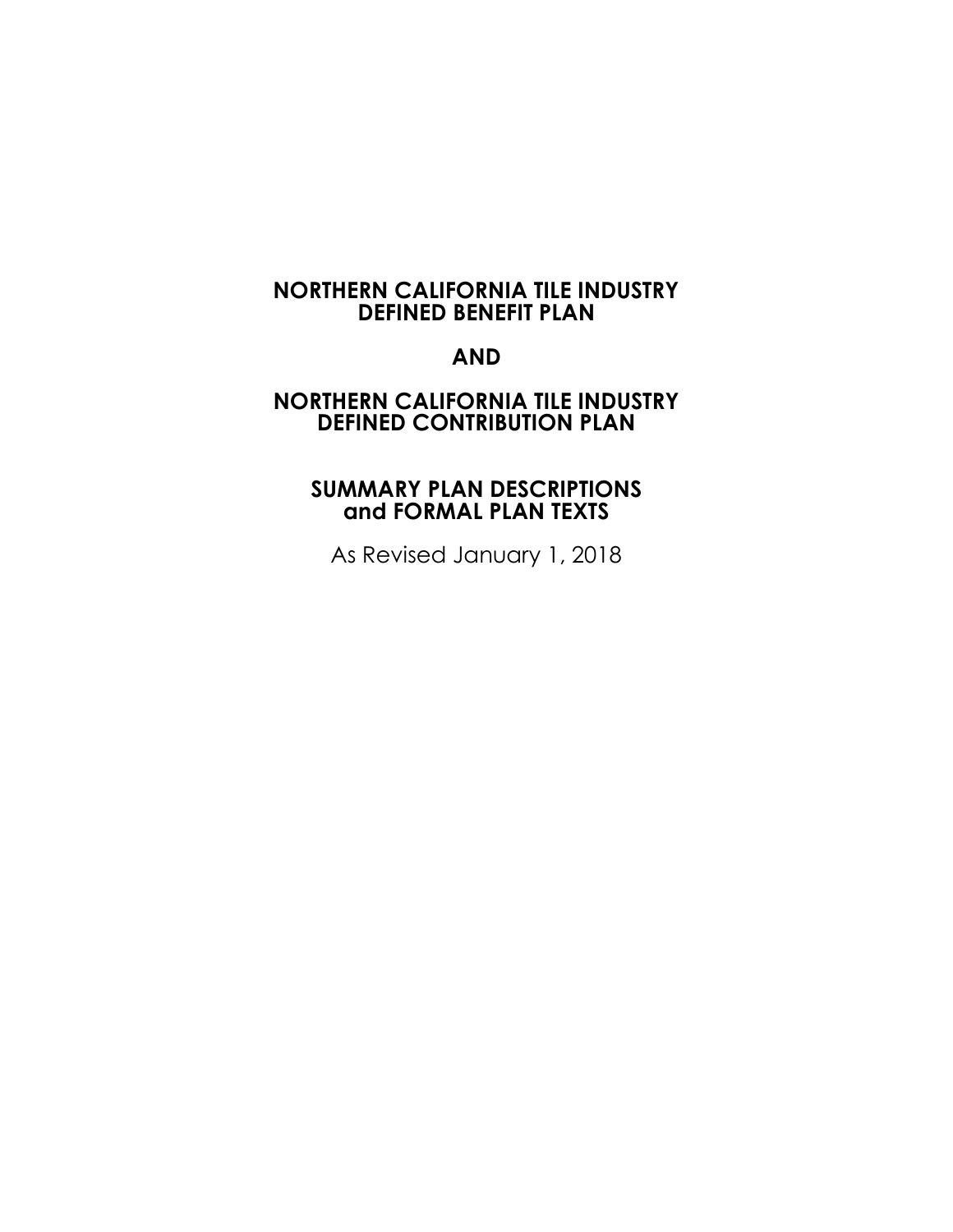# NORTHERN CALIFORNIA TILE INDUSTRY DEFINED BENEFIT PLAN

# AND

# NORTHERN CALIFORNIA TILE INDUSTRY DEFINED CONTRIBUTION PLAN

## SUMMARY PLAN DESCRIPTIONS and FORMAL PLAN TEXTS

As Revised January 1, 2018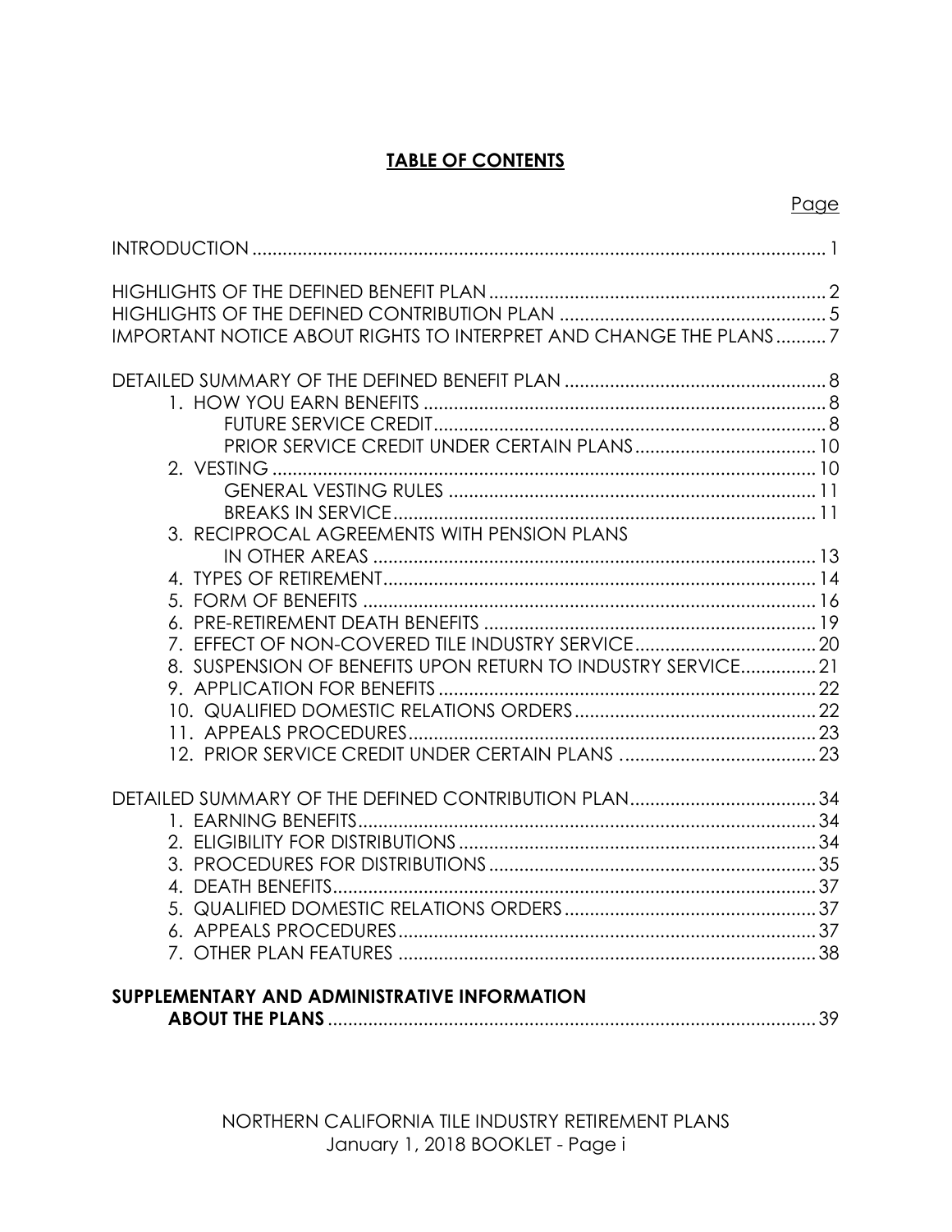# TABLE OF CONTENTS

| | Page |
|---|---|
| INTRODUCTION | 1 |
| HIGHLIGHTS OF THE DEFINED BENEFIT PLAN | 2 |
| HIGHLIGHTS OF THE DEFINED CONTRIBUTION PLAN | 5 |
| IMPORTANT NOTICE ABOUT RIGHTS TO INTERPRET AND CHANGE THE PLANS | 7 |
| DETAILED SUMMARY OF THE DEFINED BENEFIT PLAN | 8 |
| 1. HOW YOU EARN BENEFITS | 8 |
| FUTURE SERVICE CREDIT | 8 |
| PRIOR SERVICE CREDIT UNDER CERTAIN PLANS | 10 |
| 2. VESTING | 10 |
| GENERAL VESTING RULES | 11 |
| BREAKS IN SERVICE | 11 |
| 3. RECIPROCAL AGREEMENTS WITH PENSION PLANS IN OTHER AREAS | 13 |
| 4. TYPES OF RETIREMENT | 14 |
| 5. FORM OF BENEFITS | 16 |
| 6. PRE-RETIREMENT DEATH BENEFITS | 19 |
| 7. EFFECT OF NON-COVERED TILE INDUSTRY SERVICE | 20 |
| 8. SUSPENSION OF BENEFITS UPON RETURN TO INDUSTRY SERVICE | 21 |
| 9. APPLICATION FOR BENEFITS | 22 |
| 10. QUALIFIED DOMESTIC RELATIONS ORDERS | 22 |
| 11. APPEALS PROCEDURES | 23 |
| 12. PRIOR SERVICE CREDIT UNDER CERTAIN PLANS | 23 |
| DETAILED SUMMARY OF THE DEFINED CONTRIBUTION PLAN | 34 |
| 1. EARNING BENEFITS | 34 |
| 2. ELIGIBILITY FOR DISTRIBUTIONS | 34 |
| 3. PROCEDURES FOR DISTRIBUTIONS | 35 |
| 4. DEATH BENEFITS | 37 |
| 5. QUALIFIED DOMESTIC RELATIONS ORDERS | 37 |
| 6. APPEALS PROCEDURES | 37 |
| 7. OTHER PLAN FEATURES | 38 |
| **SUPPLEMENTARY AND ADMINISTRATIVE INFORMATION ABOUT THE PLANS** | 39 |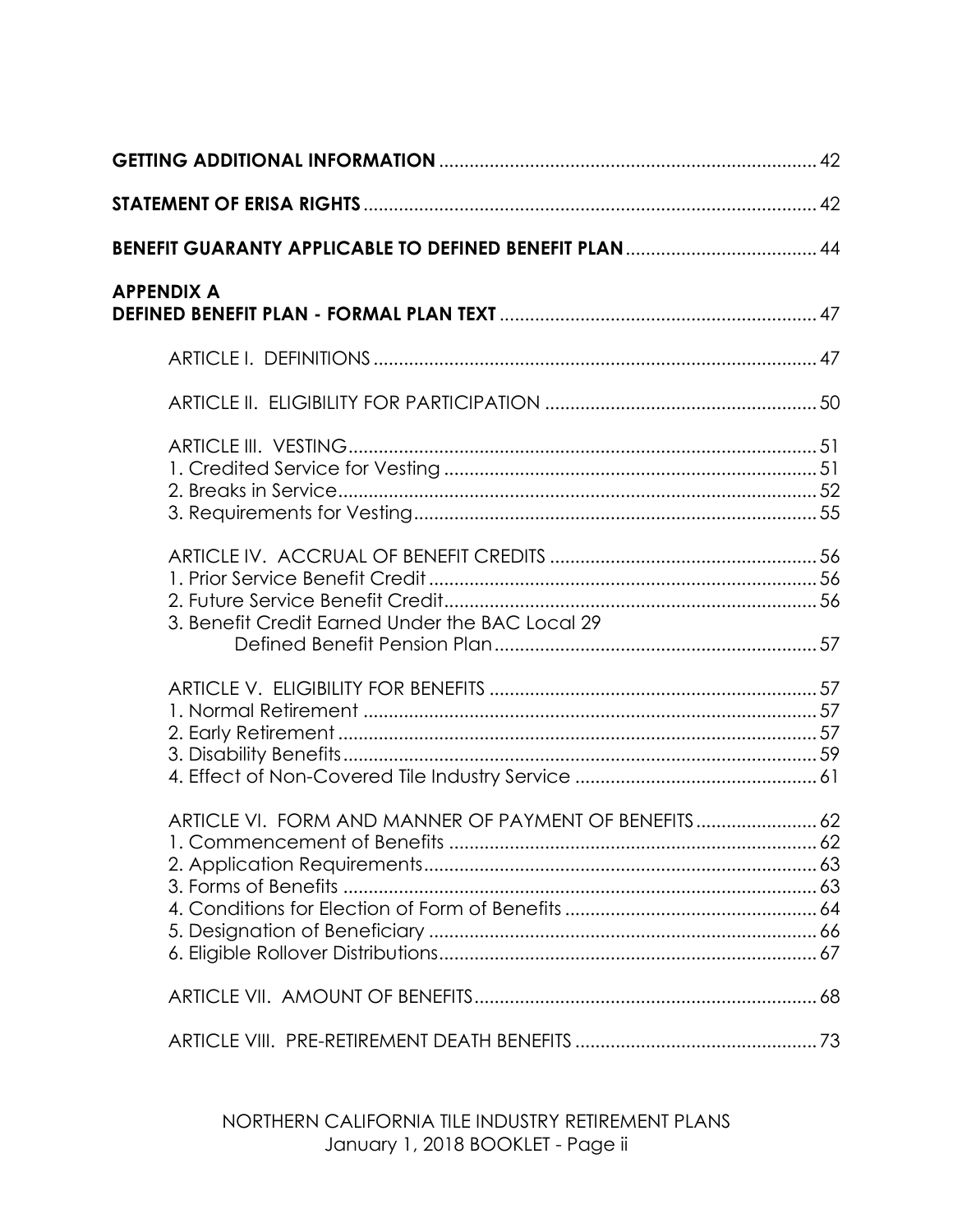| | |
|---|---|
| **GETTING ADDITIONAL INFORMATION** | 42 |
| **STATEMENT OF ERISA RIGHTS** | 42 |
| **BENEFIT GUARANTY APPLICABLE TO DEFINED BENEFIT PLAN** | 44 |
| **APPENDIX A** | |
| **DEFINED BENEFIT PLAN - FORMAL PLAN TEXT** | 47 |
| ARTICLE I. DEFINITIONS | 47 |
| ARTICLE II. ELIGIBILITY FOR PARTICIPATION | 50 |
| ARTICLE III. VESTING | 51 |
| 1. Credited Service for Vesting | 51 |
| 2. Breaks in Service | 52 |
| 3. Requirements for Vesting | 55 |
| ARTICLE IV. ACCRUAL OF BENEFIT CREDITS | 56 |
| 1. Prior Service Benefit Credit | 56 |
| 2. Future Service Benefit Credit | 56 |
| 3. Benefit Credit Earned Under the BAC Local 29 Defined Benefit Pension Plan | 57 |
| ARTICLE V. ELIGIBILITY FOR BENEFITS | 57 |
| 1. Normal Retirement | 57 |
| 2. Early Retirement | 57 |
| 3. Disability Benefits | 59 |
| 4. Effect of Non-Covered Tile Industry Service | 61 |
| ARTICLE VI. FORM AND MANNER OF PAYMENT OF BENEFITS | 62 |
| 1. Commencement of Benefits | 62 |
| 2. Application Requirements | 63 |
| 3. Forms of Benefits | 63 |
| 4. Conditions for Election of Form of Benefits | 64 |
| 5. Designation of Beneficiary | 66 |
| 6. Eligible Rollover Distributions | 67 |
| ARTICLE VII. AMOUNT OF BENEFITS | 68 |
| ARTICLE VIII. PRE-RETIREMENT DEATH BENEFITS | 73 |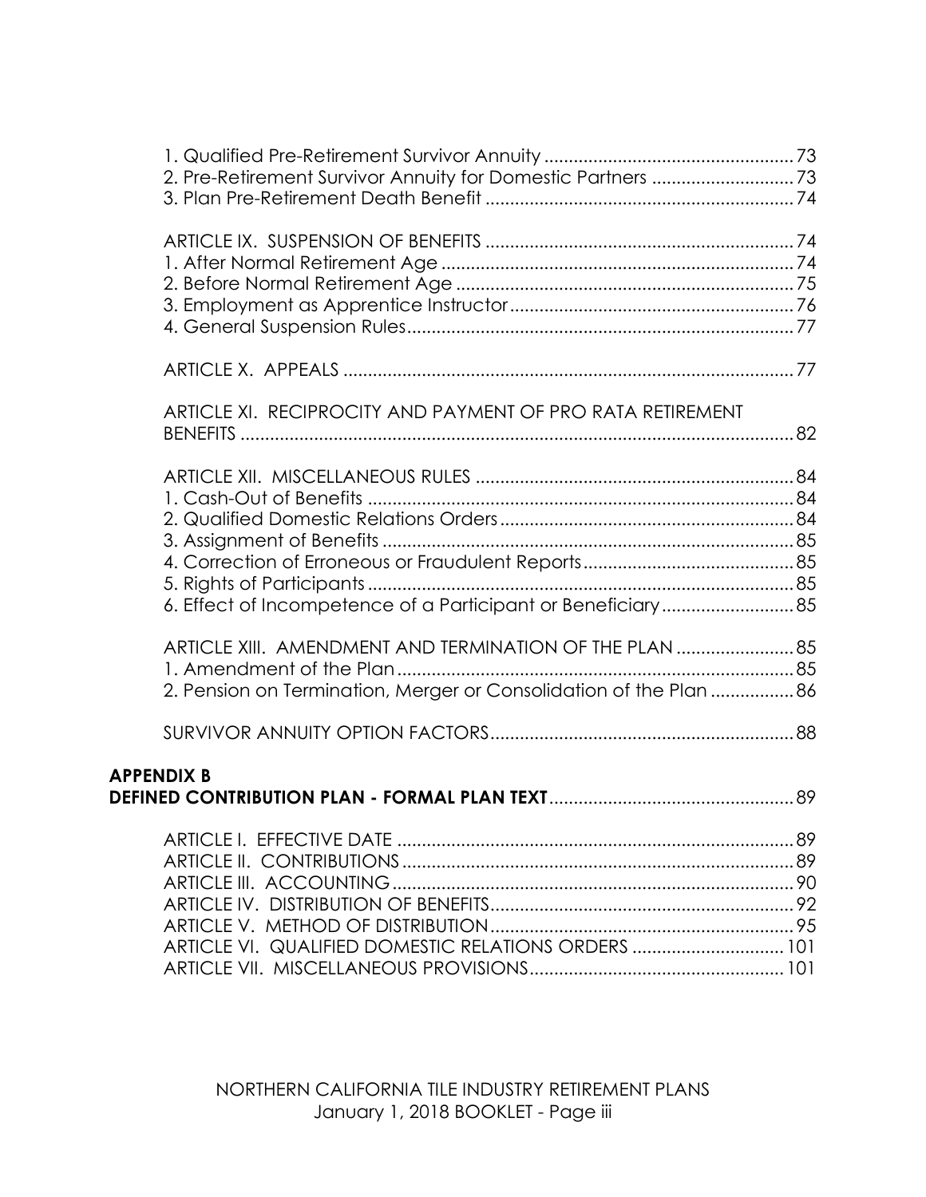1. Qualified Pre-Retirement Survivor Annuity .................................................. 73
2. Pre-Retirement Survivor Annuity for Domestic Partners ............................ 73
3. Plan Pre-Retirement Death Benefit .............................................................. 74

ARTICLE IX. SUSPENSION OF BENEFITS .............................................................. 74
1. After Normal Retirement Age ....................................................................... 74
2. Before Normal Retirement Age .................................................................... 75
3. Employment as Apprentice Instructor ......................................................... 76
4. General Suspension Rules ............................................................................. 77

ARTICLE X. APPEALS ........................................................................................... 77

ARTICLE XI. RECIPROCITY AND PAYMENT OF PRO RATA RETIREMENT BENEFITS ................................................................................................................ 82

ARTICLE XII. MISCELLANEOUS RULES ................................................................ 84
1. Cash-Out of Benefits ...................................................................................... 84
2. Qualified Domestic Relations Orders ........................................................... 84
3. Assignment of Benefits .................................................................................. 85
4. Correction of Erroneous or Fraudulent Reports .......................................... 85
5. Rights of Participants ...................................................................................... 85
6. Effect of Incompetence of a Participant or Beneficiary .......................... 85

ARTICLE XIII. AMENDMENT AND TERMINATION OF THE PLAN ....................... 85
1. Amendment of the Plan ............................................................................... 85
2. Pension on Termination, Merger or Consolidation of the Plan ................ 86

SURVIVOR ANNUITY OPTION FACTORS ............................................................. 88

**APPENDIX B**
**DEFINED CONTRIBUTION PLAN - FORMAL PLAN TEXT** .................................................. 89

ARTICLE I. EFFECTIVE DATE ................................................................................ 89
ARTICLE II. CONTRIBUTIONS ............................................................................... 89
ARTICLE III. ACCOUNTING ................................................................................. 90
ARTICLE IV. DISTRIBUTION OF BENEFITS ............................................................ 92
ARTICLE V. METHOD OF DISTRIBUTION ............................................................ 95
ARTICLE VI. QUALIFIED DOMESTIC RELATIONS ORDERS ............................... 101
ARTICLE VII. MISCELLANEOUS PROVISIONS ................................................... 101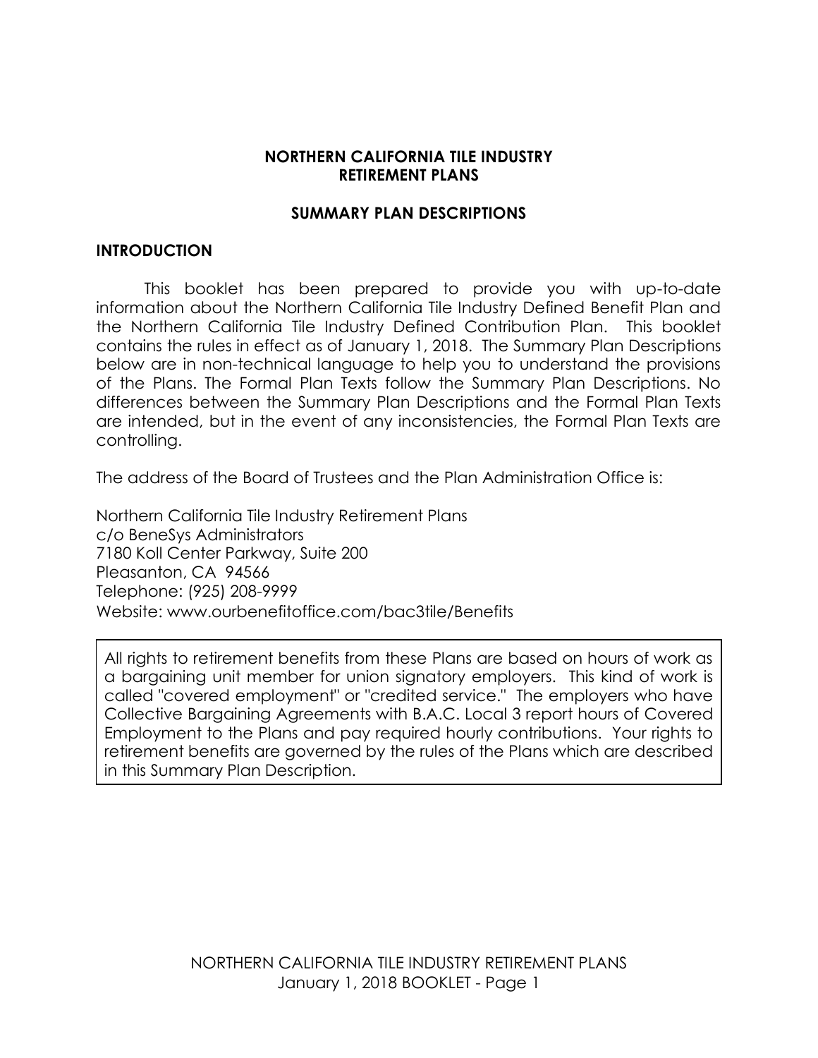# NORTHERN CALIFORNIA TILE INDUSTRY RETIREMENT PLANS

## SUMMARY PLAN DESCRIPTIONS

### INTRODUCTION

This booklet has been prepared to provide you with up-to-date information about the Northern California Tile Industry Defined Benefit Plan and the Northern California Tile Industry Defined Contribution Plan. This booklet contains the rules in effect as of January 1, 2018. The Summary Plan Descriptions below are in non-technical language to help you to understand the provisions of the Plans. The Formal Plan Texts follow the Summary Plan Descriptions. No differences between the Summary Plan Descriptions and the Formal Plan Texts are intended, but in the event of any inconsistencies, the Formal Plan Texts are controlling.

The address of the Board of Trustees and the Plan Administration Office is:

Northern California Tile Industry Retirement Plans
c/o BeneSys Administrators
7180 Koll Center Parkway, Suite 200
Pleasanton, CA 94566
Telephone: (925) 208-9999
Website: www.ourbenefitoffice.com/bac3tile/Benefits

> All rights to retirement benefits from these Plans are based on hours of work as a bargaining unit member for union signatory employers. This kind of work is called "covered employment" or "credited service." The employers who have Collective Bargaining Agreements with B.A.C. Local 3 report hours of Covered Employment to the Plans and pay required hourly contributions. Your rights to retirement benefits are governed by the rules of the Plans which are described in this Summary Plan Description.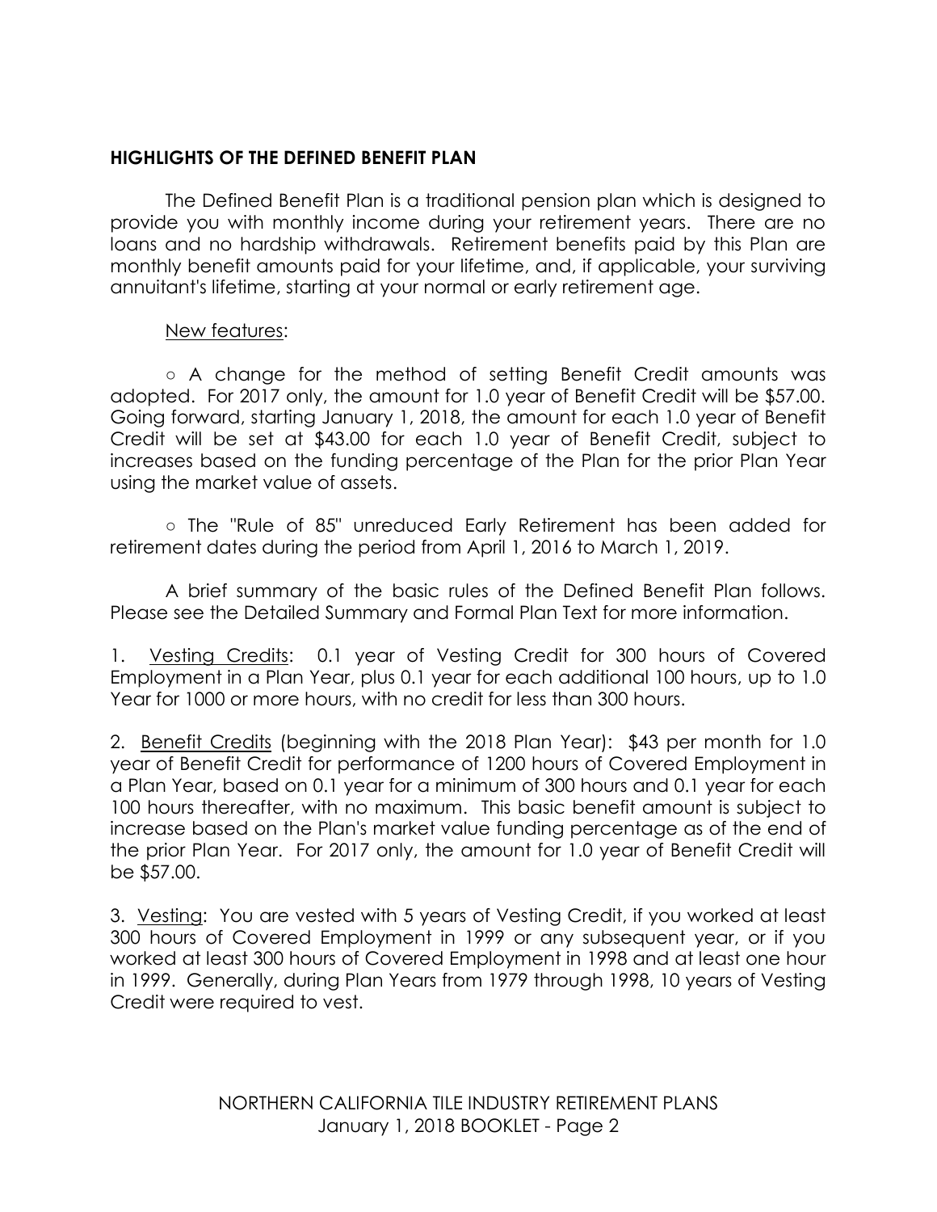## HIGHLIGHTS OF THE DEFINED BENEFIT PLAN

The Defined Benefit Plan is a traditional pension plan which is designed to provide you with monthly income during your retirement years. There are no loans and no hardship withdrawals. Retirement benefits paid by this Plan are monthly benefit amounts paid for your lifetime, and, if applicable, your surviving annuitant's lifetime, starting at your normal or early retirement age.

<u>New features</u>:

○ A change for the method of setting Benefit Credit amounts was adopted. For 2017 only, the amount for 1.0 year of Benefit Credit will be $57.00. Going forward, starting January 1, 2018, the amount for each 1.0 year of Benefit Credit will be set at $43.00 for each 1.0 year of Benefit Credit, subject to increases based on the funding percentage of the Plan for the prior Plan Year using the market value of assets.

○ The "Rule of 85" unreduced Early Retirement has been added for retirement dates during the period from April 1, 2016 to March 1, 2019.

A brief summary of the basic rules of the Defined Benefit Plan follows. Please see the Detailed Summary and Formal Plan Text for more information.

1. <u>Vesting Credits</u>: 0.1 year of Vesting Credit for 300 hours of Covered Employment in a Plan Year, plus 0.1 year for each additional 100 hours, up to 1.0 Year for 1000 or more hours, with no credit for less than 300 hours.

2. <u>Benefit Credits</u> (beginning with the 2018 Plan Year): $43 per month for 1.0 year of Benefit Credit for performance of 1200 hours of Covered Employment in a Plan Year, based on 0.1 year for a minimum of 300 hours and 0.1 year for each 100 hours thereafter, with no maximum. This basic benefit amount is subject to increase based on the Plan's market value funding percentage as of the end of the prior Plan Year. For 2017 only, the amount for 1.0 year of Benefit Credit will be $57.00.

3. <u>Vesting</u>: You are vested with 5 years of Vesting Credit, if you worked at least 300 hours of Covered Employment in 1999 or any subsequent year, or if you worked at least 300 hours of Covered Employment in 1998 and at least one hour in 1999. Generally, during Plan Years from 1979 through 1998, 10 years of Vesting Credit were required to vest.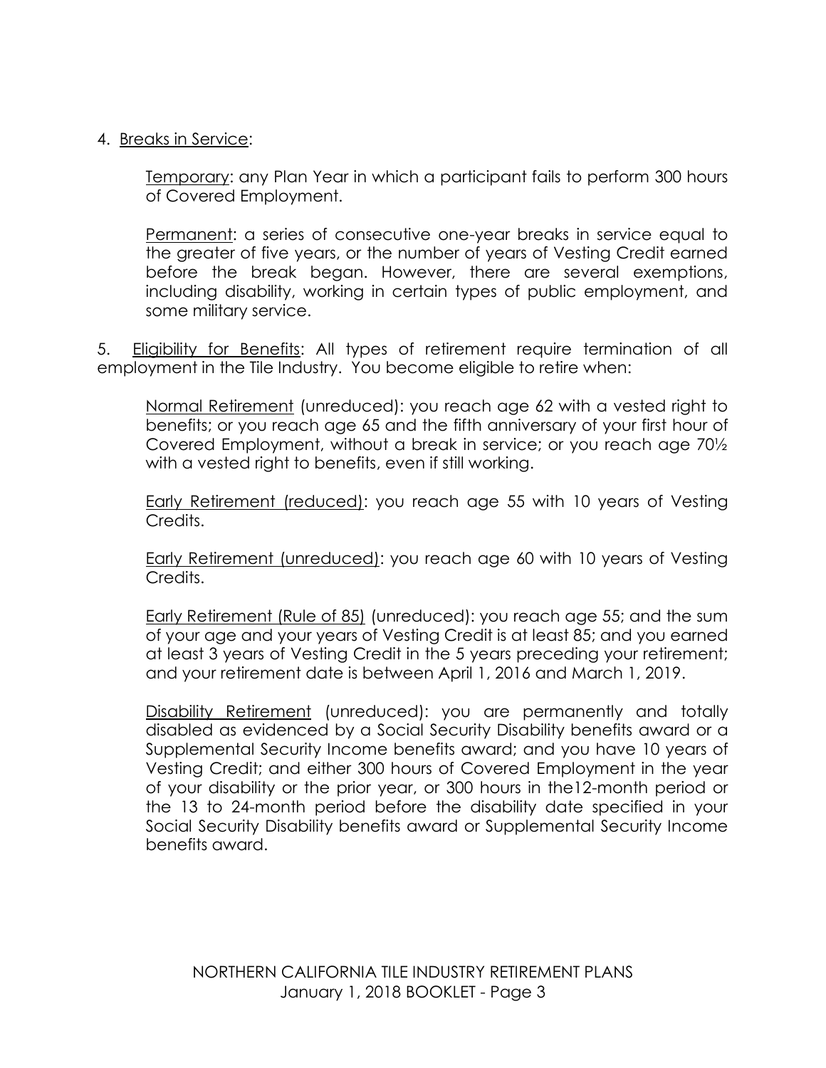4. Breaks in Service:

   Temporary: any Plan Year in which a participant fails to perform 300 hours of Covered Employment.

   Permanent: a series of consecutive one-year breaks in service equal to the greater of five years, or the number of years of Vesting Credit earned before the break began. However, there are several exemptions, including disability, working in certain types of public employment, and some military service.

5. Eligibility for Benefits: All types of retirement require termination of all employment in the Tile Industry. You become eligible to retire when:

   Normal Retirement (unreduced): you reach age 62 with a vested right to benefits; or you reach age 65 and the fifth anniversary of your first hour of Covered Employment, without a break in service; or you reach age 70½ with a vested right to benefits, even if still working.

   Early Retirement (reduced): you reach age 55 with 10 years of Vesting Credits.

   Early Retirement (unreduced): you reach age 60 with 10 years of Vesting Credits.

   Early Retirement (Rule of 85) (unreduced): you reach age 55; and the sum of your age and your years of Vesting Credit is at least 85; and you earned at least 3 years of Vesting Credit in the 5 years preceding your retirement; and your retirement date is between April 1, 2016 and March 1, 2019.

   Disability Retirement (unreduced): you are permanently and totally disabled as evidenced by a Social Security Disability benefits award or a Supplemental Security Income benefits award; and you have 10 years of Vesting Credit; and either 300 hours of Covered Employment in the year of your disability or the prior year, or 300 hours in the12-month period or the 13 to 24-month period before the disability date specified in your Social Security Disability benefits award or Supplemental Security Income benefits award.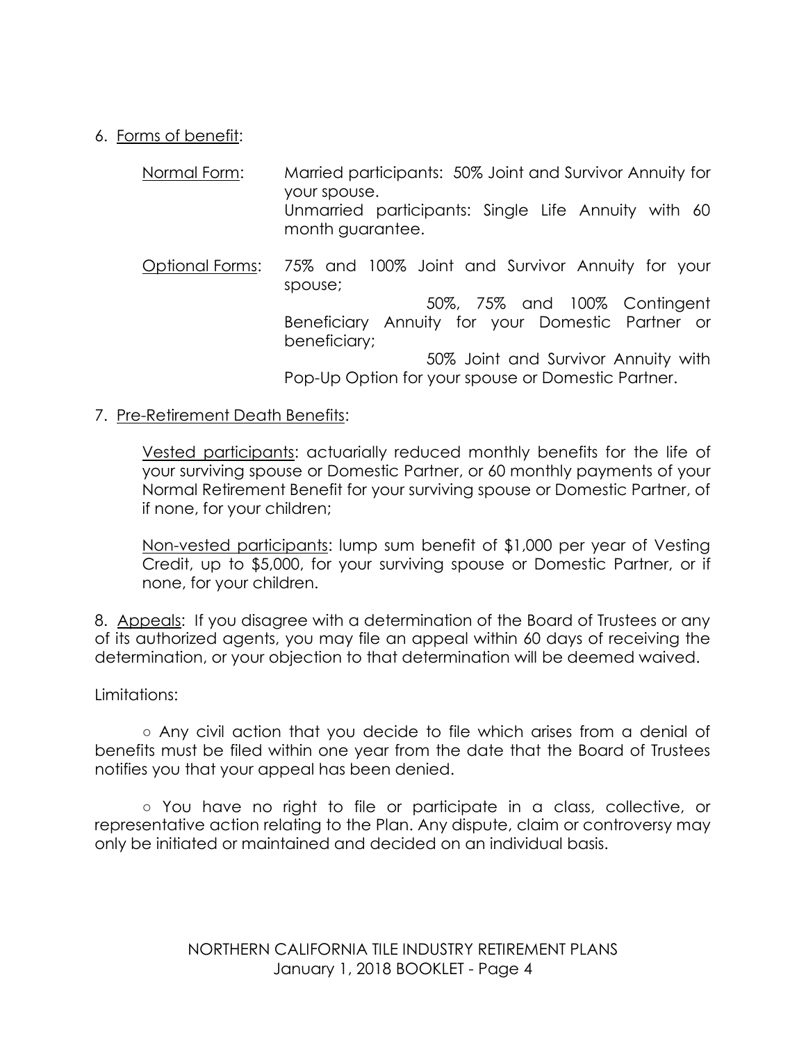6. Forms of benefit:

Normal Form: Married participants: 50% Joint and Survivor Annuity for your spouse.
Unmarried participants: Single Life Annuity with 60 month guarantee.

Optional Forms: 75% and 100% Joint and Survivor Annuity for your spouse;
50%, 75% and 100% Contingent Beneficiary Annuity for your Domestic Partner or beneficiary;
50% Joint and Survivor Annuity with Pop-Up Option for your spouse or Domestic Partner.

7. Pre-Retirement Death Benefits:

Vested participants: actuarially reduced monthly benefits for the life of your surviving spouse or Domestic Partner, or 60 monthly payments of your Normal Retirement Benefit for your surviving spouse or Domestic Partner, of if none, for your children;

Non-vested participants: lump sum benefit of $1,000 per year of Vesting Credit, up to $5,000, for your surviving spouse or Domestic Partner, or if none, for your children.

8. Appeals: If you disagree with a determination of the Board of Trustees or any of its authorized agents, you may file an appeal within 60 days of receiving the determination, or your objection to that determination will be deemed waived.

Limitations:

○ Any civil action that you decide to file which arises from a denial of benefits must be filed within one year from the date that the Board of Trustees notifies you that your appeal has been denied.

○ You have no right to file or participate in a class, collective, or representative action relating to the Plan. Any dispute, claim or controversy may only be initiated or maintained and decided on an individual basis.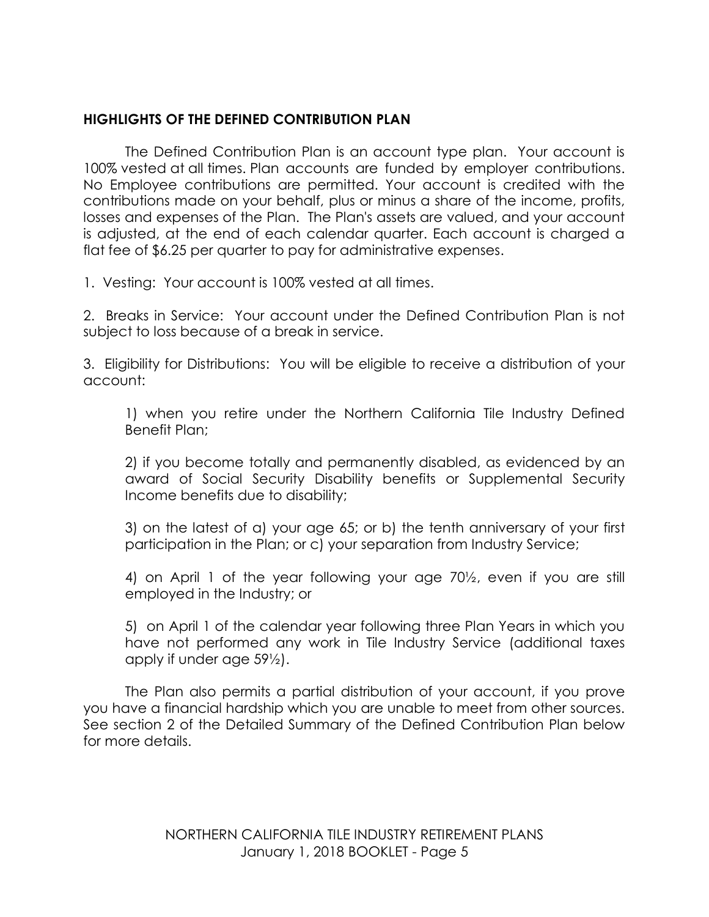## HIGHLIGHTS OF THE DEFINED CONTRIBUTION PLAN

The Defined Contribution Plan is an account type plan. Your account is 100% vested at all times. Plan accounts are funded by employer contributions. No Employee contributions are permitted. Your account is credited with the contributions made on your behalf, plus or minus a share of the income, profits, losses and expenses of the Plan. The Plan's assets are valued, and your account is adjusted, at the end of each calendar quarter. Each account is charged a flat fee of $6.25 per quarter to pay for administrative expenses.

1. Vesting: Your account is 100% vested at all times.

2. Breaks in Service: Your account under the Defined Contribution Plan is not subject to loss because of a break in service.

3. Eligibility for Distributions: You will be eligible to receive a distribution of your account:

   1) when you retire under the Northern California Tile Industry Defined Benefit Plan;

   2) if you become totally and permanently disabled, as evidenced by an award of Social Security Disability benefits or Supplemental Security Income benefits due to disability;

   3) on the latest of a) your age 65; or b) the tenth anniversary of your first participation in the Plan; or c) your separation from Industry Service;

   4) on April 1 of the year following your age 70½, even if you are still employed in the Industry; or

   5) on April 1 of the calendar year following three Plan Years in which you have not performed any work in Tile Industry Service (additional taxes apply if under age 59½).

The Plan also permits a partial distribution of your account, if you prove you have a financial hardship which you are unable to meet from other sources. See section 2 of the Detailed Summary of the Defined Contribution Plan below for more details.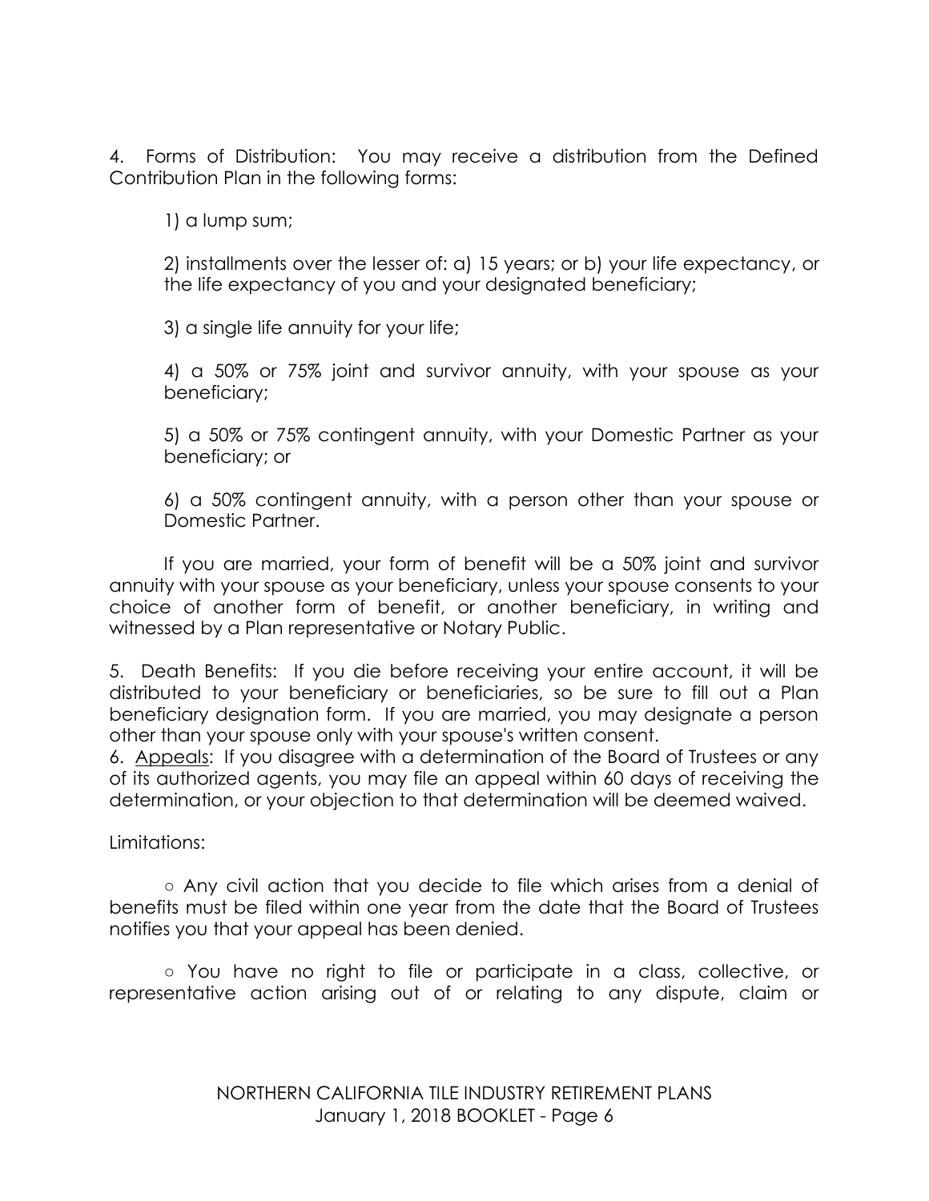4. Forms of Distribution: You may receive a distribution from the Defined Contribution Plan in the following forms:

1) a lump sum;

2) installments over the lesser of: a) 15 years; or b) your life expectancy, or the life expectancy of you and your designated beneficiary;

3) a single life annuity for your life;

4) a 50% or 75% joint and survivor annuity, with your spouse as your beneficiary;

5) a 50% or 75% contingent annuity, with your Domestic Partner as your beneficiary; or

6) a 50% contingent annuity, with a person other than your spouse or Domestic Partner.

If you are married, your form of benefit will be a 50% joint and survivor annuity with your spouse as your beneficiary, unless your spouse consents to your choice of another form of benefit, or another beneficiary, in writing and witnessed by a Plan representative or Notary Public.

5. Death Benefits: If you die before receiving your entire account, it will be distributed to your beneficiary or beneficiaries, so be sure to fill out a Plan beneficiary designation form. If you are married, you may designate a person other than your spouse only with your spouse's written consent.

6. Appeals: If you disagree with a determination of the Board of Trustees or any of its authorized agents, you may file an appeal within 60 days of receiving the determination, or your objection to that determination will be deemed waived.

Limitations:

○ Any civil action that you decide to file which arises from a denial of benefits must be filed within one year from the date that the Board of Trustees notifies you that your appeal has been denied.

○ You have no right to file or participate in a class, collective, or representative action arising out of or relating to any dispute, claim or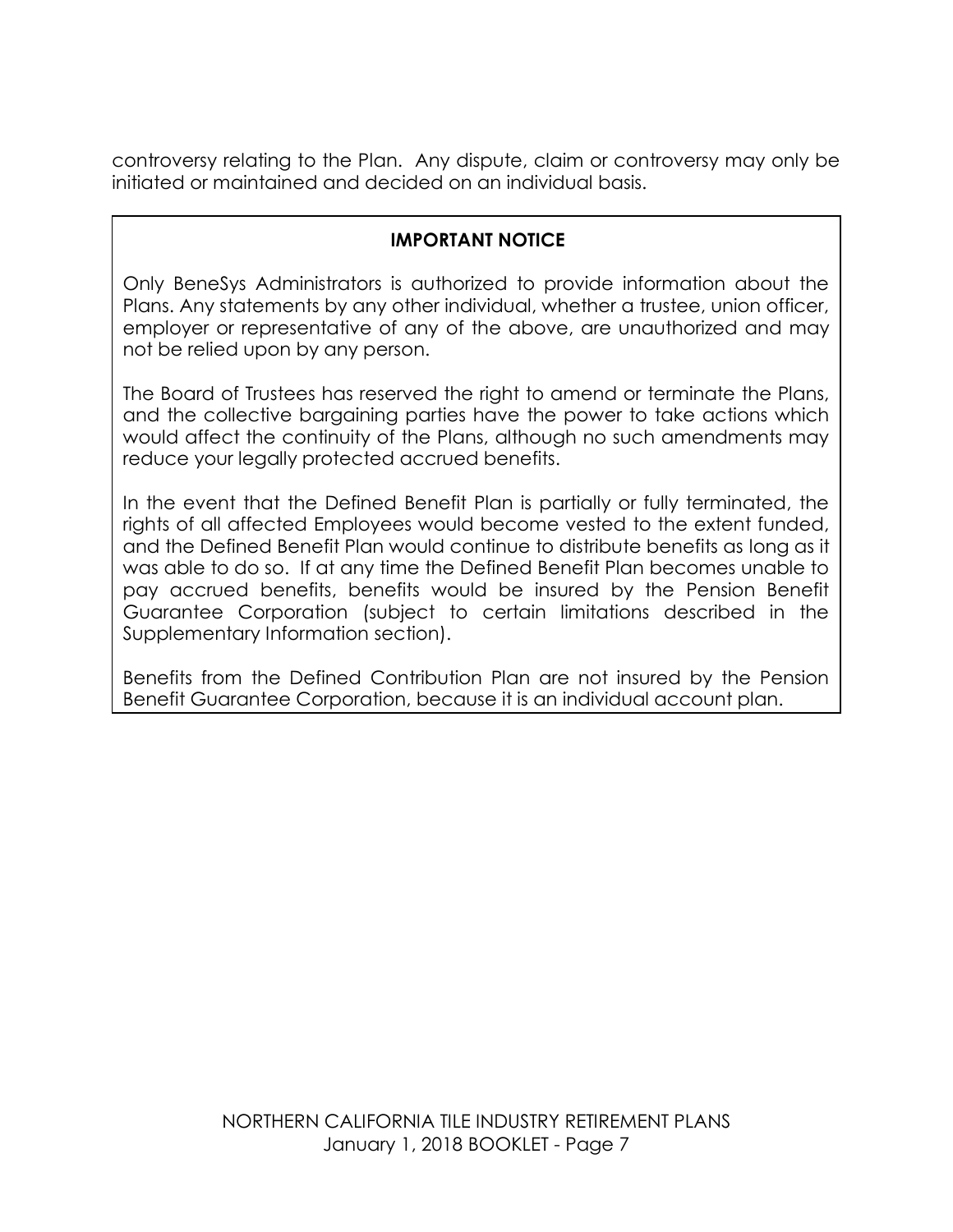controversy relating to the Plan. Any dispute, claim or controversy may only be initiated or maintained and decided on an individual basis.

**IMPORTANT NOTICE**

Only BeneSys Administrators is authorized to provide information about the Plans. Any statements by any other individual, whether a trustee, union officer, employer or representative of any of the above, are unauthorized and may not be relied upon by any person.

The Board of Trustees has reserved the right to amend or terminate the Plans, and the collective bargaining parties have the power to take actions which would affect the continuity of the Plans, although no such amendments may reduce your legally protected accrued benefits.

In the event that the Defined Benefit Plan is partially or fully terminated, the rights of all affected Employees would become vested to the extent funded, and the Defined Benefit Plan would continue to distribute benefits as long as it was able to do so. If at any time the Defined Benefit Plan becomes unable to pay accrued benefits, benefits would be insured by the Pension Benefit Guarantee Corporation (subject to certain limitations described in the Supplementary Information section).

Benefits from the Defined Contribution Plan are not insured by the Pension Benefit Guarantee Corporation, because it is an individual account plan.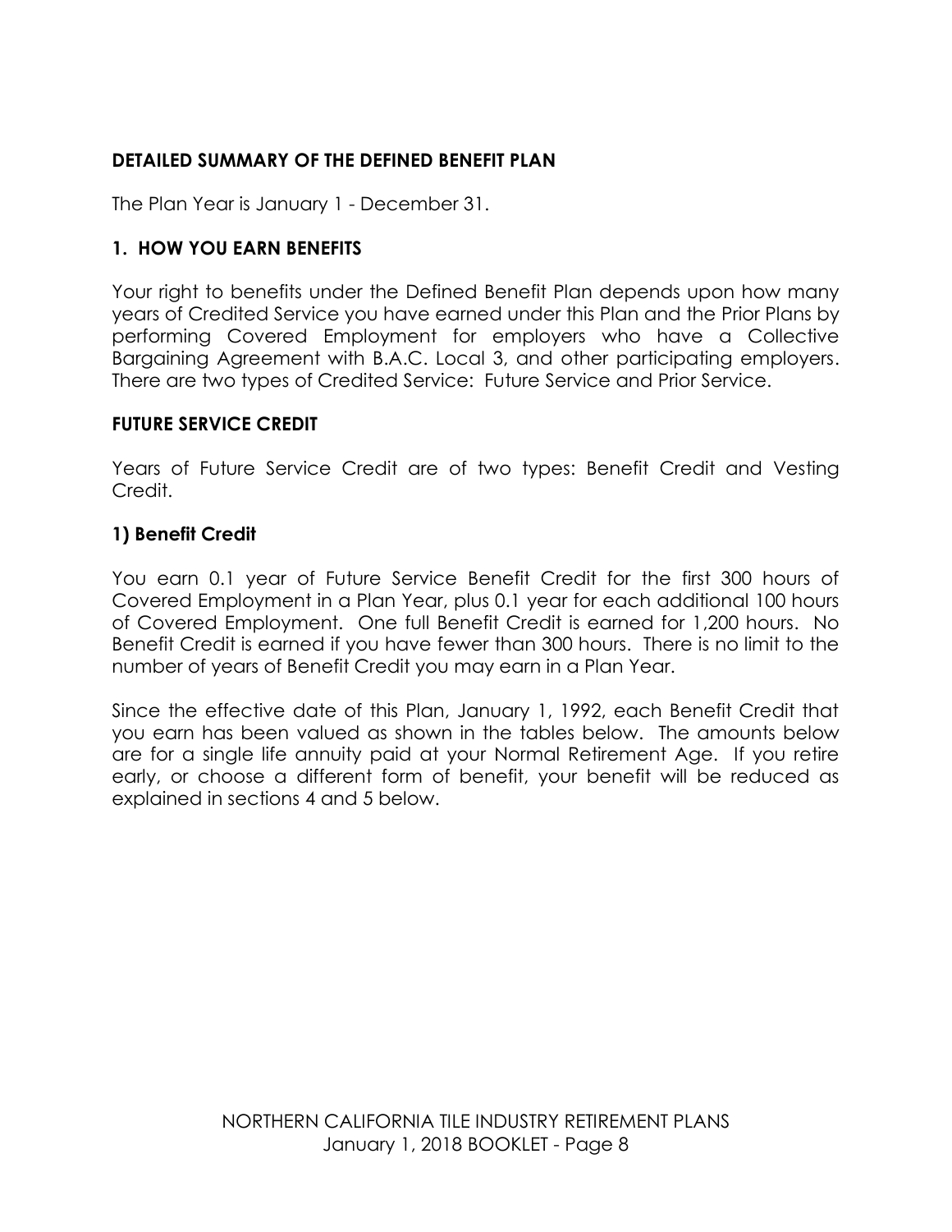## DETAILED SUMMARY OF THE DEFINED BENEFIT PLAN

The Plan Year is January 1 - December 31.

### 1. HOW YOU EARN BENEFITS

Your right to benefits under the Defined Benefit Plan depends upon how many years of Credited Service you have earned under this Plan and the Prior Plans by performing Covered Employment for employers who have a Collective Bargaining Agreement with B.A.C. Local 3, and other participating employers. There are two types of Credited Service: Future Service and Prior Service.

### FUTURE SERVICE CREDIT

Years of Future Service Credit are of two types: Benefit Credit and Vesting Credit.

#### 1) Benefit Credit

You earn 0.1 year of Future Service Benefit Credit for the first 300 hours of Covered Employment in a Plan Year, plus 0.1 year for each additional 100 hours of Covered Employment. One full Benefit Credit is earned for 1,200 hours. No Benefit Credit is earned if you have fewer than 300 hours. There is no limit to the number of years of Benefit Credit you may earn in a Plan Year.

Since the effective date of this Plan, January 1, 1992, each Benefit Credit that you earn has been valued as shown in the tables below. The amounts below are for a single life annuity paid at your Normal Retirement Age. If you retire early, or choose a different form of benefit, your benefit will be reduced as explained in sections 4 and 5 below.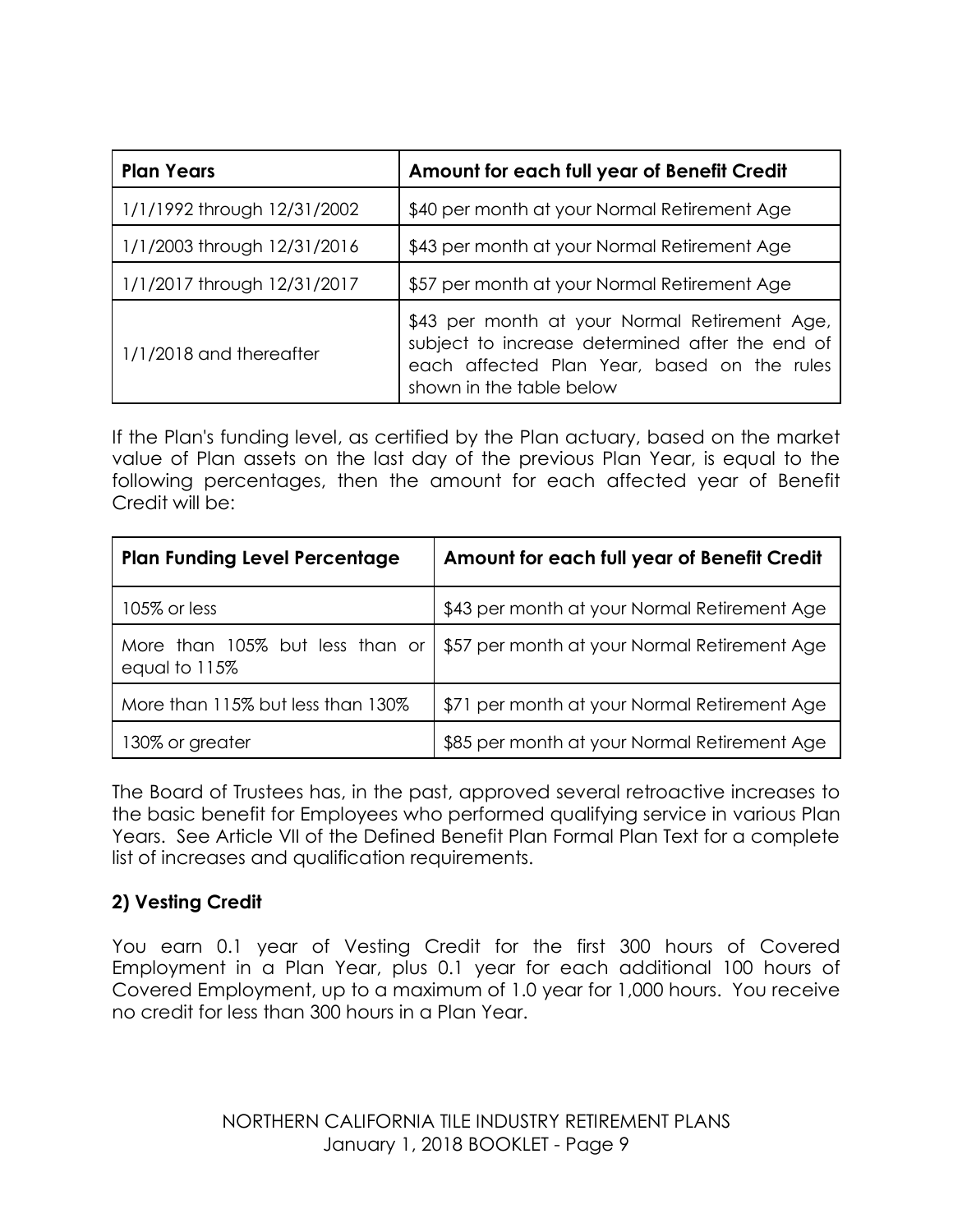| Plan Years | Amount for each full year of Benefit Credit |
|---|---|
| 1/1/1992 through 12/31/2002 | $40 per month at your Normal Retirement Age |
| 1/1/2003 through 12/31/2016 | $43 per month at your Normal Retirement Age |
| 1/1/2017 through 12/31/2017 | $57 per month at your Normal Retirement Age |
| 1/1/2018 and thereafter | $43 per month at your Normal Retirement Age, subject to increase determined after the end of each affected Plan Year, based on the rules shown in the table below |

If the Plan's funding level, as certified by the Plan actuary, based on the market value of Plan assets on the last day of the previous Plan Year, is equal to the following percentages, then the amount for each affected year of Benefit Credit will be:

| Plan Funding Level Percentage | Amount for each full year of Benefit Credit |
|---|---|
| 105% or less | $43 per month at your Normal Retirement Age |
| More than 105% but less than or equal to 115% | $57 per month at your Normal Retirement Age |
| More than 115% but less than 130% | $71 per month at your Normal Retirement Age |
| 130% or greater | $85 per month at your Normal Retirement Age |

The Board of Trustees has, in the past, approved several retroactive increases to the basic benefit for Employees who performed qualifying service in various Plan Years. See Article VII of the Defined Benefit Plan Formal Plan Text for a complete list of increases and qualification requirements.

### 2) Vesting Credit

You earn 0.1 year of Vesting Credit for the first 300 hours of Covered Employment in a Plan Year, plus 0.1 year for each additional 100 hours of Covered Employment, up to a maximum of 1.0 year for 1,000 hours. You receive no credit for less than 300 hours in a Plan Year.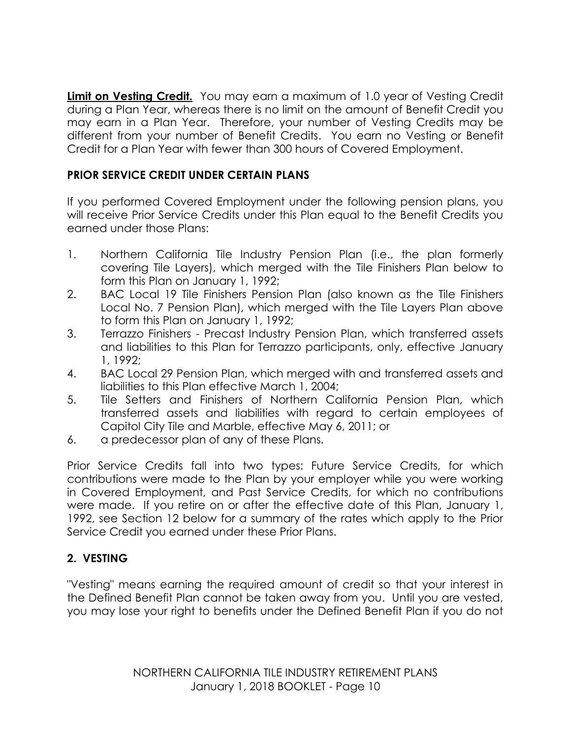**Limit on Vesting Credit.** You may earn a maximum of 1.0 year of Vesting Credit during a Plan Year, whereas there is no limit on the amount of Benefit Credit you may earn in a Plan Year. Therefore, your number of Vesting Credits may be different from your number of Benefit Credits. You earn no Vesting or Benefit Credit for a Plan Year with fewer than 300 hours of Covered Employment.

**PRIOR SERVICE CREDIT UNDER CERTAIN PLANS**

If you performed Covered Employment under the following pension plans, you will receive Prior Service Credits under this Plan equal to the Benefit Credits you earned under those Plans:

1. Northern California Tile Industry Pension Plan (i.e., the plan formerly covering Tile Layers), which merged with the Tile Finishers Plan below to form this Plan on January 1, 1992;
2. BAC Local 19 Tile Finishers Pension Plan (also known as the Tile Finishers Local No. 7 Pension Plan), which merged with the Tile Layers Plan above to form this Plan on January 1, 1992;
3. Terrazzo Finishers - Precast Industry Pension Plan, which transferred assets and liabilities to this Plan for Terrazzo participants, only, effective January 1, 1992;
4. BAC Local 29 Pension Plan, which merged with and transferred assets and liabilities to this Plan effective March 1, 2004;
5. Tile Setters and Finishers of Northern California Pension Plan, which transferred assets and liabilities with regard to certain employees of Capitol City Tile and Marble, effective May 6, 2011; or
6. a predecessor plan of any of these Plans.

Prior Service Credits fall into two types: Future Service Credits, for which contributions were made to the Plan by your employer while you were working in Covered Employment, and Past Service Credits, for which no contributions were made. If you retire on or after the effective date of this Plan, January 1, 1992, see Section 12 below for a summary of the rates which apply to the Prior Service Credit you earned under these Prior Plans.

**2. VESTING**

"Vesting" means earning the required amount of credit so that your interest in the Defined Benefit Plan cannot be taken away from you. Until you are vested, you may lose your right to benefits under the Defined Benefit Plan if you do not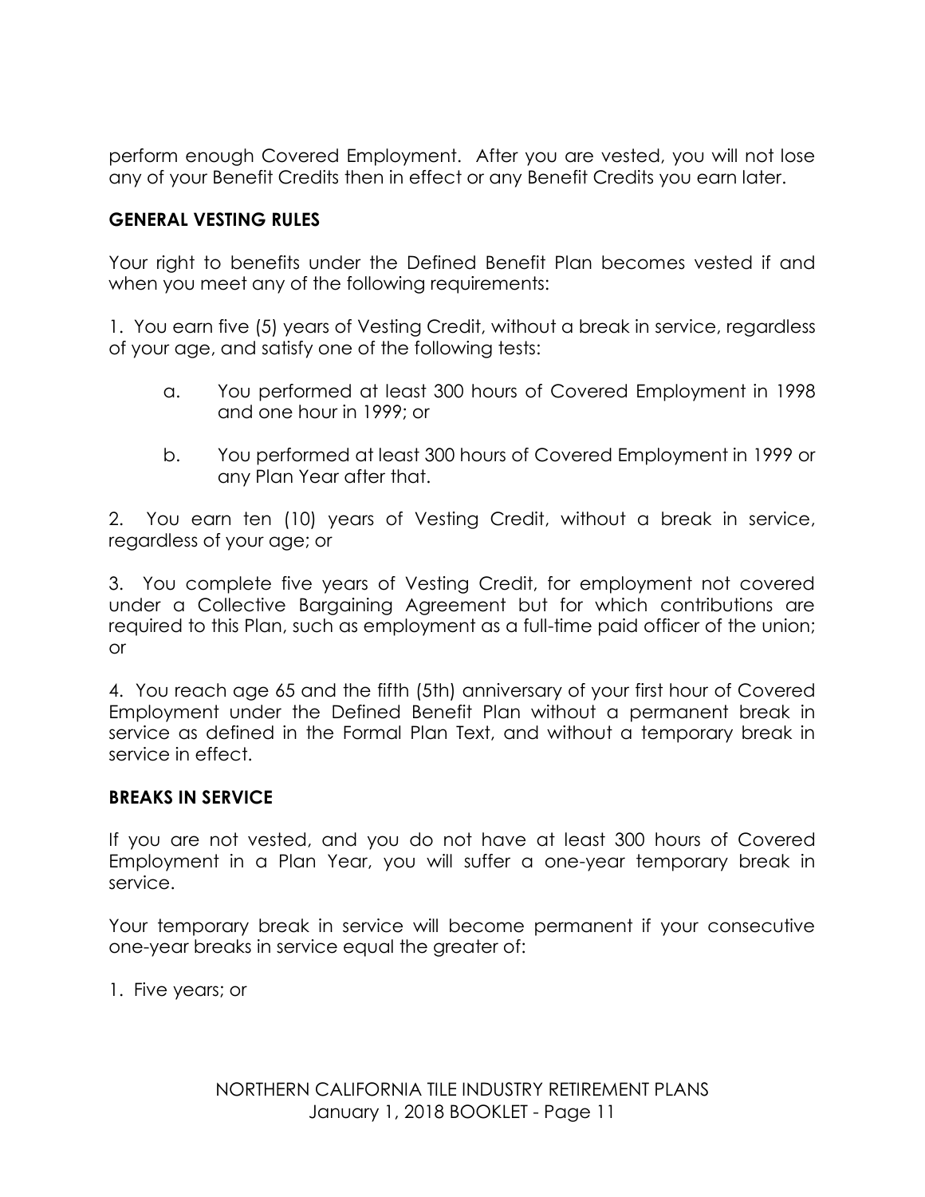perform enough Covered Employment. After you are vested, you will not lose any of your Benefit Credits then in effect or any Benefit Credits you earn later.

### GENERAL VESTING RULES

Your right to benefits under the Defined Benefit Plan becomes vested if and when you meet any of the following requirements:

1. You earn five (5) years of Vesting Credit, without a break in service, regardless of your age, and satisfy one of the following tests:

    a. You performed at least 300 hours of Covered Employment in 1998 and one hour in 1999; or

    b. You performed at least 300 hours of Covered Employment in 1999 or any Plan Year after that.

2. You earn ten (10) years of Vesting Credit, without a break in service, regardless of your age; or

3. You complete five years of Vesting Credit, for employment not covered under a Collective Bargaining Agreement but for which contributions are required to this Plan, such as employment as a full-time paid officer of the union; or

4. You reach age 65 and the fifth (5th) anniversary of your first hour of Covered Employment under the Defined Benefit Plan without a permanent break in service as defined in the Formal Plan Text, and without a temporary break in service in effect.

### BREAKS IN SERVICE

If you are not vested, and you do not have at least 300 hours of Covered Employment in a Plan Year, you will suffer a one-year temporary break in service.

Your temporary break in service will become permanent if your consecutive one-year breaks in service equal the greater of:

1. Five years; or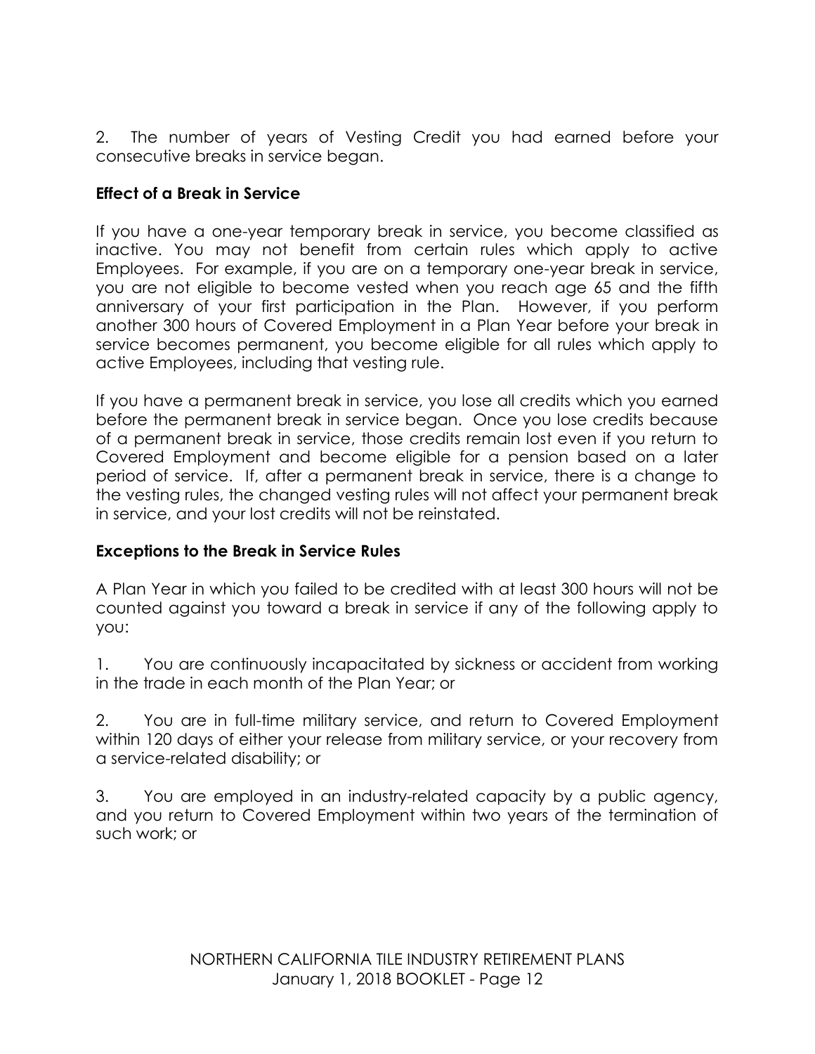2. The number of years of Vesting Credit you had earned before your consecutive breaks in service began.

**Effect of a Break in Service**

If you have a one-year temporary break in service, you become classified as inactive. You may not benefit from certain rules which apply to active Employees. For example, if you are on a temporary one-year break in service, you are not eligible to become vested when you reach age 65 and the fifth anniversary of your first participation in the Plan. However, if you perform another 300 hours of Covered Employment in a Plan Year before your break in service becomes permanent, you become eligible for all rules which apply to active Employees, including that vesting rule.

If you have a permanent break in service, you lose all credits which you earned before the permanent break in service began. Once you lose credits because of a permanent break in service, those credits remain lost even if you return to Covered Employment and become eligible for a pension based on a later period of service. If, after a permanent break in service, there is a change to the vesting rules, the changed vesting rules will not affect your permanent break in service, and your lost credits will not be reinstated.

**Exceptions to the Break in Service Rules**

A Plan Year in which you failed to be credited with at least 300 hours will not be counted against you toward a break in service if any of the following apply to you:

1. You are continuously incapacitated by sickness or accident from working in the trade in each month of the Plan Year; or

2. You are in full-time military service, and return to Covered Employment within 120 days of either your release from military service, or your recovery from a service-related disability; or

3. You are employed in an industry-related capacity by a public agency, and you return to Covered Employment within two years of the termination of such work; or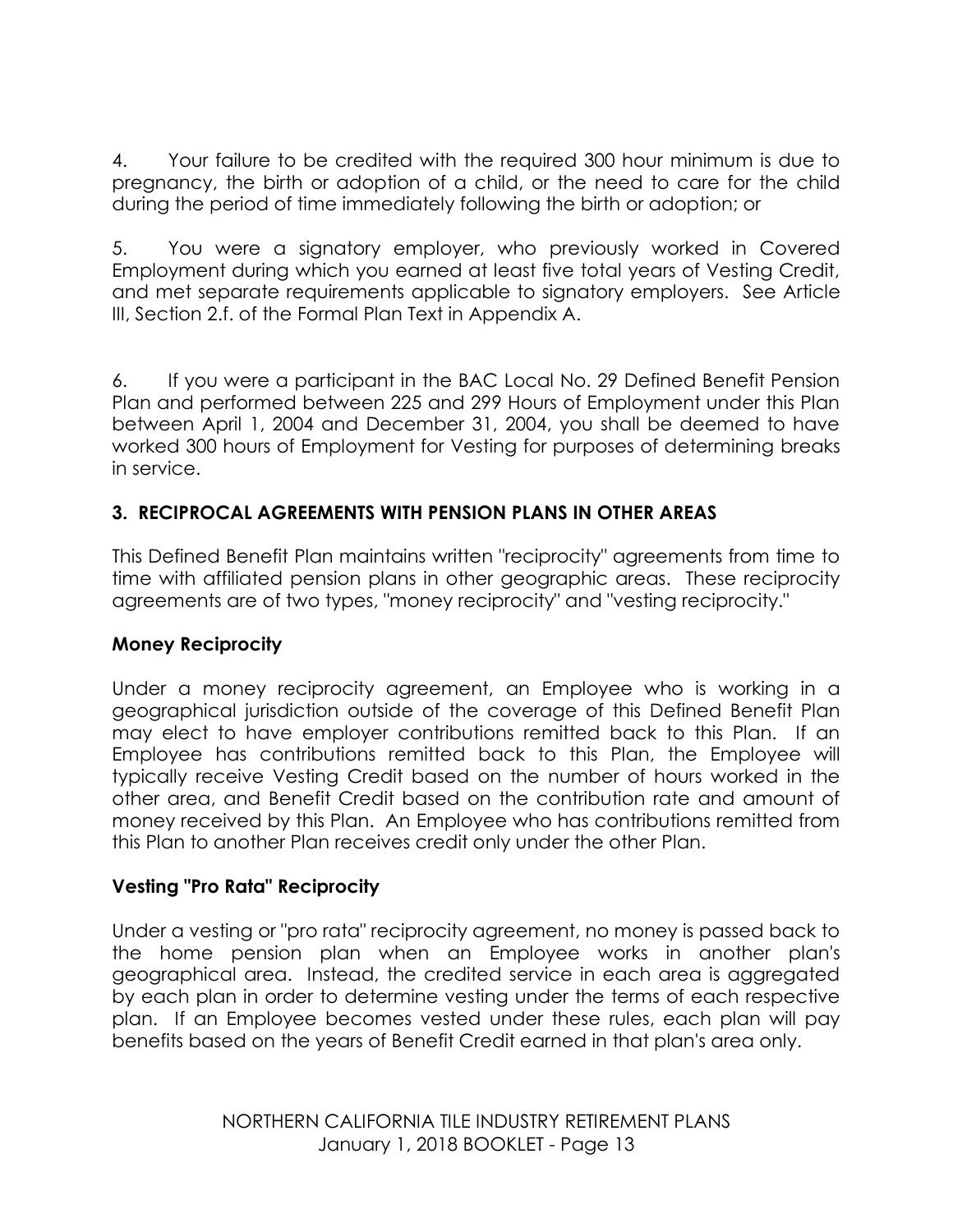4. Your failure to be credited with the required 300 hour minimum is due to pregnancy, the birth or adoption of a child, or the need to care for the child during the period of time immediately following the birth or adoption; or

5. You were a signatory employer, who previously worked in Covered Employment during which you earned at least five total years of Vesting Credit, and met separate requirements applicable to signatory employers. See Article III, Section 2.f. of the Formal Plan Text in Appendix A.

6. If you were a participant in the BAC Local No. 29 Defined Benefit Pension Plan and performed between 225 and 299 Hours of Employment under this Plan between April 1, 2004 and December 31, 2004, you shall be deemed to have worked 300 hours of Employment for Vesting for purposes of determining breaks in service.

## 3. RECIPROCAL AGREEMENTS WITH PENSION PLANS IN OTHER AREAS

This Defined Benefit Plan maintains written "reciprocity" agreements from time to time with affiliated pension plans in other geographic areas. These reciprocity agreements are of two types, "money reciprocity" and "vesting reciprocity."

### Money Reciprocity

Under a money reciprocity agreement, an Employee who is working in a geographical jurisdiction outside of the coverage of this Defined Benefit Plan may elect to have employer contributions remitted back to this Plan. If an Employee has contributions remitted back to this Plan, the Employee will typically receive Vesting Credit based on the number of hours worked in the other area, and Benefit Credit based on the contribution rate and amount of money received by this Plan. An Employee who has contributions remitted from this Plan to another Plan receives credit only under the other Plan.

### Vesting "Pro Rata" Reciprocity

Under a vesting or "pro rata" reciprocity agreement, no money is passed back to the home pension plan when an Employee works in another plan's geographical area. Instead, the credited service in each area is aggregated by each plan in order to determine vesting under the terms of each respective plan. If an Employee becomes vested under these rules, each plan will pay benefits based on the years of Benefit Credit earned in that plan's area only.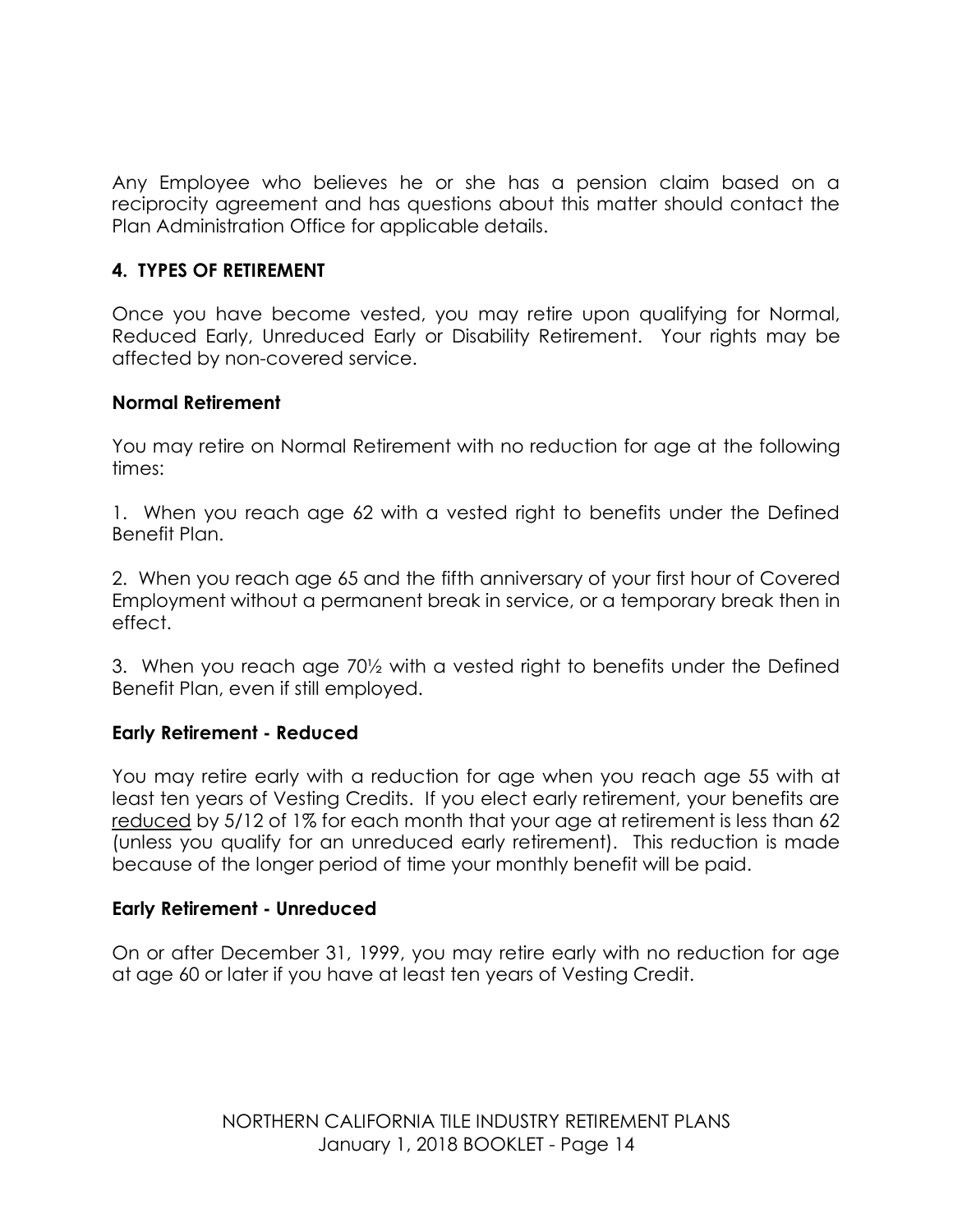Any Employee who believes he or she has a pension claim based on a reciprocity agreement and has questions about this matter should contact the Plan Administration Office for applicable details.

## 4. TYPES OF RETIREMENT

Once you have become vested, you may retire upon qualifying for Normal, Reduced Early, Unreduced Early or Disability Retirement. Your rights may be affected by non-covered service.

### Normal Retirement

You may retire on Normal Retirement with no reduction for age at the following times:

1. When you reach age 62 with a vested right to benefits under the Defined Benefit Plan.

2. When you reach age 65 and the fifth anniversary of your first hour of Covered Employment without a permanent break in service, or a temporary break then in effect.

3. When you reach age 70½ with a vested right to benefits under the Defined Benefit Plan, even if still employed.

### Early Retirement - Reduced

You may retire early with a reduction for age when you reach age 55 with at least ten years of Vesting Credits. If you elect early retirement, your benefits are reduced by 5/12 of 1% for each month that your age at retirement is less than 62 (unless you qualify for an unreduced early retirement). This reduction is made because of the longer period of time your monthly benefit will be paid.

### Early Retirement - Unreduced

On or after December 31, 1999, you may retire early with no reduction for age at age 60 or later if you have at least ten years of Vesting Credit.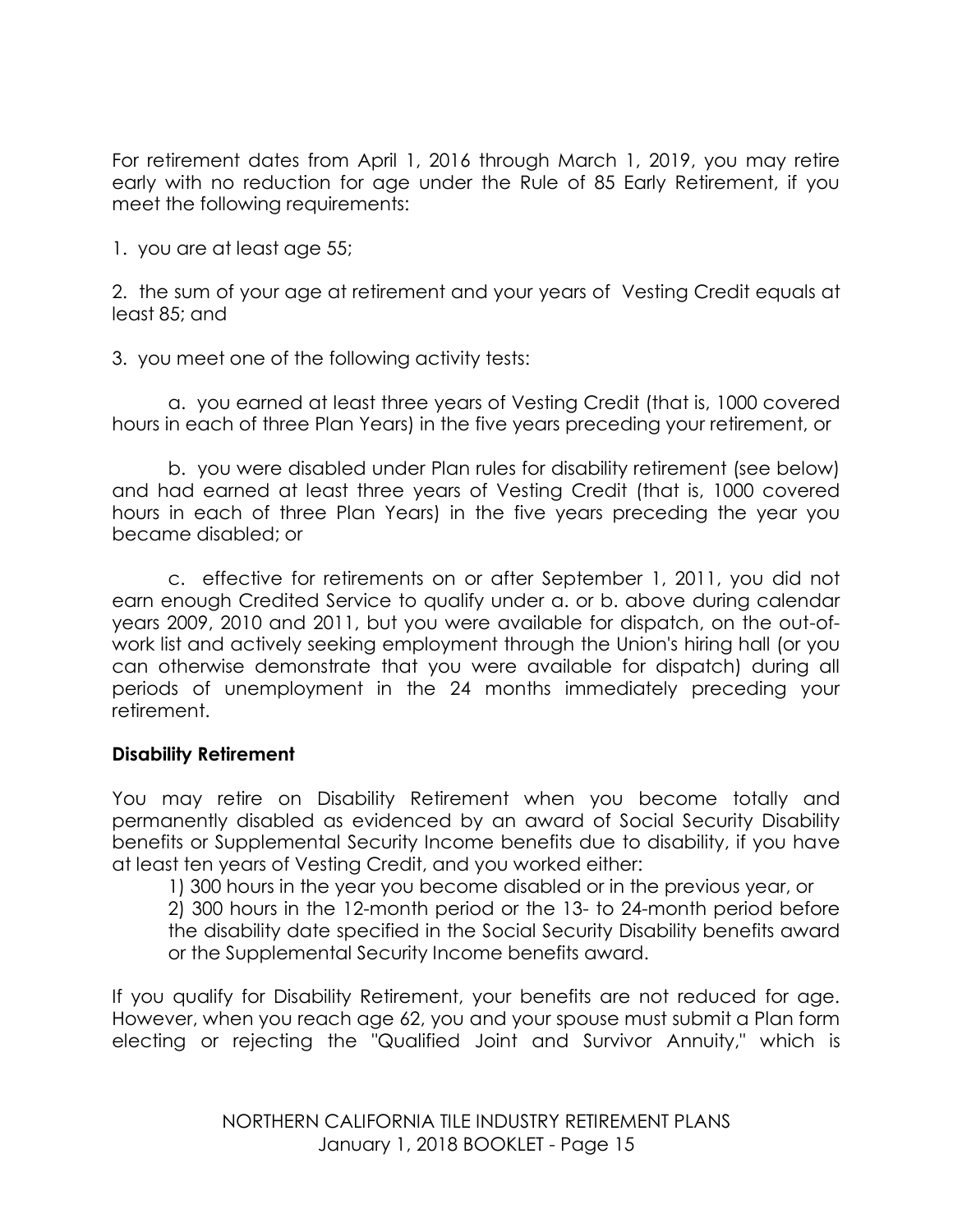For retirement dates from April 1, 2016 through March 1, 2019, you may retire early with no reduction for age under the Rule of 85 Early Retirement, if you meet the following requirements:

1. you are at least age 55;

2. the sum of your age at retirement and your years of Vesting Credit equals at least 85; and

3. you meet one of the following activity tests:

   a. you earned at least three years of Vesting Credit (that is, 1000 covered hours in each of three Plan Years) in the five years preceding your retirement, or

   b. you were disabled under Plan rules for disability retirement (see below) and had earned at least three years of Vesting Credit (that is, 1000 covered hours in each of three Plan Years) in the five years preceding the year you became disabled; or

   c. effective for retirements on or after September 1, 2011, you did not earn enough Credited Service to qualify under a. or b. above during calendar years 2009, 2010 and 2011, but you were available for dispatch, on the out-of-work list and actively seeking employment through the Union's hiring hall (or you can otherwise demonstrate that you were available for dispatch) during all periods of unemployment in the 24 months immediately preceding your retirement.

**Disability Retirement**

You may retire on Disability Retirement when you become totally and permanently disabled as evidenced by an award of Social Security Disability benefits or Supplemental Security Income benefits due to disability, if you have at least ten years of Vesting Credit, and you worked either:

1) 300 hours in the year you become disabled or in the previous year, or

2) 300 hours in the 12-month period or the 13- to 24-month period before the disability date specified in the Social Security Disability benefits award or the Supplemental Security Income benefits award.

If you qualify for Disability Retirement, your benefits are not reduced for age. However, when you reach age 62, you and your spouse must submit a Plan form electing or rejecting the "Qualified Joint and Survivor Annuity," which is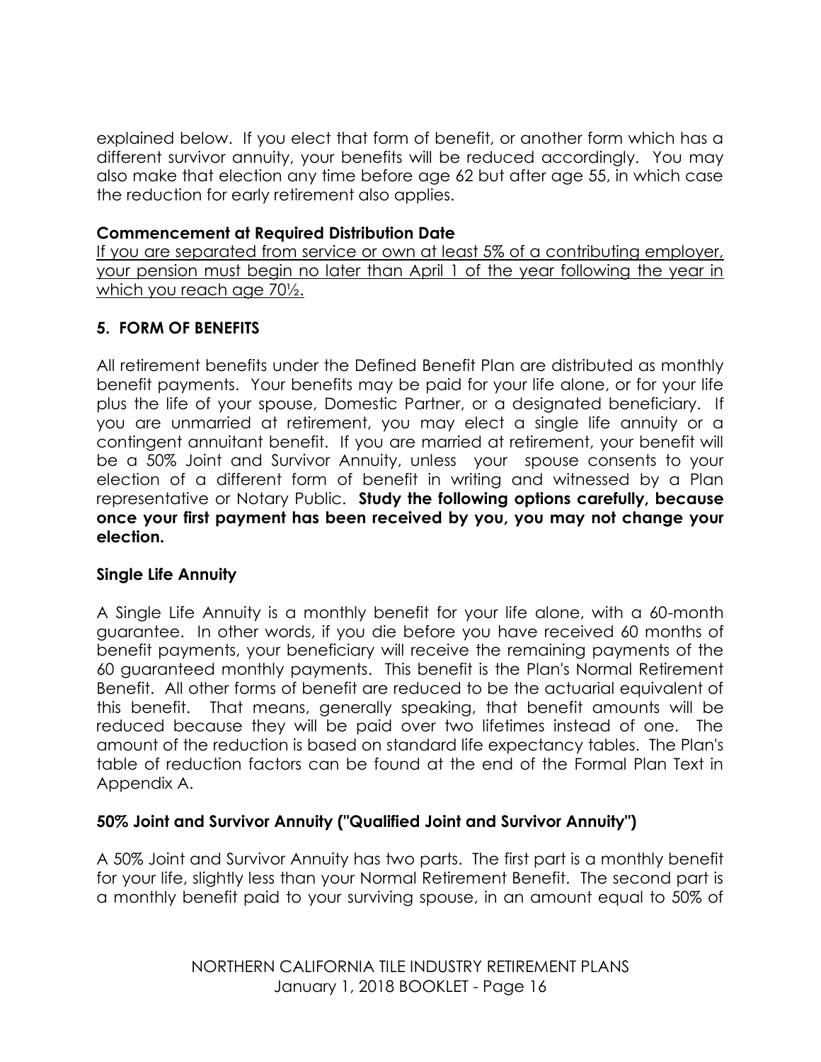explained below. If you elect that form of benefit, or another form which has a different survivor annuity, your benefits will be reduced accordingly. You may also make that election any time before age 62 but after age 55, in which case the reduction for early retirement also applies.

### Commencement at Required Distribution Date

<u>If you are separated from service or own at least 5% of a contributing employer, your pension must begin no later than April 1 of the year following the year in which you reach age 70½.</u>

## 5. FORM OF BENEFITS

All retirement benefits under the Defined Benefit Plan are distributed as monthly benefit payments. Your benefits may be paid for your life alone, or for your life plus the life of your spouse, Domestic Partner, or a designated beneficiary. If you are unmarried at retirement, you may elect a single life annuity or a contingent annuitant benefit. If you are married at retirement, your benefit will be a 50% Joint and Survivor Annuity, unless your spouse consents to your election of a different form of benefit in writing and witnessed by a Plan representative or Notary Public. **Study the following options carefully, because once your first payment has been received by you, you may not change your election.**

### Single Life Annuity

A Single Life Annuity is a monthly benefit for your life alone, with a 60-month guarantee. In other words, if you die before you have received 60 months of benefit payments, your beneficiary will receive the remaining payments of the 60 guaranteed monthly payments. This benefit is the Plan's Normal Retirement Benefit. All other forms of benefit are reduced to be the actuarial equivalent of this benefit. That means, generally speaking, that benefit amounts will be reduced because they will be paid over two lifetimes instead of one. The amount of the reduction is based on standard life expectancy tables. The Plan's table of reduction factors can be found at the end of the Formal Plan Text in Appendix A.

### 50% Joint and Survivor Annuity ("Qualified Joint and Survivor Annuity")

A 50% Joint and Survivor Annuity has two parts. The first part is a monthly benefit for your life, slightly less than your Normal Retirement Benefit. The second part is a monthly benefit paid to your surviving spouse, in an amount equal to 50% of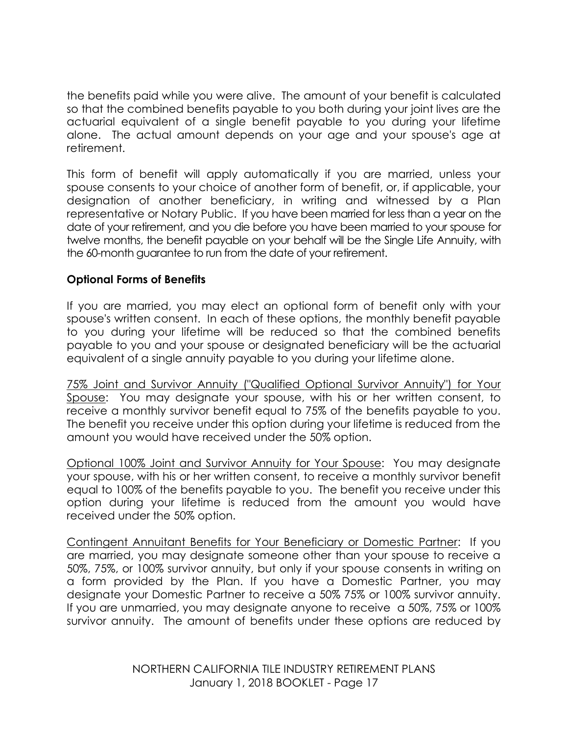the benefits paid while you were alive. The amount of your benefit is calculated so that the combined benefits payable to you both during your joint lives are the actuarial equivalent of a single benefit payable to you during your lifetime alone. The actual amount depends on your age and your spouse's age at retirement.

This form of benefit will apply automatically if you are married, unless your spouse consents to your choice of another form of benefit, or, if applicable, your designation of another beneficiary, in writing and witnessed by a Plan representative or Notary Public. If you have been married for less than a year on the date of your retirement, and you die before you have been married to your spouse for twelve months, the benefit payable on your behalf will be the Single Life Annuity, with the 60-month guarantee to run from the date of your retirement.

**Optional Forms of Benefits**

If you are married, you may elect an optional form of benefit only with your spouse's written consent. In each of these options, the monthly benefit payable to you during your lifetime will be reduced so that the combined benefits payable to you and your spouse or designated beneficiary will be the actuarial equivalent of a single annuity payable to you during your lifetime alone.

<u>75% Joint and Survivor Annuity ("Qualified Optional Survivor Annuity") for Your Spouse</u>: You may designate your spouse, with his or her written consent, to receive a monthly survivor benefit equal to 75% of the benefits payable to you. The benefit you receive under this option during your lifetime is reduced from the amount you would have received under the 50% option.

<u>Optional 100% Joint and Survivor Annuity for Your Spouse</u>: You may designate your spouse, with his or her written consent, to receive a monthly survivor benefit equal to 100% of the benefits payable to you. The benefit you receive under this option during your lifetime is reduced from the amount you would have received under the 50% option.

<u>Contingent Annuitant Benefits for Your Beneficiary or Domestic Partner</u>: If you are married, you may designate someone other than your spouse to receive a 50%, 75%, or 100% survivor annuity, but only if your spouse consents in writing on a form provided by the Plan. If you have a Domestic Partner, you may designate your Domestic Partner to receive a 50% 75% or 100% survivor annuity. If you are unmarried, you may designate anyone to receive a 50%, 75% or 100% survivor annuity. The amount of benefits under these options are reduced by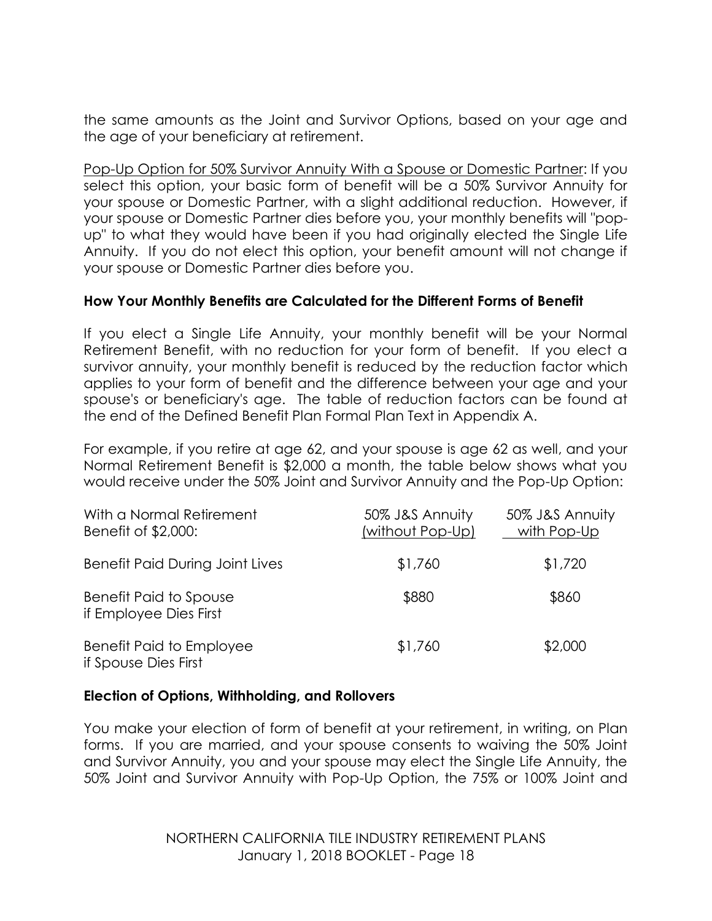the same amounts as the Joint and Survivor Options, based on your age and the age of your beneficiary at retirement.

Pop-Up Option for 50% Survivor Annuity With a Spouse or Domestic Partner: If you select this option, your basic form of benefit will be a 50% Survivor Annuity for your spouse or Domestic Partner, with a slight additional reduction. However, if your spouse or Domestic Partner dies before you, your monthly benefits will "pop-up" to what they would have been if you had originally elected the Single Life Annuity. If you do not elect this option, your benefit amount will not change if your spouse or Domestic Partner dies before you.

**How Your Monthly Benefits are Calculated for the Different Forms of Benefit**

If you elect a Single Life Annuity, your monthly benefit will be your Normal Retirement Benefit, with no reduction for your form of benefit. If you elect a survivor annuity, your monthly benefit is reduced by the reduction factor which applies to your form of benefit and the difference between your age and your spouse's or beneficiary's age. The table of reduction factors can be found at the end of the Defined Benefit Plan Formal Plan Text in Appendix A.

For example, if you retire at age 62, and your spouse is age 62 as well, and your Normal Retirement Benefit is $2,000 a month, the table below shows what you would receive under the 50% Joint and Survivor Annuity and the Pop-Up Option:

| With a Normal Retirement Benefit of $2,000: | 50% J&S Annuity (without Pop-Up) | 50% J&S Annuity with Pop-Up |
|---|---|---|
| Benefit Paid During Joint Lives | $1,760 | $1,720 |
| Benefit Paid to Spouse if Employee Dies First | $880 | $860 |
| Benefit Paid to Employee if Spouse Dies First | $1,760 | $2,000 |

**Election of Options, Withholding, and Rollovers**

You make your election of form of benefit at your retirement, in writing, on Plan forms. If you are married, and your spouse consents to waiving the 50% Joint and Survivor Annuity, you and your spouse may elect the Single Life Annuity, the 50% Joint and Survivor Annuity with Pop-Up Option, the 75% or 100% Joint and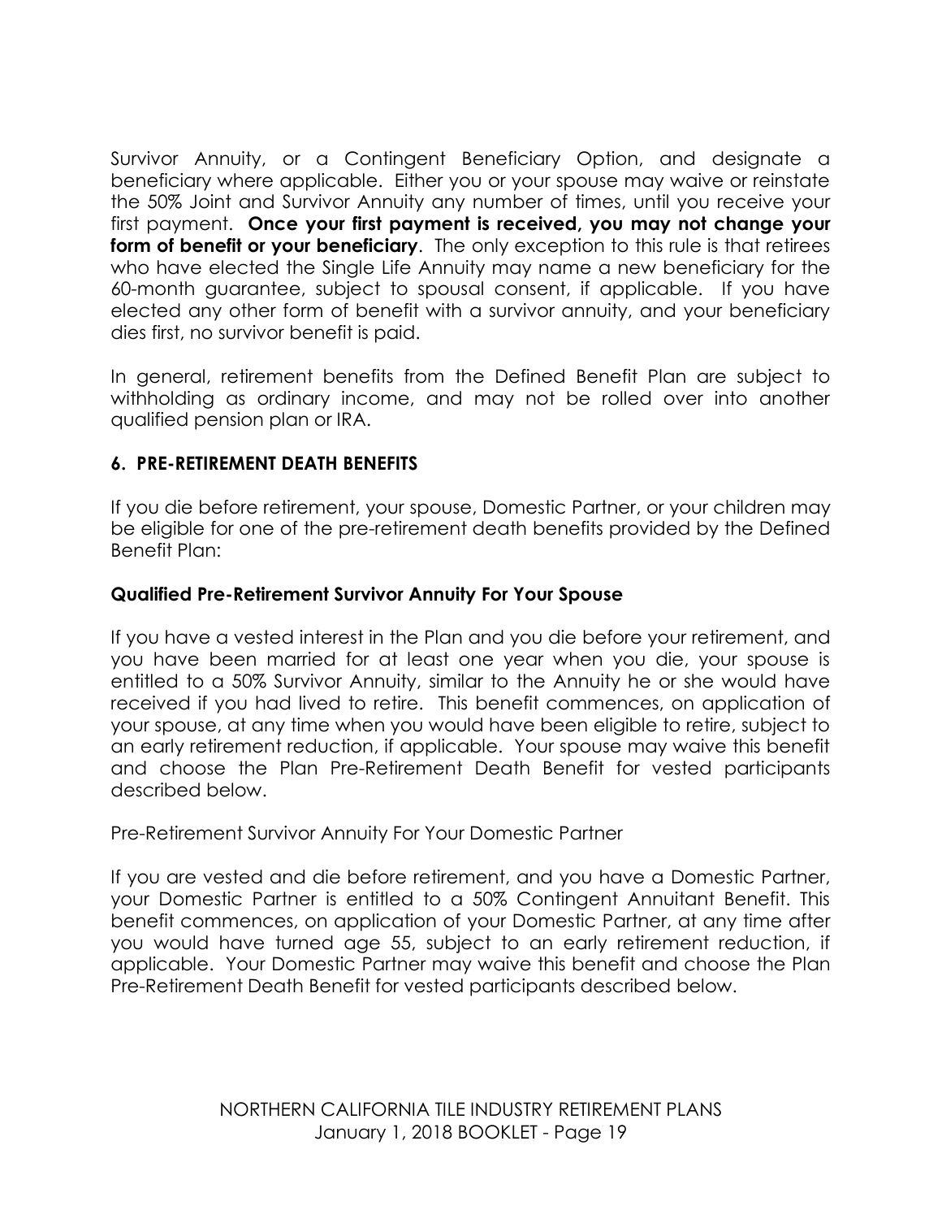Survivor Annuity, or a Contingent Beneficiary Option, and designate a beneficiary where applicable. Either you or your spouse may waive or reinstate the 50% Joint and Survivor Annuity any number of times, until you receive your first payment. **Once your first payment is received, you may not change your form of benefit or your beneficiary**. The only exception to this rule is that retirees who have elected the Single Life Annuity may name a new beneficiary for the 60-month guarantee, subject to spousal consent, if applicable. If you have elected any other form of benefit with a survivor annuity, and your beneficiary dies first, no survivor benefit is paid.

In general, retirement benefits from the Defined Benefit Plan are subject to withholding as ordinary income, and may not be rolled over into another qualified pension plan or IRA.

### 6. PRE-RETIREMENT DEATH BENEFITS

If you die before retirement, your spouse, Domestic Partner, or your children may be eligible for one of the pre-retirement death benefits provided by the Defined Benefit Plan:

#### Qualified Pre-Retirement Survivor Annuity For Your Spouse

If you have a vested interest in the Plan and you die before your retirement, and you have been married for at least one year when you die, your spouse is entitled to a 50% Survivor Annuity, similar to the Annuity he or she would have received if you had lived to retire. This benefit commences, on application of your spouse, at any time when you would have been eligible to retire, subject to an early retirement reduction, if applicable. Your spouse may waive this benefit and choose the Plan Pre-Retirement Death Benefit for vested participants described below.

Pre-Retirement Survivor Annuity For Your Domestic Partner

If you are vested and die before retirement, and you have a Domestic Partner, your Domestic Partner is entitled to a 50% Contingent Annuitant Benefit. This benefit commences, on application of your Domestic Partner, at any time after you would have turned age 55, subject to an early retirement reduction, if applicable. Your Domestic Partner may waive this benefit and choose the Plan Pre-Retirement Death Benefit for vested participants described below.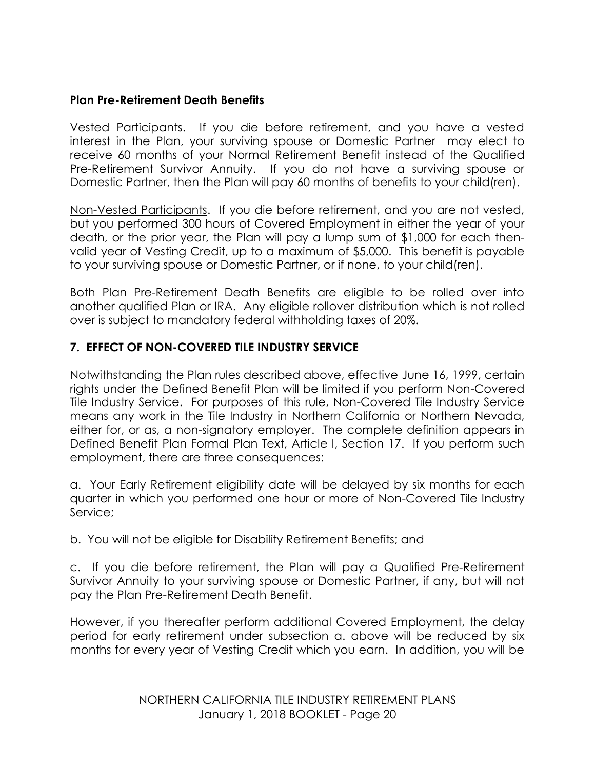**Plan Pre-Retirement Death Benefits**

Vested Participants. If you die before retirement, and you have a vested interest in the Plan, your surviving spouse or Domestic Partner may elect to receive 60 months of your Normal Retirement Benefit instead of the Qualified Pre-Retirement Survivor Annuity. If you do not have a surviving spouse or Domestic Partner, then the Plan will pay 60 months of benefits to your child(ren).

Non-Vested Participants. If you die before retirement, and you are not vested, but you performed 300 hours of Covered Employment in either the year of your death, or the prior year, the Plan will pay a lump sum of $1,000 for each then-valid year of Vesting Credit, up to a maximum of $5,000. This benefit is payable to your surviving spouse or Domestic Partner, or if none, to your child(ren).

Both Plan Pre-Retirement Death Benefits are eligible to be rolled over into another qualified Plan or IRA. Any eligible rollover distribution which is not rolled over is subject to mandatory federal withholding taxes of 20%.

## 7. EFFECT OF NON-COVERED TILE INDUSTRY SERVICE

Notwithstanding the Plan rules described above, effective June 16, 1999, certain rights under the Defined Benefit Plan will be limited if you perform Non-Covered Tile Industry Service. For purposes of this rule, Non-Covered Tile Industry Service means any work in the Tile Industry in Northern California or Northern Nevada, either for, or as, a non-signatory employer. The complete definition appears in Defined Benefit Plan Formal Plan Text, Article I, Section 17. If you perform such employment, there are three consequences:

a. Your Early Retirement eligibility date will be delayed by six months for each quarter in which you performed one hour or more of Non-Covered Tile Industry Service;

b. You will not be eligible for Disability Retirement Benefits; and

c. If you die before retirement, the Plan will pay a Qualified Pre-Retirement Survivor Annuity to your surviving spouse or Domestic Partner, if any, but will not pay the Plan Pre-Retirement Death Benefit.

However, if you thereafter perform additional Covered Employment, the delay period for early retirement under subsection a. above will be reduced by six months for every year of Vesting Credit which you earn. In addition, you will be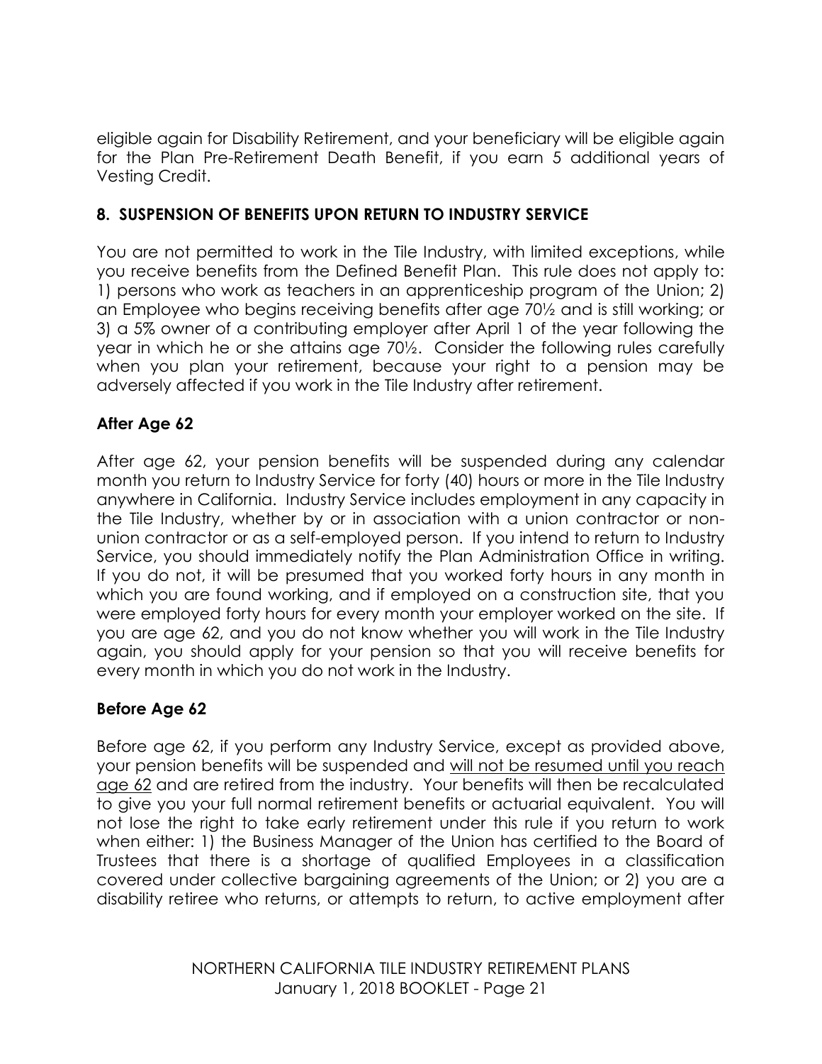eligible again for Disability Retirement, and your beneficiary will be eligible again for the Plan Pre-Retirement Death Benefit, if you earn 5 additional years of Vesting Credit.

## 8. SUSPENSION OF BENEFITS UPON RETURN TO INDUSTRY SERVICE

You are not permitted to work in the Tile Industry, with limited exceptions, while you receive benefits from the Defined Benefit Plan. This rule does not apply to: 1) persons who work as teachers in an apprenticeship program of the Union; 2) an Employee who begins receiving benefits after age 70½ and is still working; or 3) a 5% owner of a contributing employer after April 1 of the year following the year in which he or she attains age 70½. Consider the following rules carefully when you plan your retirement, because your right to a pension may be adversely affected if you work in the Tile Industry after retirement.

### After Age 62

After age 62, your pension benefits will be suspended during any calendar month you return to Industry Service for forty (40) hours or more in the Tile Industry anywhere in California. Industry Service includes employment in any capacity in the Tile Industry, whether by or in association with a union contractor or non-union contractor or as a self-employed person. If you intend to return to Industry Service, you should immediately notify the Plan Administration Office in writing. If you do not, it will be presumed that you worked forty hours in any month in which you are found working, and if employed on a construction site, that you were employed forty hours for every month your employer worked on the site. If you are age 62, and you do not know whether you will work in the Tile Industry again, you should apply for your pension so that you will receive benefits for every month in which you do not work in the Industry.

### Before Age 62

Before age 62, if you perform any Industry Service, except as provided above, your pension benefits will be suspended and <u>will not be resumed until you reach age 62</u> and are retired from the industry. Your benefits will then be recalculated to give you your full normal retirement benefits or actuarial equivalent. You will not lose the right to take early retirement under this rule if you return to work when either: 1) the Business Manager of the Union has certified to the Board of Trustees that there is a shortage of qualified Employees in a classification covered under collective bargaining agreements of the Union; or 2) you are a disability retiree who returns, or attempts to return, to active employment after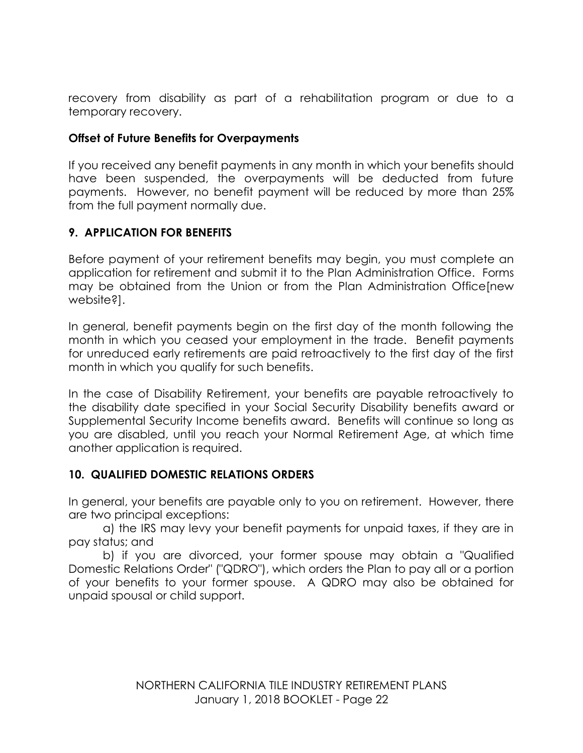recovery from disability as part of a rehabilitation program or due to a temporary recovery.

**Offset of Future Benefits for Overpayments**

If you received any benefit payments in any month in which your benefits should have been suspended, the overpayments will be deducted from future payments. However, no benefit payment will be reduced by more than 25% from the full payment normally due.

## 9. APPLICATION FOR BENEFITS

Before payment of your retirement benefits may begin, you must complete an application for retirement and submit it to the Plan Administration Office. Forms may be obtained from the Union or from the Plan Administration Office[new website?].

In general, benefit payments begin on the first day of the month following the month in which you ceased your employment in the trade. Benefit payments for unreduced early retirements are paid retroactively to the first day of the first month in which you qualify for such benefits.

In the case of Disability Retirement, your benefits are payable retroactively to the disability date specified in your Social Security Disability benefits award or Supplemental Security Income benefits award. Benefits will continue so long as you are disabled, until you reach your Normal Retirement Age, at which time another application is required.

## 10. QUALIFIED DOMESTIC RELATIONS ORDERS

In general, your benefits are payable only to you on retirement. However, there are two principal exceptions:

a) the IRS may levy your benefit payments for unpaid taxes, if they are in pay status; and

b) if you are divorced, your former spouse may obtain a "Qualified Domestic Relations Order" ("QDRO"), which orders the Plan to pay all or a portion of your benefits to your former spouse. A QDRO may also be obtained for unpaid spousal or child support.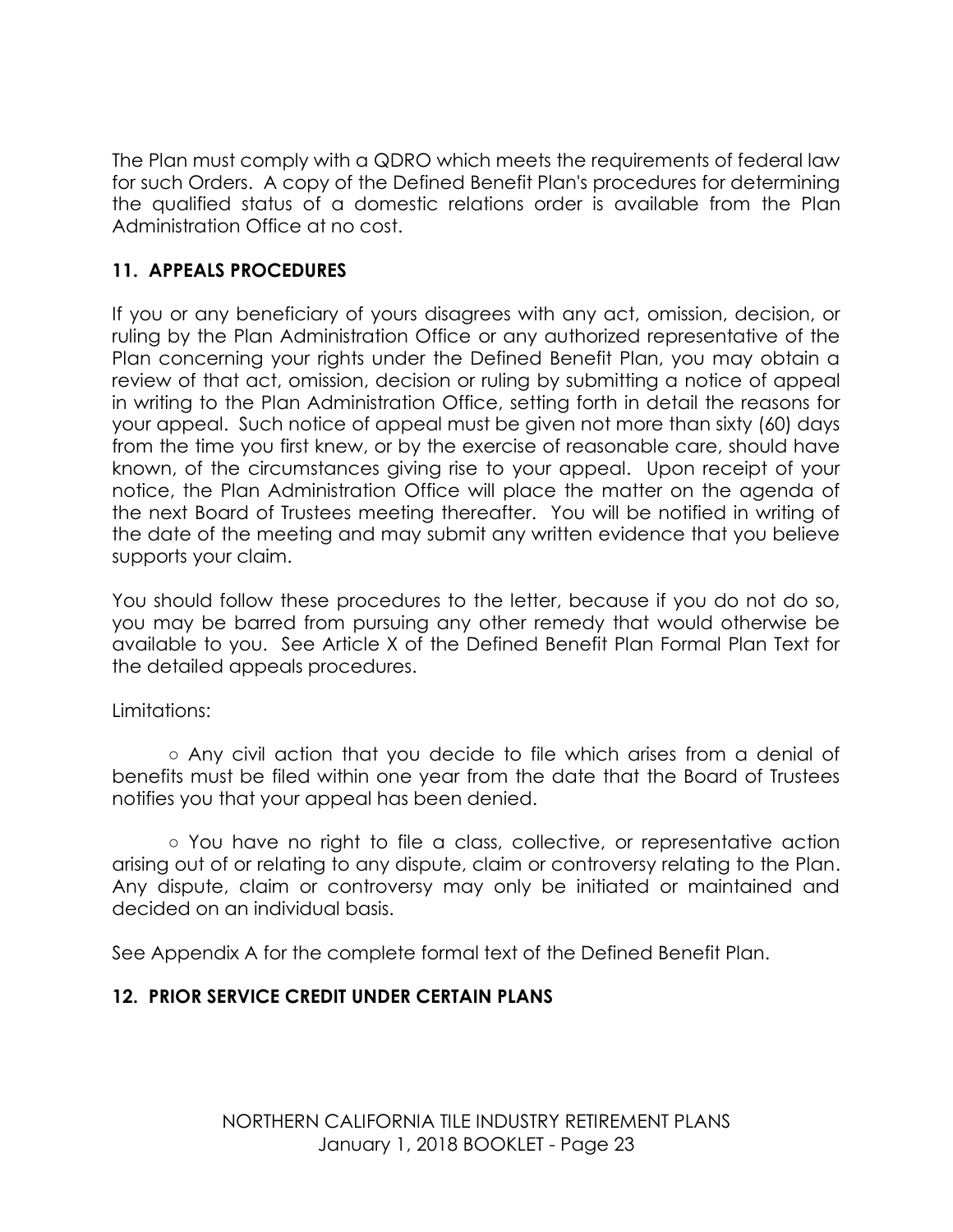The Plan must comply with a QDRO which meets the requirements of federal law for such Orders. A copy of the Defined Benefit Plan's procedures for determining the qualified status of a domestic relations order is available from the Plan Administration Office at no cost.

## 11. APPEALS PROCEDURES

If you or any beneficiary of yours disagrees with any act, omission, decision, or ruling by the Plan Administration Office or any authorized representative of the Plan concerning your rights under the Defined Benefit Plan, you may obtain a review of that act, omission, decision or ruling by submitting a notice of appeal in writing to the Plan Administration Office, setting forth in detail the reasons for your appeal. Such notice of appeal must be given not more than sixty (60) days from the time you first knew, or by the exercise of reasonable care, should have known, of the circumstances giving rise to your appeal. Upon receipt of your notice, the Plan Administration Office will place the matter on the agenda of the next Board of Trustees meeting thereafter. You will be notified in writing of the date of the meeting and may submit any written evidence that you believe supports your claim.

You should follow these procedures to the letter, because if you do not do so, you may be barred from pursuing any other remedy that would otherwise be available to you. See Article X of the Defined Benefit Plan Formal Plan Text for the detailed appeals procedures.

Limitations:

- Any civil action that you decide to file which arises from a denial of benefits must be filed within one year from the date that the Board of Trustees notifies you that your appeal has been denied.

- You have no right to file a class, collective, or representative action arising out of or relating to any dispute, claim or controversy relating to the Plan. Any dispute, claim or controversy may only be initiated or maintained and decided on an individual basis.

See Appendix A for the complete formal text of the Defined Benefit Plan.

## 12. PRIOR SERVICE CREDIT UNDER CERTAIN PLANS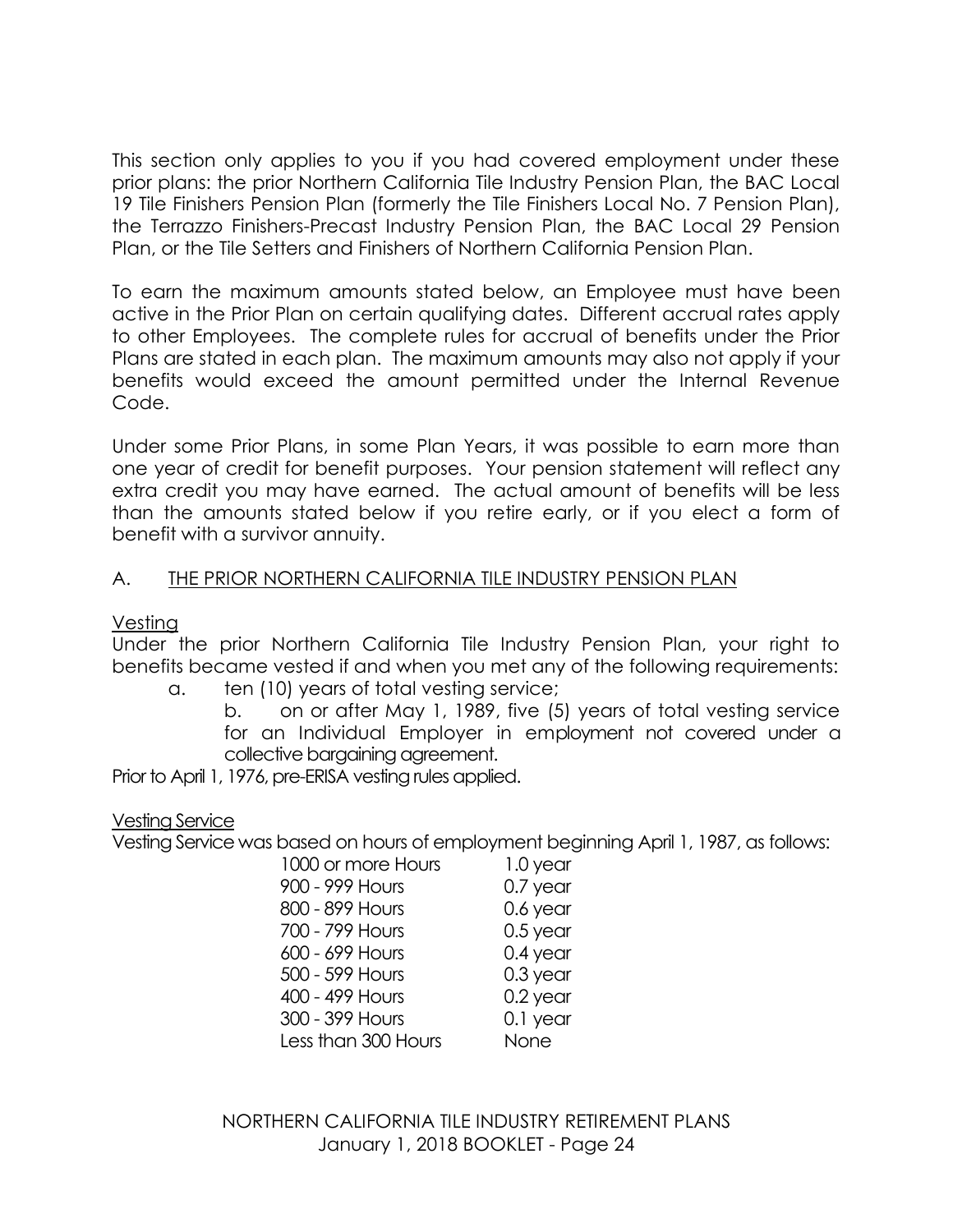This section only applies to you if you had covered employment under these prior plans: the prior Northern California Tile Industry Pension Plan, the BAC Local 19 Tile Finishers Pension Plan (formerly the Tile Finishers Local No. 7 Pension Plan), the Terrazzo Finishers-Precast Industry Pension Plan, the BAC Local 29 Pension Plan, or the Tile Setters and Finishers of Northern California Pension Plan.

To earn the maximum amounts stated below, an Employee must have been active in the Prior Plan on certain qualifying dates. Different accrual rates apply to other Employees. The complete rules for accrual of benefits under the Prior Plans are stated in each plan. The maximum amounts may also not apply if your benefits would exceed the amount permitted under the Internal Revenue Code.

Under some Prior Plans, in some Plan Years, it was possible to earn more than one year of credit for benefit purposes. Your pension statement will reflect any extra credit you may have earned. The actual amount of benefits will be less than the amounts stated below if you retire early, or if you elect a form of benefit with a survivor annuity.

## A. <u>THE PRIOR NORTHERN CALIFORNIA TILE INDUSTRY PENSION PLAN</u>

<u>Vesting</u>

Under the prior Northern California Tile Industry Pension Plan, your right to benefits became vested if and when you met any of the following requirements:

a. ten (10) years of total vesting service;

b. on or after May 1, 1989, five (5) years of total vesting service for an Individual Employer in employment not covered under a collective bargaining agreement.

Prior to April 1, 1976, pre-ERISA vesting rules applied.

<u>Vesting Service</u>

Vesting Service was based on hours of employment beginning April 1, 1987, as follows:

| | |
|---|---|
| 1000 or more Hours | 1.0 year |
| 900 - 999 Hours | 0.7 year |
| 800 - 899 Hours | 0.6 year |
| 700 - 799 Hours | 0.5 year |
| 600 - 699 Hours | 0.4 year |
| 500 - 599 Hours | 0.3 year |
| 400 - 499 Hours | 0.2 year |
| 300 - 399 Hours | 0.1 year |
| Less than 300 Hours | None |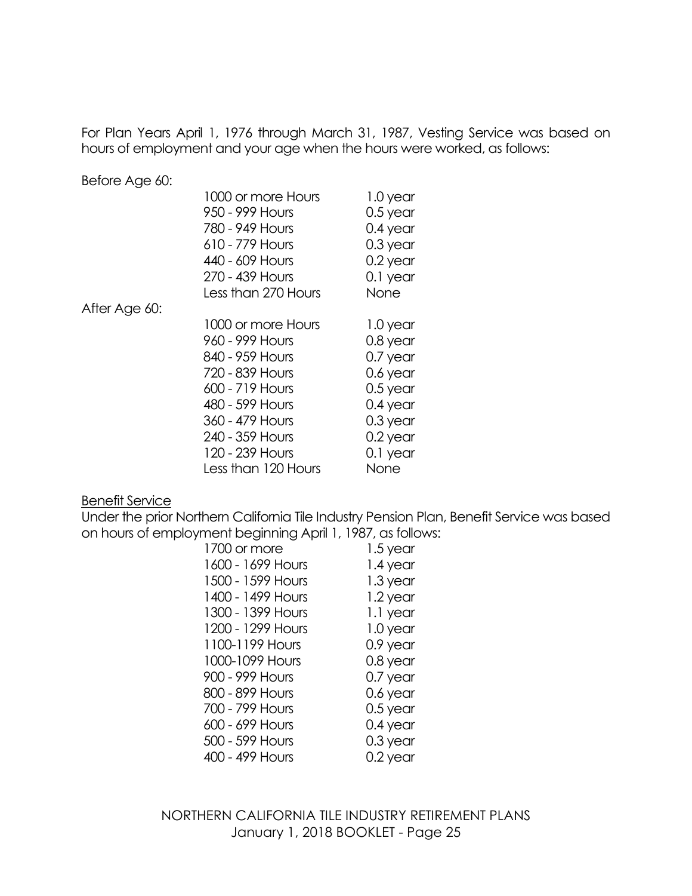For Plan Years April 1, 1976 through March 31, 1987, Vesting Service was based on hours of employment and your age when the hours were worked, as follows:

Before Age 60:

| | |
|---|---|
| 1000 or more Hours | 1.0 year |
| 950 - 999 Hours | 0.5 year |
| 780 - 949 Hours | 0.4 year |
| 610 - 779 Hours | 0.3 year |
| 440 - 609 Hours | 0.2 year |
| 270 - 439 Hours | 0.1 year |
| Less than 270 Hours | None |

After Age 60:

| | |
|---|---|
| 1000 or more Hours | 1.0 year |
| 960 - 999 Hours | 0.8 year |
| 840 - 959 Hours | 0.7 year |
| 720 - 839 Hours | 0.6 year |
| 600 - 719 Hours | 0.5 year |
| 480 - 599 Hours | 0.4 year |
| 360 - 479 Hours | 0.3 year |
| 240 - 359 Hours | 0.2 year |
| 120 - 239 Hours | 0.1 year |
| Less than 120 Hours | None |

<u>Benefit Service</u>

Under the prior Northern California Tile Industry Pension Plan, Benefit Service was based on hours of employment beginning April 1, 1987, as follows:

| | |
|---|---|
| 1700 or more | 1.5 year |
| 1600 - 1699 Hours | 1.4 year |
| 1500 - 1599 Hours | 1.3 year |
| 1400 - 1499 Hours | 1.2 year |
| 1300 - 1399 Hours | 1.1 year |
| 1200 - 1299 Hours | 1.0 year |
| 1100-1199 Hours | 0.9 year |
| 1000-1099 Hours | 0.8 year |
| 900 - 999 Hours | 0.7 year |
| 800 - 899 Hours | 0.6 year |
| 700 - 799 Hours | 0.5 year |
| 600 - 699 Hours | 0.4 year |
| 500 - 599 Hours | 0.3 year |
| 400 - 499 Hours | 0.2 year |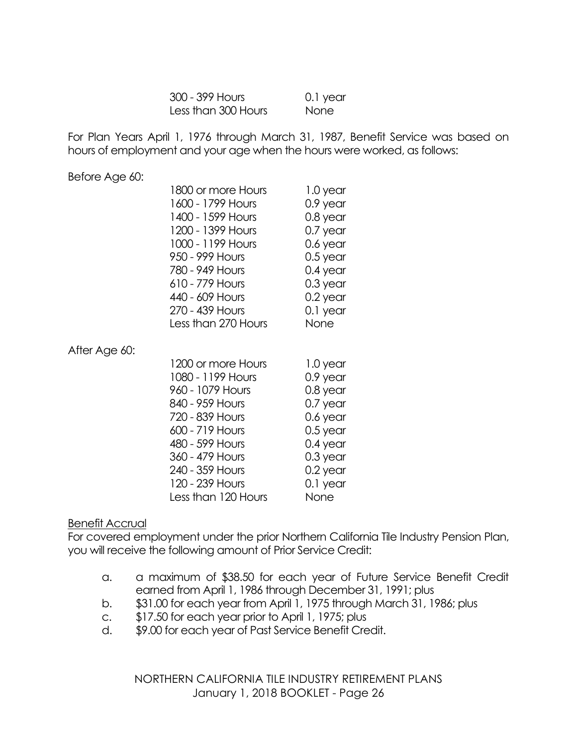| | |
|---|---|
| 300 - 399 Hours | 0.1 year |
| Less than 300 Hours | None |

For Plan Years April 1, 1976 through March 31, 1987, Benefit Service was based on hours of employment and your age when the hours were worked, as follows:

Before Age 60:

| | |
|---|---|
| 1800 or more Hours | 1.0 year |
| 1600 - 1799 Hours | 0.9 year |
| 1400 - 1599 Hours | 0.8 year |
| 1200 - 1399 Hours | 0.7 year |
| 1000 - 1199 Hours | 0.6 year |
| 950 - 999 Hours | 0.5 year |
| 780 - 949 Hours | 0.4 year |
| 610 - 779 Hours | 0.3 year |
| 440 - 609 Hours | 0.2 year |
| 270 - 439 Hours | 0.1 year |
| Less than 270 Hours | None |

After Age 60:

| | |
|---|---|
| 1200 or more Hours | 1.0 year |
| 1080 - 1199 Hours | 0.9 year |
| 960 - 1079 Hours | 0.8 year |
| 840 - 959 Hours | 0.7 year |
| 720 - 839 Hours | 0.6 year |
| 600 - 719 Hours | 0.5 year |
| 480 - 599 Hours | 0.4 year |
| 360 - 479 Hours | 0.3 year |
| 240 - 359 Hours | 0.2 year |
| 120 - 239 Hours | 0.1 year |
| Less than 120 Hours | None |

<u>Benefit Accrual</u>

For covered employment under the prior Northern California Tile Industry Pension Plan, you will receive the following amount of Prior Service Credit:

a. a maximum of $38.50 for each year of Future Service Benefit Credit earned from April 1, 1986 through December 31, 1991; plus
b. $31.00 for each year from April 1, 1975 through March 31, 1986; plus
c. $17.50 for each year prior to April 1, 1975; plus
d. $9.00 for each year of Past Service Benefit Credit.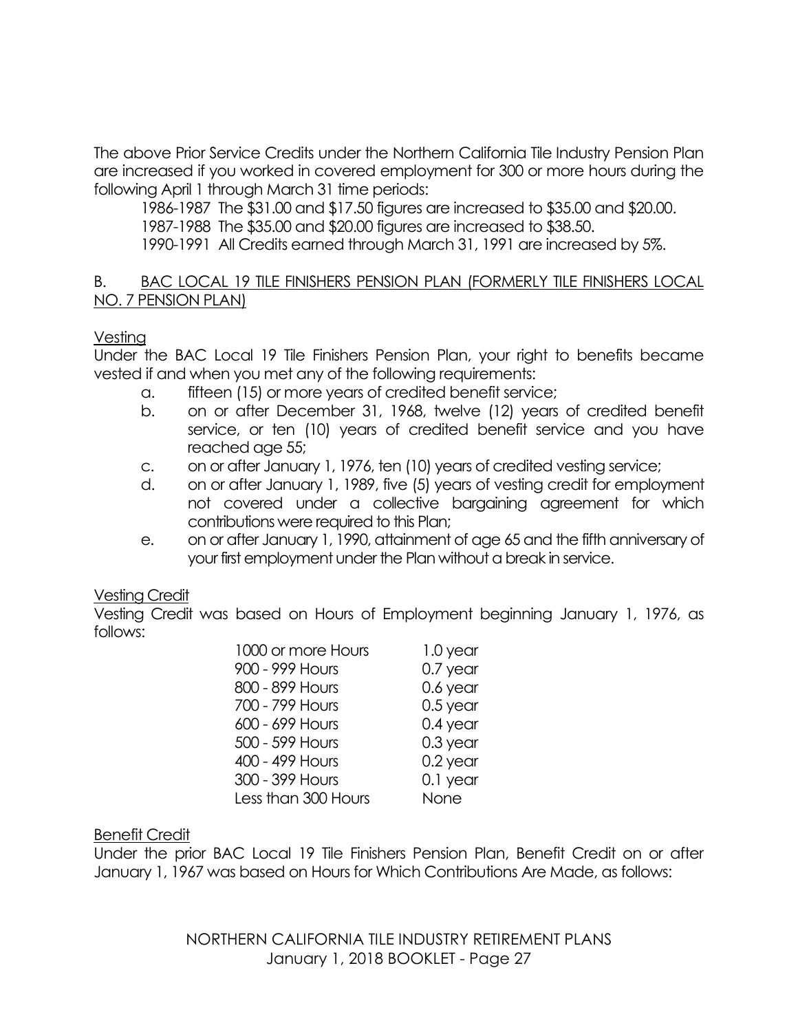The above Prior Service Credits under the Northern California Tile Industry Pension Plan are increased if you worked in covered employment for 300 or more hours during the following April 1 through March 31 time periods:

1986-1987 The $31.00 and $17.50 figures are increased to $35.00 and $20.00.
1987-1988 The $35.00 and $20.00 figures are increased to $38.50.
1990-1991 All Credits earned through March 31, 1991 are increased by 5%.

## B. BAC LOCAL 19 TILE FINISHERS PENSION PLAN (FORMERLY TILE FINISHERS LOCAL NO. 7 PENSION PLAN)

### Vesting

Under the BAC Local 19 Tile Finishers Pension Plan, your right to benefits became vested if and when you met any of the following requirements:

a. fifteen (15) or more years of credited benefit service;
b. on or after December 31, 1968, twelve (12) years of credited benefit service, or ten (10) years of credited benefit service and you have reached age 55;
c. on or after January 1, 1976, ten (10) years of credited vesting service;
d. on or after January 1, 1989, five (5) years of vesting credit for employment not covered under a collective bargaining agreement for which contributions were required to this Plan;
e. on or after January 1, 1990, attainment of age 65 and the fifth anniversary of your first employment under the Plan without a break in service.

### Vesting Credit

Vesting Credit was based on Hours of Employment beginning January 1, 1976, as follows:

| Hours | Vesting Credit |
|---|---|
| 1000 or more Hours | 1.0 year |
| 900 - 999 Hours | 0.7 year |
| 800 - 899 Hours | 0.6 year |
| 700 - 799 Hours | 0.5 year |
| 600 - 699 Hours | 0.4 year |
| 500 - 599 Hours | 0.3 year |
| 400 - 499 Hours | 0.2 year |
| 300 - 399 Hours | 0.1 year |
| Less than 300 Hours | None |

### Benefit Credit

Under the prior BAC Local 19 Tile Finishers Pension Plan, Benefit Credit on or after January 1, 1967 was based on Hours for Which Contributions Are Made, as follows: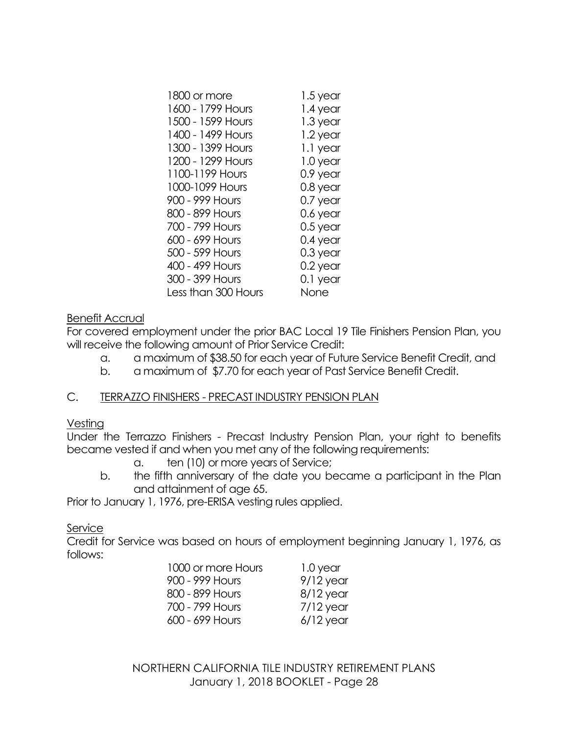| | |
|---|---|
| 1800 or more | 1.5 year |
| 1600 - 1799 Hours | 1.4 year |
| 1500 - 1599 Hours | 1.3 year |
| 1400 - 1499 Hours | 1.2 year |
| 1300 - 1399 Hours | 1.1 year |
| 1200 - 1299 Hours | 1.0 year |
| 1100-1199 Hours | 0.9 year |
| 1000-1099 Hours | 0.8 year |
| 900 - 999 Hours | 0.7 year |
| 800 - 899 Hours | 0.6 year |
| 700 - 799 Hours | 0.5 year |
| 600 - 699 Hours | 0.4 year |
| 500 - 599 Hours | 0.3 year |
| 400 - 499 Hours | 0.2 year |
| 300 - 399 Hours | 0.1 year |
| Less than 300 Hours | None |

Benefit Accrual

For covered employment under the prior BAC Local 19 Tile Finishers Pension Plan, you will receive the following amount of Prior Service Credit:

a. a maximum of $38.50 for each year of Future Service Benefit Credit, and
b. a maximum of $7.70 for each year of Past Service Benefit Credit.

C. TERRAZZO FINISHERS - PRECAST INDUSTRY PENSION PLAN

Vesting

Under the Terrazzo Finishers - Precast Industry Pension Plan, your right to benefits became vested if and when you met any of the following requirements:

a. ten (10) or more years of Service;
b. the fifth anniversary of the date you became a participant in the Plan and attainment of age 65.

Prior to January 1, 1976, pre-ERISA vesting rules applied.

Service

Credit for Service was based on hours of employment beginning January 1, 1976, as follows:

| | |
|---|---|
| 1000 or more Hours | 1.0 year |
| 900 - 999 Hours | 9/12 year |
| 800 - 899 Hours | 8/12 year |
| 700 - 799 Hours | 7/12 year |
| 600 - 699 Hours | 6/12 year |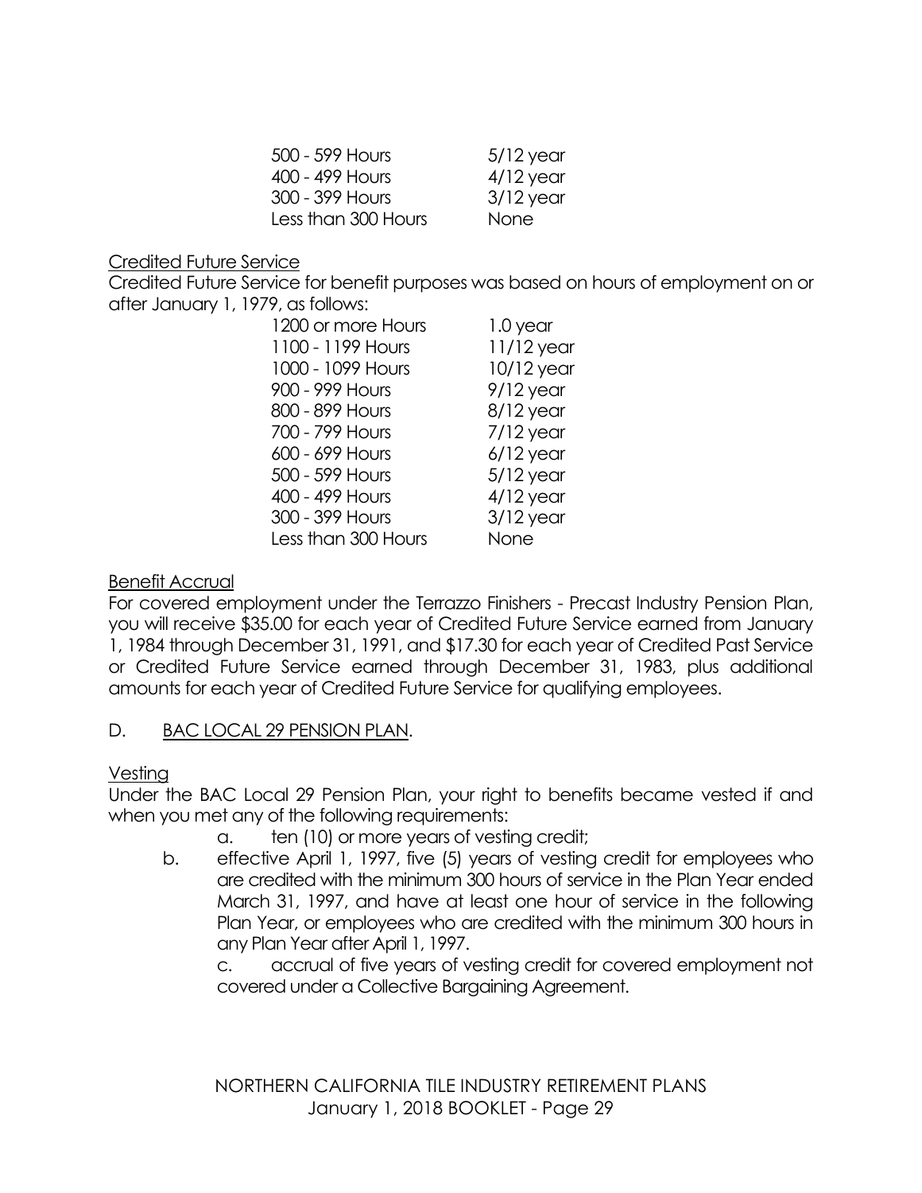| | |
|---|---|
| 500 - 599 Hours | 5/12 year |
| 400 - 499 Hours | 4/12 year |
| 300 - 399 Hours | 3/12 year |
| Less than 300 Hours | None |

Credited Future Service

Credited Future Service for benefit purposes was based on hours of employment on or after January 1, 1979, as follows:

| | |
|---|---|
| 1200 or more Hours | 1.0 year |
| 1100 - 1199 Hours | 11/12 year |
| 1000 - 1099 Hours | 10/12 year |
| 900 - 999 Hours | 9/12 year |
| 800 - 899 Hours | 8/12 year |
| 700 - 799 Hours | 7/12 year |
| 600 - 699 Hours | 6/12 year |
| 500 - 599 Hours | 5/12 year |
| 400 - 499 Hours | 4/12 year |
| 300 - 399 Hours | 3/12 year |
| Less than 300 Hours | None |

Benefit Accrual

For covered employment under the Terrazzo Finishers - Precast Industry Pension Plan, you will receive $35.00 for each year of Credited Future Service earned from January 1, 1984 through December 31, 1991, and $17.30 for each year of Credited Past Service or Credited Future Service earned through December 31, 1983, plus additional amounts for each year of Credited Future Service for qualifying employees.

## D. BAC LOCAL 29 PENSION PLAN.

Vesting

Under the BAC Local 29 Pension Plan, your right to benefits became vested if and when you met any of the following requirements:

a. ten (10) or more years of vesting credit;

b. effective April 1, 1997, five (5) years of vesting credit for employees who are credited with the minimum 300 hours of service in the Plan Year ended March 31, 1997, and have at least one hour of service in the following Plan Year, or employees who are credited with the minimum 300 hours in any Plan Year after April 1, 1997.

c. accrual of five years of vesting credit for covered employment not covered under a Collective Bargaining Agreement.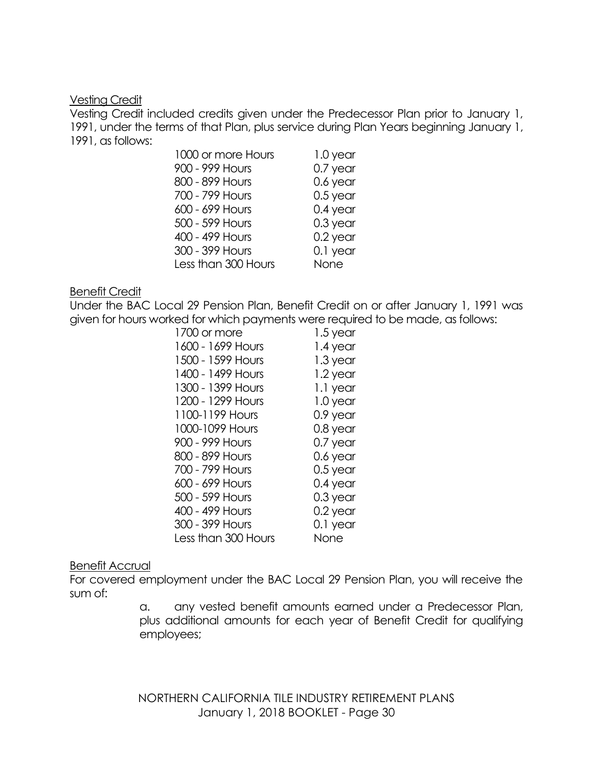Vesting Credit

Vesting Credit included credits given under the Predecessor Plan prior to January 1, 1991, under the terms of that Plan, plus service during Plan Years beginning January 1, 1991, as follows:

| | |
|---|---|
| 1000 or more Hours | 1.0 year |
| 900 - 999 Hours | 0.7 year |
| 800 - 899 Hours | 0.6 year |
| 700 - 799 Hours | 0.5 year |
| 600 - 699 Hours | 0.4 year |
| 500 - 599 Hours | 0.3 year |
| 400 - 499 Hours | 0.2 year |
| 300 - 399 Hours | 0.1 year |
| Less than 300 Hours | None |

Benefit Credit

Under the BAC Local 29 Pension Plan, Benefit Credit on or after January 1, 1991 was given for hours worked for which payments were required to be made, as follows:

| | |
|---|---|
| 1700 or more | 1.5 year |
| 1600 - 1699 Hours | 1.4 year |
| 1500 - 1599 Hours | 1.3 year |
| 1400 - 1499 Hours | 1.2 year |
| 1300 - 1399 Hours | 1.1 year |
| 1200 - 1299 Hours | 1.0 year |
| 1100-1199 Hours | 0.9 year |
| 1000-1099 Hours | 0.8 year |
| 900 - 999 Hours | 0.7 year |
| 800 - 899 Hours | 0.6 year |
| 700 - 799 Hours | 0.5 year |
| 600 - 699 Hours | 0.4 year |
| 500 - 599 Hours | 0.3 year |
| 400 - 499 Hours | 0.2 year |
| 300 - 399 Hours | 0.1 year |
| Less than 300 Hours | None |

Benefit Accrual

For covered employment under the BAC Local 29 Pension Plan, you will receive the sum of:

a. any vested benefit amounts earned under a Predecessor Plan, plus additional amounts for each year of Benefit Credit for qualifying employees;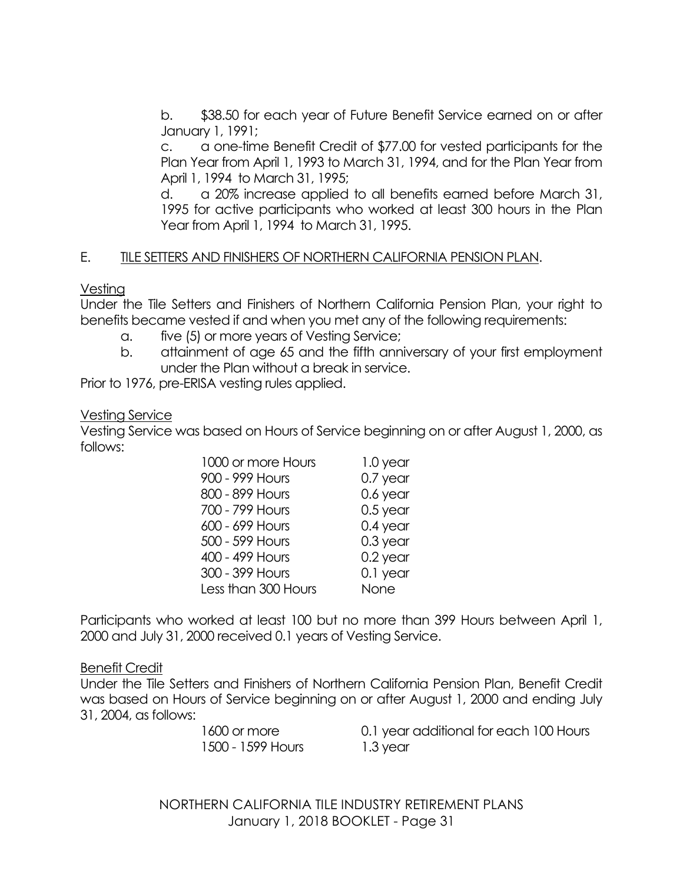b. $38.50 for each year of Future Benefit Service earned on or after January 1, 1991;

c. a one-time Benefit Credit of $77.00 for vested participants for the Plan Year from April 1, 1993 to March 31, 1994, and for the Plan Year from April 1, 1994 to March 31, 1995;

d. a 20% increase applied to all benefits earned before March 31, 1995 for active participants who worked at least 300 hours in the Plan Year from April 1, 1994 to March 31, 1995.

## E. TILE SETTERS AND FINISHERS OF NORTHERN CALIFORNIA PENSION PLAN.

### Vesting

Under the Tile Setters and Finishers of Northern California Pension Plan, your right to benefits became vested if and when you met any of the following requirements:

a. five (5) or more years of Vesting Service;

b. attainment of age 65 and the fifth anniversary of your first employment under the Plan without a break in service.

Prior to 1976, pre-ERISA vesting rules applied.

### Vesting Service

Vesting Service was based on Hours of Service beginning on or after August 1, 2000, as follows:

| Hours | Vesting Service |
|---|---|
| 1000 or more Hours | 1.0 year |
| 900 - 999 Hours | 0.7 year |
| 800 - 899 Hours | 0.6 year |
| 700 - 799 Hours | 0.5 year |
| 600 - 699 Hours | 0.4 year |
| 500 - 599 Hours | 0.3 year |
| 400 - 499 Hours | 0.2 year |
| 300 - 399 Hours | 0.1 year |
| Less than 300 Hours | None |

Participants who worked at least 100 but no more than 399 Hours between April 1, 2000 and July 31, 2000 received 0.1 years of Vesting Service.

### Benefit Credit

Under the Tile Setters and Finishers of Northern California Pension Plan, Benefit Credit was based on Hours of Service beginning on or after August 1, 2000 and ending July 31, 2004, as follows:

| Hours | Benefit Credit |
|---|---|
| 1600 or more | 0.1 year additional for each 100 Hours |
| 1500 - 1599 Hours | 1.3 year |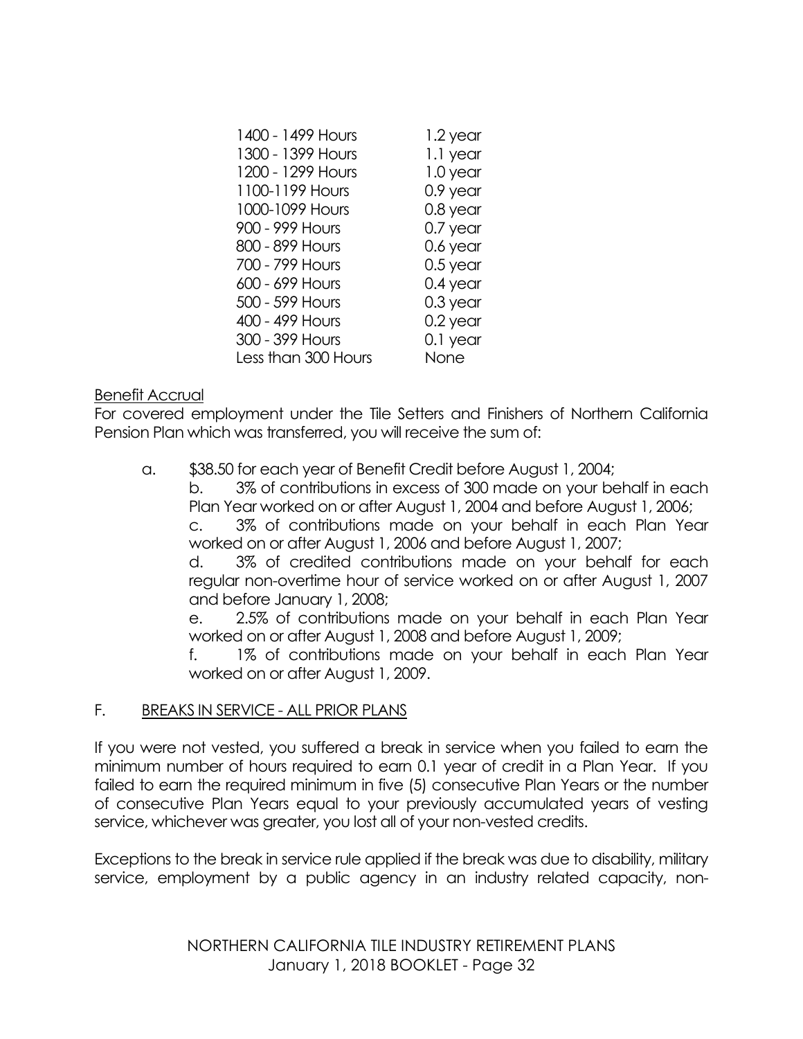| | |
|---|---|
| 1400 - 1499 Hours | 1.2 year |
| 1300 - 1399 Hours | 1.1 year |
| 1200 - 1299 Hours | 1.0 year |
| 1100-1199 Hours | 0.9 year |
| 1000-1099 Hours | 0.8 year |
| 900 - 999 Hours | 0.7 year |
| 800 - 899 Hours | 0.6 year |
| 700 - 799 Hours | 0.5 year |
| 600 - 699 Hours | 0.4 year |
| 500 - 599 Hours | 0.3 year |
| 400 - 499 Hours | 0.2 year |
| 300 - 399 Hours | 0.1 year |
| Less than 300 Hours | None |

Benefit Accrual

For covered employment under the Tile Setters and Finishers of Northern California Pension Plan which was transferred, you will receive the sum of:

a. $38.50 for each year of Benefit Credit before August 1, 2004;

b. 3% of contributions in excess of 300 made on your behalf in each Plan Year worked on or after August 1, 2004 and before August 1, 2006;

c. 3% of contributions made on your behalf in each Plan Year worked on or after August 1, 2006 and before August 1, 2007;

d. 3% of credited contributions made on your behalf for each regular non-overtime hour of service worked on or after August 1, 2007 and before January 1, 2008;

e. 2.5% of contributions made on your behalf in each Plan Year worked on or after August 1, 2008 and before August 1, 2009;

f. 1% of contributions made on your behalf in each Plan Year worked on or after August 1, 2009.

## F. BREAKS IN SERVICE - ALL PRIOR PLANS

If you were not vested, you suffered a break in service when you failed to earn the minimum number of hours required to earn 0.1 year of credit in a Plan Year. If you failed to earn the required minimum in five (5) consecutive Plan Years or the number of consecutive Plan Years equal to your previously accumulated years of vesting service, whichever was greater, you lost all of your non-vested credits.

Exceptions to the break in service rule applied if the break was due to disability, military service, employment by a public agency in an industry related capacity, non-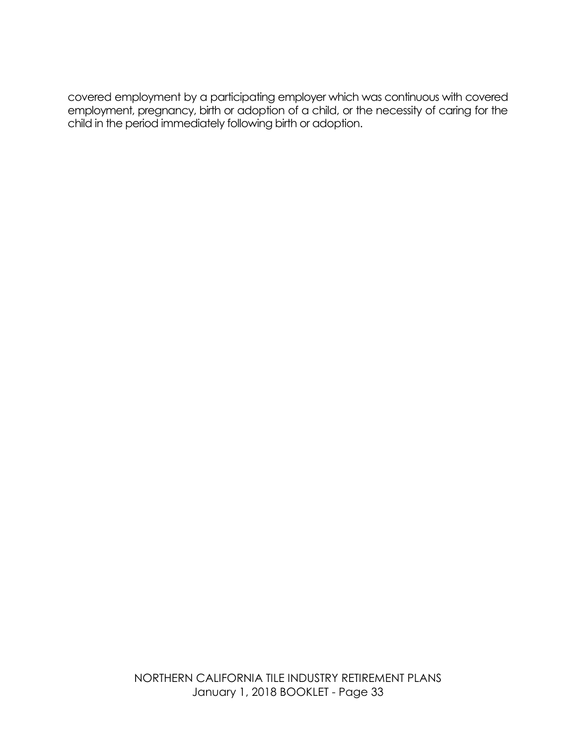covered employment by a participating employer which was continuous with covered employment, pregnancy, birth or adoption of a child, or the necessity of caring for the child in the period immediately following birth or adoption.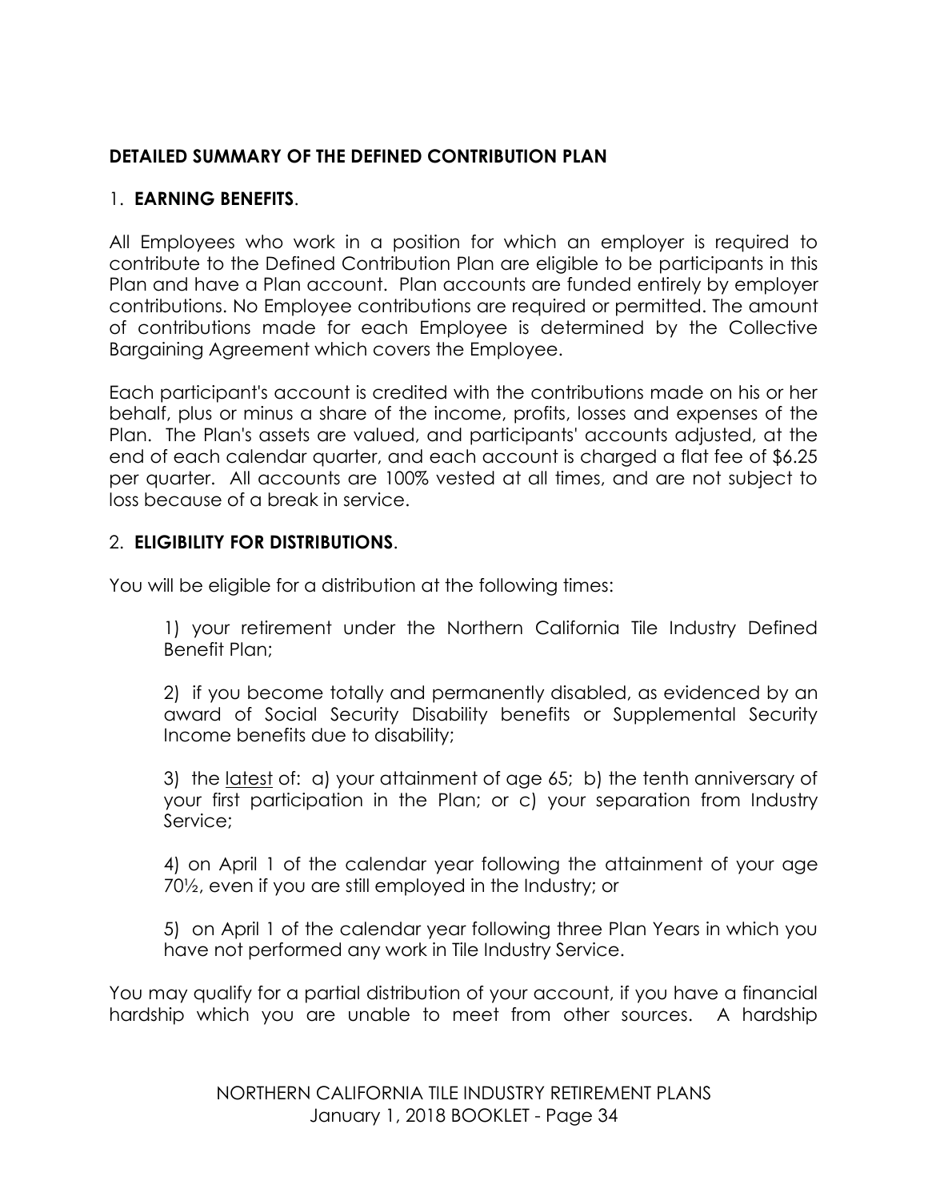## DETAILED SUMMARY OF THE DEFINED CONTRIBUTION PLAN

### 1. **EARNING BENEFITS**.

All Employees who work in a position for which an employer is required to contribute to the Defined Contribution Plan are eligible to be participants in this Plan and have a Plan account. Plan accounts are funded entirely by employer contributions. No Employee contributions are required or permitted. The amount of contributions made for each Employee is determined by the Collective Bargaining Agreement which covers the Employee.

Each participant's account is credited with the contributions made on his or her behalf, plus or minus a share of the income, profits, losses and expenses of the Plan. The Plan's assets are valued, and participants' accounts adjusted, at the end of each calendar quarter, and each account is charged a flat fee of $6.25 per quarter. All accounts are 100% vested at all times, and are not subject to loss because of a break in service.

### 2. **ELIGIBILITY FOR DISTRIBUTIONS**.

You will be eligible for a distribution at the following times:

1) your retirement under the Northern California Tile Industry Defined Benefit Plan;

2) if you become totally and permanently disabled, as evidenced by an award of Social Security Disability benefits or Supplemental Security Income benefits due to disability;

3) the <u>latest</u> of: a) your attainment of age 65; b) the tenth anniversary of your first participation in the Plan; or c) your separation from Industry Service;

4) on April 1 of the calendar year following the attainment of your age 70½, even if you are still employed in the Industry; or

5) on April 1 of the calendar year following three Plan Years in which you have not performed any work in Tile Industry Service.

You may qualify for a partial distribution of your account, if you have a financial hardship which you are unable to meet from other sources. A hardship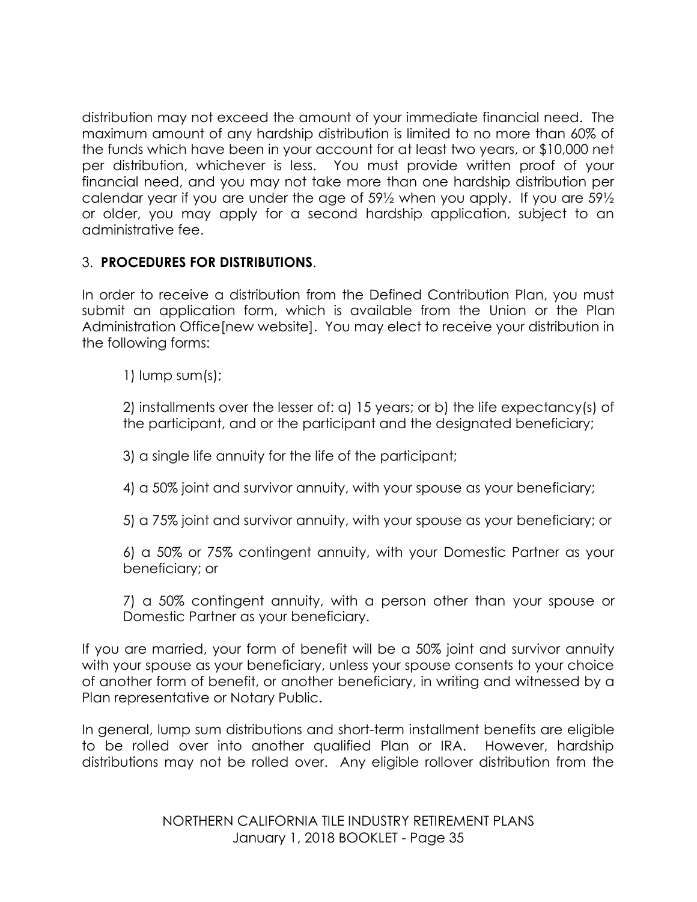distribution may not exceed the amount of your immediate financial need. The maximum amount of any hardship distribution is limited to no more than 60% of the funds which have been in your account for at least two years, or $10,000 net per distribution, whichever is less. You must provide written proof of your financial need, and you may not take more than one hardship distribution per calendar year if you are under the age of 59½ when you apply. If you are 59½ or older, you may apply for a second hardship application, subject to an administrative fee.

3. **PROCEDURES FOR DISTRIBUTIONS**.

In order to receive a distribution from the Defined Contribution Plan, you must submit an application form, which is available from the Union or the Plan Administration Office[new website]. You may elect to receive your distribution in the following forms:

1) lump sum(s);

2) installments over the lesser of: a) 15 years; or b) the life expectancy(s) of the participant, and or the participant and the designated beneficiary;

3) a single life annuity for the life of the participant;

4) a 50% joint and survivor annuity, with your spouse as your beneficiary;

5) a 75% joint and survivor annuity, with your spouse as your beneficiary; or

6) a 50% or 75% contingent annuity, with your Domestic Partner as your beneficiary; or

7) a 50% contingent annuity, with a person other than your spouse or Domestic Partner as your beneficiary.

If you are married, your form of benefit will be a 50% joint and survivor annuity with your spouse as your beneficiary, unless your spouse consents to your choice of another form of benefit, or another beneficiary, in writing and witnessed by a Plan representative or Notary Public.

In general, lump sum distributions and short-term installment benefits are eligible to be rolled over into another qualified Plan or IRA. However, hardship distributions may not be rolled over. Any eligible rollover distribution from the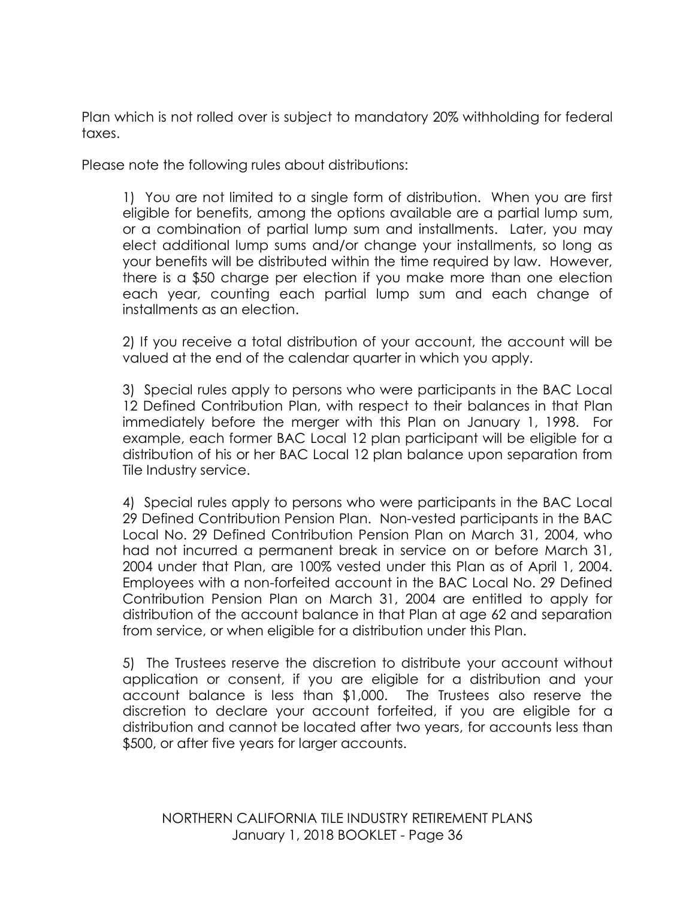Plan which is not rolled over is subject to mandatory 20% withholding for federal taxes.

Please note the following rules about distributions:

1) You are not limited to a single form of distribution. When you are first eligible for benefits, among the options available are a partial lump sum, or a combination of partial lump sum and installments. Later, you may elect additional lump sums and/or change your installments, so long as your benefits will be distributed within the time required by law. However, there is a $50 charge per election if you make more than one election each year, counting each partial lump sum and each change of installments as an election.

2) If you receive a total distribution of your account, the account will be valued at the end of the calendar quarter in which you apply.

3) Special rules apply to persons who were participants in the BAC Local 12 Defined Contribution Plan, with respect to their balances in that Plan immediately before the merger with this Plan on January 1, 1998. For example, each former BAC Local 12 plan participant will be eligible for a distribution of his or her BAC Local 12 plan balance upon separation from Tile Industry service.

4) Special rules apply to persons who were participants in the BAC Local 29 Defined Contribution Pension Plan. Non-vested participants in the BAC Local No. 29 Defined Contribution Pension Plan on March 31, 2004, who had not incurred a permanent break in service on or before March 31, 2004 under that Plan, are 100% vested under this Plan as of April 1, 2004. Employees with a non-forfeited account in the BAC Local No. 29 Defined Contribution Pension Plan on March 31, 2004 are entitled to apply for distribution of the account balance in that Plan at age 62 and separation from service, or when eligible for a distribution under this Plan.

5) The Trustees reserve the discretion to distribute your account without application or consent, if you are eligible for a distribution and your account balance is less than $1,000. The Trustees also reserve the discretion to declare your account forfeited, if you are eligible for a distribution and cannot be located after two years, for accounts less than $500, or after five years for larger accounts.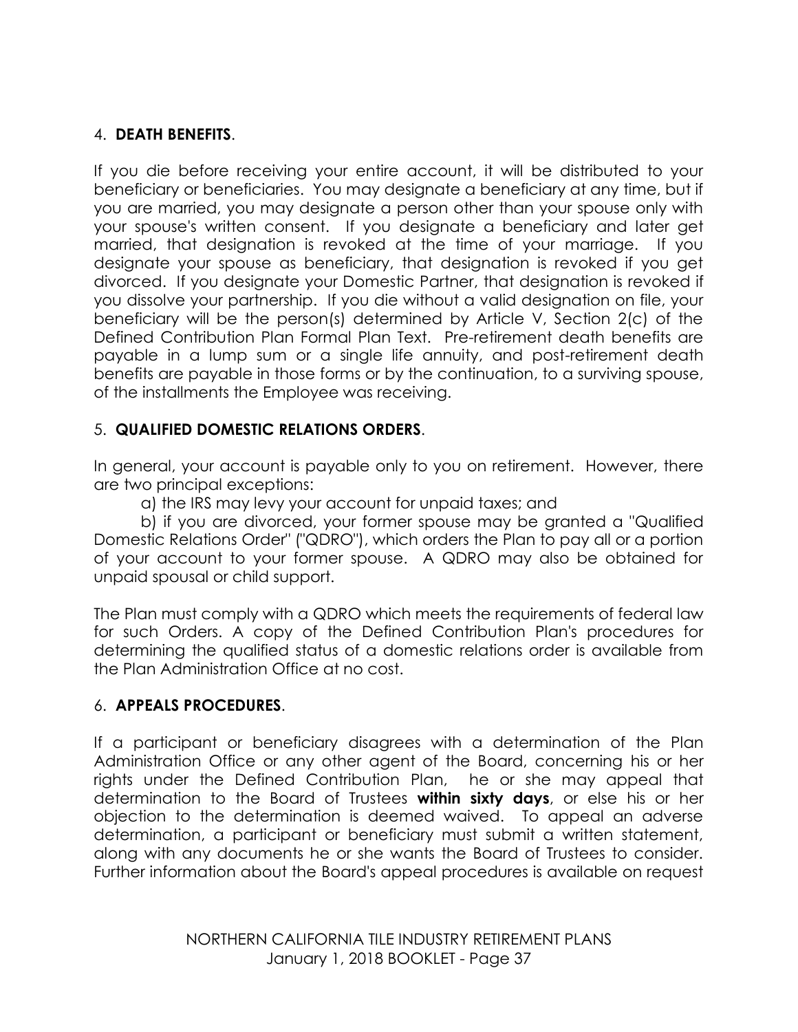## 4. **DEATH BENEFITS**.

If you die before receiving your entire account, it will be distributed to your beneficiary or beneficiaries. You may designate a beneficiary at any time, but if you are married, you may designate a person other than your spouse only with your spouse's written consent. If you designate a beneficiary and later get married, that designation is revoked at the time of your marriage. If you designate your spouse as beneficiary, that designation is revoked if you get divorced. If you designate your Domestic Partner, that designation is revoked if you dissolve your partnership. If you die without a valid designation on file, your beneficiary will be the person(s) determined by Article V, Section 2(c) of the Defined Contribution Plan Formal Plan Text. Pre-retirement death benefits are payable in a lump sum or a single life annuity, and post-retirement death benefits are payable in those forms or by the continuation, to a surviving spouse, of the installments the Employee was receiving.

## 5. **QUALIFIED DOMESTIC RELATIONS ORDERS**.

In general, your account is payable only to you on retirement. However, there are two principal exceptions:

a) the IRS may levy your account for unpaid taxes; and

b) if you are divorced, your former spouse may be granted a "Qualified Domestic Relations Order" ("QDRO"), which orders the Plan to pay all or a portion of your account to your former spouse. A QDRO may also be obtained for unpaid spousal or child support.

The Plan must comply with a QDRO which meets the requirements of federal law for such Orders. A copy of the Defined Contribution Plan's procedures for determining the qualified status of a domestic relations order is available from the Plan Administration Office at no cost.

## 6. **APPEALS PROCEDURES**.

If a participant or beneficiary disagrees with a determination of the Plan Administration Office or any other agent of the Board, concerning his or her rights under the Defined Contribution Plan, he or she may appeal that determination to the Board of Trustees **within sixty days**, or else his or her objection to the determination is deemed waived. To appeal an adverse determination, a participant or beneficiary must submit a written statement, along with any documents he or she wants the Board of Trustees to consider. Further information about the Board's appeal procedures is available on request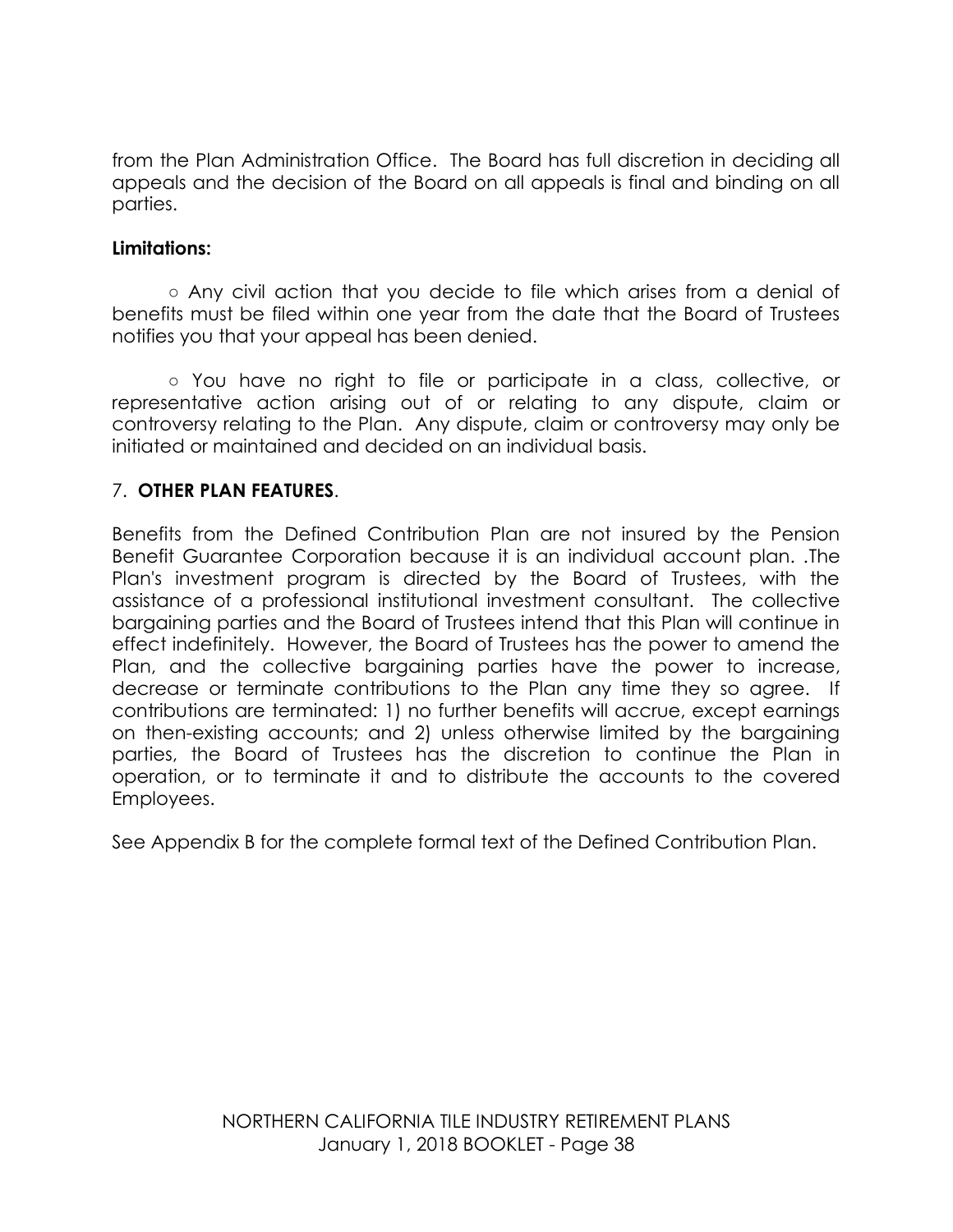from the Plan Administration Office. The Board has full discretion in deciding all appeals and the decision of the Board on all appeals is final and binding on all parties.

**Limitations:**

- Any civil action that you decide to file which arises from a denial of benefits must be filed within one year from the date that the Board of Trustees notifies you that your appeal has been denied.

- You have no right to file or participate in a class, collective, or representative action arising out of or relating to any dispute, claim or controversy relating to the Plan. Any dispute, claim or controversy may only be initiated or maintained and decided on an individual basis.

7. **OTHER PLAN FEATURES**.

Benefits from the Defined Contribution Plan are not insured by the Pension Benefit Guarantee Corporation because it is an individual account plan. .The Plan's investment program is directed by the Board of Trustees, with the assistance of a professional institutional investment consultant. The collective bargaining parties and the Board of Trustees intend that this Plan will continue in effect indefinitely. However, the Board of Trustees has the power to amend the Plan, and the collective bargaining parties have the power to increase, decrease or terminate contributions to the Plan any time they so agree. If contributions are terminated: 1) no further benefits will accrue, except earnings on then-existing accounts; and 2) unless otherwise limited by the bargaining parties, the Board of Trustees has the discretion to continue the Plan in operation, or to terminate it and to distribute the accounts to the covered Employees.

See Appendix B for the complete formal text of the Defined Contribution Plan.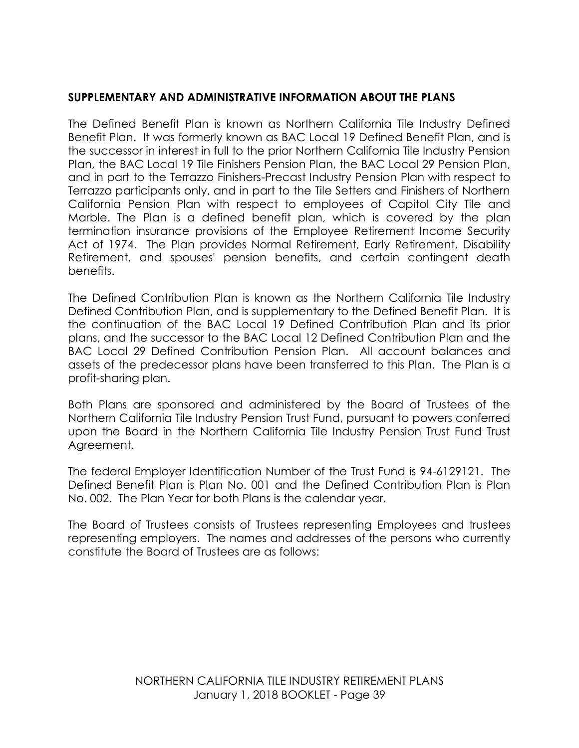## SUPPLEMENTARY AND ADMINISTRATIVE INFORMATION ABOUT THE PLANS

The Defined Benefit Plan is known as Northern California Tile Industry Defined Benefit Plan. It was formerly known as BAC Local 19 Defined Benefit Plan, and is the successor in interest in full to the prior Northern California Tile Industry Pension Plan, the BAC Local 19 Tile Finishers Pension Plan, the BAC Local 29 Pension Plan, and in part to the Terrazzo Finishers-Precast Industry Pension Plan with respect to Terrazzo participants only, and in part to the Tile Setters and Finishers of Northern California Pension Plan with respect to employees of Capitol City Tile and Marble. The Plan is a defined benefit plan, which is covered by the plan termination insurance provisions of the Employee Retirement Income Security Act of 1974. The Plan provides Normal Retirement, Early Retirement, Disability Retirement, and spouses' pension benefits, and certain contingent death benefits.

The Defined Contribution Plan is known as the Northern California Tile Industry Defined Contribution Plan, and is supplementary to the Defined Benefit Plan. It is the continuation of the BAC Local 19 Defined Contribution Plan and its prior plans, and the successor to the BAC Local 12 Defined Contribution Plan and the BAC Local 29 Defined Contribution Pension Plan. All account balances and assets of the predecessor plans have been transferred to this Plan. The Plan is a profit-sharing plan.

Both Plans are sponsored and administered by the Board of Trustees of the Northern California Tile Industry Pension Trust Fund, pursuant to powers conferred upon the Board in the Northern California Tile Industry Pension Trust Fund Trust Agreement.

The federal Employer Identification Number of the Trust Fund is 94-6129121. The Defined Benefit Plan is Plan No. 001 and the Defined Contribution Plan is Plan No. 002. The Plan Year for both Plans is the calendar year.

The Board of Trustees consists of Trustees representing Employees and trustees representing employers. The names and addresses of the persons who currently constitute the Board of Trustees are as follows: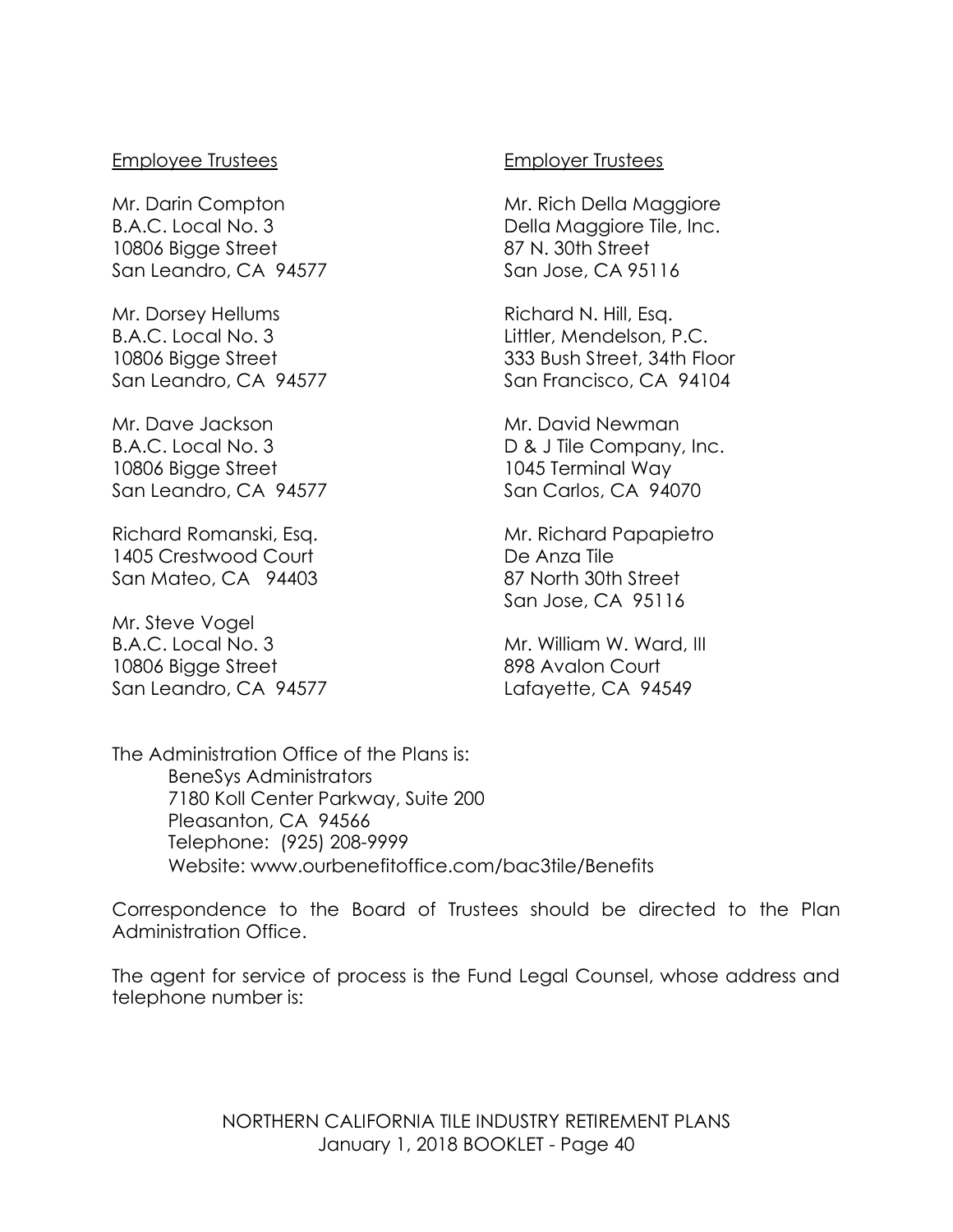Employee Trustees

Mr. Darin Compton
B.A.C. Local No. 3
10806 Bigge Street
San Leandro, CA 94577

Mr. Dorsey Hellums
B.A.C. Local No. 3
10806 Bigge Street
San Leandro, CA 94577

Mr. Dave Jackson
B.A.C. Local No. 3
10806 Bigge Street
San Leandro, CA 94577

Richard Romanski, Esq.
1405 Crestwood Court
San Mateo, CA 94403

Mr. Steve Vogel
B.A.C. Local No. 3
10806 Bigge Street
San Leandro, CA 94577

Employer Trustees

Mr. Rich Della Maggiore
Della Maggiore Tile, Inc.
87 N. 30th Street
San Jose, CA 95116

Richard N. Hill, Esq.
Littler, Mendelson, P.C.
333 Bush Street, 34th Floor
San Francisco, CA 94104

Mr. David Newman
D & J Tile Company, Inc.
1045 Terminal Way
San Carlos, CA 94070

Mr. Richard Papapietro
De Anza Tile
87 North 30th Street
San Jose, CA 95116

Mr. William W. Ward, III
898 Avalon Court
Lafayette, CA 94549

The Administration Office of the Plans is:

BeneSys Administrators
7180 Koll Center Parkway, Suite 200
Pleasanton, CA 94566
Telephone: (925) 208-9999
Website: www.ourbenefitoffice.com/bac3tile/Benefits

Correspondence to the Board of Trustees should be directed to the Plan Administration Office.

The agent for service of process is the Fund Legal Counsel, whose address and telephone number is: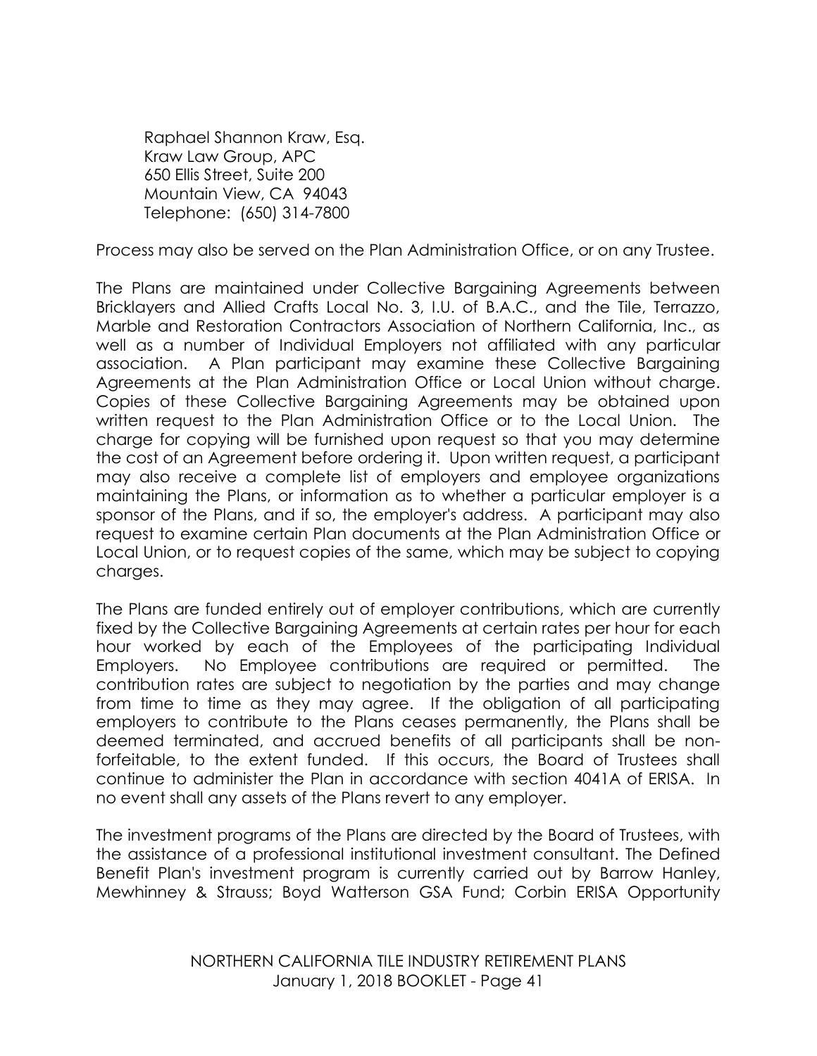Raphael Shannon Kraw, Esq.
Kraw Law Group, APC
650 Ellis Street, Suite 200
Mountain View, CA 94043
Telephone: (650) 314-7800

Process may also be served on the Plan Administration Office, or on any Trustee.

The Plans are maintained under Collective Bargaining Agreements between Bricklayers and Allied Crafts Local No. 3, I.U. of B.A.C., and the Tile, Terrazzo, Marble and Restoration Contractors Association of Northern California, Inc., as well as a number of Individual Employers not affiliated with any particular association. A Plan participant may examine these Collective Bargaining Agreements at the Plan Administration Office or Local Union without charge. Copies of these Collective Bargaining Agreements may be obtained upon written request to the Plan Administration Office or to the Local Union. The charge for copying will be furnished upon request so that you may determine the cost of an Agreement before ordering it. Upon written request, a participant may also receive a complete list of employers and employee organizations maintaining the Plans, or information as to whether a particular employer is a sponsor of the Plans, and if so, the employer's address. A participant may also request to examine certain Plan documents at the Plan Administration Office or Local Union, or to request copies of the same, which may be subject to copying charges.

The Plans are funded entirely out of employer contributions, which are currently fixed by the Collective Bargaining Agreements at certain rates per hour for each hour worked by each of the Employees of the participating Individual Employers. No Employee contributions are required or permitted. The contribution rates are subject to negotiation by the parties and may change from time to time as they may agree. If the obligation of all participating employers to contribute to the Plans ceases permanently, the Plans shall be deemed terminated, and accrued benefits of all participants shall be non-forfeitable, to the extent funded. If this occurs, the Board of Trustees shall continue to administer the Plan in accordance with section 4041A of ERISA. In no event shall any assets of the Plans revert to any employer.

The investment programs of the Plans are directed by the Board of Trustees, with the assistance of a professional institutional investment consultant. The Defined Benefit Plan's investment program is currently carried out by Barrow Hanley, Mewhinney & Strauss; Boyd Watterson GSA Fund; Corbin ERISA Opportunity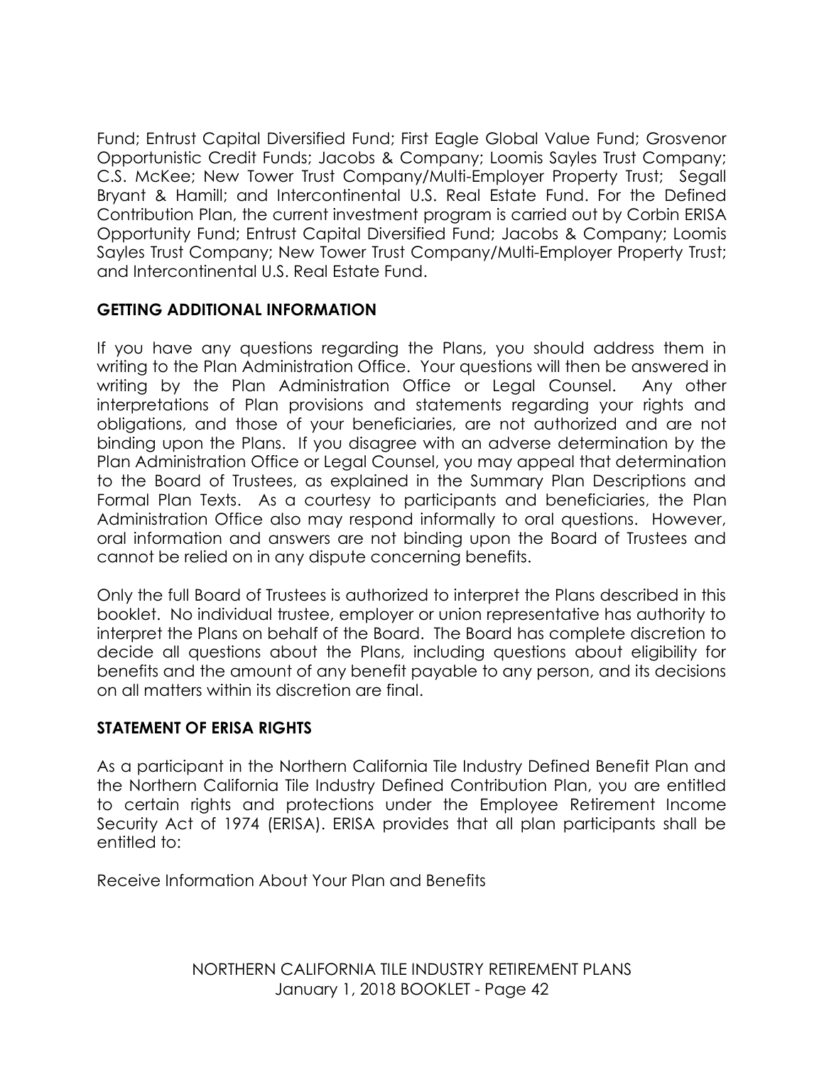Fund; Entrust Capital Diversified Fund; First Eagle Global Value Fund; Grosvenor Opportunistic Credit Funds; Jacobs & Company; Loomis Sayles Trust Company; C.S. McKee; New Tower Trust Company/Multi-Employer Property Trust; Segall Bryant & Hamill; and Intercontinental U.S. Real Estate Fund. For the Defined Contribution Plan, the current investment program is carried out by Corbin ERISA Opportunity Fund; Entrust Capital Diversified Fund; Jacobs & Company; Loomis Sayles Trust Company; New Tower Trust Company/Multi-Employer Property Trust; and Intercontinental U.S. Real Estate Fund.

## GETTING ADDITIONAL INFORMATION

If you have any questions regarding the Plans, you should address them in writing to the Plan Administration Office. Your questions will then be answered in writing by the Plan Administration Office or Legal Counsel. Any other interpretations of Plan provisions and statements regarding your rights and obligations, and those of your beneficiaries, are not authorized and are not binding upon the Plans. If you disagree with an adverse determination by the Plan Administration Office or Legal Counsel, you may appeal that determination to the Board of Trustees, as explained in the Summary Plan Descriptions and Formal Plan Texts. As a courtesy to participants and beneficiaries, the Plan Administration Office also may respond informally to oral questions. However, oral information and answers are not binding upon the Board of Trustees and cannot be relied on in any dispute concerning benefits.

Only the full Board of Trustees is authorized to interpret the Plans described in this booklet. No individual trustee, employer or union representative has authority to interpret the Plans on behalf of the Board. The Board has complete discretion to decide all questions about the Plans, including questions about eligibility for benefits and the amount of any benefit payable to any person, and its decisions on all matters within its discretion are final.

## STATEMENT OF ERISA RIGHTS

As a participant in the Northern California Tile Industry Defined Benefit Plan and the Northern California Tile Industry Defined Contribution Plan, you are entitled to certain rights and protections under the Employee Retirement Income Security Act of 1974 (ERISA). ERISA provides that all plan participants shall be entitled to:

Receive Information About Your Plan and Benefits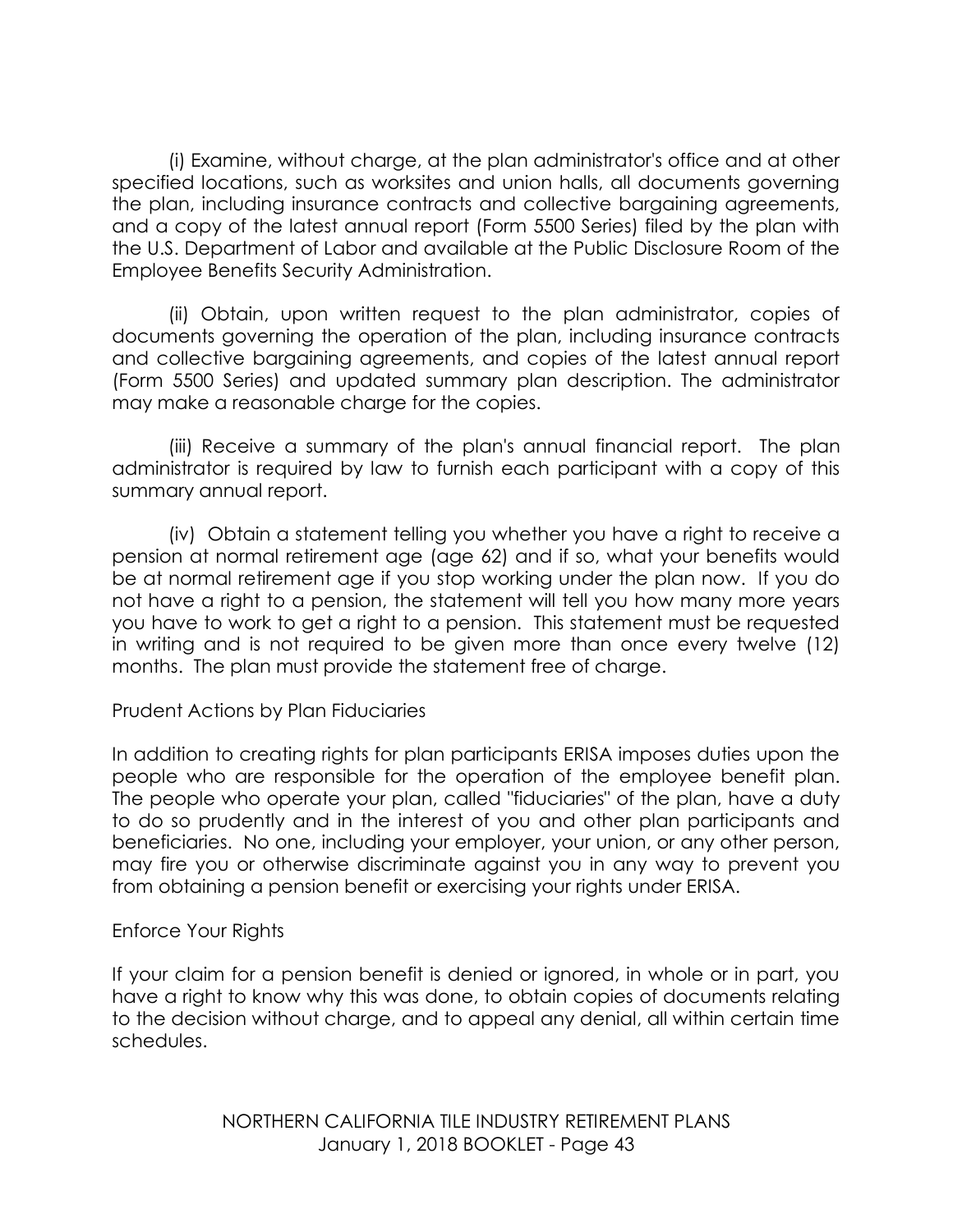(i) Examine, without charge, at the plan administrator's office and at other specified locations, such as worksites and union halls, all documents governing the plan, including insurance contracts and collective bargaining agreements, and a copy of the latest annual report (Form 5500 Series) filed by the plan with the U.S. Department of Labor and available at the Public Disclosure Room of the Employee Benefits Security Administration.

(ii) Obtain, upon written request to the plan administrator, copies of documents governing the operation of the plan, including insurance contracts and collective bargaining agreements, and copies of the latest annual report (Form 5500 Series) and updated summary plan description. The administrator may make a reasonable charge for the copies.

(iii) Receive a summary of the plan's annual financial report. The plan administrator is required by law to furnish each participant with a copy of this summary annual report.

(iv) Obtain a statement telling you whether you have a right to receive a pension at normal retirement age (age 62) and if so, what your benefits would be at normal retirement age if you stop working under the plan now. If you do not have a right to a pension, the statement will tell you how many more years you have to work to get a right to a pension. This statement must be requested in writing and is not required to be given more than once every twelve (12) months. The plan must provide the statement free of charge.

Prudent Actions by Plan Fiduciaries

In addition to creating rights for plan participants ERISA imposes duties upon the people who are responsible for the operation of the employee benefit plan. The people who operate your plan, called "fiduciaries" of the plan, have a duty to do so prudently and in the interest of you and other plan participants and beneficiaries. No one, including your employer, your union, or any other person, may fire you or otherwise discriminate against you in any way to prevent you from obtaining a pension benefit or exercising your rights under ERISA.

Enforce Your Rights

If your claim for a pension benefit is denied or ignored, in whole or in part, you have a right to know why this was done, to obtain copies of documents relating to the decision without charge, and to appeal any denial, all within certain time schedules.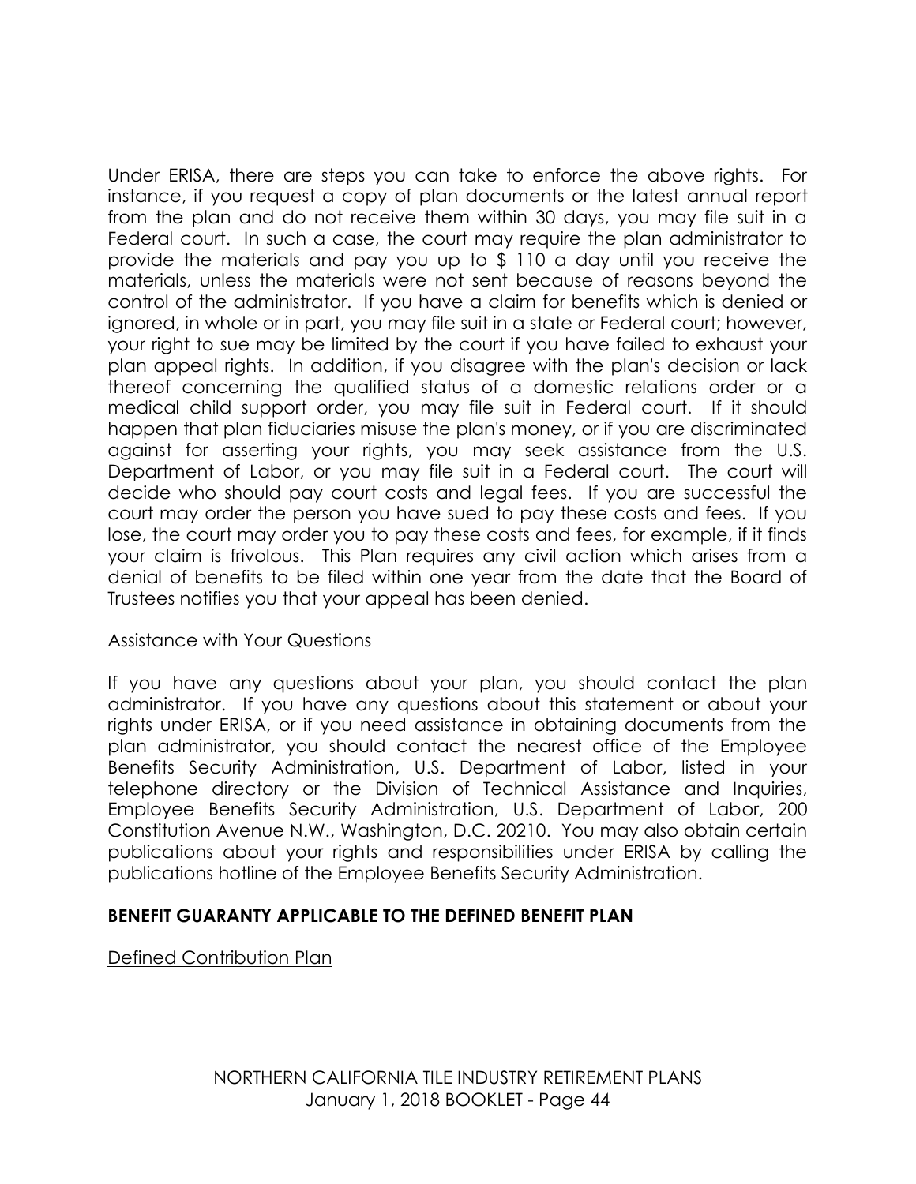Under ERISA, there are steps you can take to enforce the above rights. For instance, if you request a copy of plan documents or the latest annual report from the plan and do not receive them within 30 days, you may file suit in a Federal court. In such a case, the court may require the plan administrator to provide the materials and pay you up to $ 110 a day until you receive the materials, unless the materials were not sent because of reasons beyond the control of the administrator. If you have a claim for benefits which is denied or ignored, in whole or in part, you may file suit in a state or Federal court; however, your right to sue may be limited by the court if you have failed to exhaust your plan appeal rights. In addition, if you disagree with the plan's decision or lack thereof concerning the qualified status of a domestic relations order or a medical child support order, you may file suit in Federal court. If it should happen that plan fiduciaries misuse the plan's money, or if you are discriminated against for asserting your rights, you may seek assistance from the U.S. Department of Labor, or you may file suit in a Federal court. The court will decide who should pay court costs and legal fees. If you are successful the court may order the person you have sued to pay these costs and fees. If you lose, the court may order you to pay these costs and fees, for example, if it finds your claim is frivolous. This Plan requires any civil action which arises from a denial of benefits to be filed within one year from the date that the Board of Trustees notifies you that your appeal has been denied.

Assistance with Your Questions

If you have any questions about your plan, you should contact the plan administrator. If you have any questions about this statement or about your rights under ERISA, or if you need assistance in obtaining documents from the plan administrator, you should contact the nearest office of the Employee Benefits Security Administration, U.S. Department of Labor, listed in your telephone directory or the Division of Technical Assistance and Inquiries, Employee Benefits Security Administration, U.S. Department of Labor, 200 Constitution Avenue N.W., Washington, D.C. 20210. You may also obtain certain publications about your rights and responsibilities under ERISA by calling the publications hotline of the Employee Benefits Security Administration.

**BENEFIT GUARANTY APPLICABLE TO THE DEFINED BENEFIT PLAN**

Defined Contribution Plan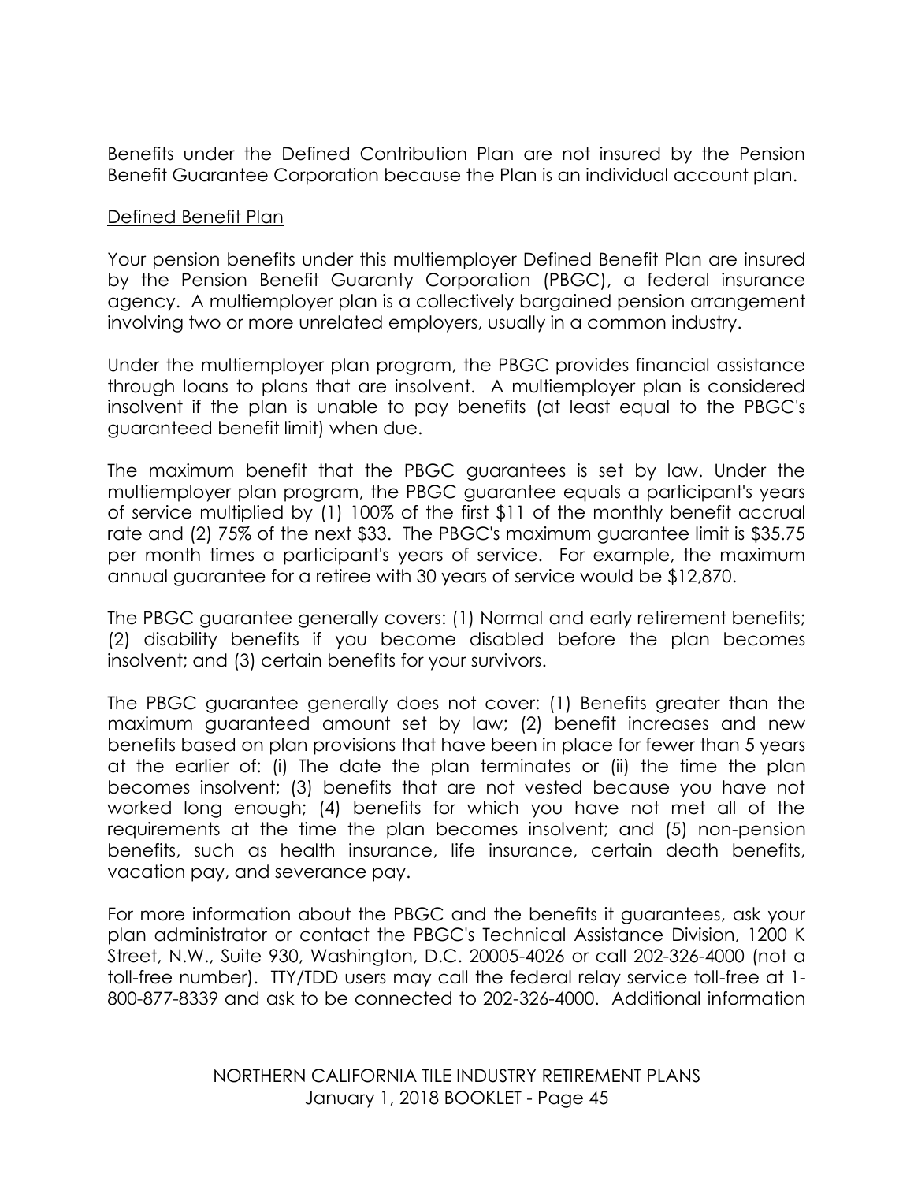Benefits under the Defined Contribution Plan are not insured by the Pension Benefit Guarantee Corporation because the Plan is an individual account plan.

Defined Benefit Plan

Your pension benefits under this multiemployer Defined Benefit Plan are insured by the Pension Benefit Guaranty Corporation (PBGC), a federal insurance agency. A multiemployer plan is a collectively bargained pension arrangement involving two or more unrelated employers, usually in a common industry.

Under the multiemployer plan program, the PBGC provides financial assistance through loans to plans that are insolvent. A multiemployer plan is considered insolvent if the plan is unable to pay benefits (at least equal to the PBGC's guaranteed benefit limit) when due.

The maximum benefit that the PBGC guarantees is set by law. Under the multiemployer plan program, the PBGC guarantee equals a participant's years of service multiplied by (1) 100% of the first $11 of the monthly benefit accrual rate and (2) 75% of the next $33. The PBGC's maximum guarantee limit is $35.75 per month times a participant's years of service. For example, the maximum annual guarantee for a retiree with 30 years of service would be $12,870.

The PBGC guarantee generally covers: (1) Normal and early retirement benefits; (2) disability benefits if you become disabled before the plan becomes insolvent; and (3) certain benefits for your survivors.

The PBGC guarantee generally does not cover: (1) Benefits greater than the maximum guaranteed amount set by law; (2) benefit increases and new benefits based on plan provisions that have been in place for fewer than 5 years at the earlier of: (i) The date the plan terminates or (ii) the time the plan becomes insolvent; (3) benefits that are not vested because you have not worked long enough; (4) benefits for which you have not met all of the requirements at the time the plan becomes insolvent; and (5) non-pension benefits, such as health insurance, life insurance, certain death benefits, vacation pay, and severance pay.

For more information about the PBGC and the benefits it guarantees, ask your plan administrator or contact the PBGC's Technical Assistance Division, 1200 K Street, N.W., Suite 930, Washington, D.C. 20005-4026 or call 202-326-4000 (not a toll-free number). TTY/TDD users may call the federal relay service toll-free at 1-800-877-8339 and ask to be connected to 202-326-4000. Additional information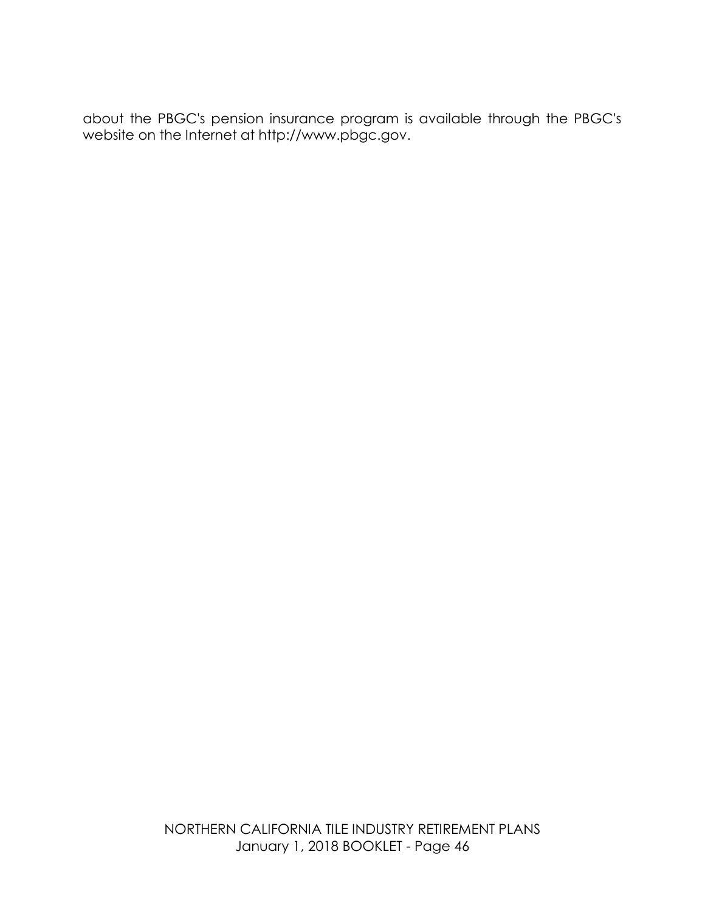about the PBGC's pension insurance program is available through the PBGC's website on the Internet at http://www.pbgc.gov.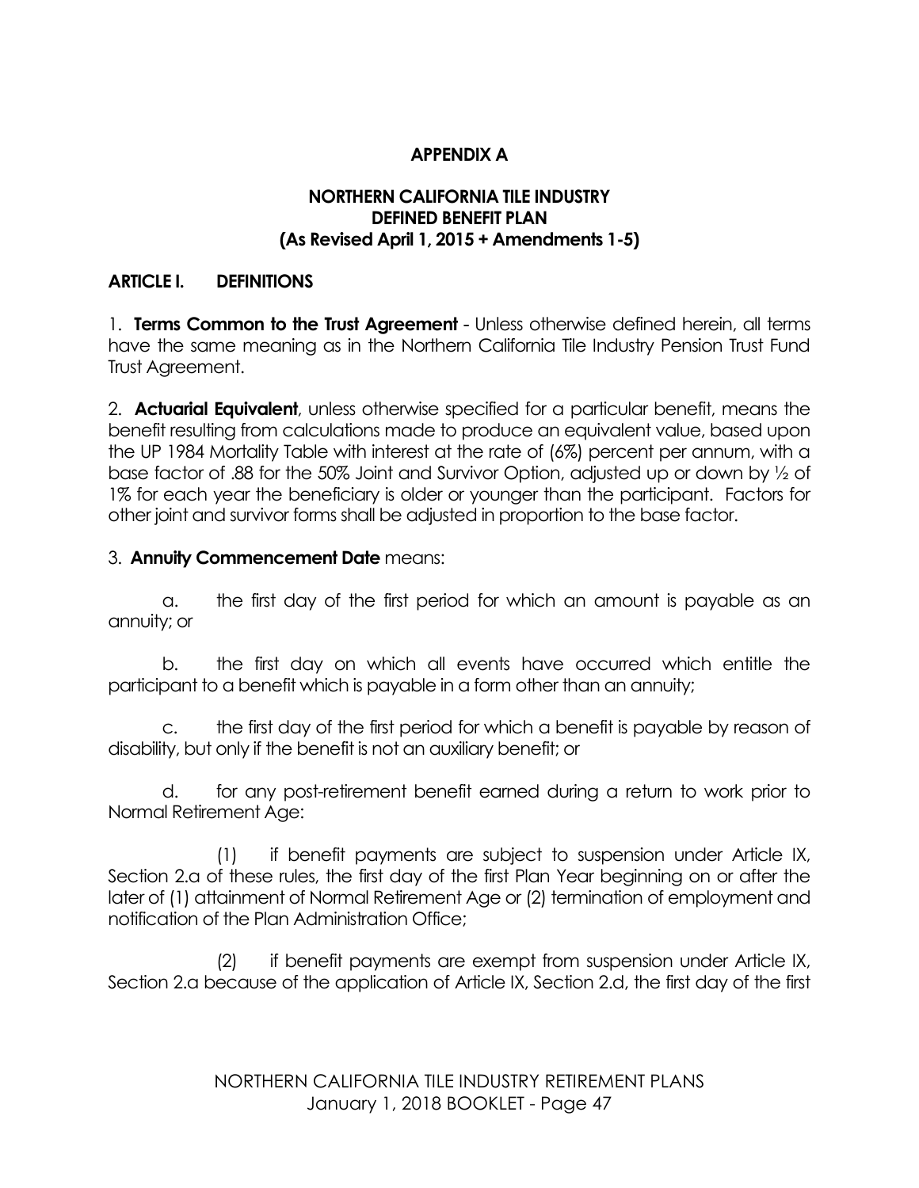## APPENDIX A

## NORTHERN CALIFORNIA TILE INDUSTRY DEFINED BENEFIT PLAN (As Revised April 1, 2015 + Amendments 1-5)

### ARTICLE I. DEFINITIONS

1. **Terms Common to the Trust Agreement** - Unless otherwise defined herein, all terms have the same meaning as in the Northern California Tile Industry Pension Trust Fund Trust Agreement.

2. **Actuarial Equivalent**, unless otherwise specified for a particular benefit, means the benefit resulting from calculations made to produce an equivalent value, based upon the UP 1984 Mortality Table with interest at the rate of (6%) percent per annum, with a base factor of .88 for the 50% Joint and Survivor Option, adjusted up or down by ½ of 1% for each year the beneficiary is older or younger than the participant. Factors for other joint and survivor forms shall be adjusted in proportion to the base factor.

3. **Annuity Commencement Date** means:

a. the first day of the first period for which an amount is payable as an annuity; or

b. the first day on which all events have occurred which entitle the participant to a benefit which is payable in a form other than an annuity;

c. the first day of the first period for which a benefit is payable by reason of disability, but only if the benefit is not an auxiliary benefit; or

d. for any post-retirement benefit earned during a return to work prior to Normal Retirement Age:

(1) if benefit payments are subject to suspension under Article IX, Section 2.a of these rules, the first day of the first Plan Year beginning on or after the later of (1) attainment of Normal Retirement Age or (2) termination of employment and notification of the Plan Administration Office;

(2) if benefit payments are exempt from suspension under Article IX, Section 2.a because of the application of Article IX, Section 2.d, the first day of the first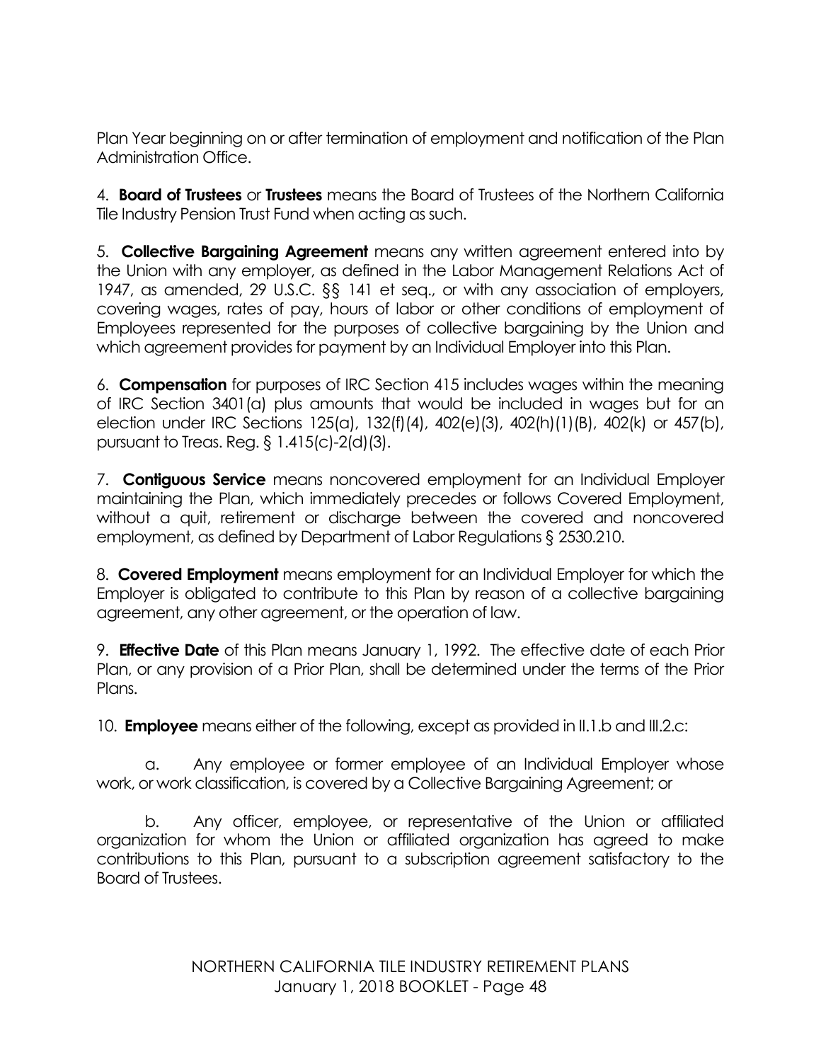Plan Year beginning on or after termination of employment and notification of the Plan Administration Office.

4. **Board of Trustees** or **Trustees** means the Board of Trustees of the Northern California Tile Industry Pension Trust Fund when acting as such.

5. **Collective Bargaining Agreement** means any written agreement entered into by the Union with any employer, as defined in the Labor Management Relations Act of 1947, as amended, 29 U.S.C. §§ 141 et seq., or with any association of employers, covering wages, rates of pay, hours of labor or other conditions of employment of Employees represented for the purposes of collective bargaining by the Union and which agreement provides for payment by an Individual Employer into this Plan.

6. **Compensation** for purposes of IRC Section 415 includes wages within the meaning of IRC Section 3401(a) plus amounts that would be included in wages but for an election under IRC Sections 125(a), 132(f)(4), 402(e)(3), 402(h)(1)(B), 402(k) or 457(b), pursuant to Treas. Reg. § 1.415(c)-2(d)(3).

7. **Contiguous Service** means noncovered employment for an Individual Employer maintaining the Plan, which immediately precedes or follows Covered Employment, without a quit, retirement or discharge between the covered and noncovered employment, as defined by Department of Labor Regulations § 2530.210.

8. **Covered Employment** means employment for an Individual Employer for which the Employer is obligated to contribute to this Plan by reason of a collective bargaining agreement, any other agreement, or the operation of law.

9. **Effective Date** of this Plan means January 1, 1992. The effective date of each Prior Plan, or any provision of a Prior Plan, shall be determined under the terms of the Prior Plans.

10. **Employee** means either of the following, except as provided in II.1.b and III.2.c:

a. Any employee or former employee of an Individual Employer whose work, or work classification, is covered by a Collective Bargaining Agreement; or

b. Any officer, employee, or representative of the Union or affiliated organization for whom the Union or affiliated organization has agreed to make contributions to this Plan, pursuant to a subscription agreement satisfactory to the Board of Trustees.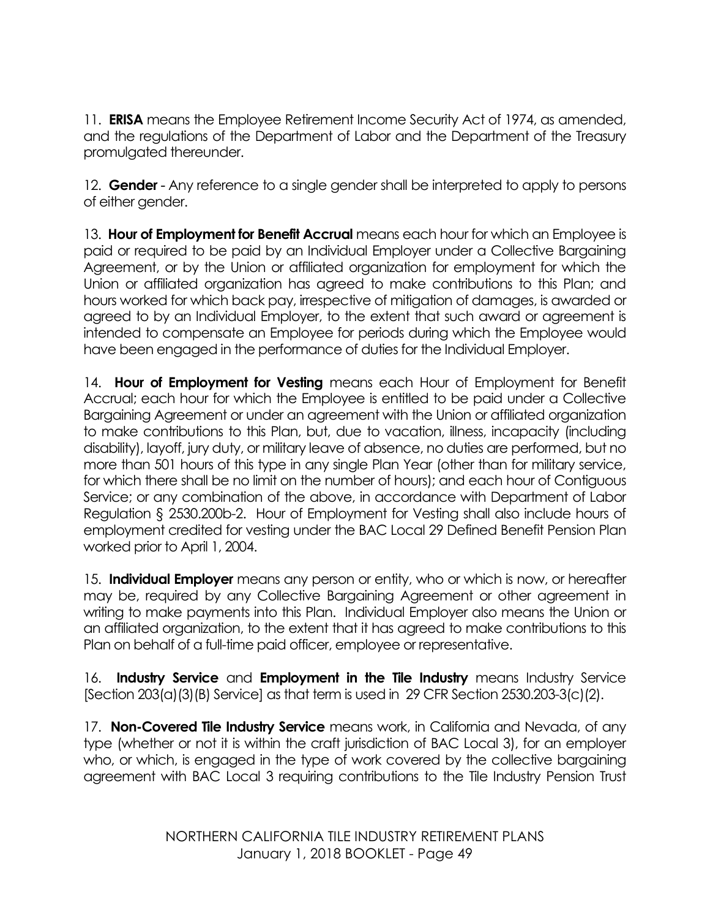11. **ERISA** means the Employee Retirement Income Security Act of 1974, as amended, and the regulations of the Department of Labor and the Department of the Treasury promulgated thereunder.

12. **Gender** - Any reference to a single gender shall be interpreted to apply to persons of either gender.

13. **Hour of Employment for Benefit Accrual** means each hour for which an Employee is paid or required to be paid by an Individual Employer under a Collective Bargaining Agreement, or by the Union or affiliated organization for employment for which the Union or affiliated organization has agreed to make contributions to this Plan; and hours worked for which back pay, irrespective of mitigation of damages, is awarded or agreed to by an Individual Employer, to the extent that such award or agreement is intended to compensate an Employee for periods during which the Employee would have been engaged in the performance of duties for the Individual Employer.

14. **Hour of Employment for Vesting** means each Hour of Employment for Benefit Accrual; each hour for which the Employee is entitled to be paid under a Collective Bargaining Agreement or under an agreement with the Union or affiliated organization to make contributions to this Plan, but, due to vacation, illness, incapacity (including disability), layoff, jury duty, or military leave of absence, no duties are performed, but no more than 501 hours of this type in any single Plan Year (other than for military service, for which there shall be no limit on the number of hours); and each hour of Contiguous Service; or any combination of the above, in accordance with Department of Labor Regulation § 2530.200b-2. Hour of Employment for Vesting shall also include hours of employment credited for vesting under the BAC Local 29 Defined Benefit Pension Plan worked prior to April 1, 2004.

15. **Individual Employer** means any person or entity, who or which is now, or hereafter may be, required by any Collective Bargaining Agreement or other agreement in writing to make payments into this Plan. Individual Employer also means the Union or an affiliated organization, to the extent that it has agreed to make contributions to this Plan on behalf of a full-time paid officer, employee or representative.

16. **Industry Service** and **Employment in the Tile Industry** means Industry Service [Section 203(a)(3)(B) Service] as that term is used in 29 CFR Section 2530.203-3(c)(2).

17. **Non-Covered Tile Industry Service** means work, in California and Nevada, of any type (whether or not it is within the craft jurisdiction of BAC Local 3), for an employer who, or which, is engaged in the type of work covered by the collective bargaining agreement with BAC Local 3 requiring contributions to the Tile Industry Pension Trust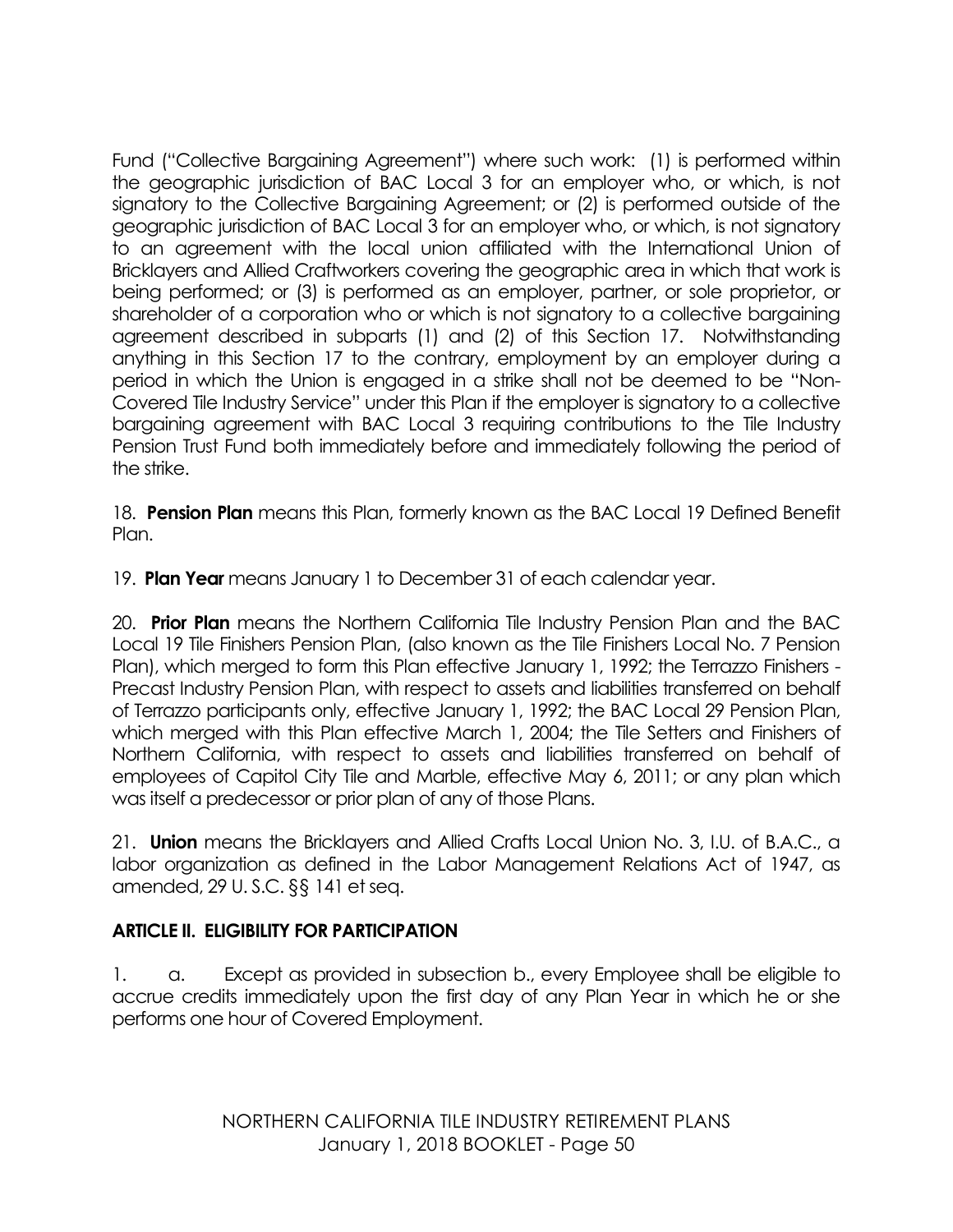Fund ("Collective Bargaining Agreement") where such work: (1) is performed within the geographic jurisdiction of BAC Local 3 for an employer who, or which, is not signatory to the Collective Bargaining Agreement; or (2) is performed outside of the geographic jurisdiction of BAC Local 3 for an employer who, or which, is not signatory to an agreement with the local union affiliated with the International Union of Bricklayers and Allied Craftworkers covering the geographic area in which that work is being performed; or (3) is performed as an employer, partner, or sole proprietor, or shareholder of a corporation who or which is not signatory to a collective bargaining agreement described in subparts (1) and (2) of this Section 17. Notwithstanding anything in this Section 17 to the contrary, employment by an employer during a period in which the Union is engaged in a strike shall not be deemed to be "Non-Covered Tile Industry Service" under this Plan if the employer is signatory to a collective bargaining agreement with BAC Local 3 requiring contributions to the Tile Industry Pension Trust Fund both immediately before and immediately following the period of the strike.

18. **Pension Plan** means this Plan, formerly known as the BAC Local 19 Defined Benefit Plan.

19. **Plan Year** means January 1 to December 31 of each calendar year.

20. **Prior Plan** means the Northern California Tile Industry Pension Plan and the BAC Local 19 Tile Finishers Pension Plan, (also known as the Tile Finishers Local No. 7 Pension Plan), which merged to form this Plan effective January 1, 1992; the Terrazzo Finishers - Precast Industry Pension Plan, with respect to assets and liabilities transferred on behalf of Terrazzo participants only, effective January 1, 1992; the BAC Local 29 Pension Plan, which merged with this Plan effective March 1, 2004; the Tile Setters and Finishers of Northern California, with respect to assets and liabilities transferred on behalf of employees of Capitol City Tile and Marble, effective May 6, 2011; or any plan which was itself a predecessor or prior plan of any of those Plans.

21. **Union** means the Bricklayers and Allied Crafts Local Union No. 3, I.U. of B.A.C., a labor organization as defined in the Labor Management Relations Act of 1947, as amended, 29 U. S.C. §§ 141 et seq.

## ARTICLE II. ELIGIBILITY FOR PARTICIPATION

1. a. Except as provided in subsection b., every Employee shall be eligible to accrue credits immediately upon the first day of any Plan Year in which he or she performs one hour of Covered Employment.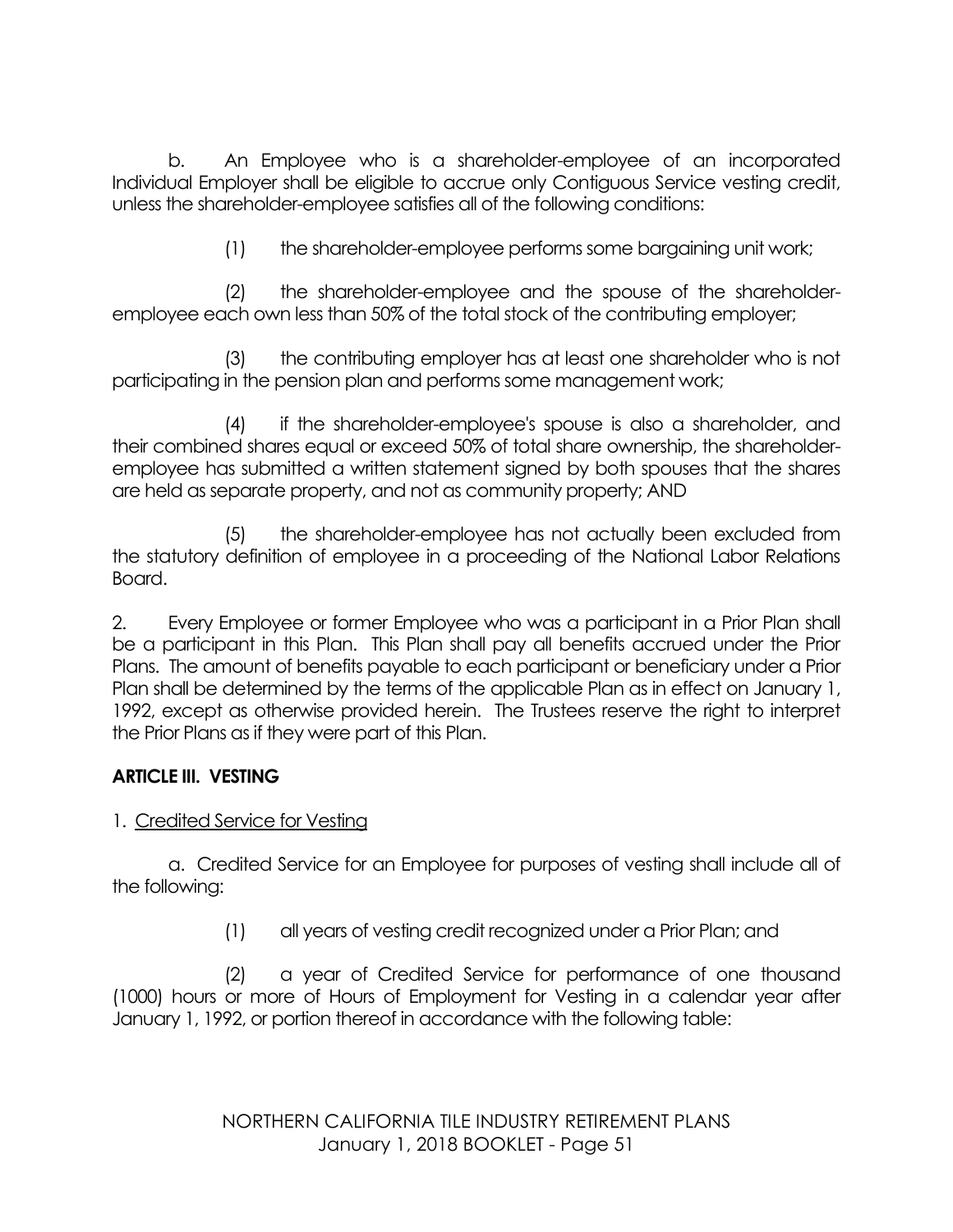b. An Employee who is a shareholder-employee of an incorporated Individual Employer shall be eligible to accrue only Contiguous Service vesting credit, unless the shareholder-employee satisfies all of the following conditions:

(1) the shareholder-employee performs some bargaining unit work;

(2) the shareholder-employee and the spouse of the shareholder-employee each own less than 50% of the total stock of the contributing employer;

(3) the contributing employer has at least one shareholder who is not participating in the pension plan and performs some management work;

(4) if the shareholder-employee's spouse is also a shareholder, and their combined shares equal or exceed 50% of total share ownership, the shareholder-employee has submitted a written statement signed by both spouses that the shares are held as separate property, and not as community property; AND

(5) the shareholder-employee has not actually been excluded from the statutory definition of employee in a proceeding of the National Labor Relations Board.

2. Every Employee or former Employee who was a participant in a Prior Plan shall be a participant in this Plan. This Plan shall pay all benefits accrued under the Prior Plans. The amount of benefits payable to each participant or beneficiary under a Prior Plan shall be determined by the terms of the applicable Plan as in effect on January 1, 1992, except as otherwise provided herein. The Trustees reserve the right to interpret the Prior Plans as if they were part of this Plan.

## ARTICLE III. VESTING

1. Credited Service for Vesting

a. Credited Service for an Employee for purposes of vesting shall include all of the following:

(1) all years of vesting credit recognized under a Prior Plan; and

(2) a year of Credited Service for performance of one thousand (1000) hours or more of Hours of Employment for Vesting in a calendar year after January 1, 1992, or portion thereof in accordance with the following table: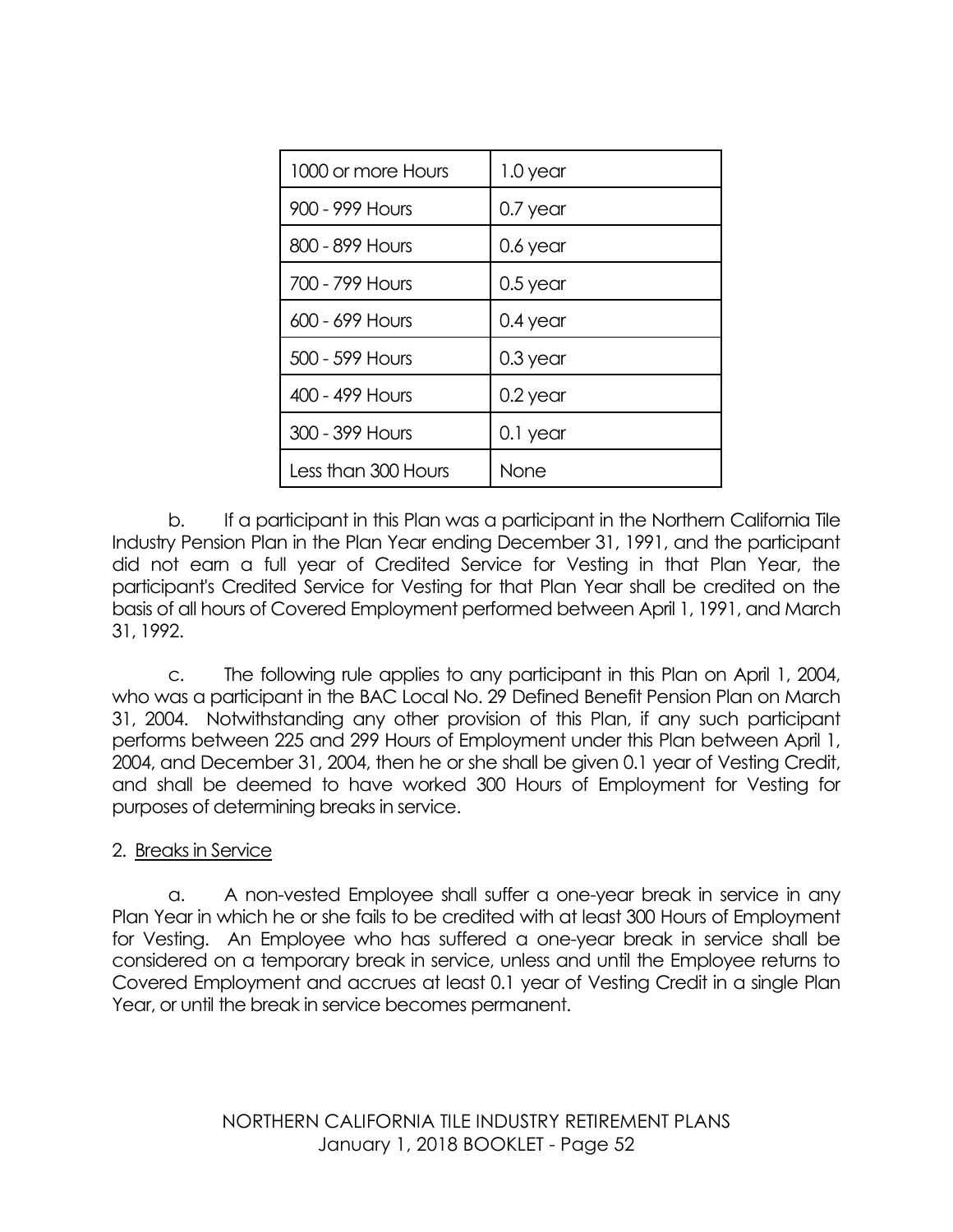| 1000 or more Hours | 1.0 year |
|---|---|
| 900 - 999 Hours | 0.7 year |
| 800 - 899 Hours | 0.6 year |
| 700 - 799 Hours | 0.5 year |
| 600 - 699 Hours | 0.4 year |
| 500 - 599 Hours | 0.3 year |
| 400 - 499 Hours | 0.2 year |
| 300 - 399 Hours | 0.1 year |
| Less than 300 Hours | None |

b. If a participant in this Plan was a participant in the Northern California Tile Industry Pension Plan in the Plan Year ending December 31, 1991, and the participant did not earn a full year of Credited Service for Vesting in that Plan Year, the participant's Credited Service for Vesting for that Plan Year shall be credited on the basis of all hours of Covered Employment performed between April 1, 1991, and March 31, 1992.

c. The following rule applies to any participant in this Plan on April 1, 2004, who was a participant in the BAC Local No. 29 Defined Benefit Pension Plan on March 31, 2004. Notwithstanding any other provision of this Plan, if any such participant performs between 225 and 299 Hours of Employment under this Plan between April 1, 2004, and December 31, 2004, then he or she shall be given 0.1 year of Vesting Credit, and shall be deemed to have worked 300 Hours of Employment for Vesting for purposes of determining breaks in service.

2. Breaks in Service

a. A non-vested Employee shall suffer a one-year break in service in any Plan Year in which he or she fails to be credited with at least 300 Hours of Employment for Vesting. An Employee who has suffered a one-year break in service shall be considered on a temporary break in service, unless and until the Employee returns to Covered Employment and accrues at least 0.1 year of Vesting Credit in a single Plan Year, or until the break in service becomes permanent.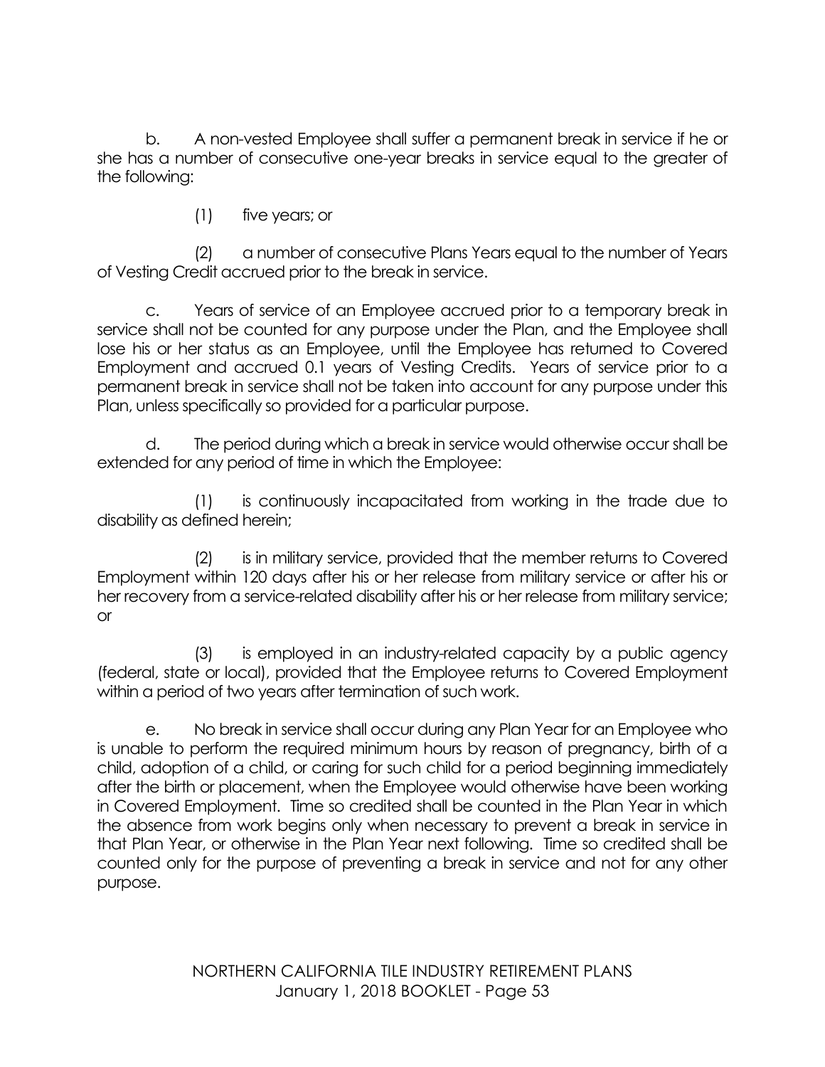b. A non-vested Employee shall suffer a permanent break in service if he or she has a number of consecutive one-year breaks in service equal to the greater of the following:

(1) five years; or

(2) a number of consecutive Plans Years equal to the number of Years of Vesting Credit accrued prior to the break in service.

c. Years of service of an Employee accrued prior to a temporary break in service shall not be counted for any purpose under the Plan, and the Employee shall lose his or her status as an Employee, until the Employee has returned to Covered Employment and accrued 0.1 years of Vesting Credits. Years of service prior to a permanent break in service shall not be taken into account for any purpose under this Plan, unless specifically so provided for a particular purpose.

d. The period during which a break in service would otherwise occur shall be extended for any period of time in which the Employee:

(1) is continuously incapacitated from working in the trade due to disability as defined herein;

(2) is in military service, provided that the member returns to Covered Employment within 120 days after his or her release from military service or after his or her recovery from a service-related disability after his or her release from military service; or

(3) is employed in an industry-related capacity by a public agency (federal, state or local), provided that the Employee returns to Covered Employment within a period of two years after termination of such work.

e. No break in service shall occur during any Plan Year for an Employee who is unable to perform the required minimum hours by reason of pregnancy, birth of a child, adoption of a child, or caring for such child for a period beginning immediately after the birth or placement, when the Employee would otherwise have been working in Covered Employment. Time so credited shall be counted in the Plan Year in which the absence from work begins only when necessary to prevent a break in service in that Plan Year, or otherwise in the Plan Year next following. Time so credited shall be counted only for the purpose of preventing a break in service and not for any other purpose.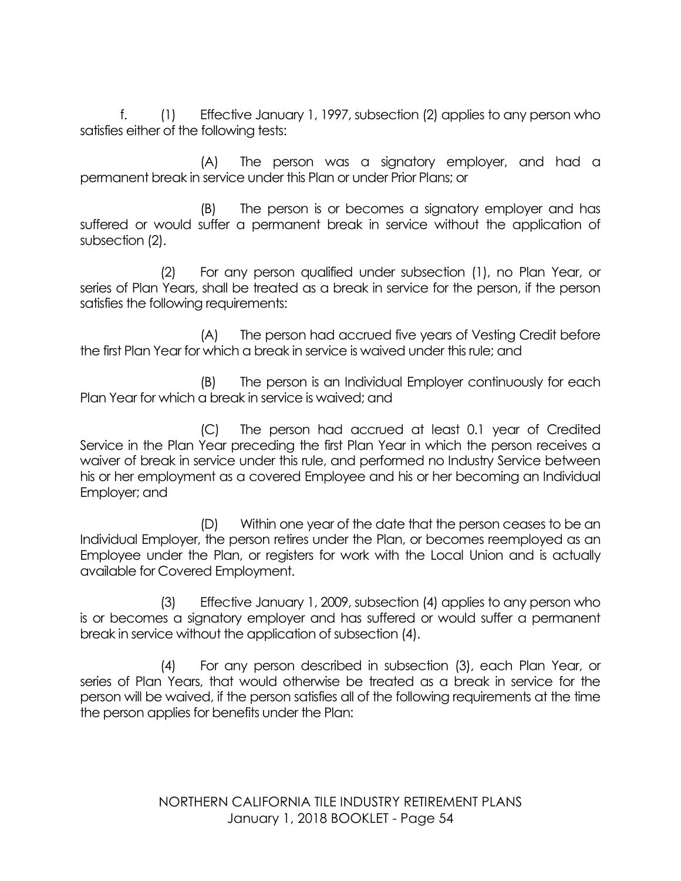f. (1) Effective January 1, 1997, subsection (2) applies to any person who satisfies either of the following tests:

(A) The person was a signatory employer, and had a permanent break in service under this Plan or under Prior Plans; or

(B) The person is or becomes a signatory employer and has suffered or would suffer a permanent break in service without the application of subsection (2).

(2) For any person qualified under subsection (1), no Plan Year, or series of Plan Years, shall be treated as a break in service for the person, if the person satisfies the following requirements:

(A) The person had accrued five years of Vesting Credit before the first Plan Year for which a break in service is waived under this rule; and

(B) The person is an Individual Employer continuously for each Plan Year for which a break in service is waived; and

(C) The person had accrued at least 0.1 year of Credited Service in the Plan Year preceding the first Plan Year in which the person receives a waiver of break in service under this rule, and performed no Industry Service between his or her employment as a covered Employee and his or her becoming an Individual Employer; and

(D) Within one year of the date that the person ceases to be an Individual Employer, the person retires under the Plan, or becomes reemployed as an Employee under the Plan, or registers for work with the Local Union and is actually available for Covered Employment.

(3) Effective January 1, 2009, subsection (4) applies to any person who is or becomes a signatory employer and has suffered or would suffer a permanent break in service without the application of subsection (4).

(4) For any person described in subsection (3), each Plan Year, or series of Plan Years, that would otherwise be treated as a break in service for the person will be waived, if the person satisfies all of the following requirements at the time the person applies for benefits under the Plan: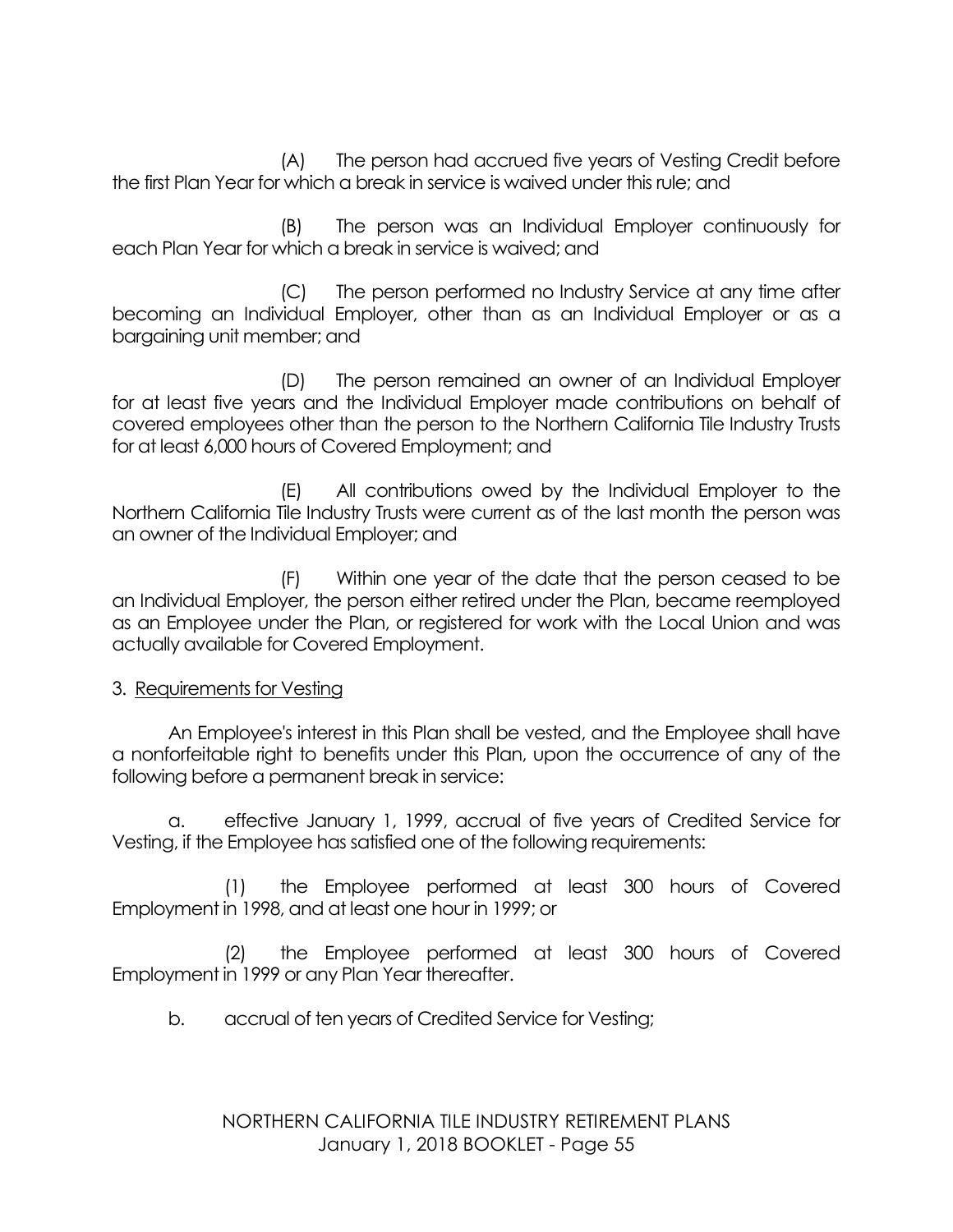(A) The person had accrued five years of Vesting Credit before the first Plan Year for which a break in service is waived under this rule; and

(B) The person was an Individual Employer continuously for each Plan Year for which a break in service is waived; and

(C) The person performed no Industry Service at any time after becoming an Individual Employer, other than as an Individual Employer or as a bargaining unit member; and

(D) The person remained an owner of an Individual Employer for at least five years and the Individual Employer made contributions on behalf of covered employees other than the person to the Northern California Tile Industry Trusts for at least 6,000 hours of Covered Employment; and

(E) All contributions owed by the Individual Employer to the Northern California Tile Industry Trusts were current as of the last month the person was an owner of the Individual Employer; and

(F) Within one year of the date that the person ceased to be an Individual Employer, the person either retired under the Plan, became reemployed as an Employee under the Plan, or registered for work with the Local Union and was actually available for Covered Employment.

3. Requirements for Vesting

An Employee's interest in this Plan shall be vested, and the Employee shall have a nonforfeitable right to benefits under this Plan, upon the occurrence of any of the following before a permanent break in service:

a. effective January 1, 1999, accrual of five years of Credited Service for Vesting, if the Employee has satisfied one of the following requirements:

(1) the Employee performed at least 300 hours of Covered Employment in 1998, and at least one hour in 1999; or

(2) the Employee performed at least 300 hours of Covered Employment in 1999 or any Plan Year thereafter.

b. accrual of ten years of Credited Service for Vesting;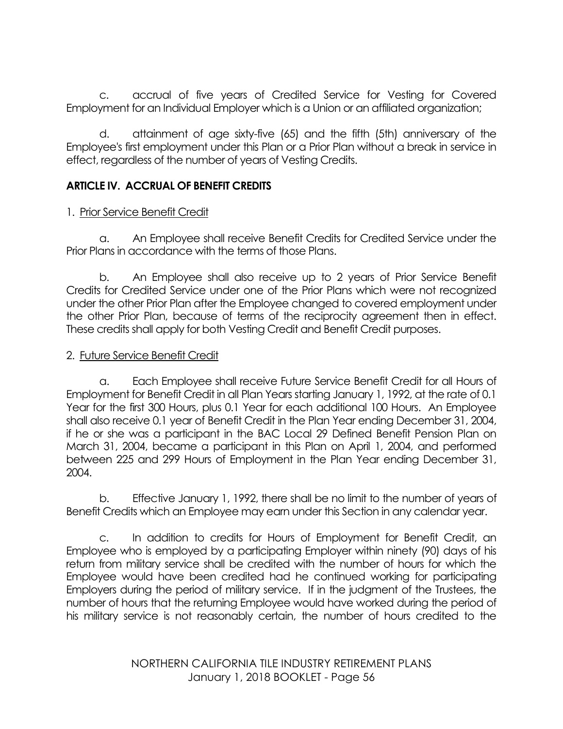c. accrual of five years of Credited Service for Vesting for Covered Employment for an Individual Employer which is a Union or an affiliated organization;

d. attainment of age sixty-five (65) and the fifth (5th) anniversary of the Employee's first employment under this Plan or a Prior Plan without a break in service in effect, regardless of the number of years of Vesting Credits.

## ARTICLE IV. ACCRUAL OF BENEFIT CREDITS

1. Prior Service Benefit Credit

a. An Employee shall receive Benefit Credits for Credited Service under the Prior Plans in accordance with the terms of those Plans.

b. An Employee shall also receive up to 2 years of Prior Service Benefit Credits for Credited Service under one of the Prior Plans which were not recognized under the other Prior Plan after the Employee changed to covered employment under the other Prior Plan, because of terms of the reciprocity agreement then in effect. These credits shall apply for both Vesting Credit and Benefit Credit purposes.

2. Future Service Benefit Credit

a. Each Employee shall receive Future Service Benefit Credit for all Hours of Employment for Benefit Credit in all Plan Years starting January 1, 1992, at the rate of 0.1 Year for the first 300 Hours, plus 0.1 Year for each additional 100 Hours. An Employee shall also receive 0.1 year of Benefit Credit in the Plan Year ending December 31, 2004, if he or she was a participant in the BAC Local 29 Defined Benefit Pension Plan on March 31, 2004, became a participant in this Plan on April 1, 2004, and performed between 225 and 299 Hours of Employment in the Plan Year ending December 31, 2004.

b. Effective January 1, 1992, there shall be no limit to the number of years of Benefit Credits which an Employee may earn under this Section in any calendar year.

c. In addition to credits for Hours of Employment for Benefit Credit, an Employee who is employed by a participating Employer within ninety (90) days of his return from military service shall be credited with the number of hours for which the Employee would have been credited had he continued working for participating Employers during the period of military service. If in the judgment of the Trustees, the number of hours that the returning Employee would have worked during the period of his military service is not reasonably certain, the number of hours credited to the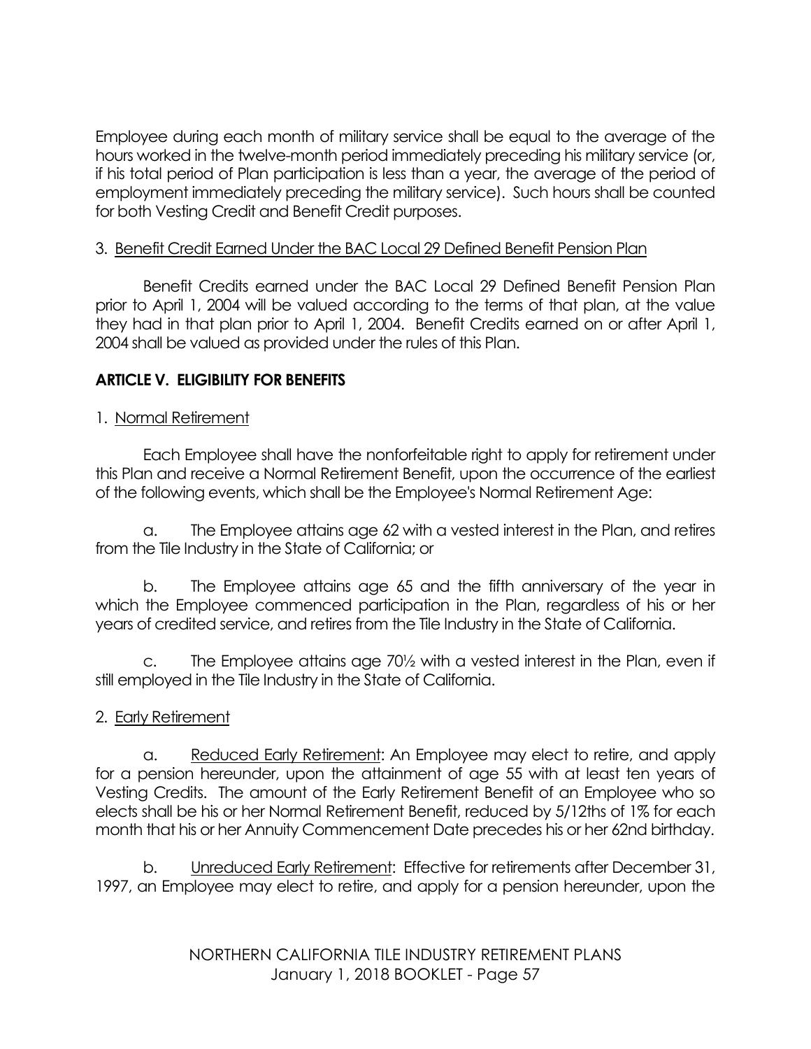Employee during each month of military service shall be equal to the average of the hours worked in the twelve-month period immediately preceding his military service (or, if his total period of Plan participation is less than a year, the average of the period of employment immediately preceding the military service). Such hours shall be counted for both Vesting Credit and Benefit Credit purposes.

3. Benefit Credit Earned Under the BAC Local 29 Defined Benefit Pension Plan

Benefit Credits earned under the BAC Local 29 Defined Benefit Pension Plan prior to April 1, 2004 will be valued according to the terms of that plan, at the value they had in that plan prior to April 1, 2004. Benefit Credits earned on or after April 1, 2004 shall be valued as provided under the rules of this Plan.

## ARTICLE V. ELIGIBILITY FOR BENEFITS

1. Normal Retirement

Each Employee shall have the nonforfeitable right to apply for retirement under this Plan and receive a Normal Retirement Benefit, upon the occurrence of the earliest of the following events, which shall be the Employee's Normal Retirement Age:

a. The Employee attains age 62 with a vested interest in the Plan, and retires from the Tile Industry in the State of California; or

b. The Employee attains age 65 and the fifth anniversary of the year in which the Employee commenced participation in the Plan, regardless of his or her years of credited service, and retires from the Tile Industry in the State of California.

c. The Employee attains age 70½ with a vested interest in the Plan, even if still employed in the Tile Industry in the State of California.

2. Early Retirement

a. Reduced Early Retirement: An Employee may elect to retire, and apply for a pension hereunder, upon the attainment of age 55 with at least ten years of Vesting Credits. The amount of the Early Retirement Benefit of an Employee who so elects shall be his or her Normal Retirement Benefit, reduced by 5/12ths of 1% for each month that his or her Annuity Commencement Date precedes his or her 62nd birthday.

b. Unreduced Early Retirement: Effective for retirements after December 31, 1997, an Employee may elect to retire, and apply for a pension hereunder, upon the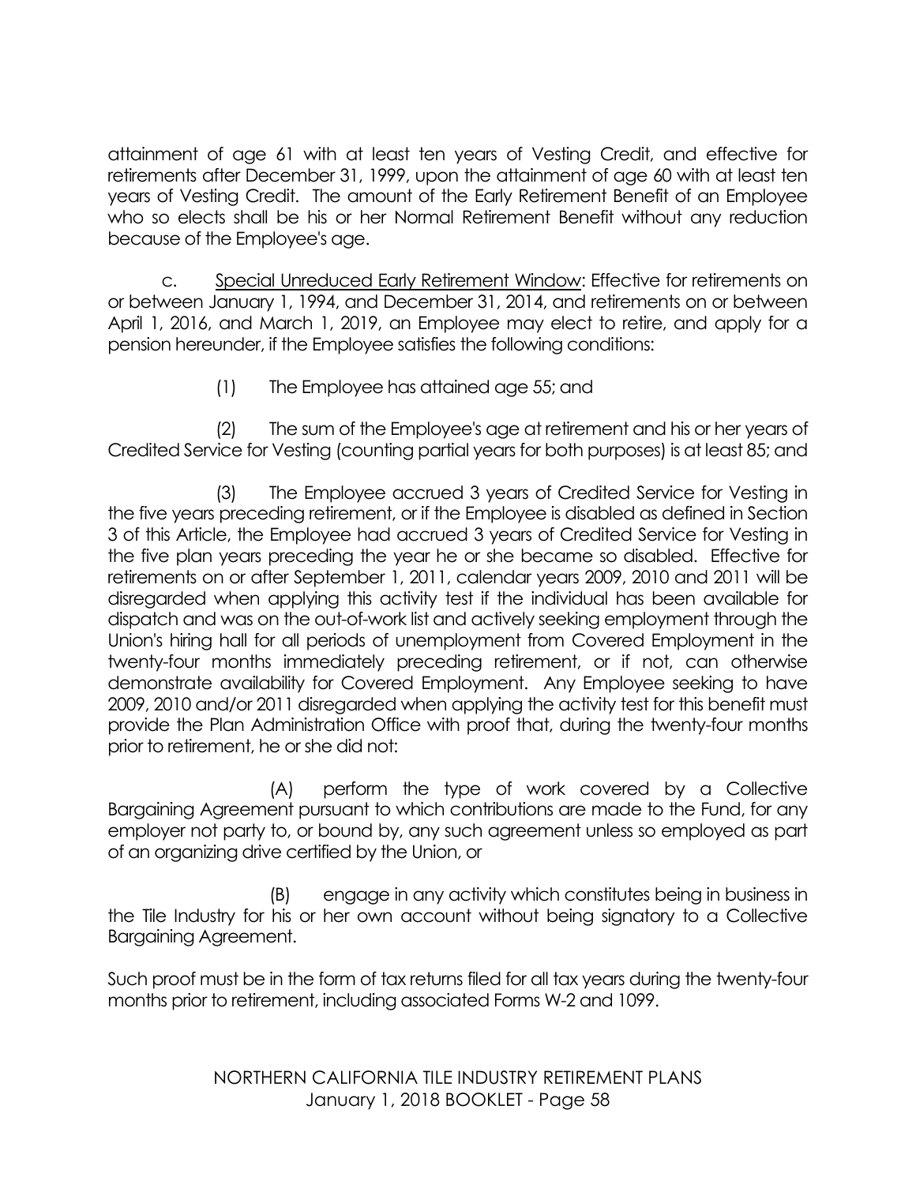attainment of age 61 with at least ten years of Vesting Credit, and effective for retirements after December 31, 1999, upon the attainment of age 60 with at least ten years of Vesting Credit. The amount of the Early Retirement Benefit of an Employee who so elects shall be his or her Normal Retirement Benefit without any reduction because of the Employee's age.

c. Special Unreduced Early Retirement Window: Effective for retirements on or between January 1, 1994, and December 31, 2014, and retirements on or between April 1, 2016, and March 1, 2019, an Employee may elect to retire, and apply for a pension hereunder, if the Employee satisfies the following conditions:

(1) The Employee has attained age 55; and

(2) The sum of the Employee's age at retirement and his or her years of Credited Service for Vesting (counting partial years for both purposes) is at least 85; and

(3) The Employee accrued 3 years of Credited Service for Vesting in the five years preceding retirement, or if the Employee is disabled as defined in Section 3 of this Article, the Employee had accrued 3 years of Credited Service for Vesting in the five plan years preceding the year he or she became so disabled. Effective for retirements on or after September 1, 2011, calendar years 2009, 2010 and 2011 will be disregarded when applying this activity test if the individual has been available for dispatch and was on the out-of-work list and actively seeking employment through the Union's hiring hall for all periods of unemployment from Covered Employment in the twenty-four months immediately preceding retirement, or if not, can otherwise demonstrate availability for Covered Employment. Any Employee seeking to have 2009, 2010 and/or 2011 disregarded when applying the activity test for this benefit must provide the Plan Administration Office with proof that, during the twenty-four months prior to retirement, he or she did not:

(A) perform the type of work covered by a Collective Bargaining Agreement pursuant to which contributions are made to the Fund, for any employer not party to, or bound by, any such agreement unless so employed as part of an organizing drive certified by the Union, or

(B) engage in any activity which constitutes being in business in the Tile Industry for his or her own account without being signatory to a Collective Bargaining Agreement.

Such proof must be in the form of tax returns filed for all tax years during the twenty-four months prior to retirement, including associated Forms W-2 and 1099.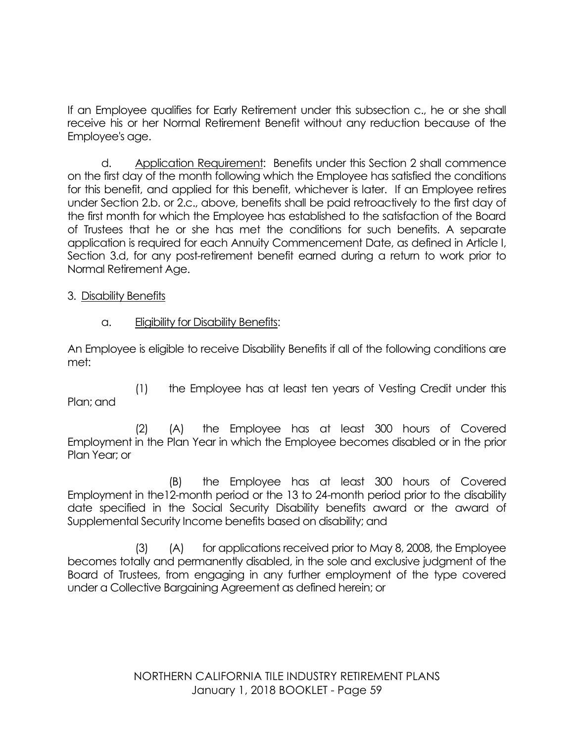If an Employee qualifies for Early Retirement under this subsection c., he or she shall receive his or her Normal Retirement Benefit without any reduction because of the Employee's age.

d. Application Requirement: Benefits under this Section 2 shall commence on the first day of the month following which the Employee has satisfied the conditions for this benefit, and applied for this benefit, whichever is later. If an Employee retires under Section 2.b. or 2.c., above, benefits shall be paid retroactively to the first day of the first month for which the Employee has established to the satisfaction of the Board of Trustees that he or she has met the conditions for such benefits. A separate application is required for each Annuity Commencement Date, as defined in Article I, Section 3.d, for any post-retirement benefit earned during a return to work prior to Normal Retirement Age.

3. Disability Benefits

a. Eligibility for Disability Benefits:

An Employee is eligible to receive Disability Benefits if all of the following conditions are met:

(1) the Employee has at least ten years of Vesting Credit under this Plan; and

(2) (A) the Employee has at least 300 hours of Covered Employment in the Plan Year in which the Employee becomes disabled or in the prior Plan Year; or

(B) the Employee has at least 300 hours of Covered Employment in the12-month period or the 13 to 24-month period prior to the disability date specified in the Social Security Disability benefits award or the award of Supplemental Security Income benefits based on disability; and

(3) (A) for applications received prior to May 8, 2008, the Employee becomes totally and permanently disabled, in the sole and exclusive judgment of the Board of Trustees, from engaging in any further employment of the type covered under a Collective Bargaining Agreement as defined herein; or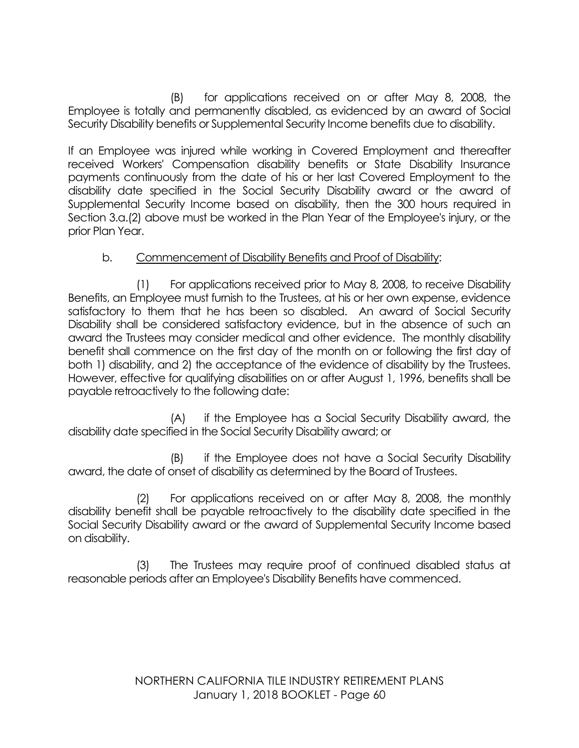(B) for applications received on or after May 8, 2008, the Employee is totally and permanently disabled, as evidenced by an award of Social Security Disability benefits or Supplemental Security Income benefits due to disability.

If an Employee was injured while working in Covered Employment and thereafter received Workers' Compensation disability benefits or State Disability Insurance payments continuously from the date of his or her last Covered Employment to the disability date specified in the Social Security Disability award or the award of Supplemental Security Income based on disability, then the 300 hours required in Section 3.a.(2) above must be worked in the Plan Year of the Employee's injury, or the prior Plan Year.

b. <u>Commencement of Disability Benefits and Proof of Disability</u>:

(1) For applications received prior to May 8, 2008, to receive Disability Benefits, an Employee must furnish to the Trustees, at his or her own expense, evidence satisfactory to them that he has been so disabled. An award of Social Security Disability shall be considered satisfactory evidence, but in the absence of such an award the Trustees may consider medical and other evidence. The monthly disability benefit shall commence on the first day of the month on or following the first day of both 1) disability, and 2) the acceptance of the evidence of disability by the Trustees. However, effective for qualifying disabilities on or after August 1, 1996, benefits shall be payable retroactively to the following date:

(A) if the Employee has a Social Security Disability award, the disability date specified in the Social Security Disability award; or

(B) if the Employee does not have a Social Security Disability award, the date of onset of disability as determined by the Board of Trustees.

(2) For applications received on or after May 8, 2008, the monthly disability benefit shall be payable retroactively to the disability date specified in the Social Security Disability award or the award of Supplemental Security Income based on disability.

(3) The Trustees may require proof of continued disabled status at reasonable periods after an Employee's Disability Benefits have commenced.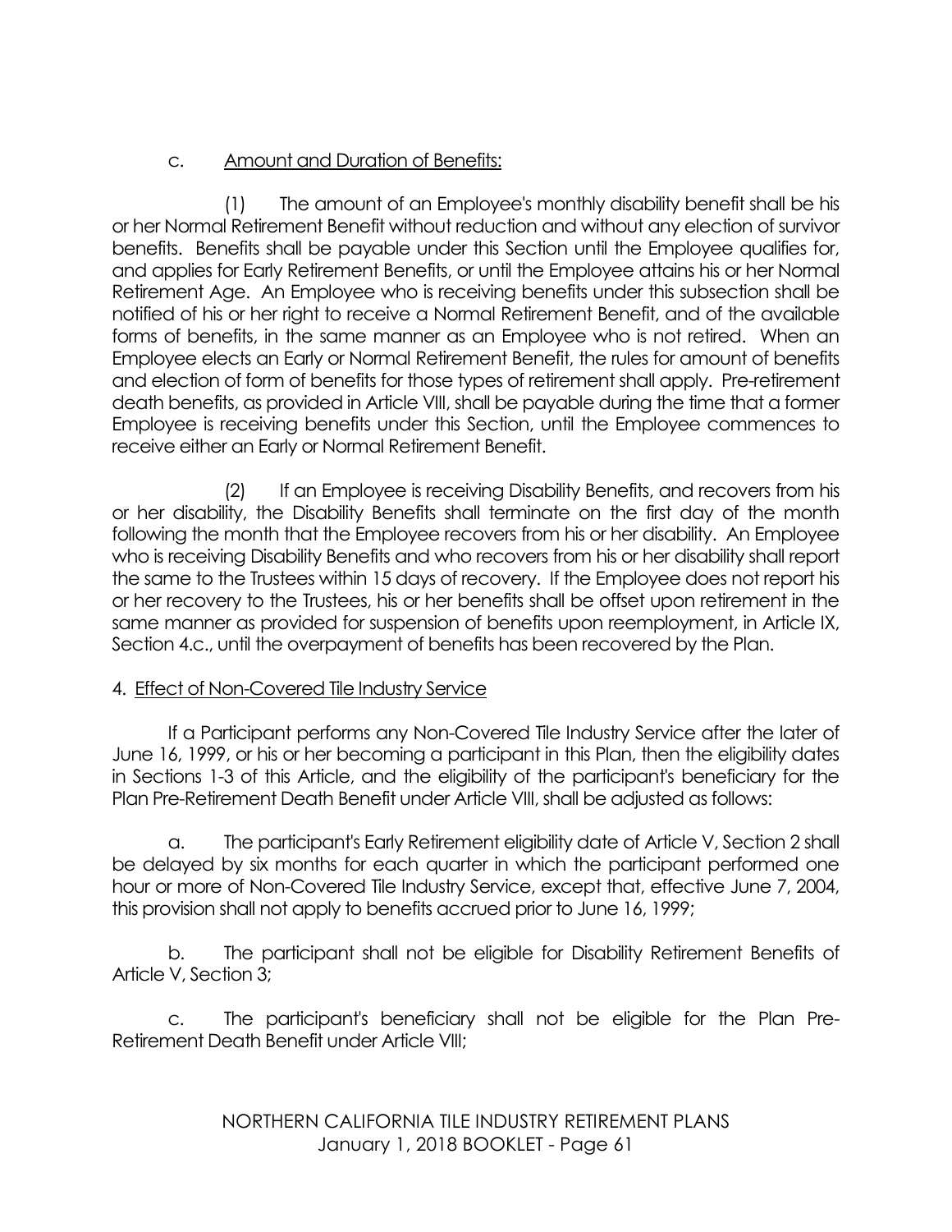c. Amount and Duration of Benefits:

(1) The amount of an Employee's monthly disability benefit shall be his or her Normal Retirement Benefit without reduction and without any election of survivor benefits. Benefits shall be payable under this Section until the Employee qualifies for, and applies for Early Retirement Benefits, or until the Employee attains his or her Normal Retirement Age. An Employee who is receiving benefits under this subsection shall be notified of his or her right to receive a Normal Retirement Benefit, and of the available forms of benefits, in the same manner as an Employee who is not retired. When an Employee elects an Early or Normal Retirement Benefit, the rules for amount of benefits and election of form of benefits for those types of retirement shall apply. Pre-retirement death benefits, as provided in Article VIII, shall be payable during the time that a former Employee is receiving benefits under this Section, until the Employee commences to receive either an Early or Normal Retirement Benefit.

(2) If an Employee is receiving Disability Benefits, and recovers from his or her disability, the Disability Benefits shall terminate on the first day of the month following the month that the Employee recovers from his or her disability. An Employee who is receiving Disability Benefits and who recovers from his or her disability shall report the same to the Trustees within 15 days of recovery. If the Employee does not report his or her recovery to the Trustees, his or her benefits shall be offset upon retirement in the same manner as provided for suspension of benefits upon reemployment, in Article IX, Section 4.c., until the overpayment of benefits has been recovered by the Plan.

4. Effect of Non-Covered Tile Industry Service

If a Participant performs any Non-Covered Tile Industry Service after the later of June 16, 1999, or his or her becoming a participant in this Plan, then the eligibility dates in Sections 1-3 of this Article, and the eligibility of the participant's beneficiary for the Plan Pre-Retirement Death Benefit under Article VIII, shall be adjusted as follows:

a. The participant's Early Retirement eligibility date of Article V, Section 2 shall be delayed by six months for each quarter in which the participant performed one hour or more of Non-Covered Tile Industry Service, except that, effective June 7, 2004, this provision shall not apply to benefits accrued prior to June 16, 1999;

b. The participant shall not be eligible for Disability Retirement Benefits of Article V, Section 3;

c. The participant's beneficiary shall not be eligible for the Plan Pre-Retirement Death Benefit under Article VIII;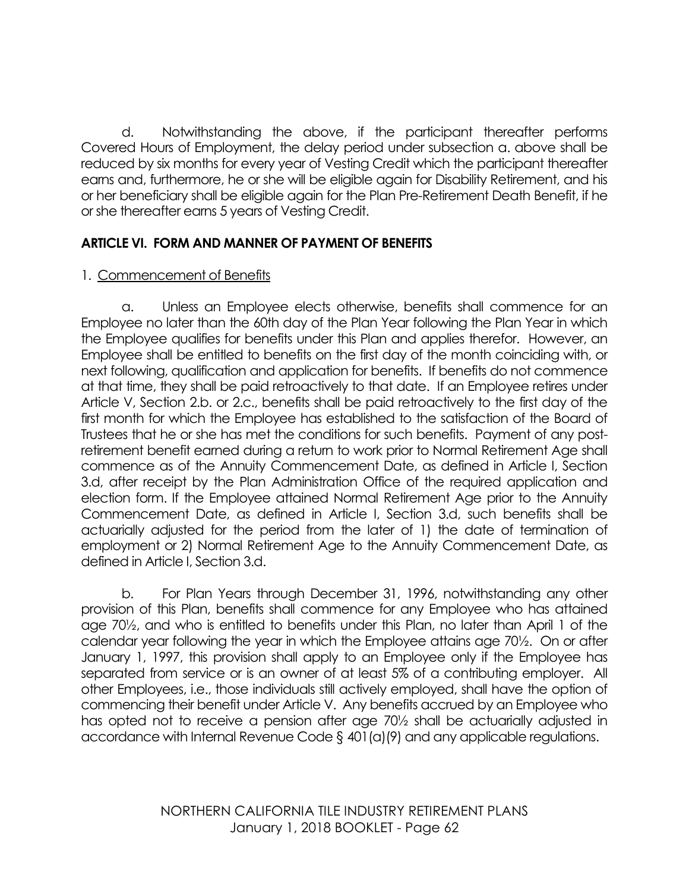d. Notwithstanding the above, if the participant thereafter performs Covered Hours of Employment, the delay period under subsection a. above shall be reduced by six months for every year of Vesting Credit which the participant thereafter earns and, furthermore, he or she will be eligible again for Disability Retirement, and his or her beneficiary shall be eligible again for the Plan Pre-Retirement Death Benefit, if he or she thereafter earns 5 years of Vesting Credit.

## ARTICLE VI. FORM AND MANNER OF PAYMENT OF BENEFITS

1. Commencement of Benefits

a. Unless an Employee elects otherwise, benefits shall commence for an Employee no later than the 60th day of the Plan Year following the Plan Year in which the Employee qualifies for benefits under this Plan and applies therefor. However, an Employee shall be entitled to benefits on the first day of the month coinciding with, or next following, qualification and application for benefits. If benefits do not commence at that time, they shall be paid retroactively to that date. If an Employee retires under Article V, Section 2.b. or 2.c., benefits shall be paid retroactively to the first day of the first month for which the Employee has established to the satisfaction of the Board of Trustees that he or she has met the conditions for such benefits. Payment of any post-retirement benefit earned during a return to work prior to Normal Retirement Age shall commence as of the Annuity Commencement Date, as defined in Article I, Section 3.d, after receipt by the Plan Administration Office of the required application and election form. If the Employee attained Normal Retirement Age prior to the Annuity Commencement Date, as defined in Article I, Section 3.d, such benefits shall be actuarially adjusted for the period from the later of 1) the date of termination of employment or 2) Normal Retirement Age to the Annuity Commencement Date, as defined in Article I, Section 3.d.

b. For Plan Years through December 31, 1996, notwithstanding any other provision of this Plan, benefits shall commence for any Employee who has attained age 70½, and who is entitled to benefits under this Plan, no later than April 1 of the calendar year following the year in which the Employee attains age 70½. On or after January 1, 1997, this provision shall apply to an Employee only if the Employee has separated from service or is an owner of at least 5% of a contributing employer. All other Employees, i.e., those individuals still actively employed, shall have the option of commencing their benefit under Article V. Any benefits accrued by an Employee who has opted not to receive a pension after age 70½ shall be actuarially adjusted in accordance with Internal Revenue Code § 401(a)(9) and any applicable regulations.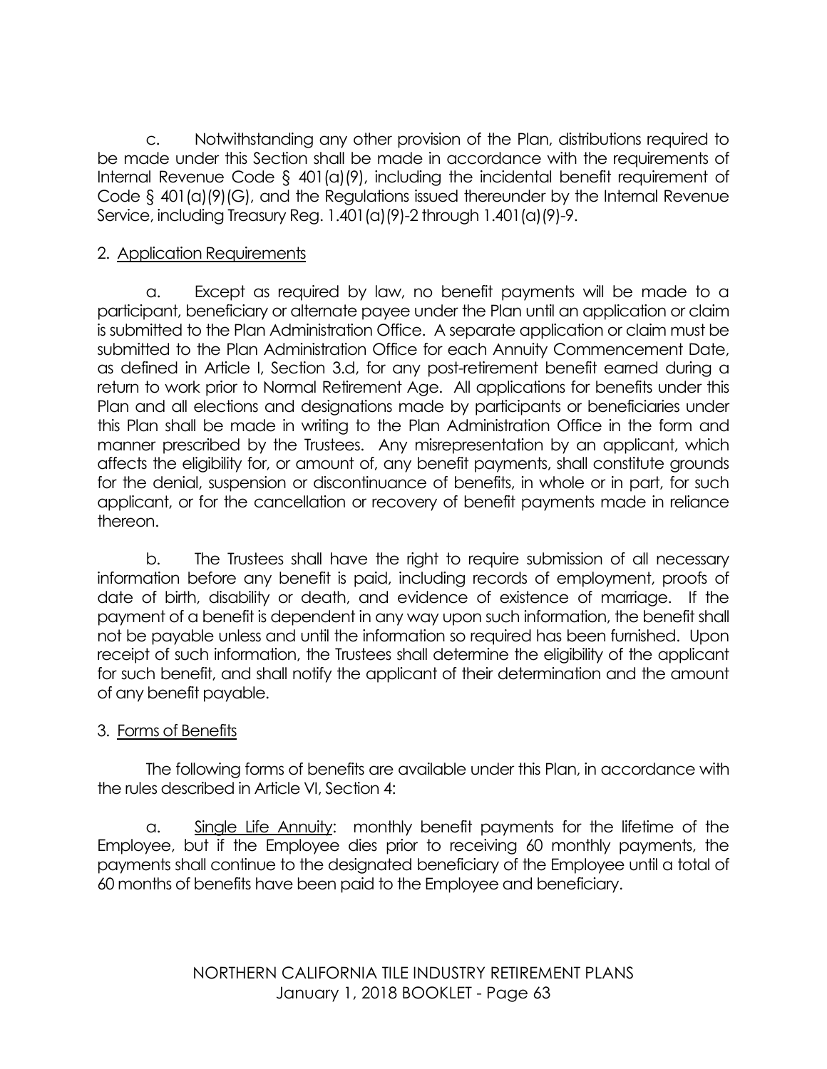c. Notwithstanding any other provision of the Plan, distributions required to be made under this Section shall be made in accordance with the requirements of Internal Revenue Code § 401(a)(9), including the incidental benefit requirement of Code § 401(a)(9)(G), and the Regulations issued thereunder by the Internal Revenue Service, including Treasury Reg. 1.401(a)(9)-2 through 1.401(a)(9)-9.

2. Application Requirements

a. Except as required by law, no benefit payments will be made to a participant, beneficiary or alternate payee under the Plan until an application or claim is submitted to the Plan Administration Office. A separate application or claim must be submitted to the Plan Administration Office for each Annuity Commencement Date, as defined in Article I, Section 3.d, for any post-retirement benefit earned during a return to work prior to Normal Retirement Age. All applications for benefits under this Plan and all elections and designations made by participants or beneficiaries under this Plan shall be made in writing to the Plan Administration Office in the form and manner prescribed by the Trustees. Any misrepresentation by an applicant, which affects the eligibility for, or amount of, any benefit payments, shall constitute grounds for the denial, suspension or discontinuance of benefits, in whole or in part, for such applicant, or for the cancellation or recovery of benefit payments made in reliance thereon.

b. The Trustees shall have the right to require submission of all necessary information before any benefit is paid, including records of employment, proofs of date of birth, disability or death, and evidence of existence of marriage. If the payment of a benefit is dependent in any way upon such information, the benefit shall not be payable unless and until the information so required has been furnished. Upon receipt of such information, the Trustees shall determine the eligibility of the applicant for such benefit, and shall notify the applicant of their determination and the amount of any benefit payable.

3. Forms of Benefits

The following forms of benefits are available under this Plan, in accordance with the rules described in Article VI, Section 4:

a. Single Life Annuity: monthly benefit payments for the lifetime of the Employee, but if the Employee dies prior to receiving 60 monthly payments, the payments shall continue to the designated beneficiary of the Employee until a total of 60 months of benefits have been paid to the Employee and beneficiary.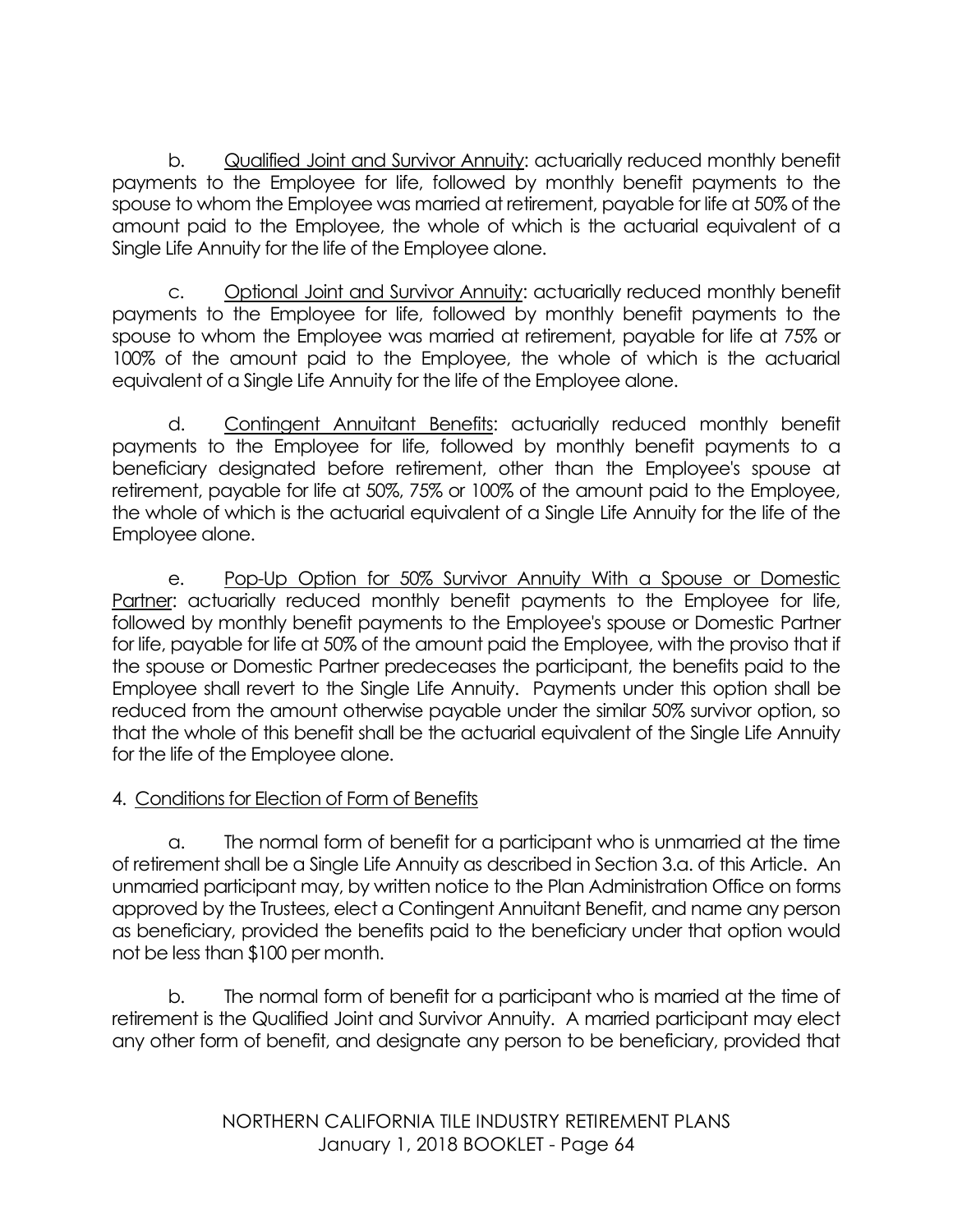b. <u>Qualified Joint and Survivor Annuity</u>: actuarially reduced monthly benefit payments to the Employee for life, followed by monthly benefit payments to the spouse to whom the Employee was married at retirement, payable for life at 50% of the amount paid to the Employee, the whole of which is the actuarial equivalent of a Single Life Annuity for the life of the Employee alone.

c. <u>Optional Joint and Survivor Annuity</u>: actuarially reduced monthly benefit payments to the Employee for life, followed by monthly benefit payments to the spouse to whom the Employee was married at retirement, payable for life at 75% or 100% of the amount paid to the Employee, the whole of which is the actuarial equivalent of a Single Life Annuity for the life of the Employee alone.

d. <u>Contingent Annuitant Benefits</u>: actuarially reduced monthly benefit payments to the Employee for life, followed by monthly benefit payments to a beneficiary designated before retirement, other than the Employee's spouse at retirement, payable for life at 50%, 75% or 100% of the amount paid to the Employee, the whole of which is the actuarial equivalent of a Single Life Annuity for the life of the Employee alone.

e. <u>Pop-Up Option for 50% Survivor Annuity With a Spouse or Domestic Partner</u>: actuarially reduced monthly benefit payments to the Employee for life, followed by monthly benefit payments to the Employee's spouse or Domestic Partner for life, payable for life at 50% of the amount paid the Employee, with the proviso that if the spouse or Domestic Partner predeceases the participant, the benefits paid to the Employee shall revert to the Single Life Annuity. Payments under this option shall be reduced from the amount otherwise payable under the similar 50% survivor option, so that the whole of this benefit shall be the actuarial equivalent of the Single Life Annuity for the life of the Employee alone.

4. <u>Conditions for Election of Form of Benefits</u>

a. The normal form of benefit for a participant who is unmarried at the time of retirement shall be a Single Life Annuity as described in Section 3.a. of this Article. An unmarried participant may, by written notice to the Plan Administration Office on forms approved by the Trustees, elect a Contingent Annuitant Benefit, and name any person as beneficiary, provided the benefits paid to the beneficiary under that option would not be less than $100 per month.

b. The normal form of benefit for a participant who is married at the time of retirement is the Qualified Joint and Survivor Annuity. A married participant may elect any other form of benefit, and designate any person to be beneficiary, provided that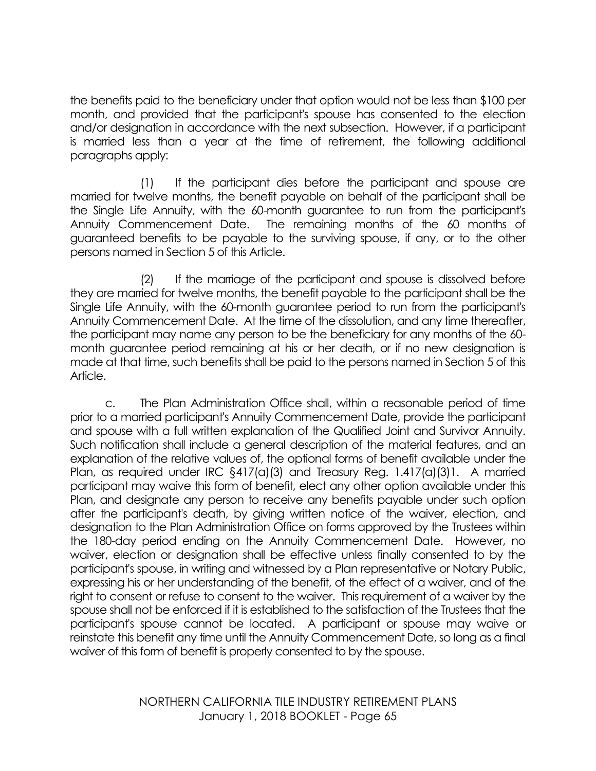the benefits paid to the beneficiary under that option would not be less than $100 per month, and provided that the participant's spouse has consented to the election and/or designation in accordance with the next subsection. However, if a participant is married less than a year at the time of retirement, the following additional paragraphs apply:

(1) If the participant dies before the participant and spouse are married for twelve months, the benefit payable on behalf of the participant shall be the Single Life Annuity, with the 60-month guarantee to run from the participant's Annuity Commencement Date. The remaining months of the 60 months of guaranteed benefits to be payable to the surviving spouse, if any, or to the other persons named in Section 5 of this Article.

(2) If the marriage of the participant and spouse is dissolved before they are married for twelve months, the benefit payable to the participant shall be the Single Life Annuity, with the 60-month guarantee period to run from the participant's Annuity Commencement Date. At the time of the dissolution, and any time thereafter, the participant may name any person to be the beneficiary for any months of the 60-month guarantee period remaining at his or her death, or if no new designation is made at that time, such benefits shall be paid to the persons named in Section 5 of this Article.

c. The Plan Administration Office shall, within a reasonable period of time prior to a married participant's Annuity Commencement Date, provide the participant and spouse with a full written explanation of the Qualified Joint and Survivor Annuity. Such notification shall include a general description of the material features, and an explanation of the relative values of, the optional forms of benefit available under the Plan, as required under IRC §417(a)(3) and Treasury Reg. 1.417(a)(3)1. A married participant may waive this form of benefit, elect any other option available under this Plan, and designate any person to receive any benefits payable under such option after the participant's death, by giving written notice of the waiver, election, and designation to the Plan Administration Office on forms approved by the Trustees within the 180-day period ending on the Annuity Commencement Date. However, no waiver, election or designation shall be effective unless finally consented to by the participant's spouse, in writing and witnessed by a Plan representative or Notary Public, expressing his or her understanding of the benefit, of the effect of a waiver, and of the right to consent or refuse to consent to the waiver. This requirement of a waiver by the spouse shall not be enforced if it is established to the satisfaction of the Trustees that the participant's spouse cannot be located. A participant or spouse may waive or reinstate this benefit any time until the Annuity Commencement Date, so long as a final waiver of this form of benefit is properly consented to by the spouse.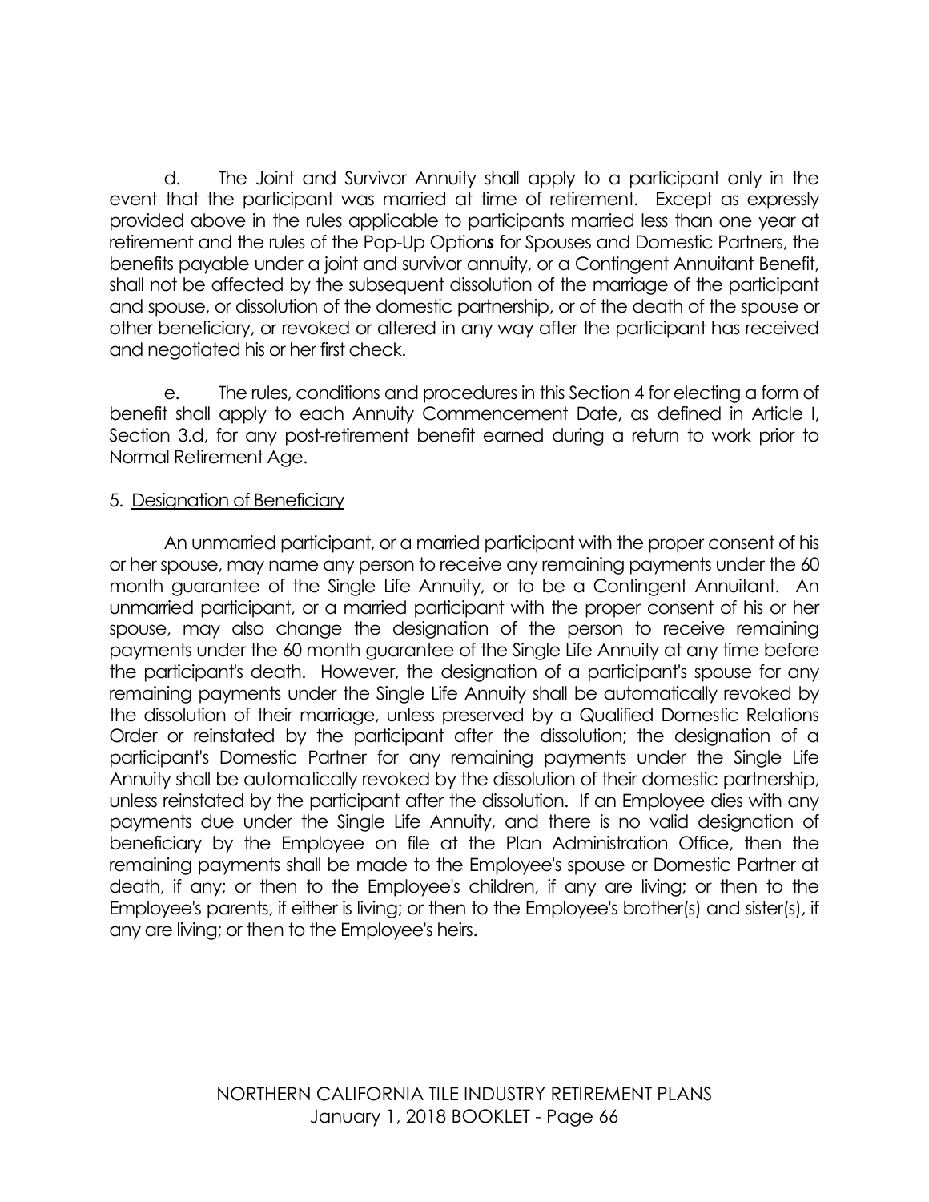d. The Joint and Survivor Annuity shall apply to a participant only in the event that the participant was married at time of retirement. Except as expressly provided above in the rules applicable to participants married less than one year at retirement and the rules of the Pop-Up Option***s*** for Spouses and Domestic Partners, the benefits payable under a joint and survivor annuity, or a Contingent Annuitant Benefit, shall not be affected by the subsequent dissolution of the marriage of the participant and spouse, or dissolution of the domestic partnership, or of the death of the spouse or other beneficiary, or revoked or altered in any way after the participant has received and negotiated his or her first check.

e. The rules, conditions and procedures in this Section 4 for electing a form of benefit shall apply to each Annuity Commencement Date, as defined in Article I, Section 3.d, for any post-retirement benefit earned during a return to work prior to Normal Retirement Age.

5. <u>Designation of Beneficiary</u>

An unmarried participant, or a married participant with the proper consent of his or her spouse, may name any person to receive any remaining payments under the 60 month guarantee of the Single Life Annuity, or to be a Contingent Annuitant. An unmarried participant, or a married participant with the proper consent of his or her spouse, may also change the designation of the person to receive remaining payments under the 60 month guarantee of the Single Life Annuity at any time before the participant's death. However, the designation of a participant's spouse for any remaining payments under the Single Life Annuity shall be automatically revoked by the dissolution of their marriage, unless preserved by a Qualified Domestic Relations Order or reinstated by the participant after the dissolution; the designation of a participant's Domestic Partner for any remaining payments under the Single Life Annuity shall be automatically revoked by the dissolution of their domestic partnership, unless reinstated by the participant after the dissolution. If an Employee dies with any payments due under the Single Life Annuity, and there is no valid designation of beneficiary by the Employee on file at the Plan Administration Office, then the remaining payments shall be made to the Employee's spouse or Domestic Partner at death, if any; or then to the Employee's children, if any are living; or then to the Employee's parents, if either is living; or then to the Employee's brother(s) and sister(s), if any are living; or then to the Employee's heirs.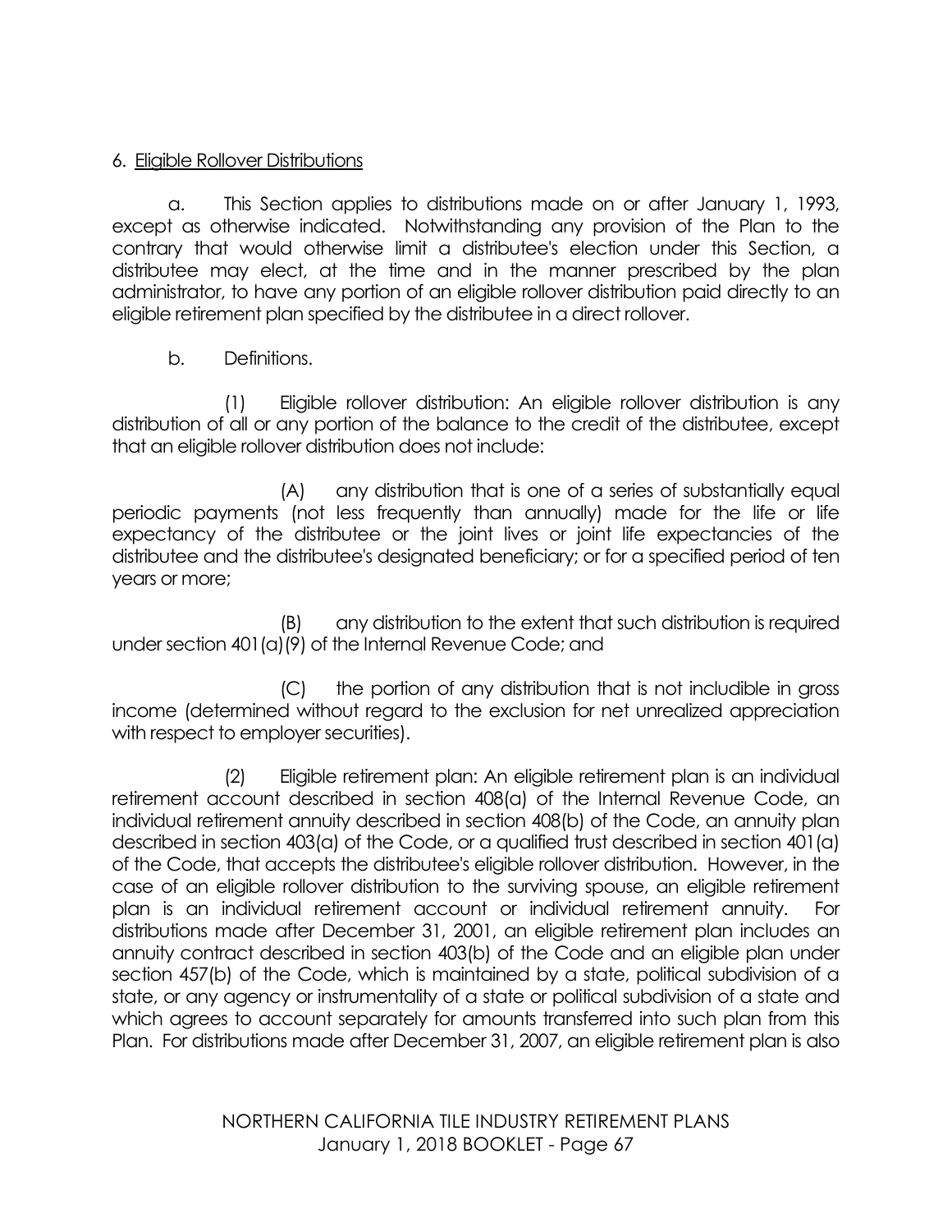6. Eligible Rollover Distributions

a. This Section applies to distributions made on or after January 1, 1993, except as otherwise indicated. Notwithstanding any provision of the Plan to the contrary that would otherwise limit a distributee's election under this Section, a distributee may elect, at the time and in the manner prescribed by the plan administrator, to have any portion of an eligible rollover distribution paid directly to an eligible retirement plan specified by the distributee in a direct rollover.

b. Definitions.

(1) Eligible rollover distribution: An eligible rollover distribution is any distribution of all or any portion of the balance to the credit of the distributee, except that an eligible rollover distribution does not include:

(A) any distribution that is one of a series of substantially equal periodic payments (not less frequently than annually) made for the life or life expectancy of the distributee or the joint lives or joint life expectancies of the distributee and the distributee's designated beneficiary; or for a specified period of ten years or more;

(B) any distribution to the extent that such distribution is required under section 401(a)(9) of the Internal Revenue Code; and

(C) the portion of any distribution that is not includible in gross income (determined without regard to the exclusion for net unrealized appreciation with respect to employer securities).

(2) Eligible retirement plan: An eligible retirement plan is an individual retirement account described in section 408(a) of the Internal Revenue Code, an individual retirement annuity described in section 408(b) of the Code, an annuity plan described in section 403(a) of the Code, or a qualified trust described in section 401(a) of the Code, that accepts the distributee's eligible rollover distribution. However, in the case of an eligible rollover distribution to the surviving spouse, an eligible retirement plan is an individual retirement account or individual retirement annuity. For distributions made after December 31, 2001, an eligible retirement plan includes an annuity contract described in section 403(b) of the Code and an eligible plan under section 457(b) of the Code, which is maintained by a state, political subdivision of a state, or any agency or instrumentality of a state or political subdivision of a state and which agrees to account separately for amounts transferred into such plan from this Plan. For distributions made after December 31, 2007, an eligible retirement plan is also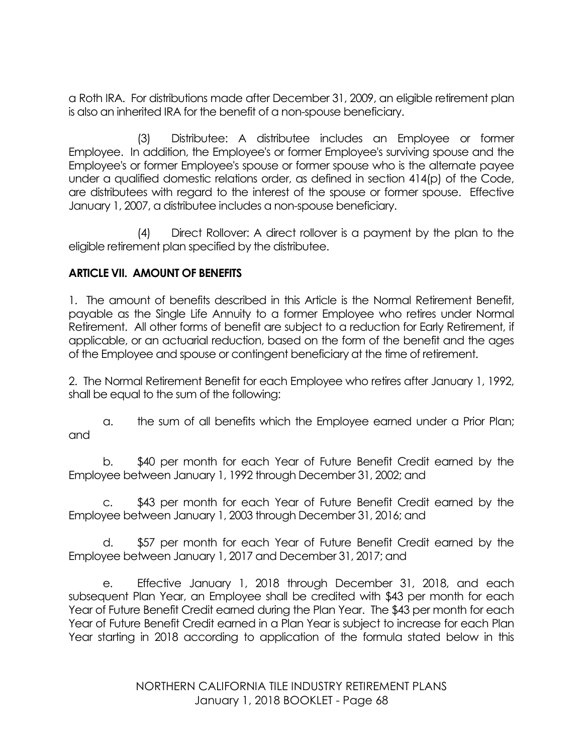a Roth IRA. For distributions made after December 31, 2009, an eligible retirement plan is also an inherited IRA for the benefit of a non-spouse beneficiary.

(3) Distributee: A distributee includes an Employee or former Employee. In addition, the Employee's or former Employee's surviving spouse and the Employee's or former Employee's spouse or former spouse who is the alternate payee under a qualified domestic relations order, as defined in section 414(p) of the Code, are distributees with regard to the interest of the spouse or former spouse. Effective January 1, 2007, a distributee includes a non-spouse beneficiary.

(4) Direct Rollover: A direct rollover is a payment by the plan to the eligible retirement plan specified by the distributee.

## ARTICLE VII. AMOUNT OF BENEFITS

1. The amount of benefits described in this Article is the Normal Retirement Benefit, payable as the Single Life Annuity to a former Employee who retires under Normal Retirement. All other forms of benefit are subject to a reduction for Early Retirement, if applicable, or an actuarial reduction, based on the form of the benefit and the ages of the Employee and spouse or contingent beneficiary at the time of retirement.

2. The Normal Retirement Benefit for each Employee who retires after January 1, 1992, shall be equal to the sum of the following:

a. the sum of all benefits which the Employee earned under a Prior Plan; and

b. $40 per month for each Year of Future Benefit Credit earned by the Employee between January 1, 1992 through December 31, 2002; and

c. $43 per month for each Year of Future Benefit Credit earned by the Employee between January 1, 2003 through December 31, 2016; and

d. $57 per month for each Year of Future Benefit Credit earned by the Employee between January 1, 2017 and December 31, 2017; and

e. Effective January 1, 2018 through December 31, 2018, and each subsequent Plan Year, an Employee shall be credited with $43 per month for each Year of Future Benefit Credit earned during the Plan Year. The $43 per month for each Year of Future Benefit Credit earned in a Plan Year is subject to increase for each Plan Year starting in 2018 according to application of the formula stated below in this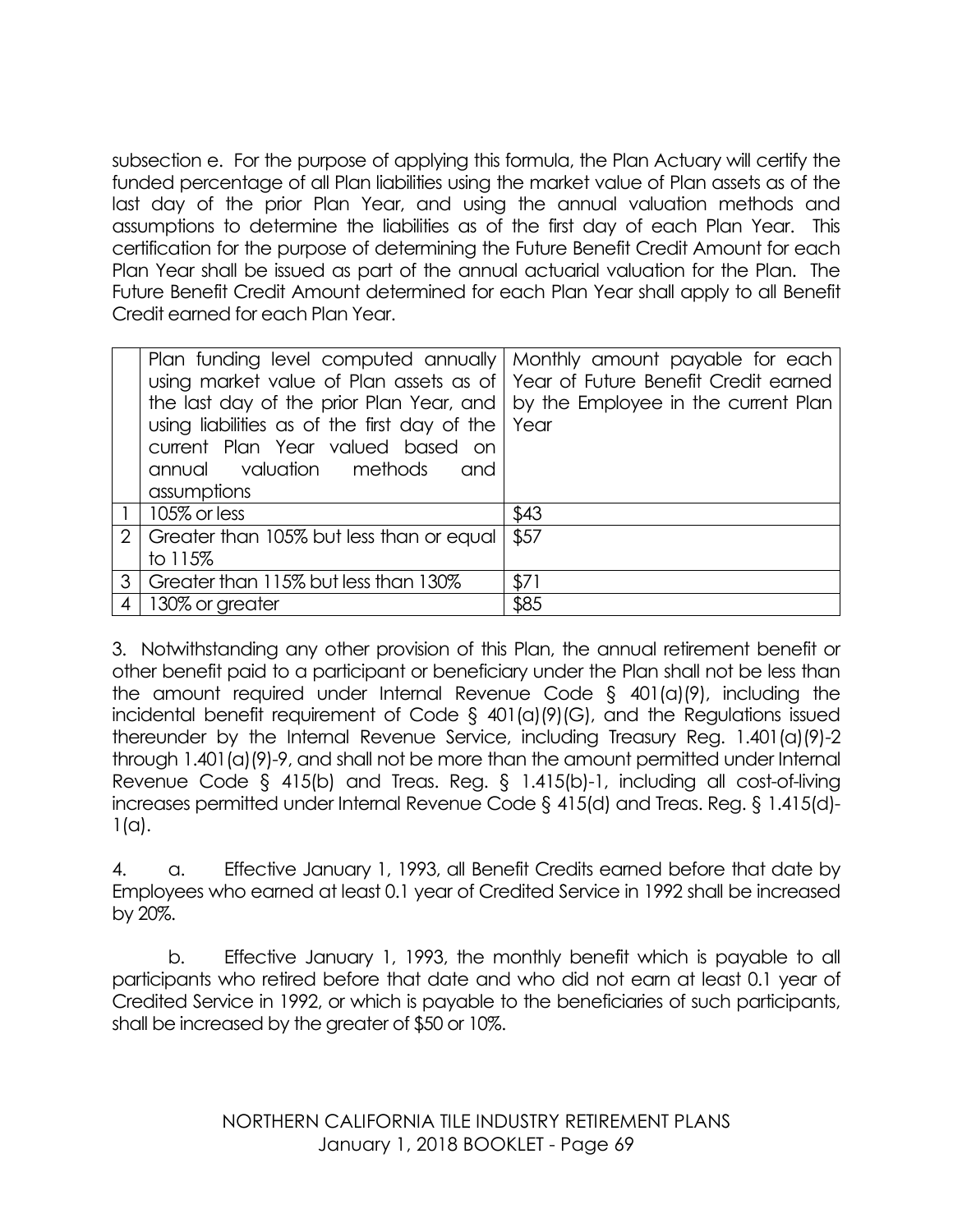subsection e. For the purpose of applying this formula, the Plan Actuary will certify the funded percentage of all Plan liabilities using the market value of Plan assets as of the last day of the prior Plan Year, and using the annual valuation methods and assumptions to determine the liabilities as of the first day of each Plan Year. This certification for the purpose of determining the Future Benefit Credit Amount for each Plan Year shall be issued as part of the annual actuarial valuation for the Plan. The Future Benefit Credit Amount determined for each Plan Year shall apply to all Benefit Credit earned for each Plan Year.

| | Plan funding level computed annually using market value of Plan assets as of the last day of the prior Plan Year, and using liabilities as of the first day of the current Plan Year valued based on annual valuation methods and assumptions | Monthly amount payable for each Year of Future Benefit Credit earned by the Employee in the current Plan Year |
|---|---|---|
| 1 | 105% or less | $43 |
| 2 | Greater than 105% but less than or equal to 115% | $57 |
| 3 | Greater than 115% but less than 130% | $71 |
| 4 | 130% or greater | $85 |

3. Notwithstanding any other provision of this Plan, the annual retirement benefit or other benefit paid to a participant or beneficiary under the Plan shall not be less than the amount required under Internal Revenue Code § 401(a)(9), including the incidental benefit requirement of Code § 401(a)(9)(G), and the Regulations issued thereunder by the Internal Revenue Service, including Treasury Reg. 1.401(a)(9)-2 through 1.401(a)(9)-9, and shall not be more than the amount permitted under Internal Revenue Code § 415(b) and Treas. Reg. § 1.415(b)-1, including all cost-of-living increases permitted under Internal Revenue Code § 415(d) and Treas. Reg. § 1.415(d)-1(a).

4. a. Effective January 1, 1993, all Benefit Credits earned before that date by Employees who earned at least 0.1 year of Credited Service in 1992 shall be increased by 20%.

b. Effective January 1, 1993, the monthly benefit which is payable to all participants who retired before that date and who did not earn at least 0.1 year of Credited Service in 1992, or which is payable to the beneficiaries of such participants, shall be increased by the greater of $50 or 10%.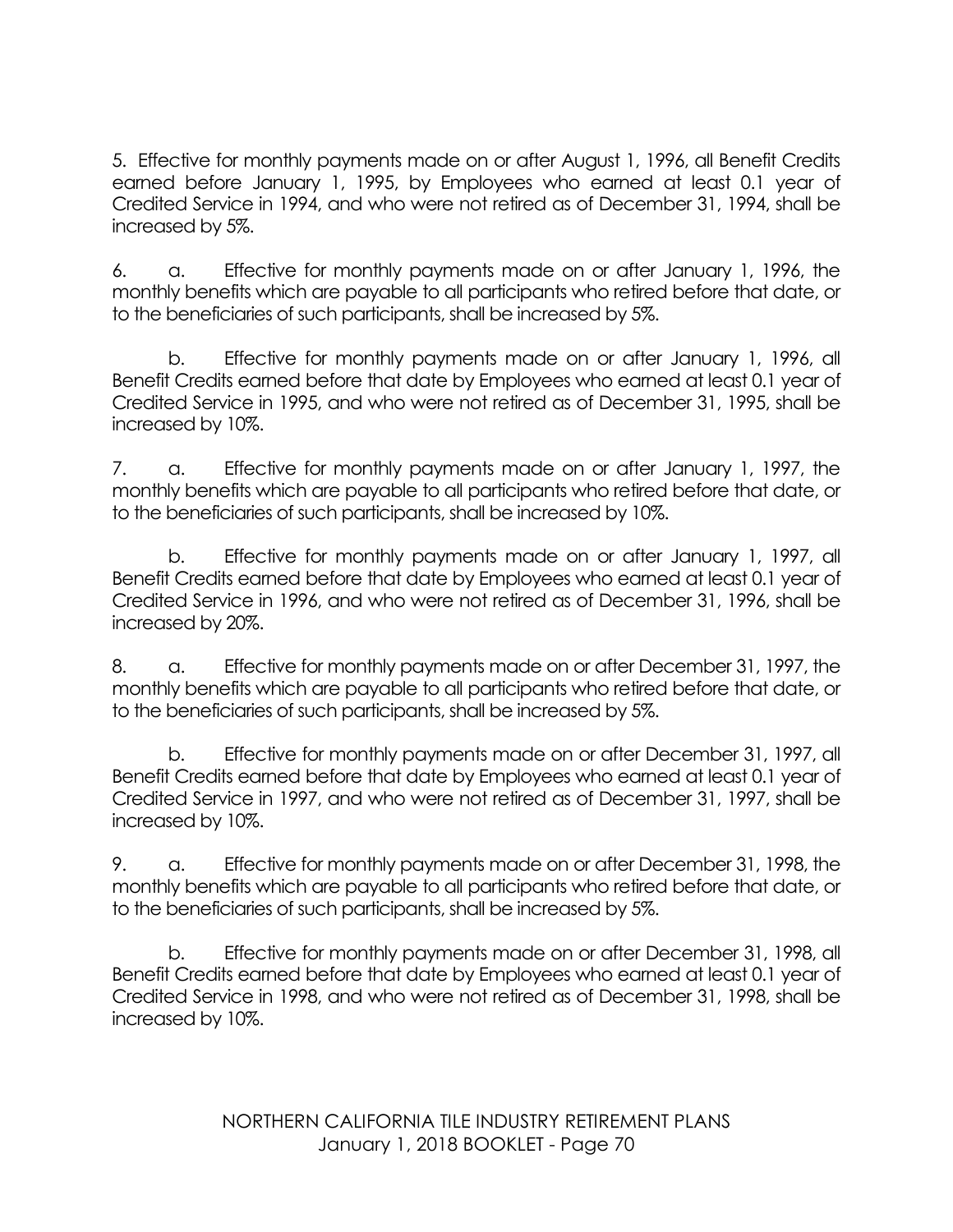5. Effective for monthly payments made on or after August 1, 1996, all Benefit Credits earned before January 1, 1995, by Employees who earned at least 0.1 year of Credited Service in 1994, and who were not retired as of December 31, 1994, shall be increased by 5%.

6. a. Effective for monthly payments made on or after January 1, 1996, the monthly benefits which are payable to all participants who retired before that date, or to the beneficiaries of such participants, shall be increased by 5%.

   b. Effective for monthly payments made on or after January 1, 1996, all Benefit Credits earned before that date by Employees who earned at least 0.1 year of Credited Service in 1995, and who were not retired as of December 31, 1995, shall be increased by 10%.

7. a. Effective for monthly payments made on or after January 1, 1997, the monthly benefits which are payable to all participants who retired before that date, or to the beneficiaries of such participants, shall be increased by 10%.

   b. Effective for monthly payments made on or after January 1, 1997, all Benefit Credits earned before that date by Employees who earned at least 0.1 year of Credited Service in 1996, and who were not retired as of December 31, 1996, shall be increased by 20%.

8. a. Effective for monthly payments made on or after December 31, 1997, the monthly benefits which are payable to all participants who retired before that date, or to the beneficiaries of such participants, shall be increased by 5%.

   b. Effective for monthly payments made on or after December 31, 1997, all Benefit Credits earned before that date by Employees who earned at least 0.1 year of Credited Service in 1997, and who were not retired as of December 31, 1997, shall be increased by 10%.

9. a. Effective for monthly payments made on or after December 31, 1998, the monthly benefits which are payable to all participants who retired before that date, or to the beneficiaries of such participants, shall be increased by 5%.

   b. Effective for monthly payments made on or after December 31, 1998, all Benefit Credits earned before that date by Employees who earned at least 0.1 year of Credited Service in 1998, and who were not retired as of December 31, 1998, shall be increased by 10%.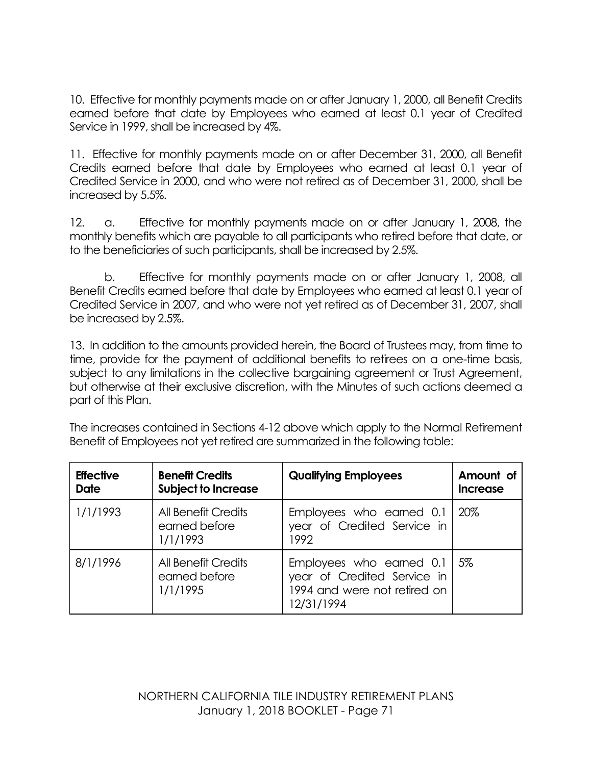10. Effective for monthly payments made on or after January 1, 2000, all Benefit Credits earned before that date by Employees who earned at least 0.1 year of Credited Service in 1999, shall be increased by 4%.

11. Effective for monthly payments made on or after December 31, 2000, all Benefit Credits earned before that date by Employees who earned at least 0.1 year of Credited Service in 2000, and who were not retired as of December 31, 2000, shall be increased by 5.5%.

12. a. Effective for monthly payments made on or after January 1, 2008, the monthly benefits which are payable to all participants who retired before that date, or to the beneficiaries of such participants, shall be increased by 2.5%.

b. Effective for monthly payments made on or after January 1, 2008, all Benefit Credits earned before that date by Employees who earned at least 0.1 year of Credited Service in 2007, and who were not yet retired as of December 31, 2007, shall be increased by 2.5%.

13. In addition to the amounts provided herein, the Board of Trustees may, from time to time, provide for the payment of additional benefits to retirees on a one-time basis, subject to any limitations in the collective bargaining agreement or Trust Agreement, but otherwise at their exclusive discretion, with the Minutes of such actions deemed a part of this Plan.

The increases contained in Sections 4-12 above which apply to the Normal Retirement Benefit of Employees not yet retired are summarized in the following table:

| **Effective Date** | **Benefit Credits Subject to Increase** | **Qualifying Employees** | **Amount of Increase** |
|---|---|---|---|
| 1/1/1993 | All Benefit Credits earned before 1/1/1993 | Employees who earned 0.1 year of Credited Service in 1992 | 20% |
| 8/1/1996 | All Benefit Credits earned before 1/1/1995 | Employees who earned 0.1 year of Credited Service in 1994 and were not retired on 12/31/1994 | 5% |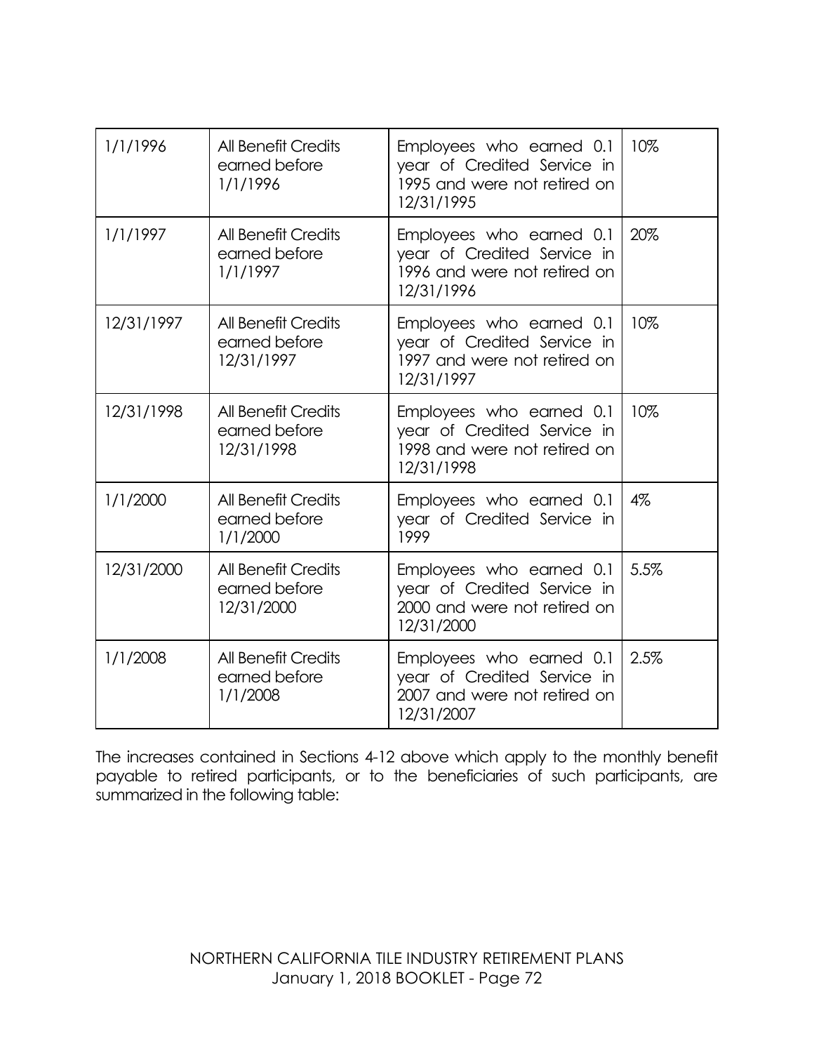| | | | |
|---|---|---|---|
| 1/1/1996 | All Benefit Credits earned before 1/1/1996 | Employees who earned 0.1 year of Credited Service in 1995 and were not retired on 12/31/1995 | 10% |
| 1/1/1997 | All Benefit Credits earned before 1/1/1997 | Employees who earned 0.1 year of Credited Service in 1996 and were not retired on 12/31/1996 | 20% |
| 12/31/1997 | All Benefit Credits earned before 12/31/1997 | Employees who earned 0.1 year of Credited Service in 1997 and were not retired on 12/31/1997 | 10% |
| 12/31/1998 | All Benefit Credits earned before 12/31/1998 | Employees who earned 0.1 year of Credited Service in 1998 and were not retired on 12/31/1998 | 10% |
| 1/1/2000 | All Benefit Credits earned before 1/1/2000 | Employees who earned 0.1 year of Credited Service in 1999 | 4% |
| 12/31/2000 | All Benefit Credits earned before 12/31/2000 | Employees who earned 0.1 year of Credited Service in 2000 and were not retired on 12/31/2000 | 5.5% |
| 1/1/2008 | All Benefit Credits earned before 1/1/2008 | Employees who earned 0.1 year of Credited Service in 2007 and were not retired on 12/31/2007 | 2.5% |

The increases contained in Sections 4-12 above which apply to the monthly benefit payable to retired participants, or to the beneficiaries of such participants, are summarized in the following table: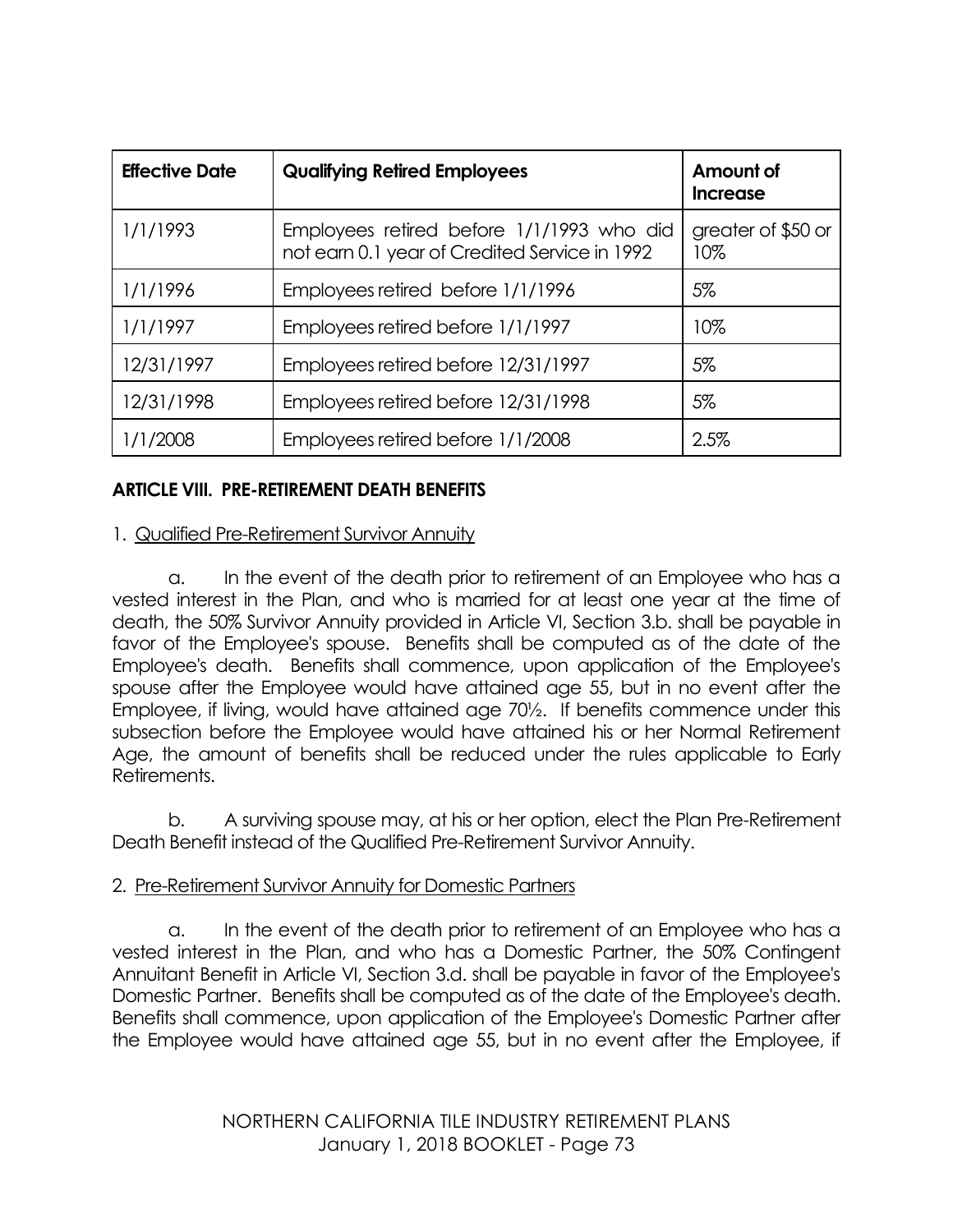| Effective Date | Qualifying Retired Employees | Amount of Increase |
|---|---|---|
| 1/1/1993 | Employees retired before 1/1/1993 who did not earn 0.1 year of Credited Service in 1992 | greater of $50 or 10% |
| 1/1/1996 | Employees retired before 1/1/1996 | 5% |
| 1/1/1997 | Employees retired before 1/1/1997 | 10% |
| 12/31/1997 | Employees retired before 12/31/1997 | 5% |
| 12/31/1998 | Employees retired before 12/31/1998 | 5% |
| 1/1/2008 | Employees retired before 1/1/2008 | 2.5% |

## ARTICLE VIII. PRE-RETIREMENT DEATH BENEFITS

1. Qualified Pre-Retirement Survivor Annuity

a. In the event of the death prior to retirement of an Employee who has a vested interest in the Plan, and who is married for at least one year at the time of death, the 50% Survivor Annuity provided in Article VI, Section 3.b. shall be payable in favor of the Employee's spouse. Benefits shall be computed as of the date of the Employee's death. Benefits shall commence, upon application of the Employee's spouse after the Employee would have attained age 55, but in no event after the Employee, if living, would have attained age 70½. If benefits commence under this subsection before the Employee would have attained his or her Normal Retirement Age, the amount of benefits shall be reduced under the rules applicable to Early Retirements.

b. A surviving spouse may, at his or her option, elect the Plan Pre-Retirement Death Benefit instead of the Qualified Pre-Retirement Survivor Annuity.

2. Pre-Retirement Survivor Annuity for Domestic Partners

a. In the event of the death prior to retirement of an Employee who has a vested interest in the Plan, and who has a Domestic Partner, the 50% Contingent Annuitant Benefit in Article VI, Section 3.d. shall be payable in favor of the Employee's Domestic Partner. Benefits shall be computed as of the date of the Employee's death. Benefits shall commence, upon application of the Employee's Domestic Partner after the Employee would have attained age 55, but in no event after the Employee, if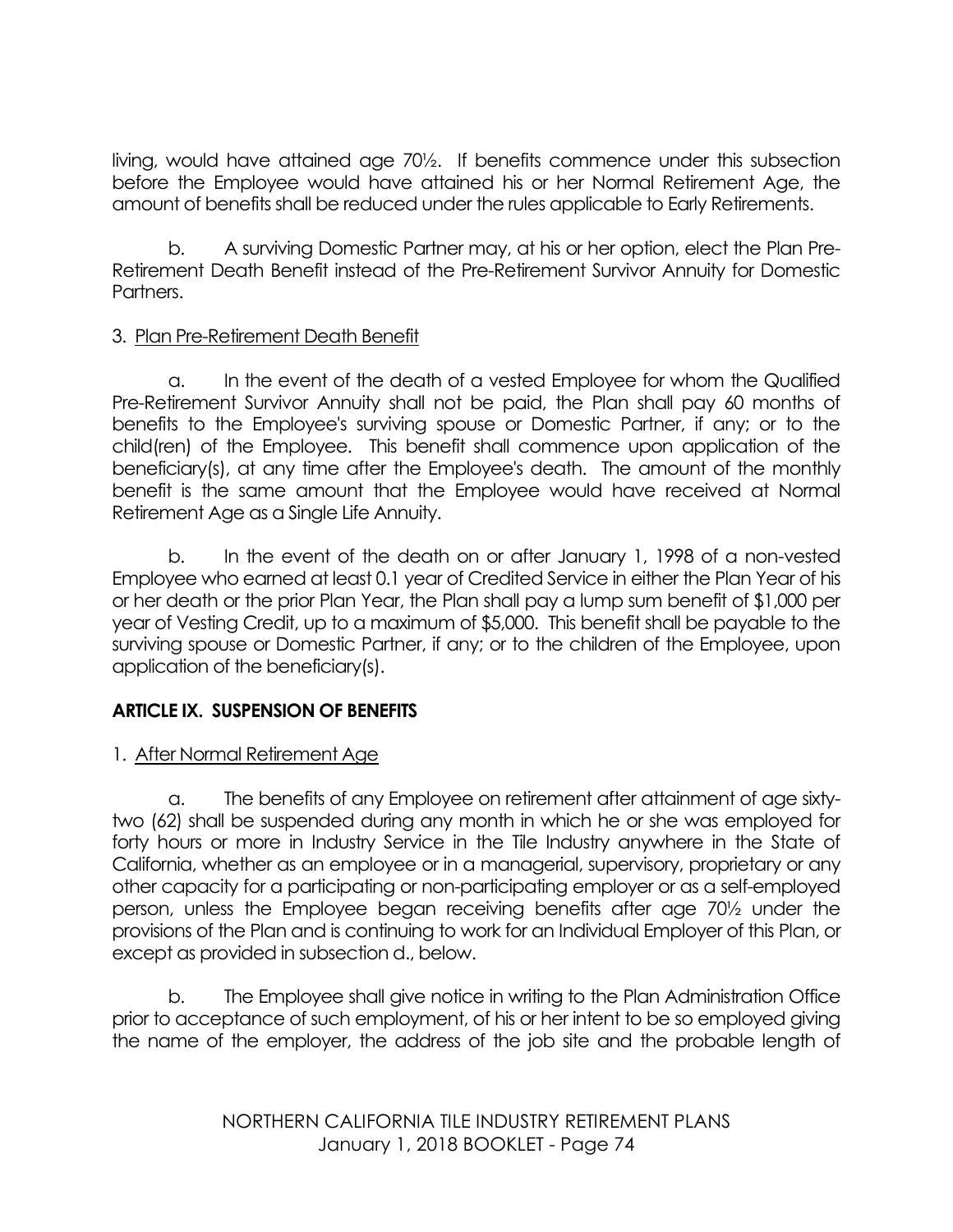living, would have attained age 70½. If benefits commence under this subsection before the Employee would have attained his or her Normal Retirement Age, the amount of benefits shall be reduced under the rules applicable to Early Retirements.

b. A surviving Domestic Partner may, at his or her option, elect the Plan Pre-Retirement Death Benefit instead of the Pre-Retirement Survivor Annuity for Domestic Partners.

3. Plan Pre-Retirement Death Benefit

a. In the event of the death of a vested Employee for whom the Qualified Pre-Retirement Survivor Annuity shall not be paid, the Plan shall pay 60 months of benefits to the Employee's surviving spouse or Domestic Partner, if any; or to the child(ren) of the Employee. This benefit shall commence upon application of the beneficiary(s), at any time after the Employee's death. The amount of the monthly benefit is the same amount that the Employee would have received at Normal Retirement Age as a Single Life Annuity.

b. In the event of the death on or after January 1, 1998 of a non-vested Employee who earned at least 0.1 year of Credited Service in either the Plan Year of his or her death or the prior Plan Year, the Plan shall pay a lump sum benefit of $1,000 per year of Vesting Credit, up to a maximum of $5,000. This benefit shall be payable to the surviving spouse or Domestic Partner, if any; or to the children of the Employee, upon application of the beneficiary(s).

## ARTICLE IX. SUSPENSION OF BENEFITS

1. After Normal Retirement Age

a. The benefits of any Employee on retirement after attainment of age sixty-two (62) shall be suspended during any month in which he or she was employed for forty hours or more in Industry Service in the Tile Industry anywhere in the State of California, whether as an employee or in a managerial, supervisory, proprietary or any other capacity for a participating or non-participating employer or as a self-employed person, unless the Employee began receiving benefits after age 70½ under the provisions of the Plan and is continuing to work for an Individual Employer of this Plan, or except as provided in subsection d., below.

b. The Employee shall give notice in writing to the Plan Administration Office prior to acceptance of such employment, of his or her intent to be so employed giving the name of the employer, the address of the job site and the probable length of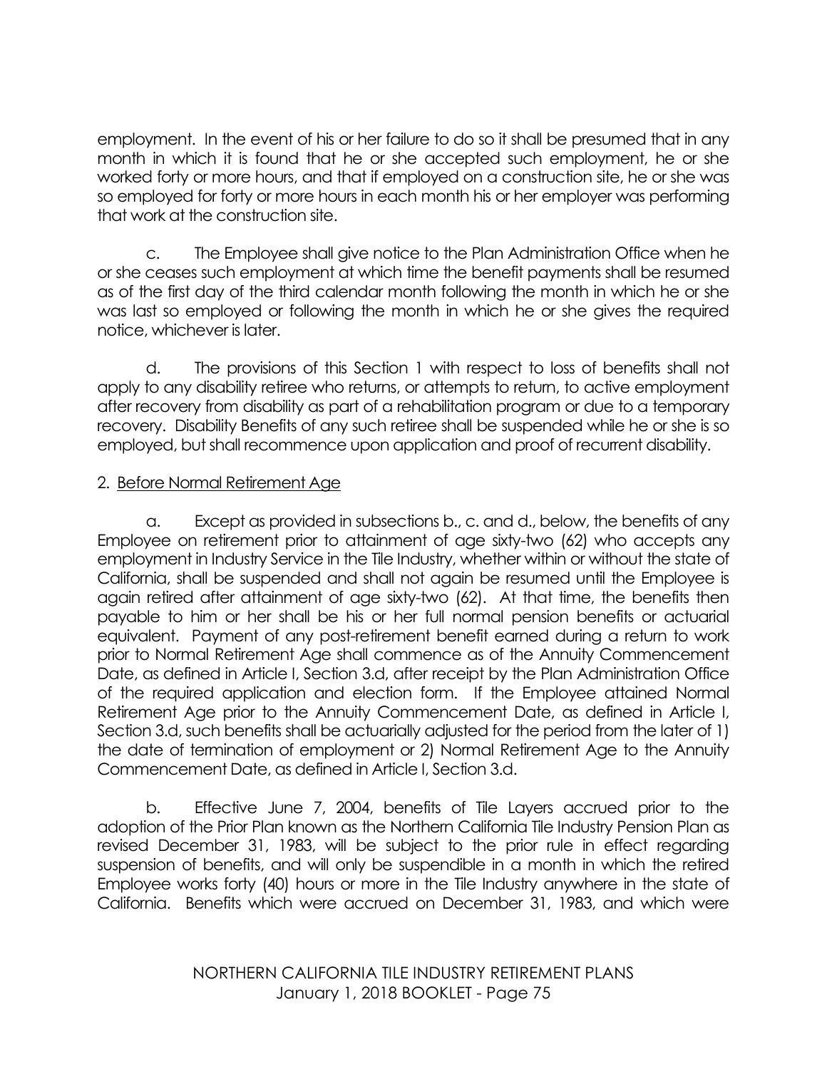employment. In the event of his or her failure to do so it shall be presumed that in any month in which it is found that he or she accepted such employment, he or she worked forty or more hours, and that if employed on a construction site, he or she was so employed for forty or more hours in each month his or her employer was performing that work at the construction site.

c. The Employee shall give notice to the Plan Administration Office when he or she ceases such employment at which time the benefit payments shall be resumed as of the first day of the third calendar month following the month in which he or she was last so employed or following the month in which he or she gives the required notice, whichever is later.

d. The provisions of this Section 1 with respect to loss of benefits shall not apply to any disability retiree who returns, or attempts to return, to active employment after recovery from disability as part of a rehabilitation program or due to a temporary recovery. Disability Benefits of any such retiree shall be suspended while he or she is so employed, but shall recommence upon application and proof of recurrent disability.

2. Before Normal Retirement Age

a. Except as provided in subsections b., c. and d., below, the benefits of any Employee on retirement prior to attainment of age sixty-two (62) who accepts any employment in Industry Service in the Tile Industry, whether within or without the state of California, shall be suspended and shall not again be resumed until the Employee is again retired after attainment of age sixty-two (62). At that time, the benefits then payable to him or her shall be his or her full normal pension benefits or actuarial equivalent. Payment of any post-retirement benefit earned during a return to work prior to Normal Retirement Age shall commence as of the Annuity Commencement Date, as defined in Article I, Section 3.d, after receipt by the Plan Administration Office of the required application and election form. If the Employee attained Normal Retirement Age prior to the Annuity Commencement Date, as defined in Article I, Section 3.d, such benefits shall be actuarially adjusted for the period from the later of 1) the date of termination of employment or 2) Normal Retirement Age to the Annuity Commencement Date, as defined in Article I, Section 3.d.

b. Effective June 7, 2004, benefits of Tile Layers accrued prior to the adoption of the Prior Plan known as the Northern California Tile Industry Pension Plan as revised December 31, 1983, will be subject to the prior rule in effect regarding suspension of benefits, and will only be suspendible in a month in which the retired Employee works forty (40) hours or more in the Tile Industry anywhere in the state of California. Benefits which were accrued on December 31, 1983, and which were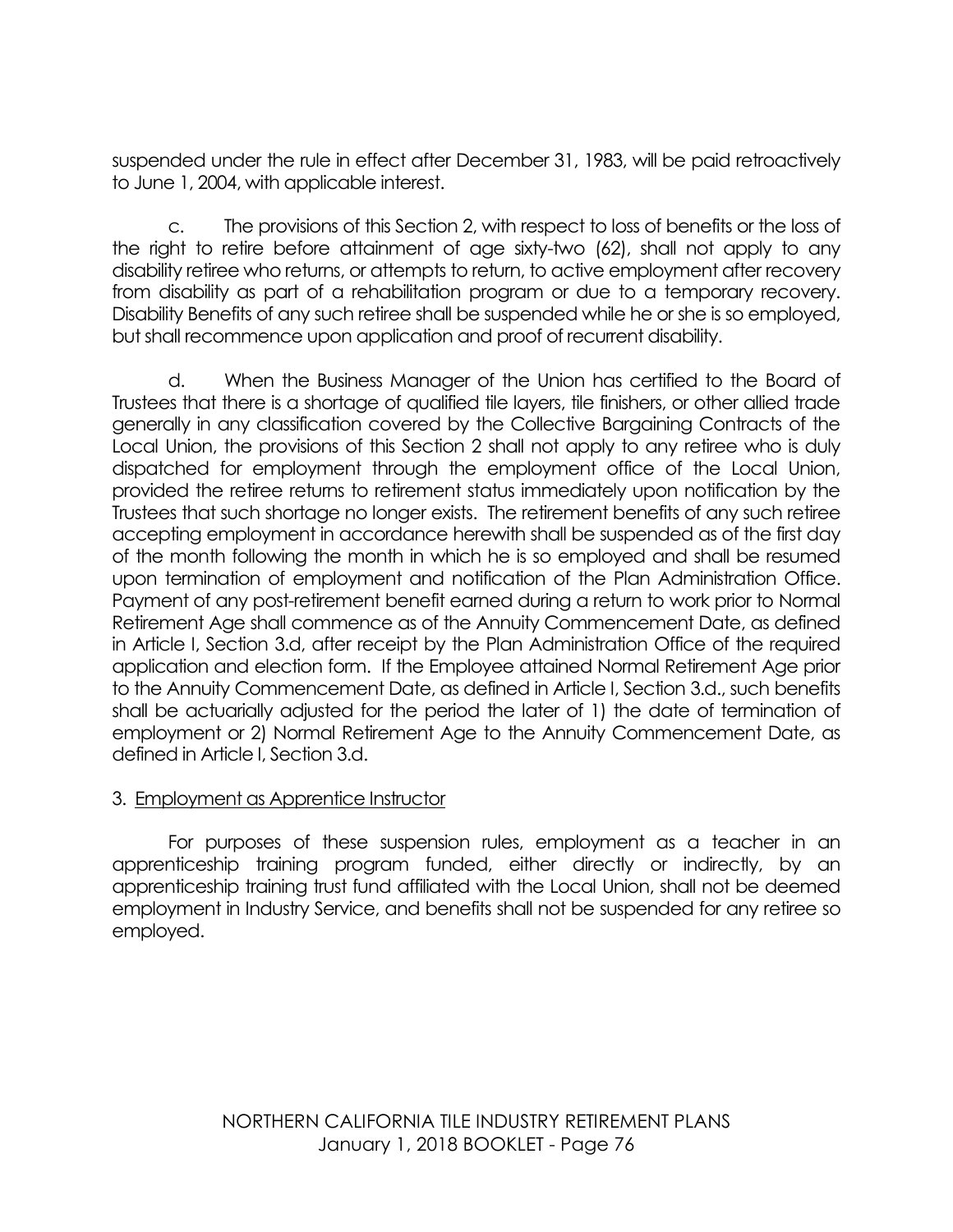suspended under the rule in effect after December 31, 1983, will be paid retroactively to June 1, 2004, with applicable interest.

c. The provisions of this Section 2, with respect to loss of benefits or the loss of the right to retire before attainment of age sixty-two (62), shall not apply to any disability retiree who returns, or attempts to return, to active employment after recovery from disability as part of a rehabilitation program or due to a temporary recovery. Disability Benefits of any such retiree shall be suspended while he or she is so employed, but shall recommence upon application and proof of recurrent disability.

d. When the Business Manager of the Union has certified to the Board of Trustees that there is a shortage of qualified tile layers, tile finishers, or other allied trade generally in any classification covered by the Collective Bargaining Contracts of the Local Union, the provisions of this Section 2 shall not apply to any retiree who is duly dispatched for employment through the employment office of the Local Union, provided the retiree returns to retirement status immediately upon notification by the Trustees that such shortage no longer exists. The retirement benefits of any such retiree accepting employment in accordance herewith shall be suspended as of the first day of the month following the month in which he is so employed and shall be resumed upon termination of employment and notification of the Plan Administration Office. Payment of any post-retirement benefit earned during a return to work prior to Normal Retirement Age shall commence as of the Annuity Commencement Date, as defined in Article I, Section 3.d, after receipt by the Plan Administration Office of the required application and election form. If the Employee attained Normal Retirement Age prior to the Annuity Commencement Date, as defined in Article I, Section 3.d., such benefits shall be actuarially adjusted for the period the later of 1) the date of termination of employment or 2) Normal Retirement Age to the Annuity Commencement Date, as defined in Article I, Section 3.d.

3. Employment as Apprentice Instructor

For purposes of these suspension rules, employment as a teacher in an apprenticeship training program funded, either directly or indirectly, by an apprenticeship training trust fund affiliated with the Local Union, shall not be deemed employment in Industry Service, and benefits shall not be suspended for any retiree so employed.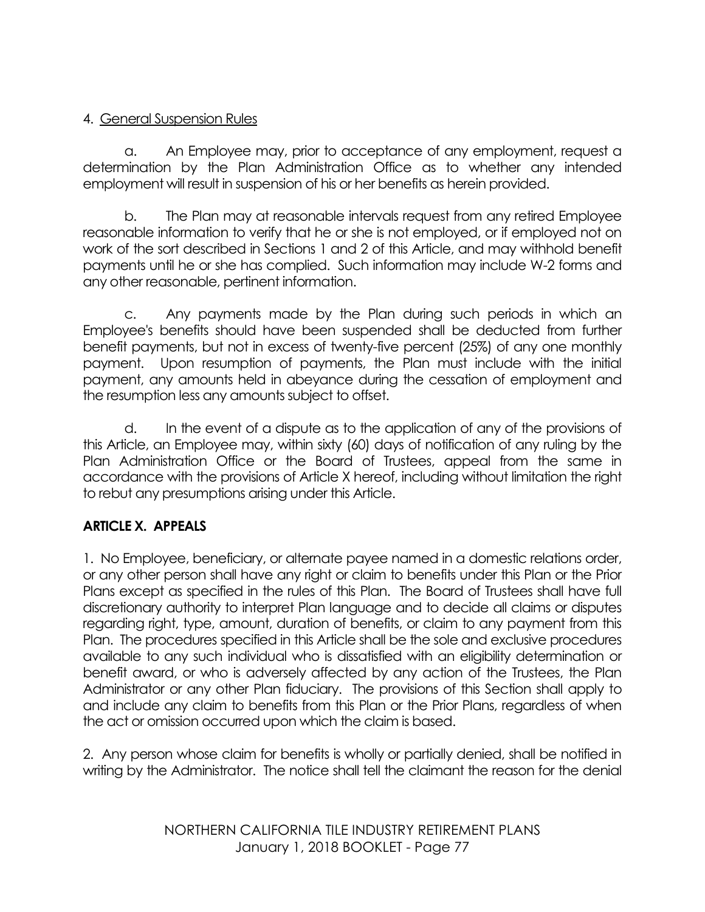4. General Suspension Rules

a. An Employee may, prior to acceptance of any employment, request a determination by the Plan Administration Office as to whether any intended employment will result in suspension of his or her benefits as herein provided.

b. The Plan may at reasonable intervals request from any retired Employee reasonable information to verify that he or she is not employed, or if employed not on work of the sort described in Sections 1 and 2 of this Article, and may withhold benefit payments until he or she has complied. Such information may include W-2 forms and any other reasonable, pertinent information.

c. Any payments made by the Plan during such periods in which an Employee's benefits should have been suspended shall be deducted from further benefit payments, but not in excess of twenty-five percent (25%) of any one monthly payment. Upon resumption of payments, the Plan must include with the initial payment, any amounts held in abeyance during the cessation of employment and the resumption less any amounts subject to offset.

d. In the event of a dispute as to the application of any of the provisions of this Article, an Employee may, within sixty (60) days of notification of any ruling by the Plan Administration Office or the Board of Trustees, appeal from the same in accordance with the provisions of Article X hereof, including without limitation the right to rebut any presumptions arising under this Article.

## ARTICLE X. APPEALS

1. No Employee, beneficiary, or alternate payee named in a domestic relations order, or any other person shall have any right or claim to benefits under this Plan or the Prior Plans except as specified in the rules of this Plan. The Board of Trustees shall have full discretionary authority to interpret Plan language and to decide all claims or disputes regarding right, type, amount, duration of benefits, or claim to any payment from this Plan. The procedures specified in this Article shall be the sole and exclusive procedures available to any such individual who is dissatisfied with an eligibility determination or benefit award, or who is adversely affected by any action of the Trustees, the Plan Administrator or any other Plan fiduciary. The provisions of this Section shall apply to and include any claim to benefits from this Plan or the Prior Plans, regardless of when the act or omission occurred upon which the claim is based.

2. Any person whose claim for benefits is wholly or partially denied, shall be notified in writing by the Administrator. The notice shall tell the claimant the reason for the denial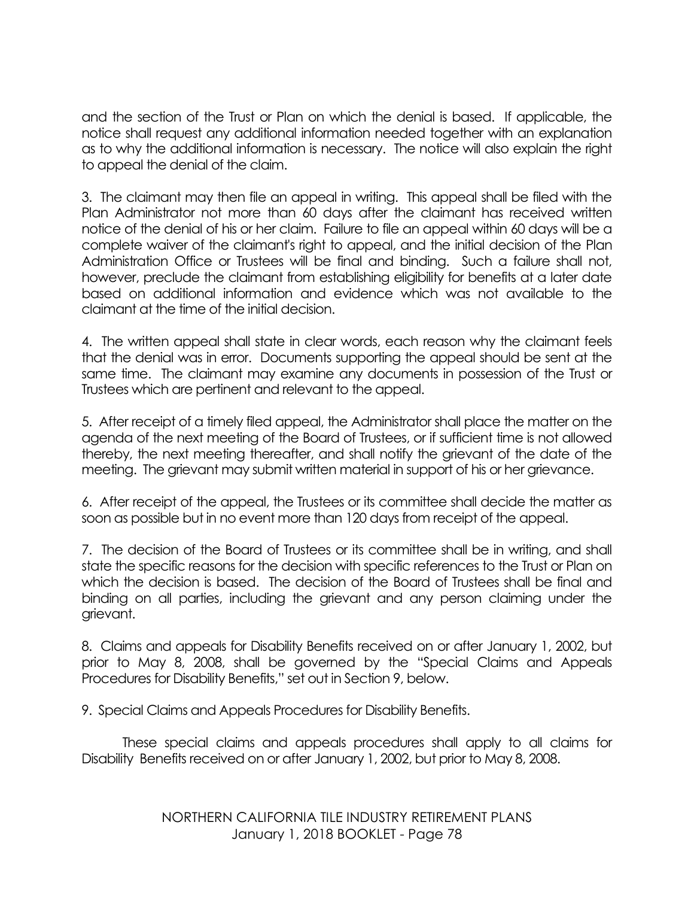and the section of the Trust or Plan on which the denial is based. If applicable, the notice shall request any additional information needed together with an explanation as to why the additional information is necessary. The notice will also explain the right to appeal the denial of the claim.

3. The claimant may then file an appeal in writing. This appeal shall be filed with the Plan Administrator not more than 60 days after the claimant has received written notice of the denial of his or her claim. Failure to file an appeal within 60 days will be a complete waiver of the claimant's right to appeal, and the initial decision of the Plan Administration Office or Trustees will be final and binding. Such a failure shall not, however, preclude the claimant from establishing eligibility for benefits at a later date based on additional information and evidence which was not available to the claimant at the time of the initial decision.

4. The written appeal shall state in clear words, each reason why the claimant feels that the denial was in error. Documents supporting the appeal should be sent at the same time. The claimant may examine any documents in possession of the Trust or Trustees which are pertinent and relevant to the appeal.

5. After receipt of a timely filed appeal, the Administrator shall place the matter on the agenda of the next meeting of the Board of Trustees, or if sufficient time is not allowed thereby, the next meeting thereafter, and shall notify the grievant of the date of the meeting. The grievant may submit written material in support of his or her grievance.

6. After receipt of the appeal, the Trustees or its committee shall decide the matter as soon as possible but in no event more than 120 days from receipt of the appeal.

7. The decision of the Board of Trustees or its committee shall be in writing, and shall state the specific reasons for the decision with specific references to the Trust or Plan on which the decision is based. The decision of the Board of Trustees shall be final and binding on all parties, including the grievant and any person claiming under the grievant.

8. Claims and appeals for Disability Benefits received on or after January 1, 2002, but prior to May 8, 2008, shall be governed by the "Special Claims and Appeals Procedures for Disability Benefits," set out in Section 9, below.

9. Special Claims and Appeals Procedures for Disability Benefits.

These special claims and appeals procedures shall apply to all claims for Disability Benefits received on or after January 1, 2002, but prior to May 8, 2008.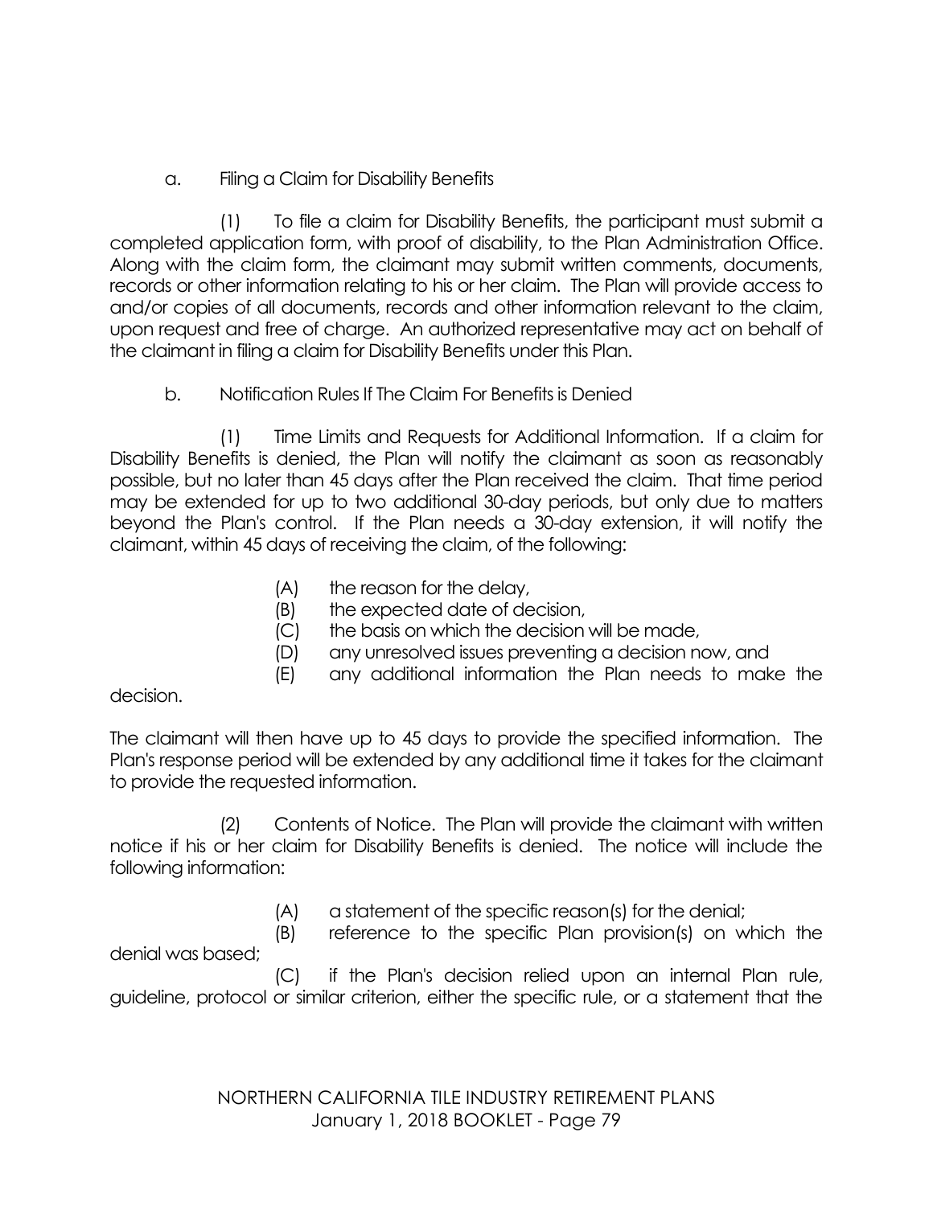a. Filing a Claim for Disability Benefits

(1) To file a claim for Disability Benefits, the participant must submit a completed application form, with proof of disability, to the Plan Administration Office. Along with the claim form, the claimant may submit written comments, documents, records or other information relating to his or her claim. The Plan will provide access to and/or copies of all documents, records and other information relevant to the claim, upon request and free of charge. An authorized representative may act on behalf of the claimant in filing a claim for Disability Benefits under this Plan.

b. Notification Rules If The Claim For Benefits is Denied

(1) Time Limits and Requests for Additional Information. If a claim for Disability Benefits is denied, the Plan will notify the claimant as soon as reasonably possible, but no later than 45 days after the Plan received the claim. That time period may be extended for up to two additional 30-day periods, but only due to matters beyond the Plan's control. If the Plan needs a 30-day extension, it will notify the claimant, within 45 days of receiving the claim, of the following:

(A) the reason for the delay,
(B) the expected date of decision,
(C) the basis on which the decision will be made,
(D) any unresolved issues preventing a decision now, and
(E) any additional information the Plan needs to make the decision.

The claimant will then have up to 45 days to provide the specified information. The Plan's response period will be extended by any additional time it takes for the claimant to provide the requested information.

(2) Contents of Notice. The Plan will provide the claimant with written notice if his or her claim for Disability Benefits is denied. The notice will include the following information:

(A) a statement of the specific reason(s) for the denial;
(B) reference to the specific Plan provision(s) on which the denial was based;
(C) if the Plan's decision relied upon an internal Plan rule, guideline, protocol or similar criterion, either the specific rule, or a statement that the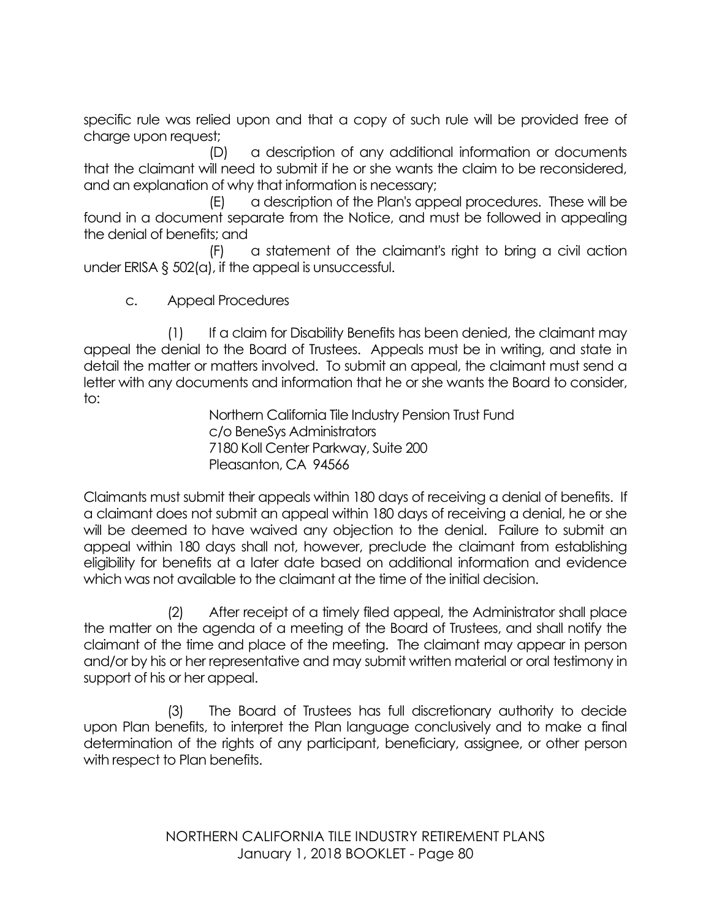specific rule was relied upon and that a copy of such rule will be provided free of charge upon request;

(D) a description of any additional information or documents that the claimant will need to submit if he or she wants the claim to be reconsidered, and an explanation of why that information is necessary;

(E) a description of the Plan's appeal procedures. These will be found in a document separate from the Notice, and must be followed in appealing the denial of benefits; and

(F) a statement of the claimant's right to bring a civil action under ERISA § 502(a), if the appeal is unsuccessful.

c. Appeal Procedures

(1) If a claim for Disability Benefits has been denied, the claimant may appeal the denial to the Board of Trustees. Appeals must be in writing, and state in detail the matter or matters involved. To submit an appeal, the claimant must send a letter with any documents and information that he or she wants the Board to consider, to:

> Northern California Tile Industry Pension Trust Fund
> c/o BeneSys Administrators
> 7180 Koll Center Parkway, Suite 200
> Pleasanton, CA 94566

Claimants must submit their appeals within 180 days of receiving a denial of benefits. If a claimant does not submit an appeal within 180 days of receiving a denial, he or she will be deemed to have waived any objection to the denial. Failure to submit an appeal within 180 days shall not, however, preclude the claimant from establishing eligibility for benefits at a later date based on additional information and evidence which was not available to the claimant at the time of the initial decision.

(2) After receipt of a timely filed appeal, the Administrator shall place the matter on the agenda of a meeting of the Board of Trustees, and shall notify the claimant of the time and place of the meeting. The claimant may appear in person and/or by his or her representative and may submit written material or oral testimony in support of his or her appeal.

(3) The Board of Trustees has full discretionary authority to decide upon Plan benefits, to interpret the Plan language conclusively and to make a final determination of the rights of any participant, beneficiary, assignee, or other person with respect to Plan benefits.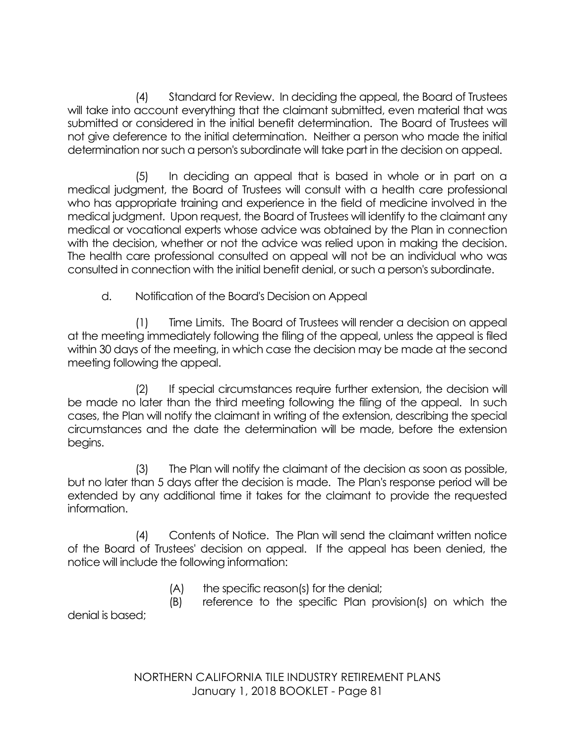(4) Standard for Review. In deciding the appeal, the Board of Trustees will take into account everything that the claimant submitted, even material that was submitted or considered in the initial benefit determination. The Board of Trustees will not give deference to the initial determination. Neither a person who made the initial determination nor such a person's subordinate will take part in the decision on appeal.

(5) In deciding an appeal that is based in whole or in part on a medical judgment, the Board of Trustees will consult with a health care professional who has appropriate training and experience in the field of medicine involved in the medical judgment. Upon request, the Board of Trustees will identify to the claimant any medical or vocational experts whose advice was obtained by the Plan in connection with the decision, whether or not the advice was relied upon in making the decision. The health care professional consulted on appeal will not be an individual who was consulted in connection with the initial benefit denial, or such a person's subordinate.

d. Notification of the Board's Decision on Appeal

(1) Time Limits. The Board of Trustees will render a decision on appeal at the meeting immediately following the filing of the appeal, unless the appeal is filed within 30 days of the meeting, in which case the decision may be made at the second meeting following the appeal.

(2) If special circumstances require further extension, the decision will be made no later than the third meeting following the filing of the appeal. In such cases, the Plan will notify the claimant in writing of the extension, describing the special circumstances and the date the determination will be made, before the extension begins.

(3) The Plan will notify the claimant of the decision as soon as possible, but no later than 5 days after the decision is made. The Plan's response period will be extended by any additional time it takes for the claimant to provide the requested information.

(4) Contents of Notice. The Plan will send the claimant written notice of the Board of Trustees' decision on appeal. If the appeal has been denied, the notice will include the following information:

(A) the specific reason(s) for the denial;

(B) reference to the specific Plan provision(s) on which the denial is based;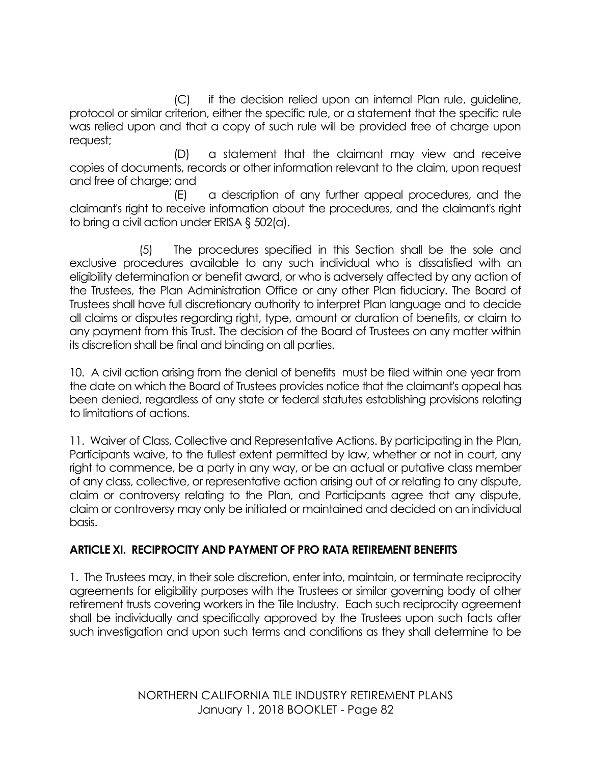(C) if the decision relied upon an internal Plan rule, guideline, protocol or similar criterion, either the specific rule, or a statement that the specific rule was relied upon and that a copy of such rule will be provided free of charge upon request;

(D) a statement that the claimant may view and receive copies of documents, records or other information relevant to the claim, upon request and free of charge; and

(E) a description of any further appeal procedures, and the claimant's right to receive information about the procedures, and the claimant's right to bring a civil action under ERISA § 502(a).

(5) The procedures specified in this Section shall be the sole and exclusive procedures available to any such individual who is dissatisfied with an eligibility determination or benefit award, or who is adversely affected by any action of the Trustees, the Plan Administration Office or any other Plan fiduciary. The Board of Trustees shall have full discretionary authority to interpret Plan language and to decide all claims or disputes regarding right, type, amount or duration of benefits, or claim to any payment from this Trust. The decision of the Board of Trustees on any matter within its discretion shall be final and binding on all parties.

10. A civil action arising from the denial of benefits must be filed within one year from the date on which the Board of Trustees provides notice that the claimant's appeal has been denied, regardless of any state or federal statutes establishing provisions relating to limitations of actions.

11. Waiver of Class, Collective and Representative Actions. By participating in the Plan, Participants waive, to the fullest extent permitted by law, whether or not in court, any right to commence, be a party in any way, or be an actual or putative class member of any class, collective, or representative action arising out of or relating to any dispute, claim or controversy relating to the Plan, and Participants agree that any dispute, claim or controversy may only be initiated or maintained and decided on an individual basis.

## ARTICLE XI. RECIPROCITY AND PAYMENT OF PRO RATA RETIREMENT BENEFITS

1. The Trustees may, in their sole discretion, enter into, maintain, or terminate reciprocity agreements for eligibility purposes with the Trustees or similar governing body of other retirement trusts covering workers in the Tile Industry. Each such reciprocity agreement shall be individually and specifically approved by the Trustees upon such facts after such investigation and upon such terms and conditions as they shall determine to be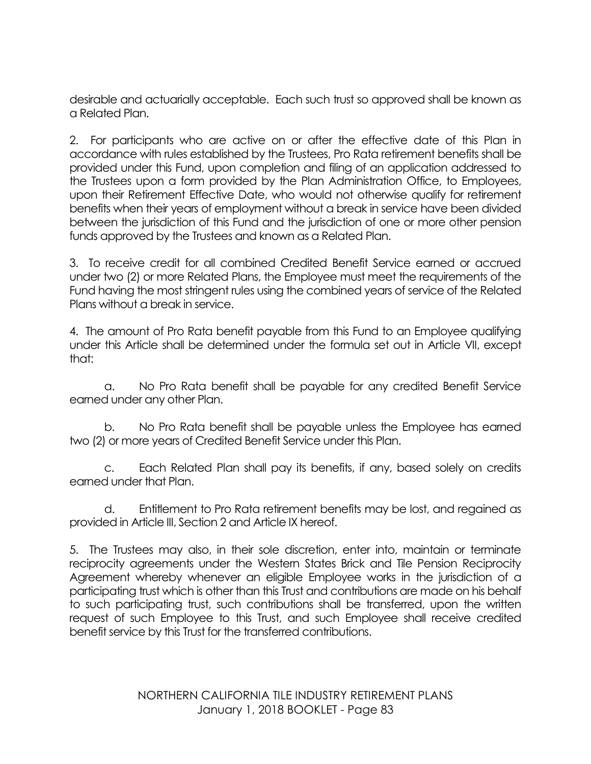desirable and actuarially acceptable. Each such trust so approved shall be known as a Related Plan.

2. For participants who are active on or after the effective date of this Plan in accordance with rules established by the Trustees, Pro Rata retirement benefits shall be provided under this Fund, upon completion and filing of an application addressed to the Trustees upon a form provided by the Plan Administration Office, to Employees, upon their Retirement Effective Date, who would not otherwise qualify for retirement benefits when their years of employment without a break in service have been divided between the jurisdiction of this Fund and the jurisdiction of one or more other pension funds approved by the Trustees and known as a Related Plan.

3. To receive credit for all combined Credited Benefit Service earned or accrued under two (2) or more Related Plans, the Employee must meet the requirements of the Fund having the most stringent rules using the combined years of service of the Related Plans without a break in service.

4. The amount of Pro Rata benefit payable from this Fund to an Employee qualifying under this Article shall be determined under the formula set out in Article VII, except that:

a. No Pro Rata benefit shall be payable for any credited Benefit Service earned under any other Plan.

b. No Pro Rata benefit shall be payable unless the Employee has earned two (2) or more years of Credited Benefit Service under this Plan.

c. Each Related Plan shall pay its benefits, if any, based solely on credits earned under that Plan.

d. Entitlement to Pro Rata retirement benefits may be lost, and regained as provided in Article III, Section 2 and Article IX hereof.

5. The Trustees may also, in their sole discretion, enter into, maintain or terminate reciprocity agreements under the Western States Brick and Tile Pension Reciprocity Agreement whereby whenever an eligible Employee works in the jurisdiction of a participating trust which is other than this Trust and contributions are made on his behalf to such participating trust, such contributions shall be transferred, upon the written request of such Employee to this Trust, and such Employee shall receive credited benefit service by this Trust for the transferred contributions.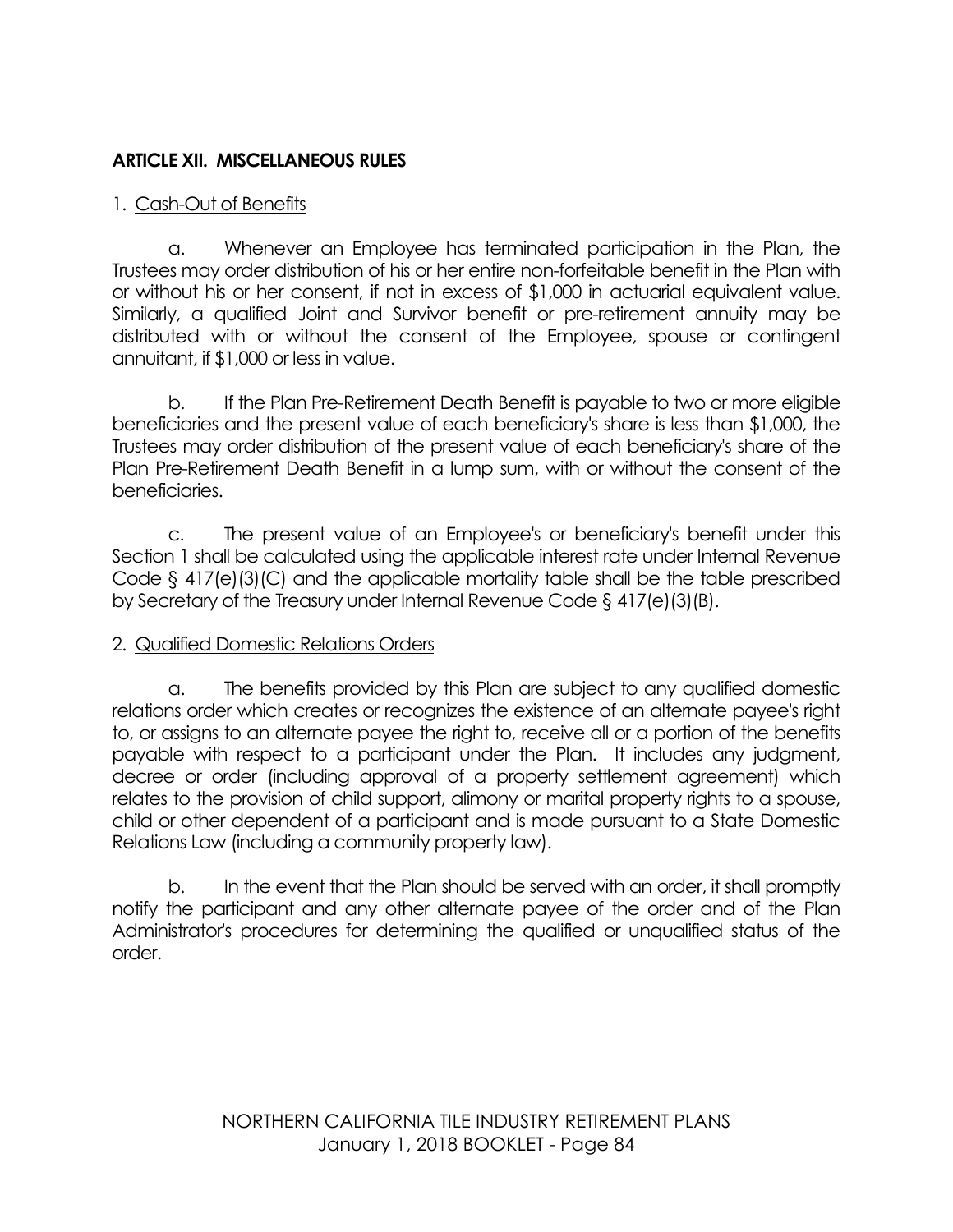## ARTICLE XII. MISCELLANEOUS RULES

1. Cash-Out of Benefits

a. Whenever an Employee has terminated participation in the Plan, the Trustees may order distribution of his or her entire non-forfeitable benefit in the Plan with or without his or her consent, if not in excess of $1,000 in actuarial equivalent value. Similarly, a qualified Joint and Survivor benefit or pre-retirement annuity may be distributed with or without the consent of the Employee, spouse or contingent annuitant, if $1,000 or less in value.

b. If the Plan Pre-Retirement Death Benefit is payable to two or more eligible beneficiaries and the present value of each beneficiary's share is less than $1,000, the Trustees may order distribution of the present value of each beneficiary's share of the Plan Pre-Retirement Death Benefit in a lump sum, with or without the consent of the beneficiaries.

c. The present value of an Employee's or beneficiary's benefit under this Section 1 shall be calculated using the applicable interest rate under Internal Revenue Code § 417(e)(3)(C) and the applicable mortality table shall be the table prescribed by Secretary of the Treasury under Internal Revenue Code § 417(e)(3)(B).

2. Qualified Domestic Relations Orders

a. The benefits provided by this Plan are subject to any qualified domestic relations order which creates or recognizes the existence of an alternate payee's right to, or assigns to an alternate payee the right to, receive all or a portion of the benefits payable with respect to a participant under the Plan. It includes any judgment, decree or order (including approval of a property settlement agreement) which relates to the provision of child support, alimony or marital property rights to a spouse, child or other dependent of a participant and is made pursuant to a State Domestic Relations Law (including a community property law).

b. In the event that the Plan should be served with an order, it shall promptly notify the participant and any other alternate payee of the order and of the Plan Administrator's procedures for determining the qualified or unqualified status of the order.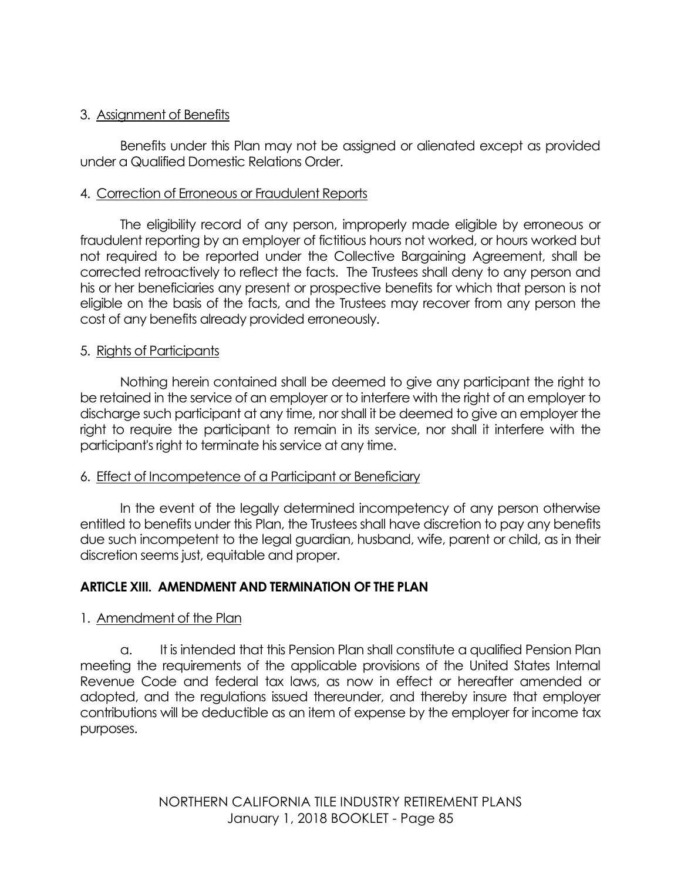3. Assignment of Benefits

Benefits under this Plan may not be assigned or alienated except as provided under a Qualified Domestic Relations Order.

4. Correction of Erroneous or Fraudulent Reports

The eligibility record of any person, improperly made eligible by erroneous or fraudulent reporting by an employer of fictitious hours not worked, or hours worked but not required to be reported under the Collective Bargaining Agreement, shall be corrected retroactively to reflect the facts. The Trustees shall deny to any person and his or her beneficiaries any present or prospective benefits for which that person is not eligible on the basis of the facts, and the Trustees may recover from any person the cost of any benefits already provided erroneously.

5. Rights of Participants

Nothing herein contained shall be deemed to give any participant the right to be retained in the service of an employer or to interfere with the right of an employer to discharge such participant at any time, nor shall it be deemed to give an employer the right to require the participant to remain in its service, nor shall it interfere with the participant's right to terminate his service at any time.

6. Effect of Incompetence of a Participant or Beneficiary

In the event of the legally determined incompetency of any person otherwise entitled to benefits under this Plan, the Trustees shall have discretion to pay any benefits due such incompetent to the legal guardian, husband, wife, parent or child, as in their discretion seems just, equitable and proper.

## ARTICLE XIII. AMENDMENT AND TERMINATION OF THE PLAN

1. Amendment of the Plan

a. It is intended that this Pension Plan shall constitute a qualified Pension Plan meeting the requirements of the applicable provisions of the United States Internal Revenue Code and federal tax laws, as now in effect or hereafter amended or adopted, and the regulations issued thereunder, and thereby insure that employer contributions will be deductible as an item of expense by the employer for income tax purposes.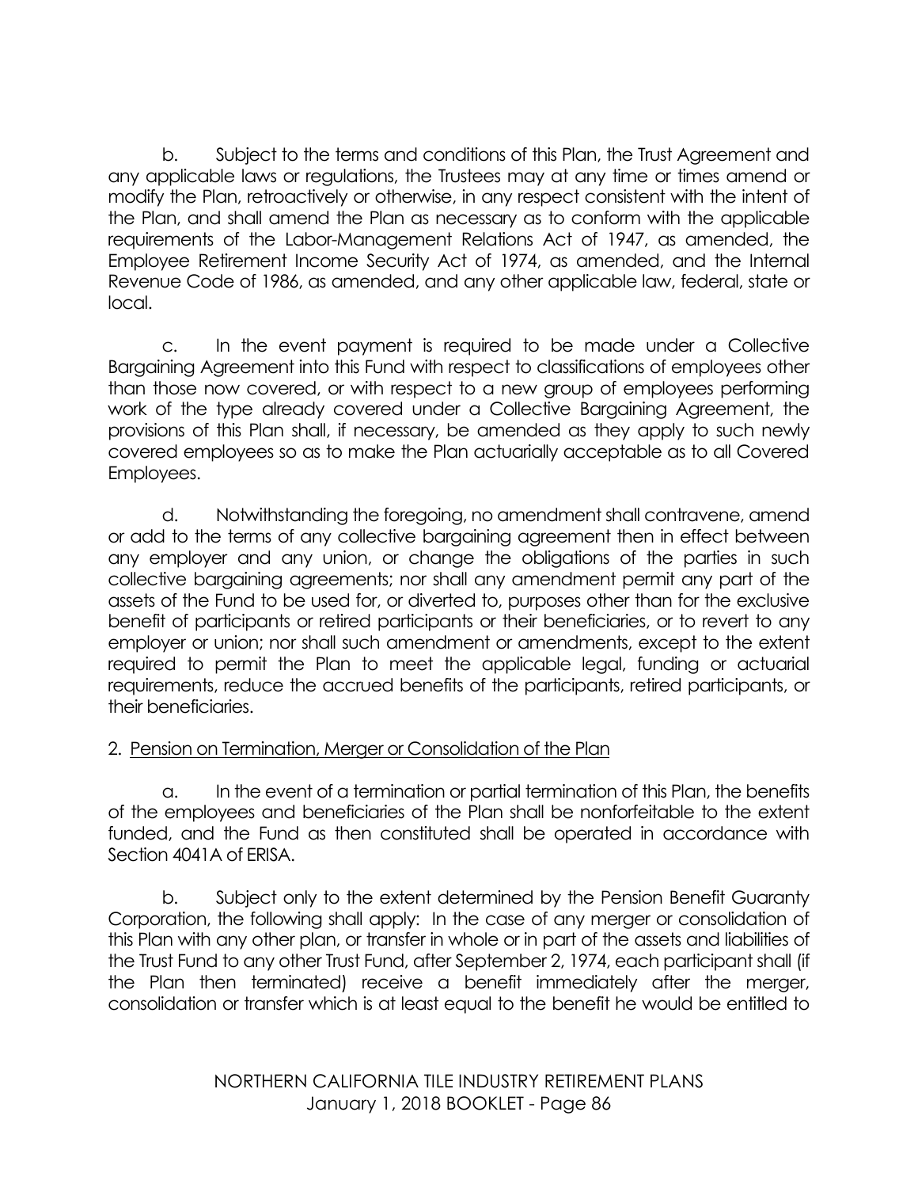b. Subject to the terms and conditions of this Plan, the Trust Agreement and any applicable laws or regulations, the Trustees may at any time or times amend or modify the Plan, retroactively or otherwise, in any respect consistent with the intent of the Plan, and shall amend the Plan as necessary as to conform with the applicable requirements of the Labor-Management Relations Act of 1947, as amended, the Employee Retirement Income Security Act of 1974, as amended, and the Internal Revenue Code of 1986, as amended, and any other applicable law, federal, state or local.

c. In the event payment is required to be made under a Collective Bargaining Agreement into this Fund with respect to classifications of employees other than those now covered, or with respect to a new group of employees performing work of the type already covered under a Collective Bargaining Agreement, the provisions of this Plan shall, if necessary, be amended as they apply to such newly covered employees so as to make the Plan actuarially acceptable as to all Covered Employees.

d. Notwithstanding the foregoing, no amendment shall contravene, amend or add to the terms of any collective bargaining agreement then in effect between any employer and any union, or change the obligations of the parties in such collective bargaining agreements; nor shall any amendment permit any part of the assets of the Fund to be used for, or diverted to, purposes other than for the exclusive benefit of participants or retired participants or their beneficiaries, or to revert to any employer or union; nor shall such amendment or amendments, except to the extent required to permit the Plan to meet the applicable legal, funding or actuarial requirements, reduce the accrued benefits of the participants, retired participants, or their beneficiaries.

2. Pension on Termination, Merger or Consolidation of the Plan

a. In the event of a termination or partial termination of this Plan, the benefits of the employees and beneficiaries of the Plan shall be nonforfeitable to the extent funded, and the Fund as then constituted shall be operated in accordance with Section 4041A of ERISA.

b. Subject only to the extent determined by the Pension Benefit Guaranty Corporation, the following shall apply: In the case of any merger or consolidation of this Plan with any other plan, or transfer in whole or in part of the assets and liabilities of the Trust Fund to any other Trust Fund, after September 2, 1974, each participant shall (if the Plan then terminated) receive a benefit immediately after the merger, consolidation or transfer which is at least equal to the benefit he would be entitled to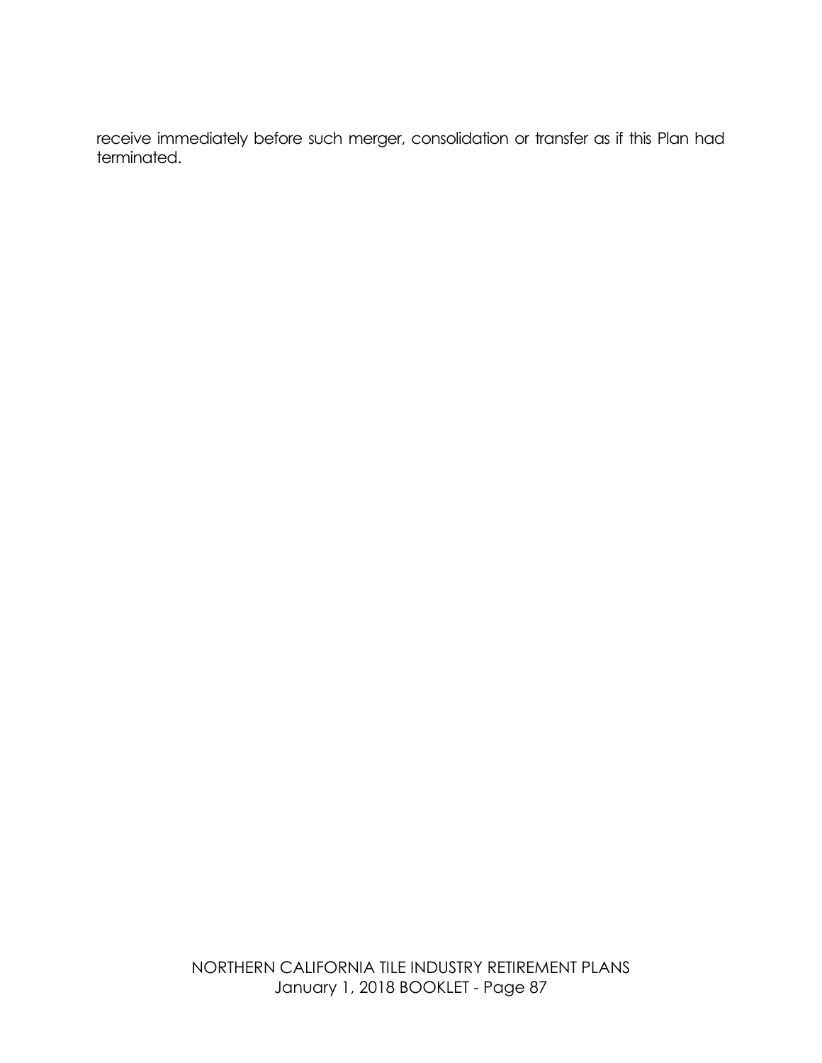receive immediately before such merger, consolidation or transfer as if this Plan had terminated.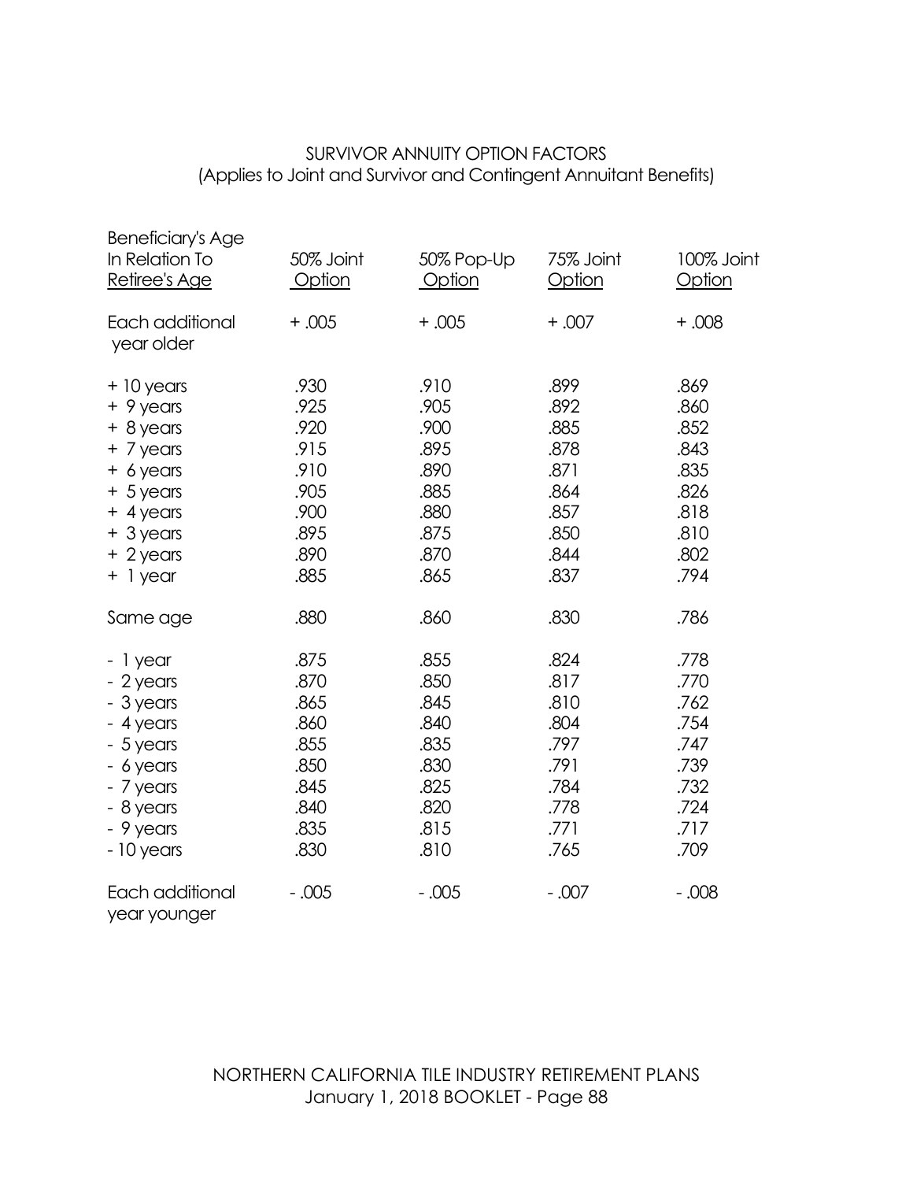# SURVIVOR ANNUITY OPTION FACTORS
(Applies to Joint and Survivor and Contingent Annuitant Benefits)

| Beneficiary's Age In Relation To Retiree's Age | 50% Joint Option | 50% Pop-Up Option | 75% Joint Option | 100% Joint Option |
|---|---|---|---|---|
| Each additional year older | + .005 | + .005 | + .007 | + .008 |
| + 10 years | .930 | .910 | .899 | .869 |
| + 9 years | .925 | .905 | .892 | .860 |
| + 8 years | .920 | .900 | .885 | .852 |
| + 7 years | .915 | .895 | .878 | .843 |
| + 6 years | .910 | .890 | .871 | .835 |
| + 5 years | .905 | .885 | .864 | .826 |
| + 4 years | .900 | .880 | .857 | .818 |
| + 3 years | .895 | .875 | .850 | .810 |
| + 2 years | .890 | .870 | .844 | .802 |
| + 1 year | .885 | .865 | .837 | .794 |
| Same age | .880 | .860 | .830 | .786 |
| - 1 year | .875 | .855 | .824 | .778 |
| - 2 years | .870 | .850 | .817 | .770 |
| - 3 years | .865 | .845 | .810 | .762 |
| - 4 years | .860 | .840 | .804 | .754 |
| - 5 years | .855 | .835 | .797 | .747 |
| - 6 years | .850 | .830 | .791 | .739 |
| - 7 years | .845 | .825 | .784 | .732 |
| - 8 years | .840 | .820 | .778 | .724 |
| - 9 years | .835 | .815 | .771 | .717 |
| - 10 years | .830 | .810 | .765 | .709 |
| Each additional year younger | - .005 | - .005 | - .007 | - .008 |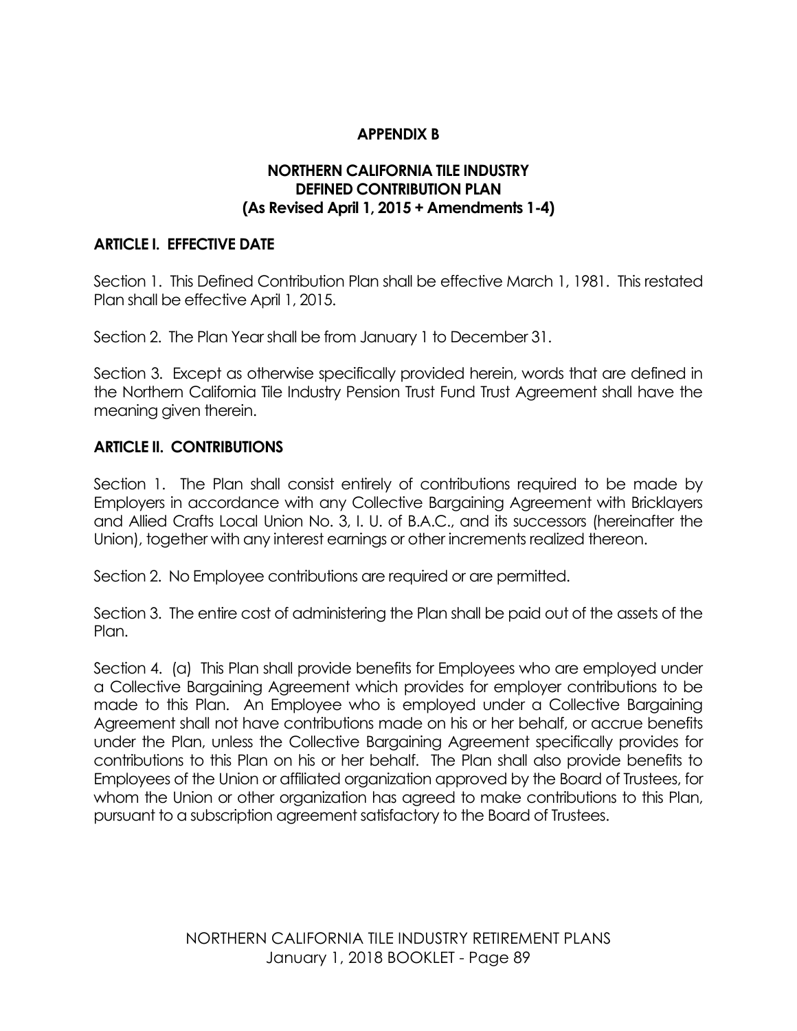# APPENDIX B

## NORTHERN CALIFORNIA TILE INDUSTRY DEFINED CONTRIBUTION PLAN (As Revised April 1, 2015 + Amendments 1-4)

### ARTICLE I. EFFECTIVE DATE

Section 1. This Defined Contribution Plan shall be effective March 1, 1981. This restated Plan shall be effective April 1, 2015.

Section 2. The Plan Year shall be from January 1 to December 31.

Section 3. Except as otherwise specifically provided herein, words that are defined in the Northern California Tile Industry Pension Trust Fund Trust Agreement shall have the meaning given therein.

### ARTICLE II. CONTRIBUTIONS

Section 1. The Plan shall consist entirely of contributions required to be made by Employers in accordance with any Collective Bargaining Agreement with Bricklayers and Allied Crafts Local Union No. 3, I. U. of B.A.C., and its successors (hereinafter the Union), together with any interest earnings or other increments realized thereon.

Section 2. No Employee contributions are required or are permitted.

Section 3. The entire cost of administering the Plan shall be paid out of the assets of the Plan.

Section 4. (a) This Plan shall provide benefits for Employees who are employed under a Collective Bargaining Agreement which provides for employer contributions to be made to this Plan. An Employee who is employed under a Collective Bargaining Agreement shall not have contributions made on his or her behalf, or accrue benefits under the Plan, unless the Collective Bargaining Agreement specifically provides for contributions to this Plan on his or her behalf. The Plan shall also provide benefits to Employees of the Union or affiliated organization approved by the Board of Trustees, for whom the Union or other organization has agreed to make contributions to this Plan, pursuant to a subscription agreement satisfactory to the Board of Trustees.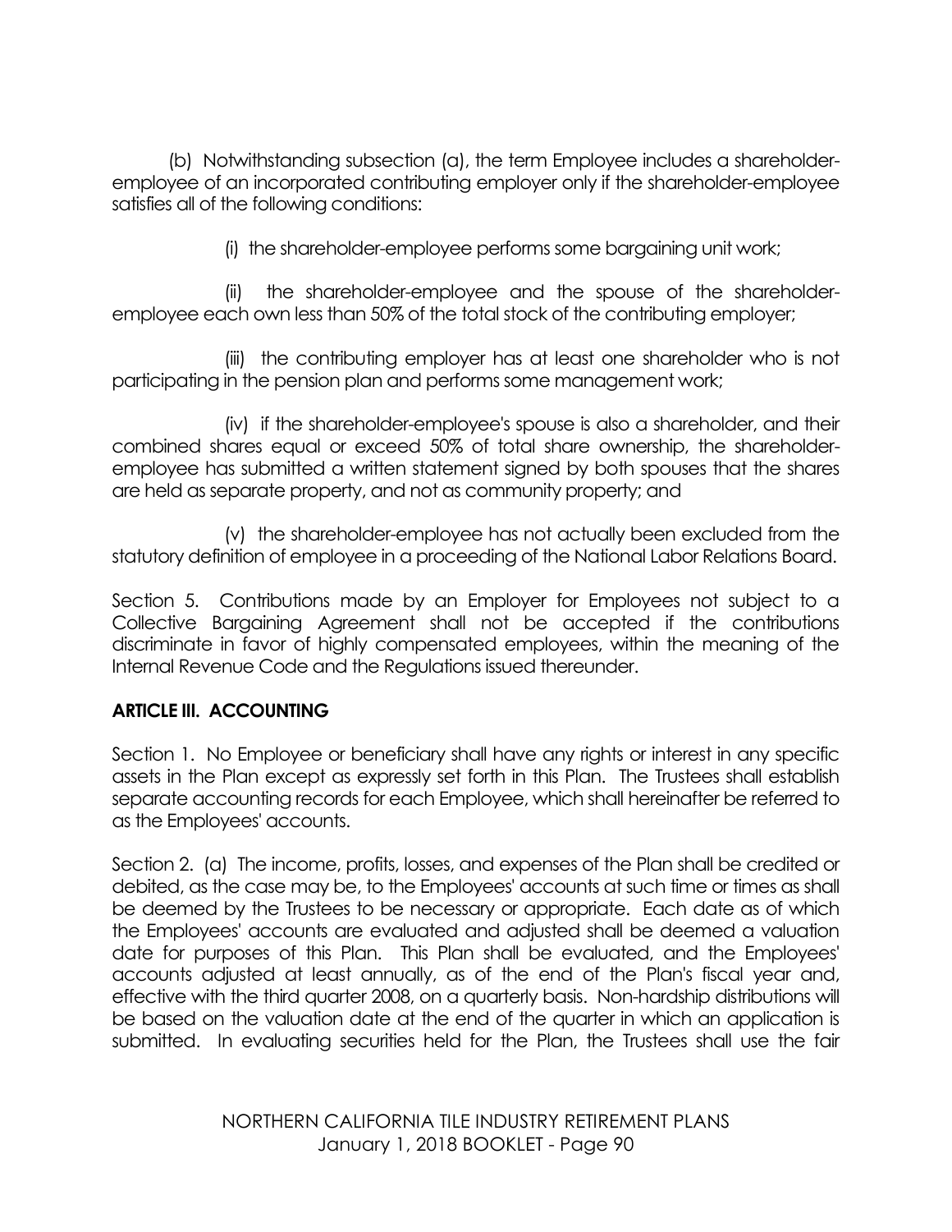(b) Notwithstanding subsection (a), the term Employee includes a shareholder-employee of an incorporated contributing employer only if the shareholder-employee satisfies all of the following conditions:

(i) the shareholder-employee performs some bargaining unit work;

(ii) the shareholder-employee and the spouse of the shareholder-employee each own less than 50% of the total stock of the contributing employer;

(iii) the contributing employer has at least one shareholder who is not participating in the pension plan and performs some management work;

(iv) if the shareholder-employee's spouse is also a shareholder, and their combined shares equal or exceed 50% of total share ownership, the shareholder-employee has submitted a written statement signed by both spouses that the shares are held as separate property, and not as community property; and

(v) the shareholder-employee has not actually been excluded from the statutory definition of employee in a proceeding of the National Labor Relations Board.

Section 5. Contributions made by an Employer for Employees not subject to a Collective Bargaining Agreement shall not be accepted if the contributions discriminate in favor of highly compensated employees, within the meaning of the Internal Revenue Code and the Regulations issued thereunder.

## ARTICLE III. ACCOUNTING

Section 1. No Employee or beneficiary shall have any rights or interest in any specific assets in the Plan except as expressly set forth in this Plan. The Trustees shall establish separate accounting records for each Employee, which shall hereinafter be referred to as the Employees' accounts.

Section 2. (a) The income, profits, losses, and expenses of the Plan shall be credited or debited, as the case may be, to the Employees' accounts at such time or times as shall be deemed by the Trustees to be necessary or appropriate. Each date as of which the Employees' accounts are evaluated and adjusted shall be deemed a valuation date for purposes of this Plan. This Plan shall be evaluated, and the Employees' accounts adjusted at least annually, as of the end of the Plan's fiscal year and, effective with the third quarter 2008, on a quarterly basis. Non-hardship distributions will be based on the valuation date at the end of the quarter in which an application is submitted. In evaluating securities held for the Plan, the Trustees shall use the fair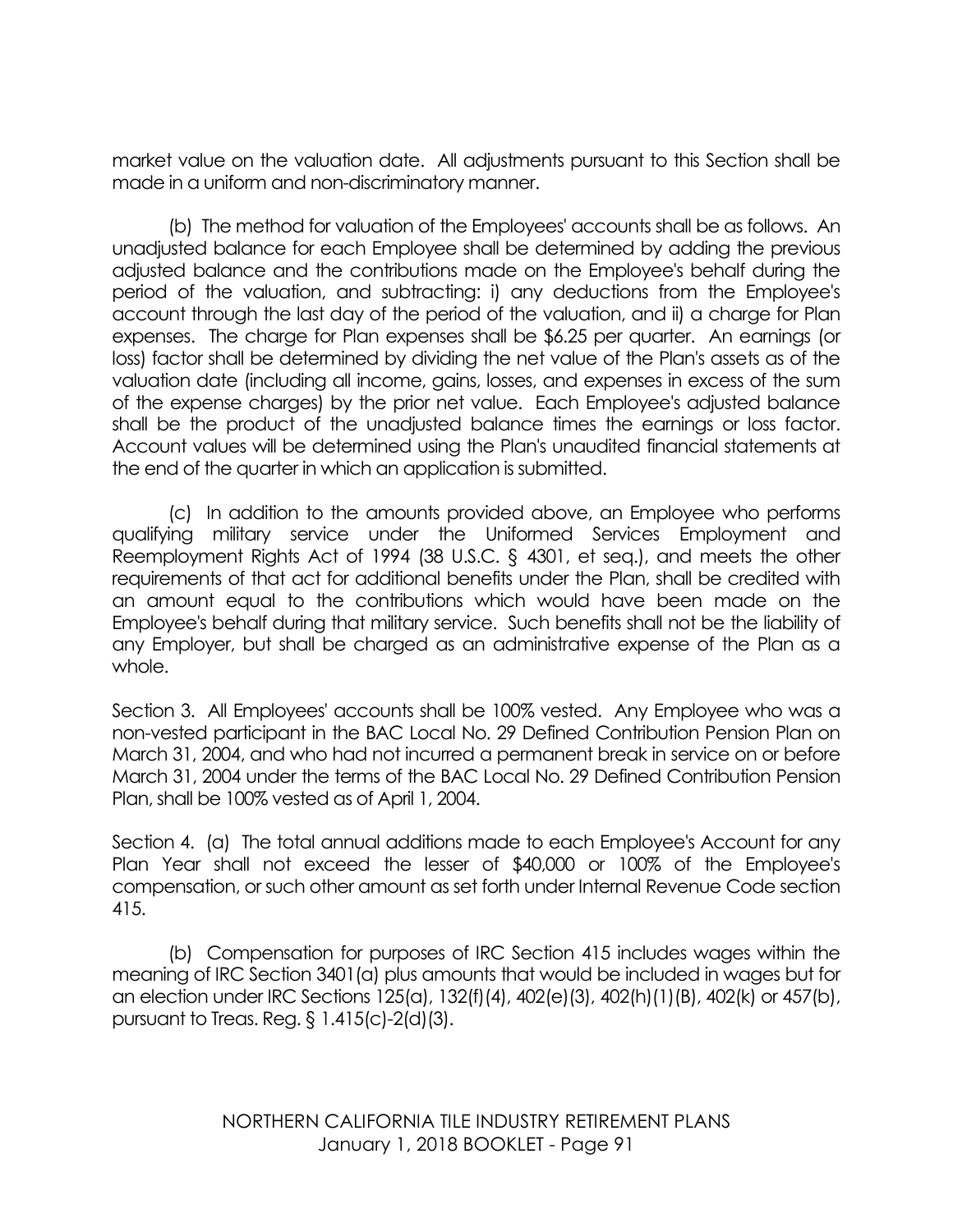market value on the valuation date. All adjustments pursuant to this Section shall be made in a uniform and non-discriminatory manner.

(b) The method for valuation of the Employees' accounts shall be as follows. An unadjusted balance for each Employee shall be determined by adding the previous adjusted balance and the contributions made on the Employee's behalf during the period of the valuation, and subtracting: i) any deductions from the Employee's account through the last day of the period of the valuation, and ii) a charge for Plan expenses. The charge for Plan expenses shall be $6.25 per quarter. An earnings (or loss) factor shall be determined by dividing the net value of the Plan's assets as of the valuation date (including all income, gains, losses, and expenses in excess of the sum of the expense charges) by the prior net value. Each Employee's adjusted balance shall be the product of the unadjusted balance times the earnings or loss factor. Account values will be determined using the Plan's unaudited financial statements at the end of the quarter in which an application is submitted.

(c) In addition to the amounts provided above, an Employee who performs qualifying military service under the Uniformed Services Employment and Reemployment Rights Act of 1994 (38 U.S.C. § 4301, et seq.), and meets the other requirements of that act for additional benefits under the Plan, shall be credited with an amount equal to the contributions which would have been made on the Employee's behalf during that military service. Such benefits shall not be the liability of any Employer, but shall be charged as an administrative expense of the Plan as a whole.

Section 3. All Employees' accounts shall be 100% vested. Any Employee who was a non-vested participant in the BAC Local No. 29 Defined Contribution Pension Plan on March 31, 2004, and who had not incurred a permanent break in service on or before March 31, 2004 under the terms of the BAC Local No. 29 Defined Contribution Pension Plan, shall be 100% vested as of April 1, 2004.

Section 4. (a) The total annual additions made to each Employee's Account for any Plan Year shall not exceed the lesser of $40,000 or 100% of the Employee's compensation, or such other amount as set forth under Internal Revenue Code section 415.

(b) Compensation for purposes of IRC Section 415 includes wages within the meaning of IRC Section 3401(a) plus amounts that would be included in wages but for an election under IRC Sections 125(a), 132(f)(4), 402(e)(3), 402(h)(1)(B), 402(k) or 457(b), pursuant to Treas. Reg. § 1.415(c)-2(d)(3).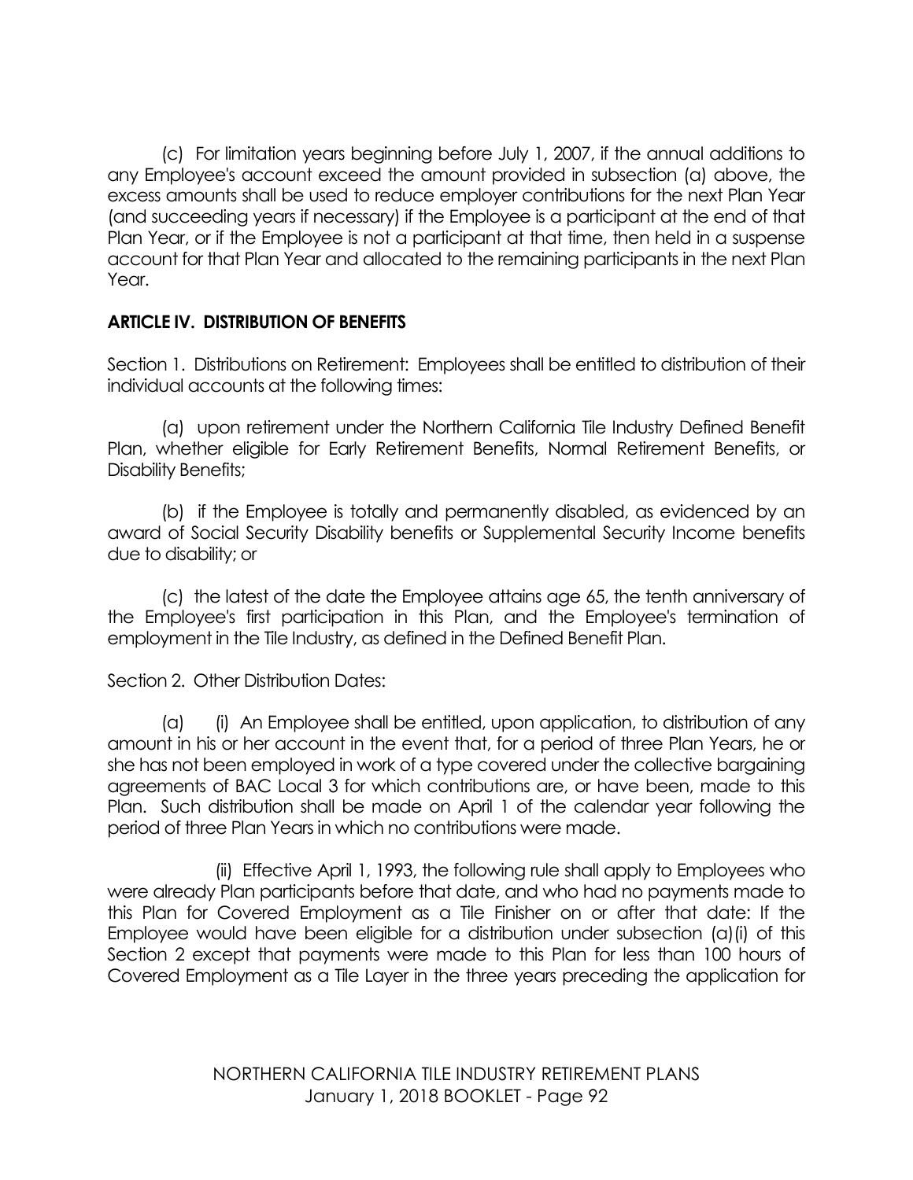(c) For limitation years beginning before July 1, 2007, if the annual additions to any Employee's account exceed the amount provided in subsection (a) above, the excess amounts shall be used to reduce employer contributions for the next Plan Year (and succeeding years if necessary) if the Employee is a participant at the end of that Plan Year, or if the Employee is not a participant at that time, then held in a suspense account for that Plan Year and allocated to the remaining participants in the next Plan Year.

## ARTICLE IV. DISTRIBUTION OF BENEFITS

Section 1. Distributions on Retirement: Employees shall be entitled to distribution of their individual accounts at the following times:

(a) upon retirement under the Northern California Tile Industry Defined Benefit Plan, whether eligible for Early Retirement Benefits, Normal Retirement Benefits, or Disability Benefits;

(b) if the Employee is totally and permanently disabled, as evidenced by an award of Social Security Disability benefits or Supplemental Security Income benefits due to disability; or

(c) the latest of the date the Employee attains age 65, the tenth anniversary of the Employee's first participation in this Plan, and the Employee's termination of employment in the Tile Industry, as defined in the Defined Benefit Plan.

Section 2. Other Distribution Dates:

(a) (i) An Employee shall be entitled, upon application, to distribution of any amount in his or her account in the event that, for a period of three Plan Years, he or she has not been employed in work of a type covered under the collective bargaining agreements of BAC Local 3 for which contributions are, or have been, made to this Plan. Such distribution shall be made on April 1 of the calendar year following the period of three Plan Years in which no contributions were made.

(ii) Effective April 1, 1993, the following rule shall apply to Employees who were already Plan participants before that date, and who had no payments made to this Plan for Covered Employment as a Tile Finisher on or after that date: If the Employee would have been eligible for a distribution under subsection (a)(i) of this Section 2 except that payments were made to this Plan for less than 100 hours of Covered Employment as a Tile Layer in the three years preceding the application for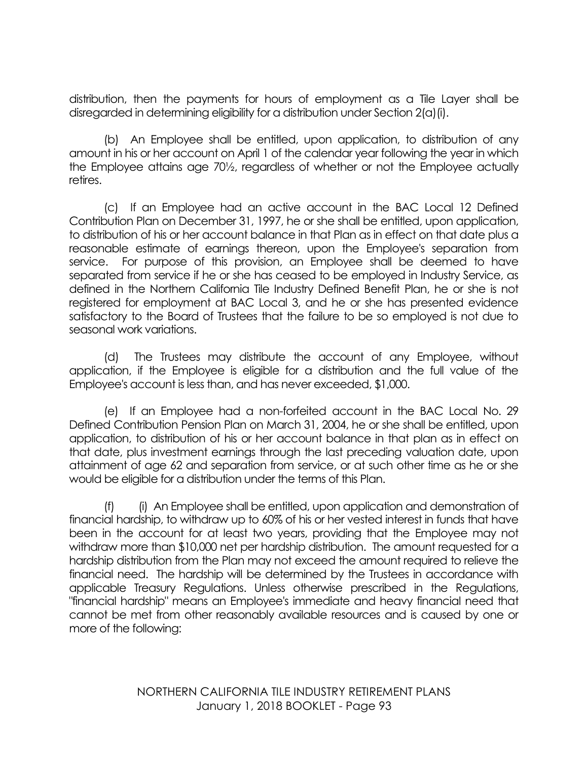distribution, then the payments for hours of employment as a Tile Layer shall be disregarded in determining eligibility for a distribution under Section 2(a)(i).

(b) An Employee shall be entitled, upon application, to distribution of any amount in his or her account on April 1 of the calendar year following the year in which the Employee attains age 70½, regardless of whether or not the Employee actually retires.

(c) If an Employee had an active account in the BAC Local 12 Defined Contribution Plan on December 31, 1997, he or she shall be entitled, upon application, to distribution of his or her account balance in that Plan as in effect on that date plus a reasonable estimate of earnings thereon, upon the Employee's separation from service. For purpose of this provision, an Employee shall be deemed to have separated from service if he or she has ceased to be employed in Industry Service, as defined in the Northern California Tile Industry Defined Benefit Plan, he or she is not registered for employment at BAC Local 3, and he or she has presented evidence satisfactory to the Board of Trustees that the failure to be so employed is not due to seasonal work variations.

(d) The Trustees may distribute the account of any Employee, without application, if the Employee is eligible for a distribution and the full value of the Employee's account is less than, and has never exceeded, $1,000.

(e) If an Employee had a non-forfeited account in the BAC Local No. 29 Defined Contribution Pension Plan on March 31, 2004, he or she shall be entitled, upon application, to distribution of his or her account balance in that plan as in effect on that date, plus investment earnings through the last preceding valuation date, upon attainment of age 62 and separation from service, or at such other time as he or she would be eligible for a distribution under the terms of this Plan.

(f) (i) An Employee shall be entitled, upon application and demonstration of financial hardship, to withdraw up to 60% of his or her vested interest in funds that have been in the account for at least two years, providing that the Employee may not withdraw more than $10,000 net per hardship distribution. The amount requested for a hardship distribution from the Plan may not exceed the amount required to relieve the financial need. The hardship will be determined by the Trustees in accordance with applicable Treasury Regulations. Unless otherwise prescribed in the Regulations, "financial hardship" means an Employee's immediate and heavy financial need that cannot be met from other reasonably available resources and is caused by one or more of the following: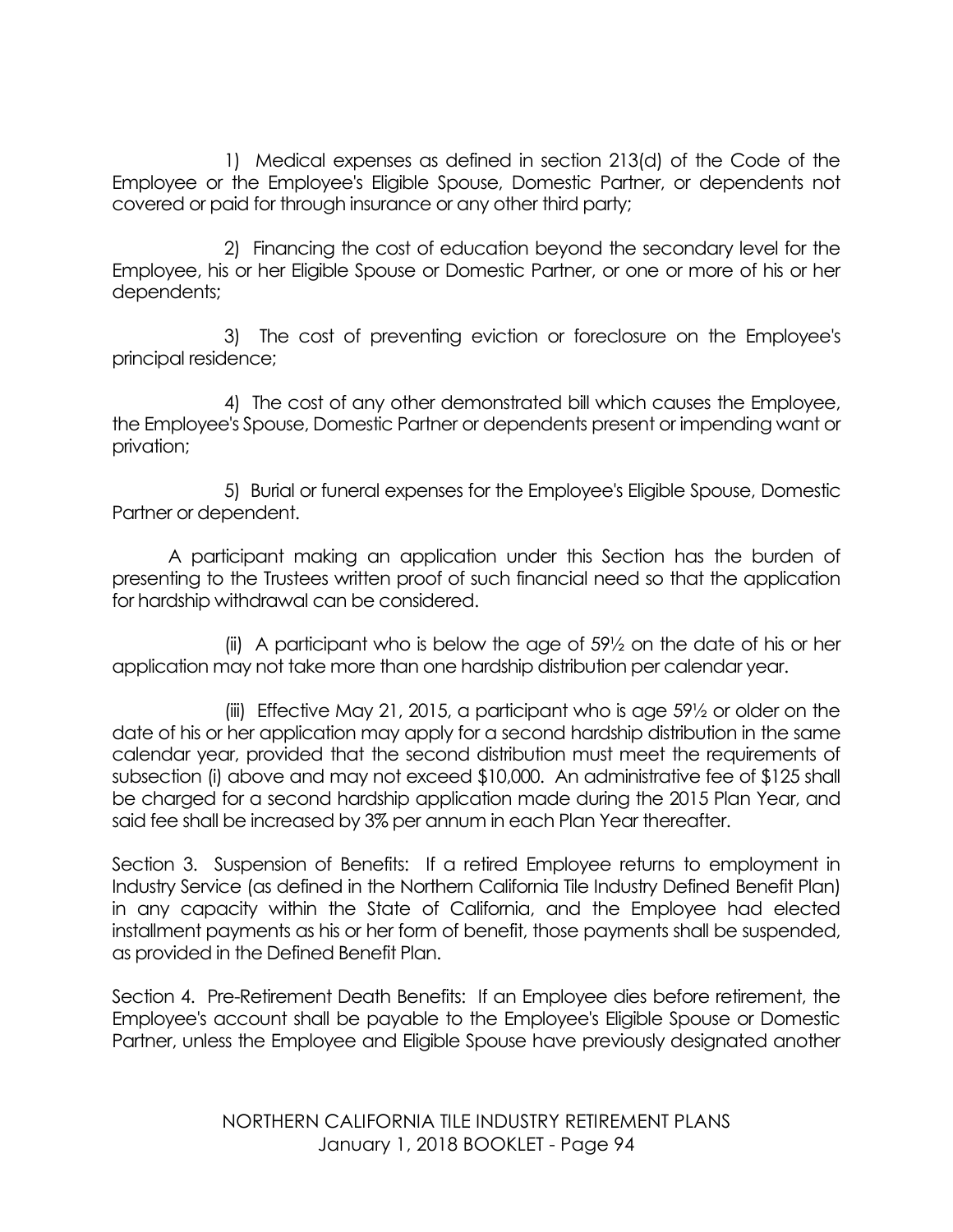1) Medical expenses as defined in section 213(d) of the Code of the Employee or the Employee's Eligible Spouse, Domestic Partner, or dependents not covered or paid for through insurance or any other third party;

2) Financing the cost of education beyond the secondary level for the Employee, his or her Eligible Spouse or Domestic Partner, or one or more of his or her dependents;

3) The cost of preventing eviction or foreclosure on the Employee's principal residence;

4) The cost of any other demonstrated bill which causes the Employee, the Employee's Spouse, Domestic Partner or dependents present or impending want or privation;

5) Burial or funeral expenses for the Employee's Eligible Spouse, Domestic Partner or dependent.

A participant making an application under this Section has the burden of presenting to the Trustees written proof of such financial need so that the application for hardship withdrawal can be considered.

(ii) A participant who is below the age of 59½ on the date of his or her application may not take more than one hardship distribution per calendar year.

(iii) Effective May 21, 2015, a participant who is age 59½ or older on the date of his or her application may apply for a second hardship distribution in the same calendar year, provided that the second distribution must meet the requirements of subsection (i) above and may not exceed $10,000. An administrative fee of $125 shall be charged for a second hardship application made during the 2015 Plan Year, and said fee shall be increased by 3% per annum in each Plan Year thereafter.

Section 3. Suspension of Benefits: If a retired Employee returns to employment in Industry Service (as defined in the Northern California Tile Industry Defined Benefit Plan) in any capacity within the State of California, and the Employee had elected installment payments as his or her form of benefit, those payments shall be suspended, as provided in the Defined Benefit Plan.

Section 4. Pre-Retirement Death Benefits: If an Employee dies before retirement, the Employee's account shall be payable to the Employee's Eligible Spouse or Domestic Partner, unless the Employee and Eligible Spouse have previously designated another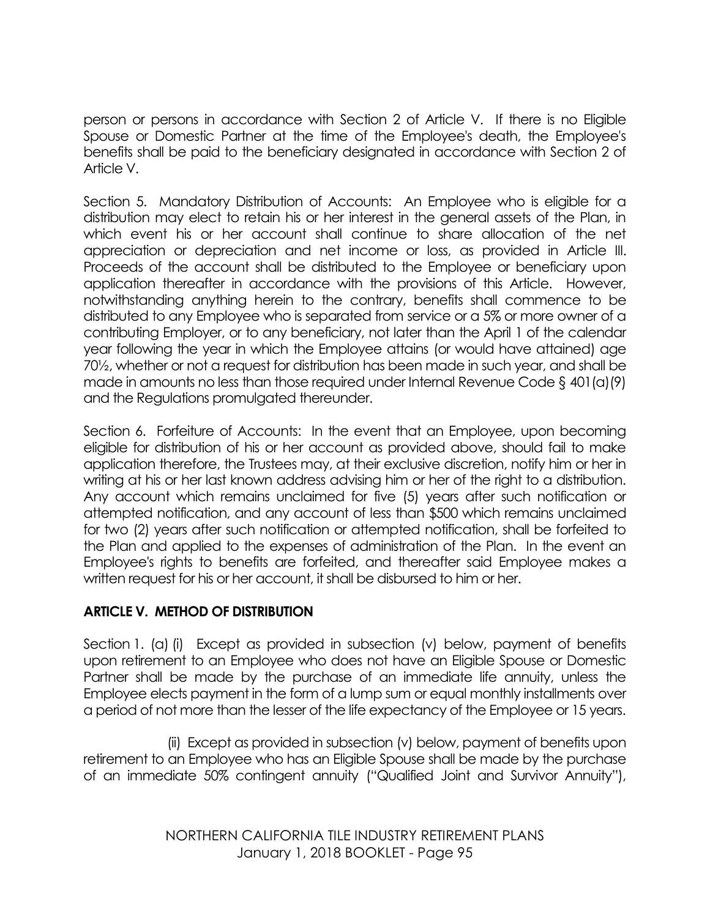person or persons in accordance with Section 2 of Article V. If there is no Eligible Spouse or Domestic Partner at the time of the Employee's death, the Employee's benefits shall be paid to the beneficiary designated in accordance with Section 2 of Article V.

Section 5. Mandatory Distribution of Accounts: An Employee who is eligible for a distribution may elect to retain his or her interest in the general assets of the Plan, in which event his or her account shall continue to share allocation of the net appreciation or depreciation and net income or loss, as provided in Article III. Proceeds of the account shall be distributed to the Employee or beneficiary upon application thereafter in accordance with the provisions of this Article. However, notwithstanding anything herein to the contrary, benefits shall commence to be distributed to any Employee who is separated from service or a 5% or more owner of a contributing Employer, or to any beneficiary, not later than the April 1 of the calendar year following the year in which the Employee attains (or would have attained) age 70½, whether or not a request for distribution has been made in such year, and shall be made in amounts no less than those required under Internal Revenue Code § 401(a)(9) and the Regulations promulgated thereunder.

Section 6. Forfeiture of Accounts: In the event that an Employee, upon becoming eligible for distribution of his or her account as provided above, should fail to make application therefore, the Trustees may, at their exclusive discretion, notify him or her in writing at his or her last known address advising him or her of the right to a distribution. Any account which remains unclaimed for five (5) years after such notification or attempted notification, and any account of less than $500 which remains unclaimed for two (2) years after such notification or attempted notification, shall be forfeited to the Plan and applied to the expenses of administration of the Plan. In the event an Employee's rights to benefits are forfeited, and thereafter said Employee makes a written request for his or her account, it shall be disbursed to him or her.

## ARTICLE V. METHOD OF DISTRIBUTION

Section 1. (a) (i) Except as provided in subsection (v) below, payment of benefits upon retirement to an Employee who does not have an Eligible Spouse or Domestic Partner shall be made by the purchase of an immediate life annuity, unless the Employee elects payment in the form of a lump sum or equal monthly installments over a period of not more than the lesser of the life expectancy of the Employee or 15 years.

(ii) Except as provided in subsection (v) below, payment of benefits upon retirement to an Employee who has an Eligible Spouse shall be made by the purchase of an immediate 50% contingent annuity ("Qualified Joint and Survivor Annuity"),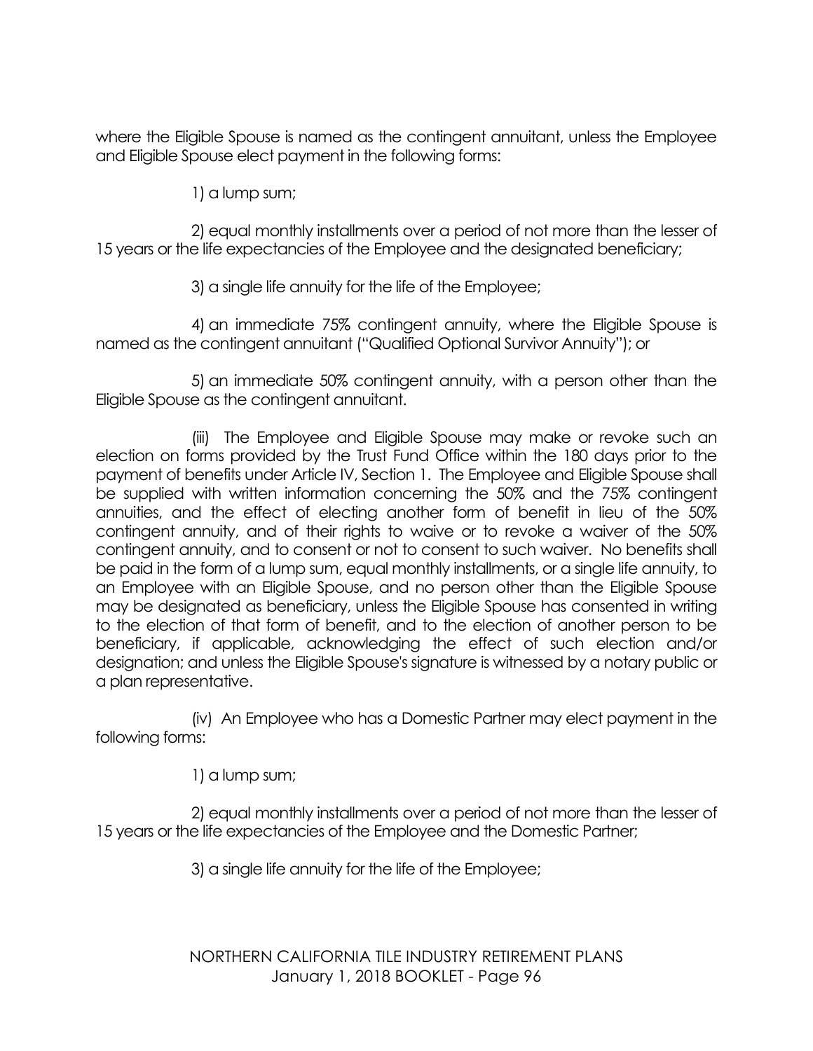where the Eligible Spouse is named as the contingent annuitant, unless the Employee and Eligible Spouse elect payment in the following forms:

1) a lump sum;

2) equal monthly installments over a period of not more than the lesser of 15 years or the life expectancies of the Employee and the designated beneficiary;

3) a single life annuity for the life of the Employee;

4) an immediate 75% contingent annuity, where the Eligible Spouse is named as the contingent annuitant ("Qualified Optional Survivor Annuity"); or

5) an immediate 50% contingent annuity, with a person other than the Eligible Spouse as the contingent annuitant.

(iii) The Employee and Eligible Spouse may make or revoke such an election on forms provided by the Trust Fund Office within the 180 days prior to the payment of benefits under Article IV, Section 1. The Employee and Eligible Spouse shall be supplied with written information concerning the 50% and the 75% contingent annuities, and the effect of electing another form of benefit in lieu of the 50% contingent annuity, and of their rights to waive or to revoke a waiver of the 50% contingent annuity, and to consent or not to consent to such waiver. No benefits shall be paid in the form of a lump sum, equal monthly installments, or a single life annuity, to an Employee with an Eligible Spouse, and no person other than the Eligible Spouse may be designated as beneficiary, unless the Eligible Spouse has consented in writing to the election of that form of benefit, and to the election of another person to be beneficiary, if applicable, acknowledging the effect of such election and/or designation; and unless the Eligible Spouse's signature is witnessed by a notary public or a plan representative.

(iv) An Employee who has a Domestic Partner may elect payment in the following forms:

1) a lump sum;

2) equal monthly installments over a period of not more than the lesser of 15 years or the life expectancies of the Employee and the Domestic Partner;

3) a single life annuity for the life of the Employee;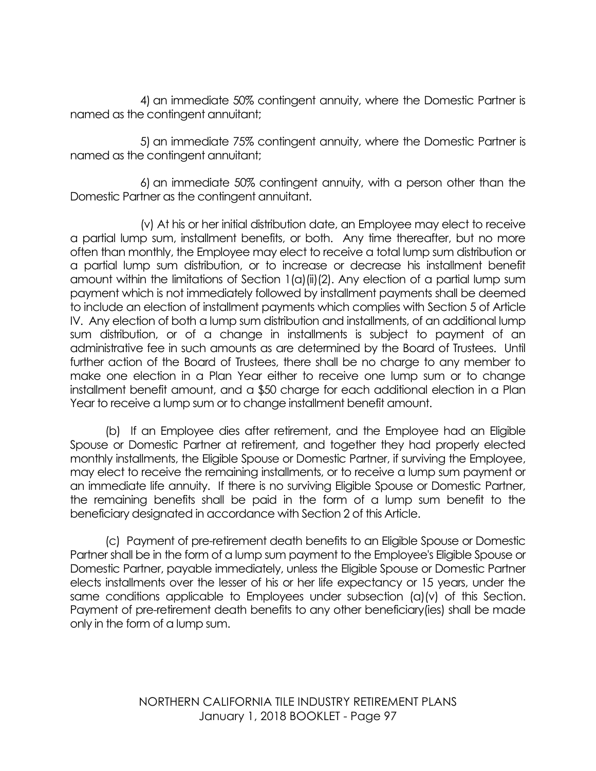4) an immediate 50% contingent annuity, where the Domestic Partner is named as the contingent annuitant;

5) an immediate 75% contingent annuity, where the Domestic Partner is named as the contingent annuitant;

6) an immediate 50% contingent annuity, with a person other than the Domestic Partner as the contingent annuitant.

(v) At his or her initial distribution date, an Employee may elect to receive a partial lump sum, installment benefits, or both. Any time thereafter, but no more often than monthly, the Employee may elect to receive a total lump sum distribution or a partial lump sum distribution, or to increase or decrease his installment benefit amount within the limitations of Section 1(a)(ii)(2). Any election of a partial lump sum payment which is not immediately followed by installment payments shall be deemed to include an election of installment payments which complies with Section 5 of Article IV. Any election of both a lump sum distribution and installments, of an additional lump sum distribution, or of a change in installments is subject to payment of an administrative fee in such amounts as are determined by the Board of Trustees. Until further action of the Board of Trustees, there shall be no charge to any member to make one election in a Plan Year either to receive one lump sum or to change installment benefit amount, and a $50 charge for each additional election in a Plan Year to receive a lump sum or to change installment benefit amount.

(b) If an Employee dies after retirement, and the Employee had an Eligible Spouse or Domestic Partner at retirement, and together they had properly elected monthly installments, the Eligible Spouse or Domestic Partner, if surviving the Employee, may elect to receive the remaining installments, or to receive a lump sum payment or an immediate life annuity. If there is no surviving Eligible Spouse or Domestic Partner, the remaining benefits shall be paid in the form of a lump sum benefit to the beneficiary designated in accordance with Section 2 of this Article.

(c) Payment of pre-retirement death benefits to an Eligible Spouse or Domestic Partner shall be in the form of a lump sum payment to the Employee's Eligible Spouse or Domestic Partner, payable immediately, unless the Eligible Spouse or Domestic Partner elects installments over the lesser of his or her life expectancy or 15 years, under the same conditions applicable to Employees under subsection (a)(v) of this Section. Payment of pre-retirement death benefits to any other beneficiary(ies) shall be made only in the form of a lump sum.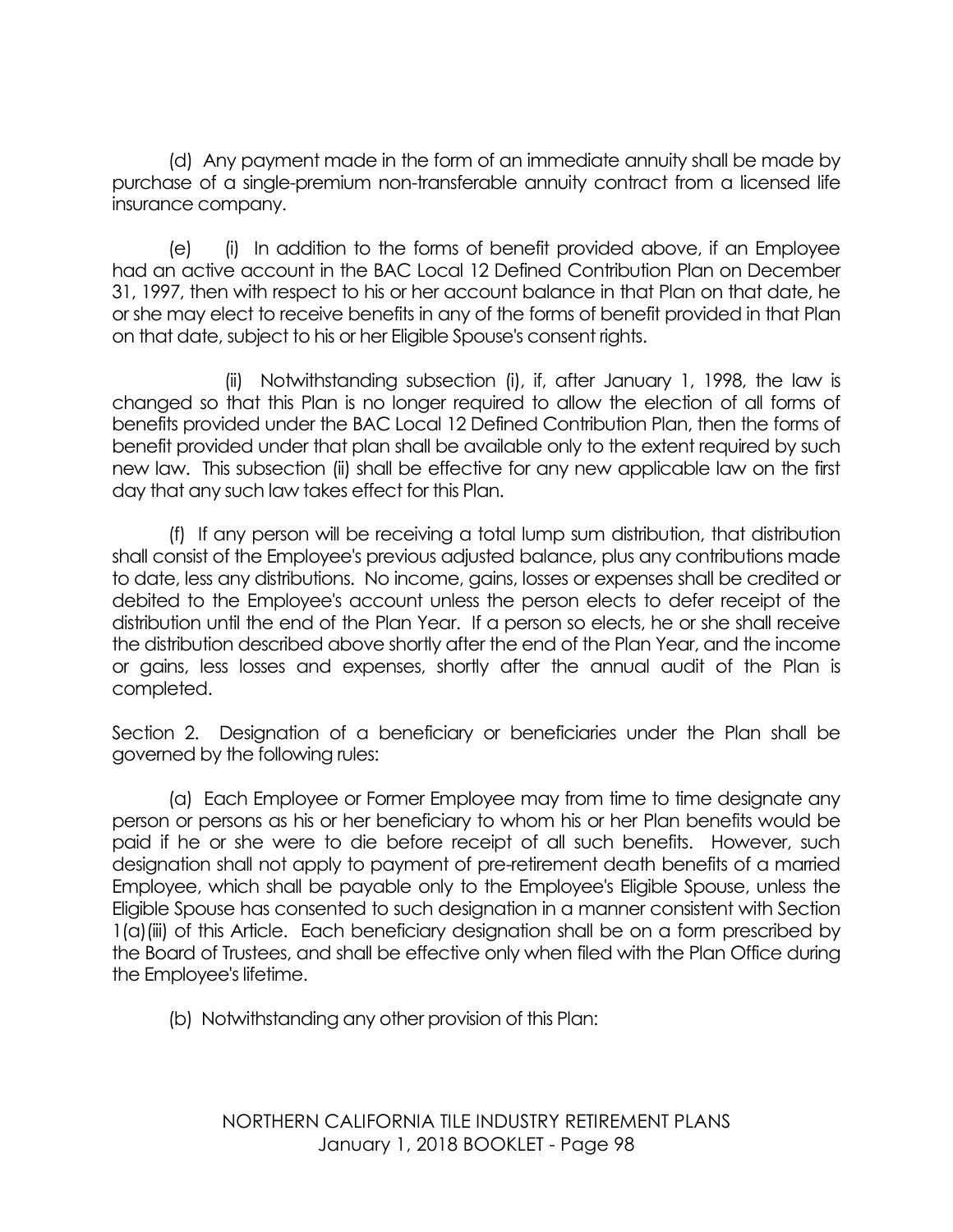(d) Any payment made in the form of an immediate annuity shall be made by purchase of a single-premium non-transferable annuity contract from a licensed life insurance company.

(e) (i) In addition to the forms of benefit provided above, if an Employee had an active account in the BAC Local 12 Defined Contribution Plan on December 31, 1997, then with respect to his or her account balance in that Plan on that date, he or she may elect to receive benefits in any of the forms of benefit provided in that Plan on that date, subject to his or her Eligible Spouse's consent rights.

(ii) Notwithstanding subsection (i), if, after January 1, 1998, the law is changed so that this Plan is no longer required to allow the election of all forms of benefits provided under the BAC Local 12 Defined Contribution Plan, then the forms of benefit provided under that plan shall be available only to the extent required by such new law. This subsection (ii) shall be effective for any new applicable law on the first day that any such law takes effect for this Plan.

(f) If any person will be receiving a total lump sum distribution, that distribution shall consist of the Employee's previous adjusted balance, plus any contributions made to date, less any distributions. No income, gains, losses or expenses shall be credited or debited to the Employee's account unless the person elects to defer receipt of the distribution until the end of the Plan Year. If a person so elects, he or she shall receive the distribution described above shortly after the end of the Plan Year, and the income or gains, less losses and expenses, shortly after the annual audit of the Plan is completed.

Section 2. Designation of a beneficiary or beneficiaries under the Plan shall be governed by the following rules:

(a) Each Employee or Former Employee may from time to time designate any person or persons as his or her beneficiary to whom his or her Plan benefits would be paid if he or she were to die before receipt of all such benefits. However, such designation shall not apply to payment of pre-retirement death benefits of a married Employee, which shall be payable only to the Employee's Eligible Spouse, unless the Eligible Spouse has consented to such designation in a manner consistent with Section 1(a)(iii) of this Article. Each beneficiary designation shall be on a form prescribed by the Board of Trustees, and shall be effective only when filed with the Plan Office during the Employee's lifetime.

(b) Notwithstanding any other provision of this Plan: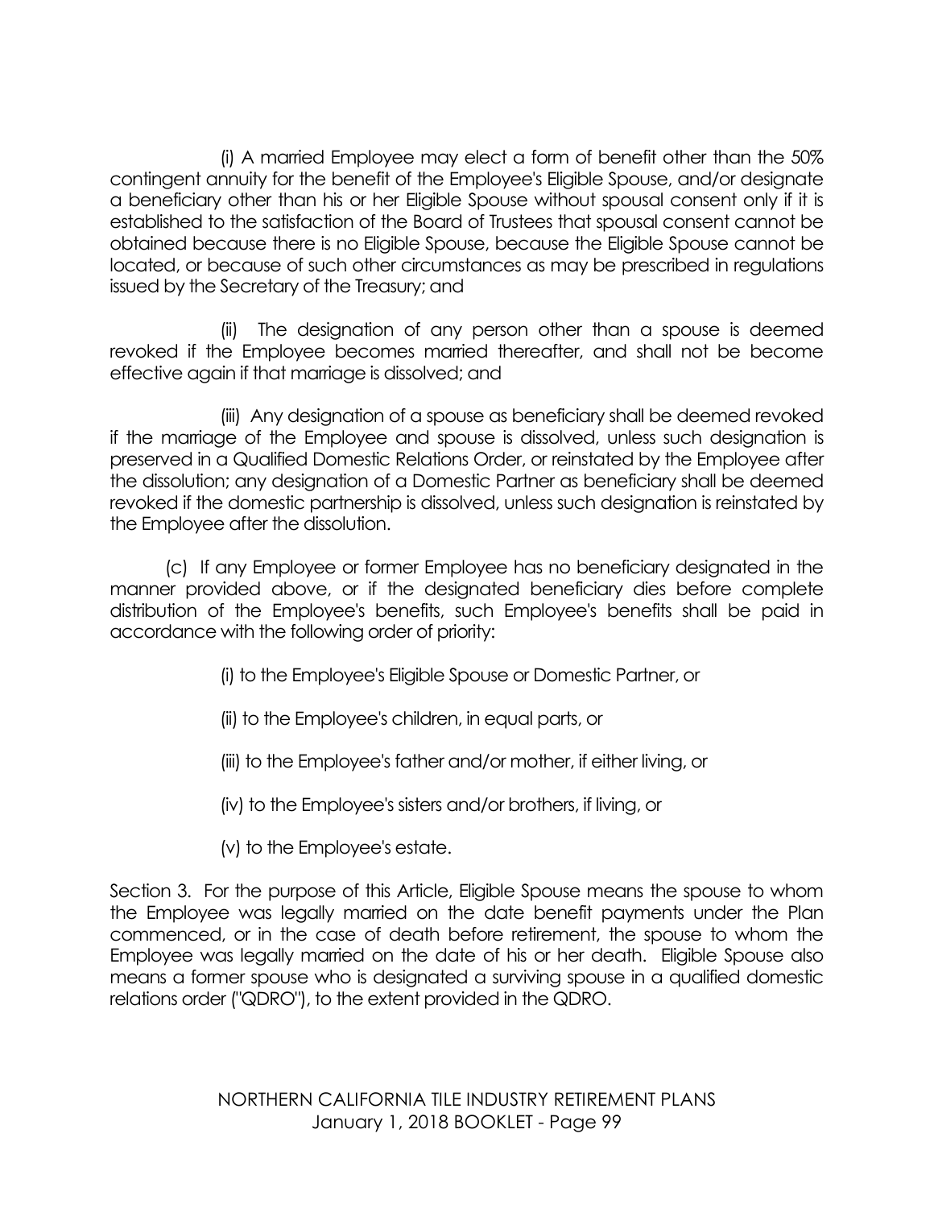(i) A married Employee may elect a form of benefit other than the 50% contingent annuity for the benefit of the Employee's Eligible Spouse, and/or designate a beneficiary other than his or her Eligible Spouse without spousal consent only if it is established to the satisfaction of the Board of Trustees that spousal consent cannot be obtained because there is no Eligible Spouse, because the Eligible Spouse cannot be located, or because of such other circumstances as may be prescribed in regulations issued by the Secretary of the Treasury; and

(ii) The designation of any person other than a spouse is deemed revoked if the Employee becomes married thereafter, and shall not be become effective again if that marriage is dissolved; and

(iii) Any designation of a spouse as beneficiary shall be deemed revoked if the marriage of the Employee and spouse is dissolved, unless such designation is preserved in a Qualified Domestic Relations Order, or reinstated by the Employee after the dissolution; any designation of a Domestic Partner as beneficiary shall be deemed revoked if the domestic partnership is dissolved, unless such designation is reinstated by the Employee after the dissolution.

(c) If any Employee or former Employee has no beneficiary designated in the manner provided above, or if the designated beneficiary dies before complete distribution of the Employee's benefits, such Employee's benefits shall be paid in accordance with the following order of priority:

(i) to the Employee's Eligible Spouse or Domestic Partner, or

(ii) to the Employee's children, in equal parts, or

(iii) to the Employee's father and/or mother, if either living, or

(iv) to the Employee's sisters and/or brothers, if living, or

(v) to the Employee's estate.

Section 3. For the purpose of this Article, Eligible Spouse means the spouse to whom the Employee was legally married on the date benefit payments under the Plan commenced, or in the case of death before retirement, the spouse to whom the Employee was legally married on the date of his or her death. Eligible Spouse also means a former spouse who is designated a surviving spouse in a qualified domestic relations order ("QDRO"), to the extent provided in the QDRO.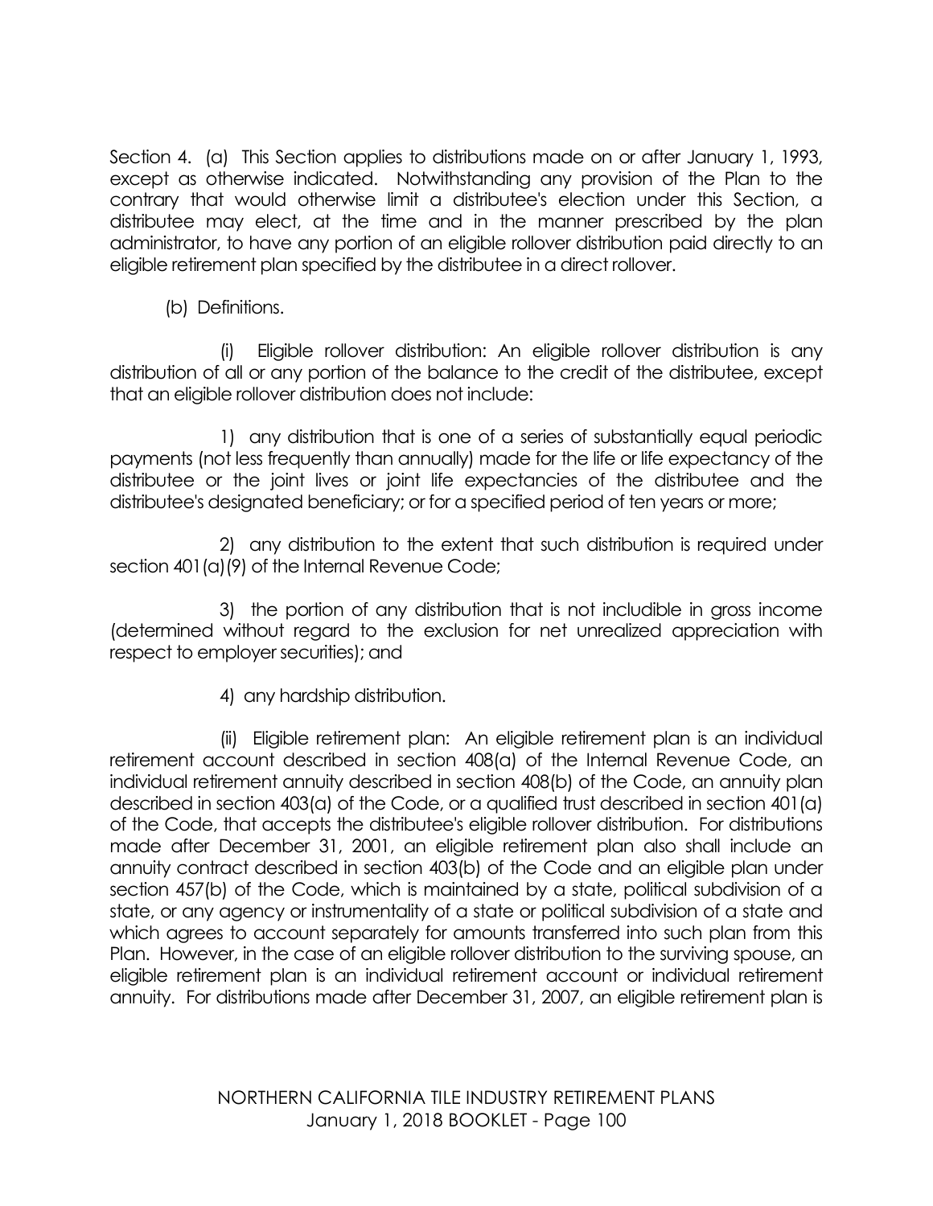Section 4. (a) This Section applies to distributions made on or after January 1, 1993, except as otherwise indicated. Notwithstanding any provision of the Plan to the contrary that would otherwise limit a distributee's election under this Section, a distributee may elect, at the time and in the manner prescribed by the plan administrator, to have any portion of an eligible rollover distribution paid directly to an eligible retirement plan specified by the distributee in a direct rollover.

(b) Definitions.

(i) Eligible rollover distribution: An eligible rollover distribution is any distribution of all or any portion of the balance to the credit of the distributee, except that an eligible rollover distribution does not include:

1) any distribution that is one of a series of substantially equal periodic payments (not less frequently than annually) made for the life or life expectancy of the distributee or the joint lives or joint life expectancies of the distributee and the distributee's designated beneficiary; or for a specified period of ten years or more;

2) any distribution to the extent that such distribution is required under section 401(a)(9) of the Internal Revenue Code;

3) the portion of any distribution that is not includible in gross income (determined without regard to the exclusion for net unrealized appreciation with respect to employer securities); and

4) any hardship distribution.

(ii) Eligible retirement plan: An eligible retirement plan is an individual retirement account described in section 408(a) of the Internal Revenue Code, an individual retirement annuity described in section 408(b) of the Code, an annuity plan described in section 403(a) of the Code, or a qualified trust described in section 401(a) of the Code, that accepts the distributee's eligible rollover distribution. For distributions made after December 31, 2001, an eligible retirement plan also shall include an annuity contract described in section 403(b) of the Code and an eligible plan under section 457(b) of the Code, which is maintained by a state, political subdivision of a state, or any agency or instrumentality of a state or political subdivision of a state and which agrees to account separately for amounts transferred into such plan from this Plan. However, in the case of an eligible rollover distribution to the surviving spouse, an eligible retirement plan is an individual retirement account or individual retirement annuity. For distributions made after December 31, 2007, an eligible retirement plan is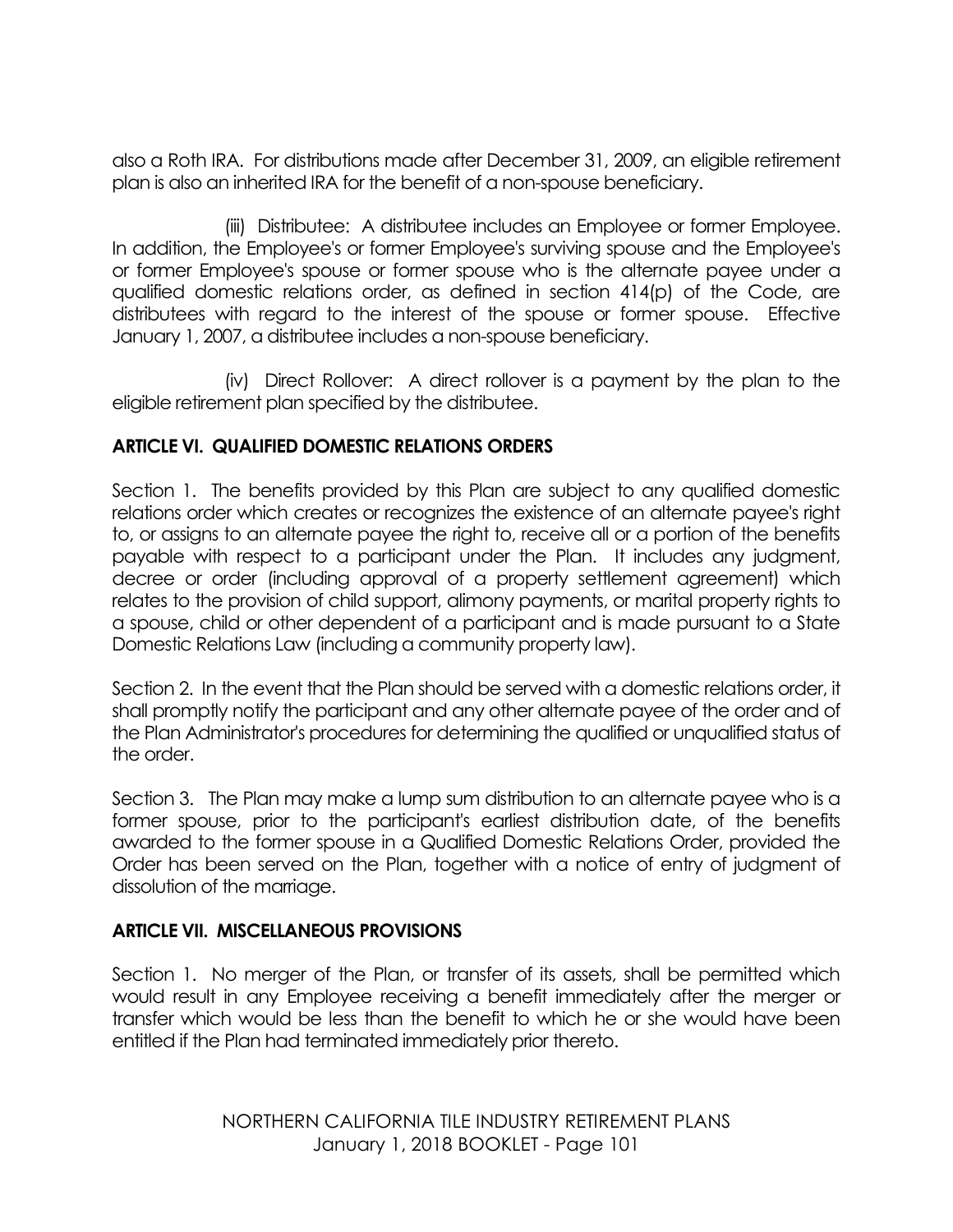also a Roth IRA. For distributions made after December 31, 2009, an eligible retirement plan is also an inherited IRA for the benefit of a non-spouse beneficiary.

(iii) Distributee: A distributee includes an Employee or former Employee. In addition, the Employee's or former Employee's surviving spouse and the Employee's or former Employee's spouse or former spouse who is the alternate payee under a qualified domestic relations order, as defined in section 414(p) of the Code, are distributees with regard to the interest of the spouse or former spouse. Effective January 1, 2007, a distributee includes a non-spouse beneficiary.

(iv) Direct Rollover: A direct rollover is a payment by the plan to the eligible retirement plan specified by the distributee.

## ARTICLE VI. QUALIFIED DOMESTIC RELATIONS ORDERS

Section 1. The benefits provided by this Plan are subject to any qualified domestic relations order which creates or recognizes the existence of an alternate payee's right to, or assigns to an alternate payee the right to, receive all or a portion of the benefits payable with respect to a participant under the Plan. It includes any judgment, decree or order (including approval of a property settlement agreement) which relates to the provision of child support, alimony payments, or marital property rights to a spouse, child or other dependent of a participant and is made pursuant to a State Domestic Relations Law (including a community property law).

Section 2. In the event that the Plan should be served with a domestic relations order, it shall promptly notify the participant and any other alternate payee of the order and of the Plan Administrator's procedures for determining the qualified or unqualified status of the order.

Section 3. The Plan may make a lump sum distribution to an alternate payee who is a former spouse, prior to the participant's earliest distribution date, of the benefits awarded to the former spouse in a Qualified Domestic Relations Order, provided the Order has been served on the Plan, together with a notice of entry of judgment of dissolution of the marriage.

## ARTICLE VII. MISCELLANEOUS PROVISIONS

Section 1. No merger of the Plan, or transfer of its assets, shall be permitted which would result in any Employee receiving a benefit immediately after the merger or transfer which would be less than the benefit to which he or she would have been entitled if the Plan had terminated immediately prior thereto.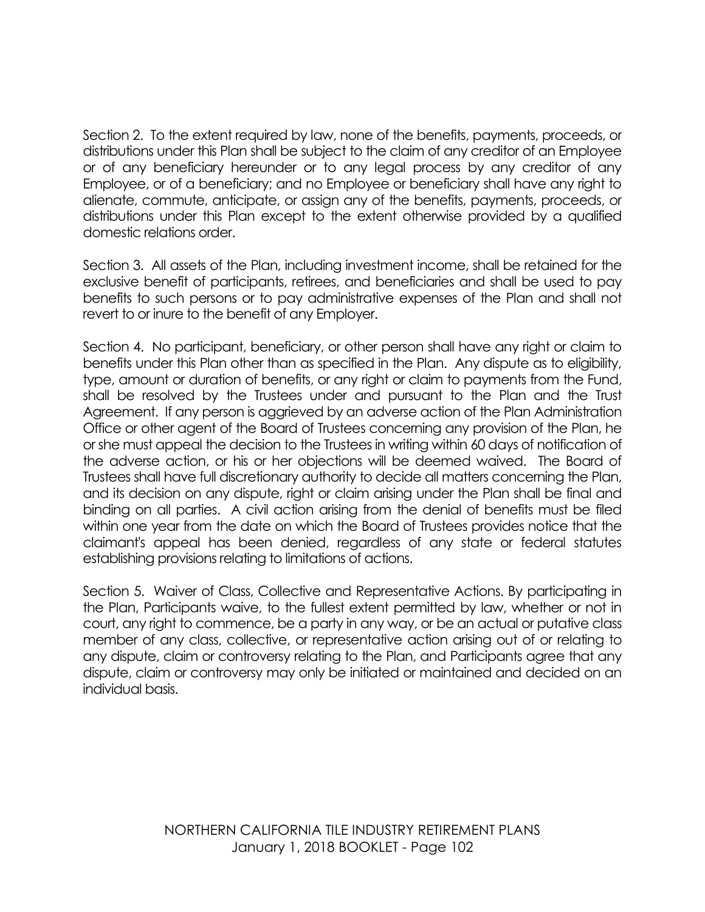Section 2. To the extent required by law, none of the benefits, payments, proceeds, or distributions under this Plan shall be subject to the claim of any creditor of an Employee or of any beneficiary hereunder or to any legal process by any creditor of any Employee, or of a beneficiary; and no Employee or beneficiary shall have any right to alienate, commute, anticipate, or assign any of the benefits, payments, proceeds, or distributions under this Plan except to the extent otherwise provided by a qualified domestic relations order.

Section 3. All assets of the Plan, including investment income, shall be retained for the exclusive benefit of participants, retirees, and beneficiaries and shall be used to pay benefits to such persons or to pay administrative expenses of the Plan and shall not revert to or inure to the benefit of any Employer.

Section 4. No participant, beneficiary, or other person shall have any right or claim to benefits under this Plan other than as specified in the Plan. Any dispute as to eligibility, type, amount or duration of benefits, or any right or claim to payments from the Fund, shall be resolved by the Trustees under and pursuant to the Plan and the Trust Agreement. If any person is aggrieved by an adverse action of the Plan Administration Office or other agent of the Board of Trustees concerning any provision of the Plan, he or she must appeal the decision to the Trustees in writing within 60 days of notification of the adverse action, or his or her objections will be deemed waived. The Board of Trustees shall have full discretionary authority to decide all matters concerning the Plan, and its decision on any dispute, right or claim arising under the Plan shall be final and binding on all parties. A civil action arising from the denial of benefits must be filed within one year from the date on which the Board of Trustees provides notice that the claimant's appeal has been denied, regardless of any state or federal statutes establishing provisions relating to limitations of actions.

Section 5. Waiver of Class, Collective and Representative Actions. By participating in the Plan, Participants waive, to the fullest extent permitted by law, whether or not in court, any right to commence, be a party in any way, or be an actual or putative class member of any class, collective, or representative action arising out of or relating to any dispute, claim or controversy relating to the Plan, and Participants agree that any dispute, claim or controversy may only be initiated or maintained and decided on an individual basis.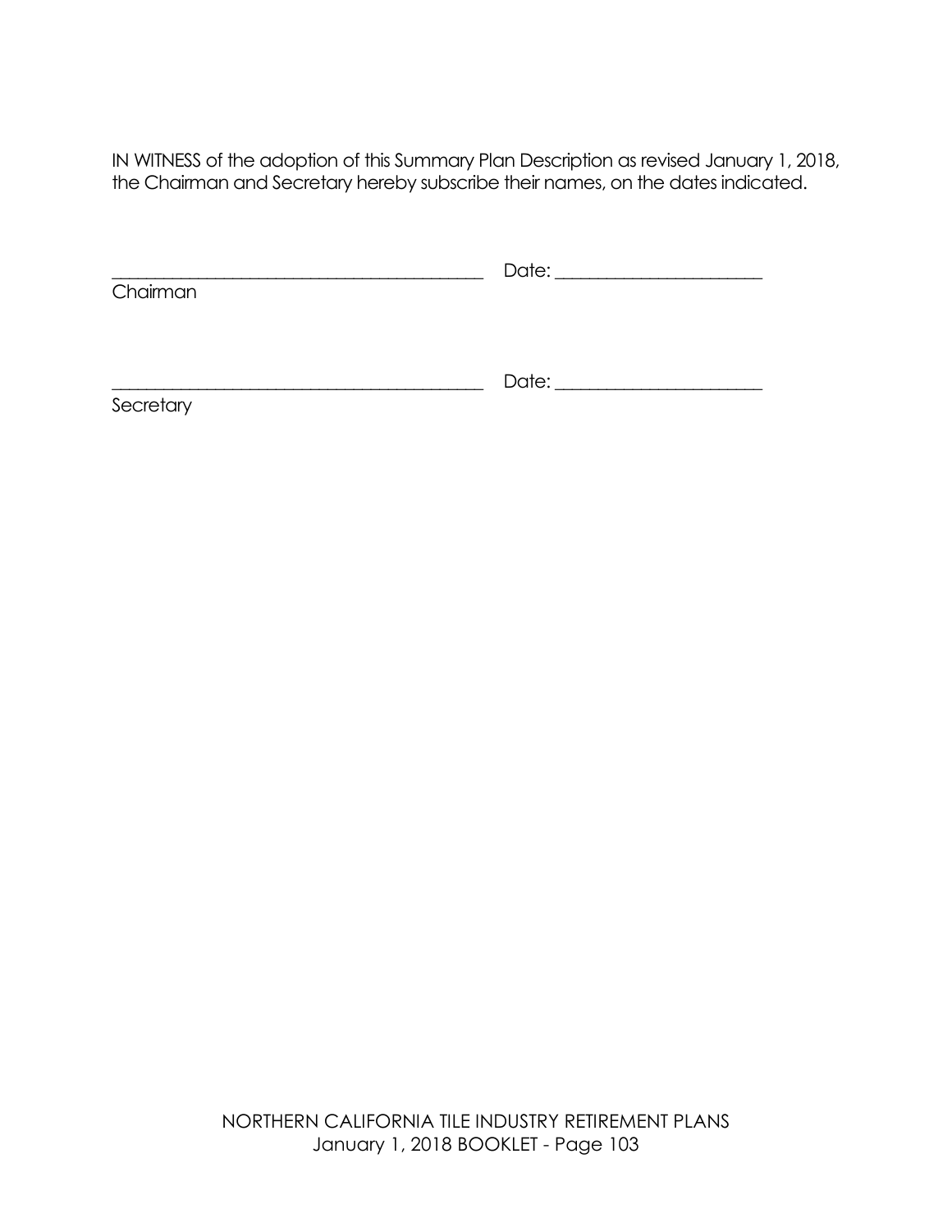IN WITNESS of the adoption of this Summary Plan Description as revised January 1, 2018, the Chairman and Secretary hereby subscribe their names, on the dates indicated.

\_\_\_\_\_\_\_\_\_\_\_\_\_\_\_\_\_\_\_\_\_\_\_\_\_\_\_\_\_\_\_\_\_\_\_\_\_\_\_\_ Date: \_\_\_\_\_\_\_\_\_\_\_\_\_\_\_\_\_\_\_\_\_\_
Chairman

\_\_\_\_\_\_\_\_\_\_\_\_\_\_\_\_\_\_\_\_\_\_\_\_\_\_\_\_\_\_\_\_\_\_\_\_\_\_\_\_ Date: \_\_\_\_\_\_\_\_\_\_\_\_\_\_\_\_\_\_\_\_\_\_
Secretary